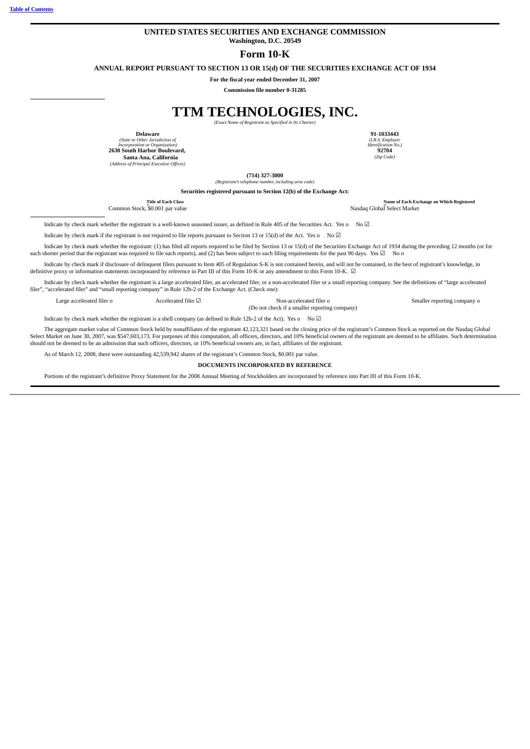Table of Contents

**UNITED STATES SECURITIES AND EXCHANGE COMMISSION**
**Washington, D.C. 20549**

# Form 10-K

**ANNUAL REPORT PURSUANT TO SECTION 13 OR 15(d) OF THE SECURITIES EXCHANGE ACT OF 1934**

**For the fiscal year ended December 31, 2007**

**Commission file number 0-31285**

# TTM TECHNOLOGIES, INC.

*(Exact Name of Registrant as Specified in Its Charter)*

| | |
|---|---|
| **Delaware** | **91-1033443** |
| *(State or Other Jurisdiction of Incorporation or Organization)* | *(I.R.S. Employer Identification No.)* |
| **2630 South Harbor Boulevard, Santa Ana, California** | **92704** |
| *(Address of Principal Executive Offices)* | *(Zip Code)* |

**(714) 327-3000**
*(Registrant's telephone number, including area code)*

**Securities registered pursuant to Section 12(b) of the Exchange Act:**

| Title of Each Class | Name of Each Exchange on Which Registered |
|---|---|
| Common Stock, $0.001 par value | Nasdaq Global Select Market |

Indicate by check mark whether the registrant is a well-known seasoned issuer, as defined in Rule 405 of the Securities Act. Yes o No ☑

Indicate by check mark if the registrant is not required to file reports pursuant to Section 13 or 15(d) of the Act. Yes o No ☑

Indicate by check mark whether the registrant: (1) has filed all reports required to be filed by Section 13 or 15(d) of the Securities Exchange Act of 1934 during the preceding 12 months (or for such shorter period that the registrant was required to file such reports), and (2) has been subject to such filing requirements for the past 90 days. Yes ☑ No o

Indicate by check mark if disclosure of delinquent filers pursuant to Item 405 of Regulation S-K is not contained herein, and will not be contained, to the best of registrant's knowledge, in definitive proxy or information statements incorporated by reference in Part III of this Form 10-K or any amendment to this Form 10-K. ☑

Indicate by check mark whether the registrant is a large accelerated filer, an accelerated filer, or a non-accelerated filer or a small reporting company. See the definitions of "large accelerated filer", "accelerated filer" and "small reporting company" in Rule 12b-2 of the Exchange Act. (Check one):

| Large accelerated filer o | Accelerated filer ☑ | Non-accelerated filer o (Do not check if a smaller reporting company) | Smaller reporting company o |
|---|---|---|---|

Indicate by check mark whether the registrant is a shell company (as defined in Rule 12b-2 of the Act). Yes o No ☑

The aggregate market value of Common Stock held by nonaffiliates of the registrant 42,123,321 based on the closing price of the registrant's Common Stock as reported on the Nasdaq Global Select Market on June 30, 2007, was $547,603,173. For purposes of this computation, all officers, directors, and 10% beneficial owners of the registrant are deemed to be affiliates. Such determination should not be deemed to be an admission that such officers, directors, or 10% beneficial owners are, in fact, affiliates of the registrant.

As of March 12, 2008, there were outstanding 42,539,942 shares of the registrant's Common Stock, $0.001 par value.

**DOCUMENTS INCORPORATED BY REFERENCE**

Portions of the registrant's definitive Proxy Statement for the 2008 Annual Meeting of Stockholders are incorporated by reference into Part III of this Form 10-K.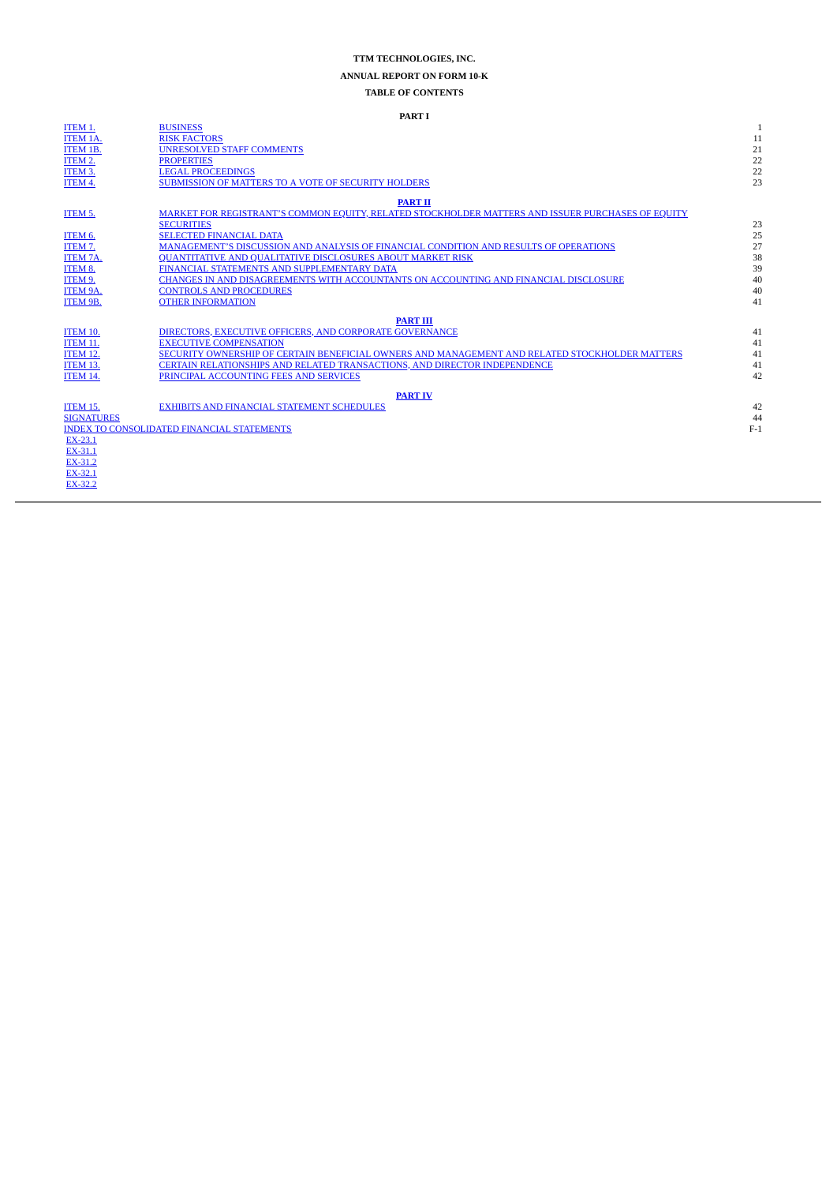**TTM TECHNOLOGIES, INC.**

**ANNUAL REPORT ON FORM 10-K**

**TABLE OF CONTENTS**

| | | |
|---|---|---|
| | **PART I** | |
| ITEM 1. | BUSINESS | 1 |
| ITEM 1A. | RISK FACTORS | 11 |
| ITEM 1B. | UNRESOLVED STAFF COMMENTS | 21 |
| ITEM 2. | PROPERTIES | 22 |
| ITEM 3. | LEGAL PROCEEDINGS | 22 |
| ITEM 4. | SUBMISSION OF MATTERS TO A VOTE OF SECURITY HOLDERS | 23 |
| | **PART II** | |
| ITEM 5. | MARKET FOR REGISTRANT'S COMMON EQUITY, RELATED STOCKHOLDER MATTERS AND ISSUER PURCHASES OF EQUITY SECURITIES | 23 |
| ITEM 6. | SELECTED FINANCIAL DATA | 25 |
| ITEM 7. | MANAGEMENT'S DISCUSSION AND ANALYSIS OF FINANCIAL CONDITION AND RESULTS OF OPERATIONS | 27 |
| ITEM 7A. | QUANTITATIVE AND QUALITATIVE DISCLOSURES ABOUT MARKET RISK | 38 |
| ITEM 8. | FINANCIAL STATEMENTS AND SUPPLEMENTARY DATA | 39 |
| ITEM 9. | CHANGES IN AND DISAGREEMENTS WITH ACCOUNTANTS ON ACCOUNTING AND FINANCIAL DISCLOSURE | 40 |
| ITEM 9A. | CONTROLS AND PROCEDURES | 40 |
| ITEM 9B. | OTHER INFORMATION | 41 |
| | **PART III** | |
| ITEM 10. | DIRECTORS, EXECUTIVE OFFICERS, AND CORPORATE GOVERNANCE | 41 |
| ITEM 11. | EXECUTIVE COMPENSATION | 41 |
| ITEM 12. | SECURITY OWNERSHIP OF CERTAIN BENEFICIAL OWNERS AND MANAGEMENT AND RELATED STOCKHOLDER MATTERS | 41 |
| ITEM 13. | CERTAIN RELATIONSHIPS AND RELATED TRANSACTIONS, AND DIRECTOR INDEPENDENCE | 41 |
| ITEM 14. | PRINCIPAL ACCOUNTING FEES AND SERVICES | 42 |
| | **PART IV** | |
| ITEM 15. | EXHIBITS AND FINANCIAL STATEMENT SCHEDULES | 42 |
| SIGNATURES | | 44 |
| INDEX TO CONSOLIDATED FINANCIAL STATEMENTS | | F-1 |
| EX-23.1 | | |
| EX-31.1 | | |
| EX-31.2 | | |
| EX-32.1 | | |
| EX-32.2 | | |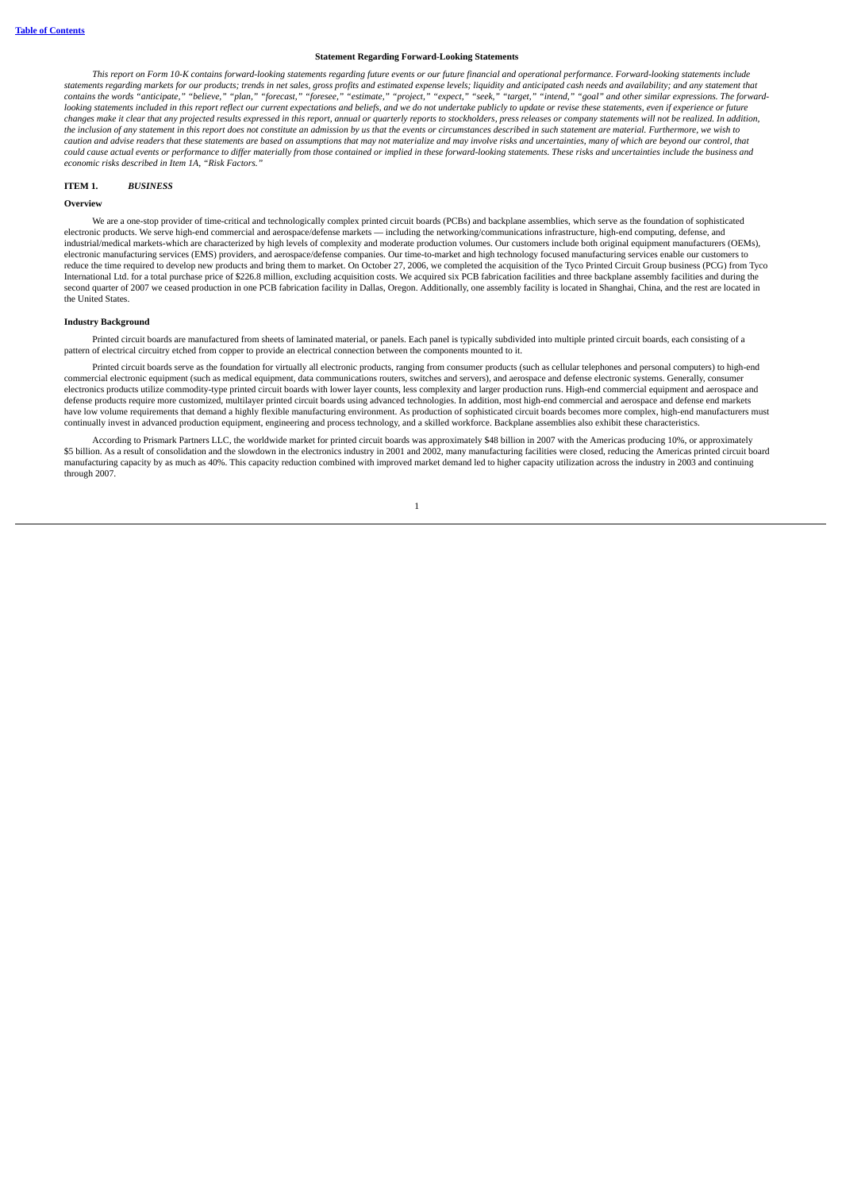**Statement Regarding Forward-Looking Statements**

*This report on Form 10-K contains forward-looking statements regarding future events or our future financial and operational performance. Forward-looking statements include statements regarding markets for our products; trends in net sales, gross profits and estimated expense levels; liquidity and anticipated cash needs and availability; and any statement that contains the words "anticipate," "believe," "plan," "forecast," "foresee," "estimate," "project," "expect," "seek," "target," "intend," "goal" and other similar expressions. The forward-looking statements included in this report reflect our current expectations and beliefs, and we do not undertake publicly to update or revise these statements, even if experience or future changes make it clear that any projected results expressed in this report, annual or quarterly reports to stockholders, press releases or company statements will not be realized. In addition, the inclusion of any statement in this report does not constitute an admission by us that the events or circumstances described in such statement are material. Furthermore, we wish to caution and advise readers that these statements are based on assumptions that may not materialize and may involve risks and uncertainties, many of which are beyond our control, that could cause actual events or performance to differ materially from those contained or implied in these forward-looking statements. These risks and uncertainties include the business and economic risks described in Item 1A, "Risk Factors."*

## ITEM 1. *BUSINESS*

### Overview

We are a one-stop provider of time-critical and technologically complex printed circuit boards (PCBs) and backplane assemblies, which serve as the foundation of sophisticated electronic products. We serve high-end commercial and aerospace/defense markets — including the networking/communications infrastructure, high-end computing, defense, and industrial/medical markets-which are characterized by high levels of complexity and moderate production volumes. Our customers include both original equipment manufacturers (OEMs), electronic manufacturing services (EMS) providers, and aerospace/defense companies. Our time-to-market and high technology focused manufacturing services enable our customers to reduce the time required to develop new products and bring them to market. On October 27, 2006, we completed the acquisition of the Tyco Printed Circuit Group business (PCG) from Tyco International Ltd. for a total purchase price of $226.8 million, excluding acquisition costs. We acquired six PCB fabrication facilities and three backplane assembly facilities and during the second quarter of 2007 we ceased production in one PCB fabrication facility in Dallas, Oregon. Additionally, one assembly facility is located in Shanghai, China, and the rest are located in the United States.

### Industry Background

Printed circuit boards are manufactured from sheets of laminated material, or panels. Each panel is typically subdivided into multiple printed circuit boards, each consisting of a pattern of electrical circuitry etched from copper to provide an electrical connection between the components mounted to it.

Printed circuit boards serve as the foundation for virtually all electronic products, ranging from consumer products (such as cellular telephones and personal computers) to high-end commercial electronic equipment (such as medical equipment, data communications routers, switches and servers), and aerospace and defense electronic systems. Generally, consumer electronics products utilize commodity-type printed circuit boards with lower layer counts, less complexity and larger production runs. High-end commercial equipment and aerospace and defense products require more customized, multilayer printed circuit boards using advanced technologies. In addition, most high-end commercial and aerospace and defense end markets have low volume requirements that demand a highly flexible manufacturing environment. As production of sophisticated circuit boards becomes more complex, high-end manufacturers must continually invest in advanced production equipment, engineering and process technology, and a skilled workforce. Backplane assemblies also exhibit these characteristics.

According to Prismark Partners LLC, the worldwide market for printed circuit boards was approximately $48 billion in 2007 with the Americas producing 10%, or approximately $5 billion. As a result of consolidation and the slowdown in the electronics industry in 2001 and 2002, many manufacturing facilities were closed, reducing the Americas printed circuit board manufacturing capacity by as much as 40%. This capacity reduction combined with improved market demand led to higher capacity utilization across the industry in 2003 and continuing through 2007.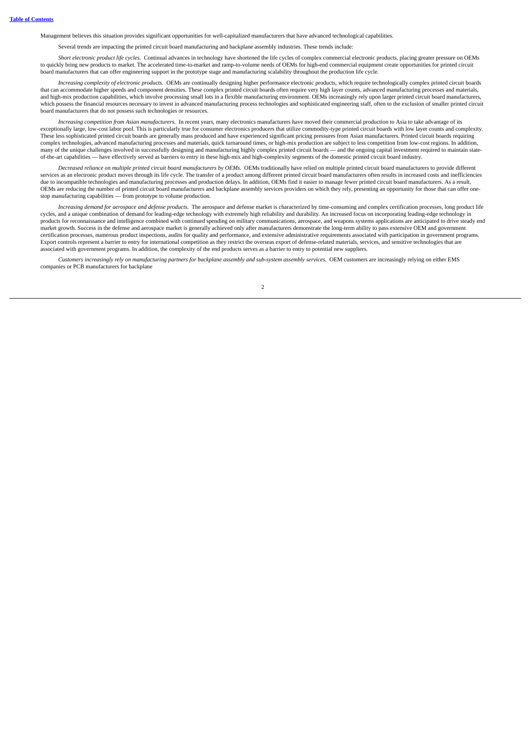Management believes this situation provides significant opportunities for well-capitalized manufacturers that have advanced technological capabilities.

Several trends are impacting the printed circuit board manufacturing and backplane assembly industries. These trends include:

*Short electronic product life cycles.* Continual advances in technology have shortened the life cycles of complex commercial electronic products, placing greater pressure on OEMs to quickly bring new products to market. The accelerated time-to-market and ramp-to-volume needs of OEMs for high-end commercial equipment create opportunities for printed circuit board manufacturers that can offer engineering support in the prototype stage and manufacturing scalability throughout the production life cycle.

*Increasing complexity of electronic products.* OEMs are continually designing higher performance electronic products, which require technologically complex printed circuit boards that can accommodate higher speeds and component densities. These complex printed circuit boards often require very high layer counts, advanced manufacturing processes and materials, and high-mix production capabilities, which involve processing small lots in a flexible manufacturing environment. OEMs increasingly rely upon larger printed circuit board manufacturers, which possess the financial resources necessary to invest in advanced manufacturing process technologies and sophisticated engineering staff, often to the exclusion of smaller printed circuit board manufacturers that do not possess such technologies or resources.

*Increasing competition from Asian manufacturers.* In recent years, many electronics manufacturers have moved their commercial production to Asia to take advantage of its exceptionally large, low-cost labor pool. This is particularly true for consumer electronics producers that utilize commodity-type printed circuit boards with low layer counts and complexity. These less sophisticated printed circuit boards are generally mass produced and have experienced significant pricing pressures from Asian manufacturers. Printed circuit boards requiring complex technologies, advanced manufacturing processes and materials, quick turnaround times, or high-mix production are subject to less competition from low-cost regions. In addition, many of the unique challenges involved in successfully designing and manufacturing highly complex printed circuit boards — and the ongoing capital investment required to maintain state-of-the-art capabilities — have effectively served as barriers to entry in these high-mix and high-complexity segments of the domestic printed circuit board industry.

*Decreased reliance on multiple printed circuit board manufacturers by OEMs.* OEMs traditionally have relied on multiple printed circuit board manufacturers to provide different services as an electronic product moves through its life cycle. The transfer of a product among different printed circuit board manufacturers often results in increased costs and inefficiencies due to incompatible technologies and manufacturing processes and production delays. In addition, OEMs find it easier to manage fewer printed circuit board manufacturers. As a result, OEMs are reducing the number of printed circuit board manufacturers and backplane assembly services providers on which they rely, presenting an opportunity for those that can offer one-stop manufacturing capabilities — from prototype to volume production.

*Increasing demand for aerospace and defense products.* The aerospace and defense market is characterized by time-consuming and complex certification processes, long product life cycles, and a unique combination of demand for leading-edge technology with extremely high reliability and durability. An increased focus on incorporating leading-edge technology in products for reconnaissance and intelligence combined with continued spending on military communications, aerospace, and weapons systems applications are anticipated to drive steady end market growth. Success in the defense and aerospace market is generally achieved only after manufacturers demonstrate the long-term ability to pass extensive OEM and government certification processes, numerous product inspections, audits for quality and performance, and extensive administrative requirements associated with participation in government programs. Export controls represent a barrier to entry for international competition as they restrict the overseas export of defense-related materials, services, and sensitive technologies that are associated with government programs. In addition, the complexity of the end products serves as a barrier to entry to potential new suppliers.

*Customers increasingly rely on manufacturing partners for backplane assembly and sub-system assembly services.* OEM customers are increasingly relying on either EMS companies or PCB manufacturers for backplane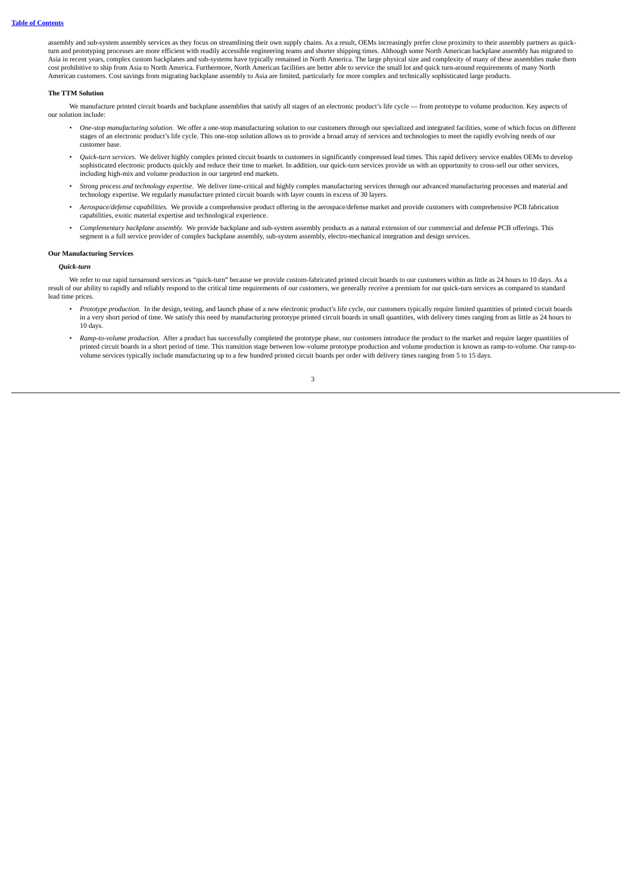assembly and sub-system assembly services as they focus on streamlining their own supply chains. As a result, OEMs increasingly prefer close proximity to their assembly partners as quick-turn and prototyping processes are more efficient with readily accessible engineering teams and shorter shipping times. Although some North American backplane assembly has migrated to Asia in recent years, complex custom backplanes and sub-systems have typically remained in North America. The large physical size and complexity of many of these assemblies make them cost prohibitive to ship from Asia to North America. Furthermore, North American facilities are better able to service the small lot and quick turn-around requirements of many North American customers. Cost savings from migrating backplane assembly to Asia are limited, particularly for more complex and technically sophisticated large products.

**The TTM Solution**

We manufacture printed circuit boards and backplane assemblies that satisfy all stages of an electronic product's life cycle — from prototype to volume production. Key aspects of our solution include:

- *One-stop manufacturing solution.* We offer a one-stop manufacturing solution to our customers through our specialized and integrated facilities, some of which focus on different stages of an electronic product's life cycle. This one-stop solution allows us to provide a broad array of services and technologies to meet the rapidly evolving needs of our customer base.
- *Quick-turn services.* We deliver highly complex printed circuit boards to customers in significantly compressed lead times. This rapid delivery service enables OEMs to develop sophisticated electronic products quickly and reduce their time to market. In addition, our quick-turn services provide us with an opportunity to cross-sell our other services, including high-mix and volume production in our targeted end markets.
- *Strong process and technology expertise.* We deliver time-critical and highly complex manufacturing services through our advanced manufacturing processes and material and technology expertise. We regularly manufacture printed circuit boards with layer counts in excess of 30 layers.
- *Aerospace/defense capabilities.* We provide a comprehensive product offering in the aerospace/defense market and provide customers with comprehensive PCB fabrication capabilities, exotic material expertise and technological experience.
- *Complementary backplane assembly.* We provide backplane and sub-system assembly products as a natural extension of our commercial and defense PCB offerings. This segment is a full service provider of complex backplane assembly, sub-system assembly, electro-mechanical integration and design services.

**Our Manufacturing Services**

***Quick-turn***

We refer to our rapid turnaround services as "quick-turn" because we provide custom-fabricated printed circuit boards to our customers within as little as 24 hours to 10 days. As a result of our ability to rapidly and reliably respond to the critical time requirements of our customers, we generally receive a premium for our quick-turn services as compared to standard lead time prices.

- *Prototype production.* In the design, testing, and launch phase of a new electronic product's life cycle, our customers typically require limited quantities of printed circuit boards in a very short period of time. We satisfy this need by manufacturing prototype printed circuit boards in small quantities, with delivery times ranging from as little as 24 hours to 10 days.
- *Ramp-to-volume production.* After a product has successfully completed the prototype phase, our customers introduce the product to the market and require larger quantities of printed circuit boards in a short period of time. This transition stage between low-volume prototype production and volume production is known as ramp-to-volume. Our ramp-to-volume services typically include manufacturing up to a few hundred printed circuit boards per order with delivery times ranging from 5 to 15 days.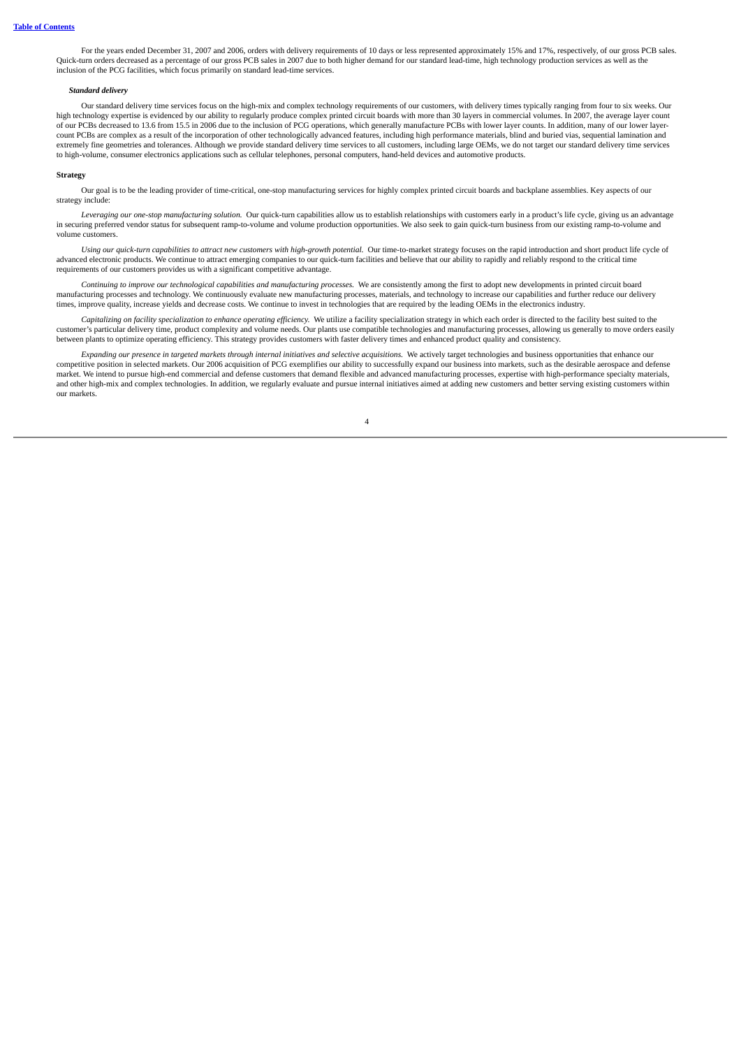For the years ended December 31, 2007 and 2006, orders with delivery requirements of 10 days or less represented approximately 15% and 17%, respectively, of our gross PCB sales. Quick-turn orders decreased as a percentage of our gross PCB sales in 2007 due to both higher demand for our standard lead-time, high technology production services as well as the inclusion of the PCG facilities, which focus primarily on standard lead-time services.

***Standard delivery***

Our standard delivery time services focus on the high-mix and complex technology requirements of our customers, with delivery times typically ranging from four to six weeks. Our high technology expertise is evidenced by our ability to regularly produce complex printed circuit boards with more than 30 layers in commercial volumes. In 2007, the average layer count of our PCBs decreased to 13.6 from 15.5 in 2006 due to the inclusion of PCG operations, which generally manufacture PCBs with lower layer counts. In addition, many of our lower layer-count PCBs are complex as a result of the incorporation of other technologically advanced features, including high performance materials, blind and buried vias, sequential lamination and extremely fine geometries and tolerances. Although we provide standard delivery time services to all customers, including large OEMs, we do not target our standard delivery time services to high-volume, consumer electronics applications such as cellular telephones, personal computers, hand-held devices and automotive products.

**Strategy**

Our goal is to be the leading provider of time-critical, one-stop manufacturing services for highly complex printed circuit boards and backplane assemblies. Key aspects of our strategy include:

*Leveraging our one-stop manufacturing solution.* Our quick-turn capabilities allow us to establish relationships with customers early in a product's life cycle, giving us an advantage in securing preferred vendor status for subsequent ramp-to-volume and volume production opportunities. We also seek to gain quick-turn business from our existing ramp-to-volume and volume customers.

*Using our quick-turn capabilities to attract new customers with high-growth potential.* Our time-to-market strategy focuses on the rapid introduction and short product life cycle of advanced electronic products. We continue to attract emerging companies to our quick-turn facilities and believe that our ability to rapidly and reliably respond to the critical time requirements of our customers provides us with a significant competitive advantage.

*Continuing to improve our technological capabilities and manufacturing processes.* We are consistently among the first to adopt new developments in printed circuit board manufacturing processes and technology. We continuously evaluate new manufacturing processes, materials, and technology to increase our capabilities and further reduce our delivery times, improve quality, increase yields and decrease costs. We continue to invest in technologies that are required by the leading OEMs in the electronics industry.

*Capitalizing on facility specialization to enhance operating efficiency.* We utilize a facility specialization strategy in which each order is directed to the facility best suited to the customer's particular delivery time, product complexity and volume needs. Our plants use compatible technologies and manufacturing processes, allowing us generally to move orders easily between plants to optimize operating efficiency. This strategy provides customers with faster delivery times and enhanced product quality and consistency.

*Expanding our presence in targeted markets through internal initiatives and selective acquisitions.* We actively target technologies and business opportunities that enhance our competitive position in selected markets. Our 2006 acquisition of PCG exemplifies our ability to successfully expand our business into markets, such as the desirable aerospace and defense market. We intend to pursue high-end commercial and defense customers that demand flexible and advanced manufacturing processes, expertise with high-performance specialty materials, and other high-mix and complex technologies. In addition, we regularly evaluate and pursue internal initiatives aimed at adding new customers and better serving existing customers within our markets.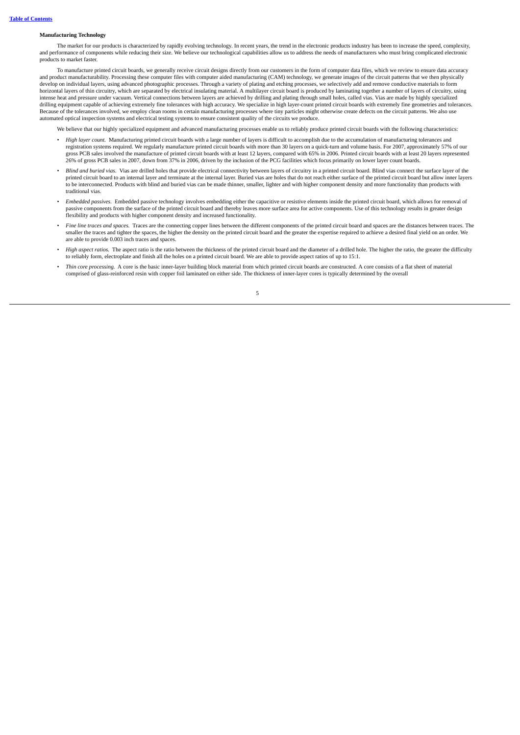**Manufacturing Technology**

The market for our products is characterized by rapidly evolving technology. In recent years, the trend in the electronic products industry has been to increase the speed, complexity, and performance of components while reducing their size. We believe our technological capabilities allow us to address the needs of manufacturers who must bring complicated electronic products to market faster.

To manufacture printed circuit boards, we generally receive circuit designs directly from our customers in the form of computer data files, which we review to ensure data accuracy and product manufacturability. Processing these computer files with computer aided manufacturing (CAM) technology, we generate images of the circuit patterns that we then physically develop on individual layers, using advanced photographic processes. Through a variety of plating and etching processes, we selectively add and remove conductive materials to form horizontal layers of thin circuitry, which are separated by electrical insulating material. A multilayer circuit board is produced by laminating together a number of layers of circuitry, using intense heat and pressure under vacuum. Vertical connections between layers are achieved by drilling and plating through small holes, called vias. Vias are made by highly specialized drilling equipment capable of achieving extremely fine tolerances with high accuracy. We specialize in high layer-count printed circuit boards with extremely fine geometries and tolerances. Because of the tolerances involved, we employ clean rooms in certain manufacturing processes where tiny particles might otherwise create defects on the circuit patterns. We also use automated optical inspection systems and electrical testing systems to ensure consistent quality of the circuits we produce.

We believe that our highly specialized equipment and advanced manufacturing processes enable us to reliably produce printed circuit boards with the following characteristics:

- *High layer count.* Manufacturing printed circuit boards with a large number of layers is difficult to accomplish due to the accumulation of manufacturing tolerances and registration systems required. We regularly manufacture printed circuit boards with more than 30 layers on a quick-turn and volume basis. For 2007, approximately 57% of our gross PCB sales involved the manufacture of printed circuit boards with at least 12 layers, compared with 65% in 2006. Printed circuit boards with at least 20 layers represented 26% of gross PCB sales in 2007, down from 37% in 2006, driven by the inclusion of the PCG facilities which focus primarily on lower layer count boards.
- *Blind and buried vias.* Vias are drilled holes that provide electrical connectivity between layers of circuitry in a printed circuit board. Blind vias connect the surface layer of the printed circuit board to an internal layer and terminate at the internal layer. Buried vias are holes that do not reach either surface of the printed circuit board but allow inner layers to be interconnected. Products with blind and buried vias can be made thinner, smaller, lighter and with higher component density and more functionality than products with traditional vias.
- *Embedded passives.* Embedded passive technology involves embedding either the capacitive or resistive elements inside the printed circuit board, which allows for removal of passive components from the surface of the printed circuit board and thereby leaves more surface area for active components. Use of this technology results in greater design flexibility and products with higher component density and increased functionality.
- *Fine line traces and spaces.* Traces are the connecting copper lines between the different components of the printed circuit board and spaces are the distances between traces. The smaller the traces and tighter the spaces, the higher the density on the printed circuit board and the greater the expertise required to achieve a desired final yield on an order. We are able to provide 0.003 inch traces and spaces.
- *High aspect ratios.* The aspect ratio is the ratio between the thickness of the printed circuit board and the diameter of a drilled hole. The higher the ratio, the greater the difficulty to reliably form, electroplate and finish all the holes on a printed circuit board. We are able to provide aspect ratios of up to 15:1.
- *Thin core processing.* A core is the basic inner-layer building block material from which printed circuit boards are constructed. A core consists of a flat sheet of material comprised of glass-reinforced resin with copper foil laminated on either side. The thickness of inner-layer cores is typically determined by the overall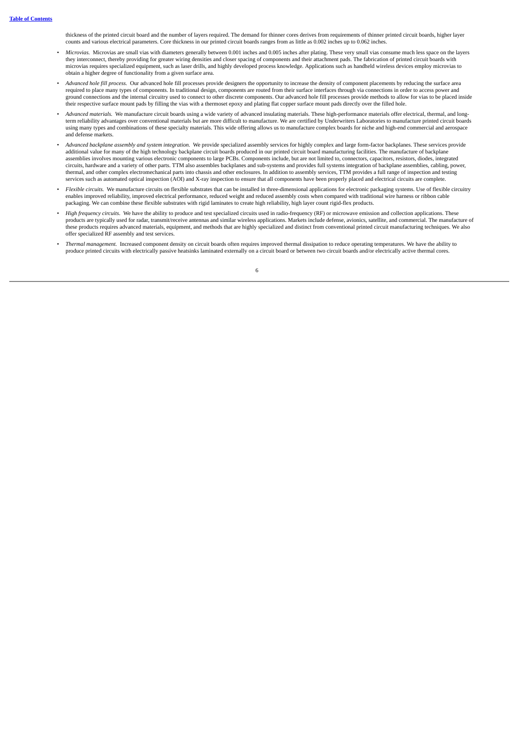thickness of the printed circuit board and the number of layers required. The demand for thinner cores derives from requirements of thinner printed circuit boards, higher layer counts and various electrical parameters. Core thickness in our printed circuit boards ranges from as little as 0.002 inches up to 0.062 inches.

- *Microvias.* Microvias are small vias with diameters generally between 0.001 inches and 0.005 inches after plating. These very small vias consume much less space on the layers they interconnect, thereby providing for greater wiring densities and closer spacing of components and their attachment pads. The fabrication of printed circuit boards with microvias requires specialized equipment, such as laser drills, and highly developed process knowledge. Applications such as handheld wireless devices employ microvias to obtain a higher degree of functionality from a given surface area.
- *Advanced hole fill process.* Our advanced hole fill processes provide designers the opportunity to increase the density of component placements by reducing the surface area required to place many types of components. In traditional design, components are routed from their surface interfaces through via connections in order to access power and ground connections and the internal circuitry used to connect to other discrete components. Our advanced hole fill processes provide methods to allow for vias to be placed inside their respective surface mount pads by filling the vias with a thermoset epoxy and plating flat copper surface mount pads directly over the filled hole.
- *Advanced materials.* We manufacture circuit boards using a wide variety of advanced insulating materials. These high-performance materials offer electrical, thermal, and long-term reliability advantages over conventional materials but are more difficult to manufacture. We are certified by Underwriters Laboratories to manufacture printed circuit boards using many types and combinations of these specialty materials. This wide offering allows us to manufacture complex boards for niche and high-end commercial and aerospace and defense markets.
- *Advanced backplane assembly and system integration.* We provide specialized assembly services for highly complex and large form-factor backplanes. These services provide additional value for many of the high technology backplane circuit boards produced in our printed circuit board manufacturing facilities. The manufacture of backplane assemblies involves mounting various electronic components to large PCBs. Components include, but are not limited to, connectors, capacitors, resistors, diodes, integrated circuits, hardware and a variety of other parts. TTM also assembles backplanes and sub-systems and provides full systems integration of backplane assemblies, cabling, power, thermal, and other complex electromechanical parts into chassis and other enclosures. In addition to assembly services, TTM provides a full range of inspection and testing services such as automated optical inspection (AOI) and X-ray inspection to ensure that all components have been properly placed and electrical circuits are complete.
- *Flexible circuits.* We manufacture circuits on flexible substrates that can be installed in three-dimensional applications for electronic packaging systems. Use of flexible circuitry enables improved reliability, improved electrical performance, reduced weight and reduced assembly costs when compared with traditional wire harness or ribbon cable packaging. We can combine these flexible substrates with rigid laminates to create high reliability, high layer count rigid-flex products.
- *High frequency circuits.* We have the ability to produce and test specialized circuits used in radio-frequency (RF) or microwave emission and collection applications. These products are typically used for radar, transmit/receive antennas and similar wireless applications. Markets include defense, avionics, satellite, and commercial. The manufacture of these products requires advanced materials, equipment, and methods that are highly specialized and distinct from conventional printed circuit manufacturing techniques. We also offer specialized RF assembly and test services.
- *Thermal management.* Increased component density on circuit boards often requires improved thermal dissipation to reduce operating temperatures. We have the ability to produce printed circuits with electrically passive heatsinks laminated externally on a circuit board or between two circuit boards and/or electrically active thermal cores.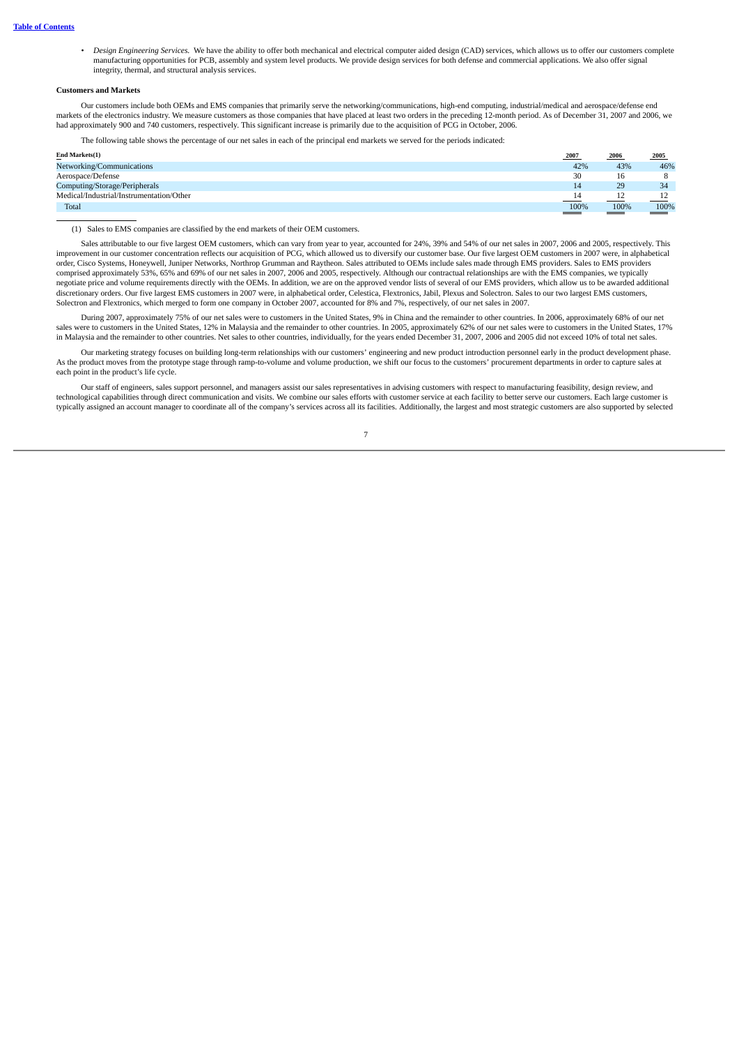- *Design Engineering Services.* We have the ability to offer both mechanical and electrical computer aided design (CAD) services, which allows us to offer our customers complete manufacturing opportunities for PCB, assembly and system level products. We provide design services for both defense and commercial applications. We also offer signal integrity, thermal, and structural analysis services.

**Customers and Markets**

Our customers include both OEMs and EMS companies that primarily serve the networking/communications, high-end computing, industrial/medical and aerospace/defense end markets of the electronics industry. We measure customers as those companies that have placed at least two orders in the preceding 12-month period. As of December 31, 2007 and 2006, we had approximately 900 and 740 customers, respectively. This significant increase is primarily due to the acquisition of PCG in October, 2006.

The following table shows the percentage of our net sales in each of the principal end markets we served for the periods indicated:

| End Markets(1) | 2007 | 2006 | 2005 |
|---|---|---|---|
| Networking/Communications | 42% | 43% | 46% |
| Aerospace/Defense | 30 | 16 | 8 |
| Computing/Storage/Peripherals | 14 | 29 | 34 |
| Medical/Industrial/Instrumentation/Other | 14 | 12 | 12 |
| Total | 100% | 100% | 100% |

(1) Sales to EMS companies are classified by the end markets of their OEM customers.

Sales attributable to our five largest OEM customers, which can vary from year to year, accounted for 24%, 39% and 54% of our net sales in 2007, 2006 and 2005, respectively. This improvement in our customer concentration reflects our acquisition of PCG, which allowed us to diversify our customer base. Our five largest OEM customers in 2007 were, in alphabetical order, Cisco Systems, Honeywell, Juniper Networks, Northrop Grumman and Raytheon. Sales attributed to OEMs include sales made through EMS providers. Sales to EMS providers comprised approximately 53%, 65% and 69% of our net sales in 2007, 2006 and 2005, respectively. Although our contractual relationships are with the EMS companies, we typically negotiate price and volume requirements directly with the OEMs. In addition, we are on the approved vendor lists of several of our EMS providers, which allow us to be awarded additional discretionary orders. Our five largest EMS customers in 2007 were, in alphabetical order, Celestica, Flextronics, Jabil, Plexus and Solectron. Sales to our two largest EMS customers, Solectron and Flextronics, which merged to form one company in October 2007, accounted for 8% and 7%, respectively, of our net sales in 2007.

During 2007, approximately 75% of our net sales were to customers in the United States, 9% in China and the remainder to other countries. In 2006, approximately 68% of our net sales were to customers in the United States, 12% in Malaysia and the remainder to other countries. In 2005, approximately 62% of our net sales were to customers in the United States, 17% in Malaysia and the remainder to other countries. Net sales to other countries, individually, for the years ended December 31, 2007, 2006 and 2005 did not exceed 10% of total net sales.

Our marketing strategy focuses on building long-term relationships with our customers' engineering and new product introduction personnel early in the product development phase. As the product moves from the prototype stage through ramp-to-volume and volume production, we shift our focus to the customers' procurement departments in order to capture sales at each point in the product's life cycle.

Our staff of engineers, sales support personnel, and managers assist our sales representatives in advising customers with respect to manufacturing feasibility, design review, and technological capabilities through direct communication and visits. We combine our sales efforts with customer service at each facility to better serve our customers. Each large customer is typically assigned an account manager to coordinate all of the company's services across all its facilities. Additionally, the largest and most strategic customers are also supported by selected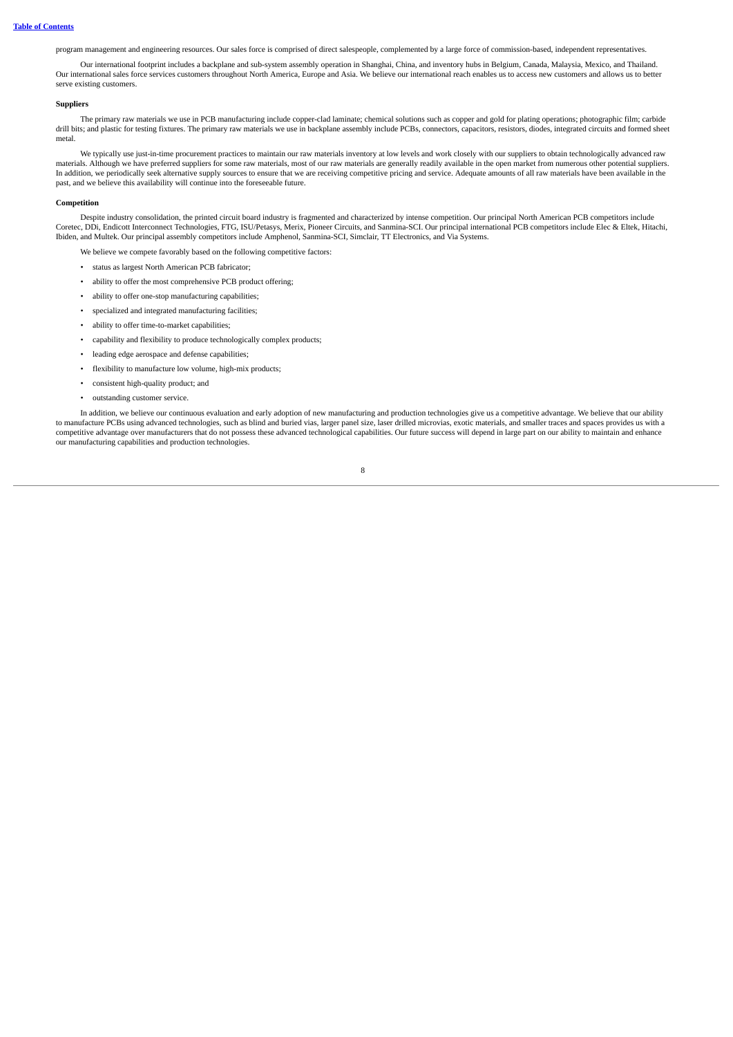program management and engineering resources. Our sales force is comprised of direct salespeople, complemented by a large force of commission-based, independent representatives.

Our international footprint includes a backplane and sub-system assembly operation in Shanghai, China, and inventory hubs in Belgium, Canada, Malaysia, Mexico, and Thailand. Our international sales force services customers throughout North America, Europe and Asia. We believe our international reach enables us to access new customers and allows us to better serve existing customers.

**Suppliers**

The primary raw materials we use in PCB manufacturing include copper-clad laminate; chemical solutions such as copper and gold for plating operations; photographic film; carbide drill bits; and plastic for testing fixtures. The primary raw materials we use in backplane assembly include PCBs, connectors, capacitors, resistors, diodes, integrated circuits and formed sheet metal.

We typically use just-in-time procurement practices to maintain our raw materials inventory at low levels and work closely with our suppliers to obtain technologically advanced raw materials. Although we have preferred suppliers for some raw materials, most of our raw materials are generally readily available in the open market from numerous other potential suppliers. In addition, we periodically seek alternative supply sources to ensure that we are receiving competitive pricing and service. Adequate amounts of all raw materials have been available in the past, and we believe this availability will continue into the foreseeable future.

**Competition**

Despite industry consolidation, the printed circuit board industry is fragmented and characterized by intense competition. Our principal North American PCB competitors include Coretec, DDi, Endicott Interconnect Technologies, FTG, ISU/Petasys, Merix, Pioneer Circuits, and Sanmina-SCI. Our principal international PCB competitors include Elec & Eltek, Hitachi, Ibiden, and Multek. Our principal assembly competitors include Amphenol, Sanmina-SCI, Simclair, TT Electronics, and Via Systems.

We believe we compete favorably based on the following competitive factors:

- status as largest North American PCB fabricator;
- ability to offer the most comprehensive PCB product offering;
- ability to offer one-stop manufacturing capabilities;
- specialized and integrated manufacturing facilities;
- ability to offer time-to-market capabilities;
- capability and flexibility to produce technologically complex products;
- leading edge aerospace and defense capabilities;
- flexibility to manufacture low volume, high-mix products;
- consistent high-quality product; and
- outstanding customer service.

In addition, we believe our continuous evaluation and early adoption of new manufacturing and production technologies give us a competitive advantage. We believe that our ability to manufacture PCBs using advanced technologies, such as blind and buried vias, larger panel size, laser drilled microvias, exotic materials, and smaller traces and spaces provides us with a competitive advantage over manufacturers that do not possess these advanced technological capabilities. Our future success will depend in large part on our ability to maintain and enhance our manufacturing capabilities and production technologies.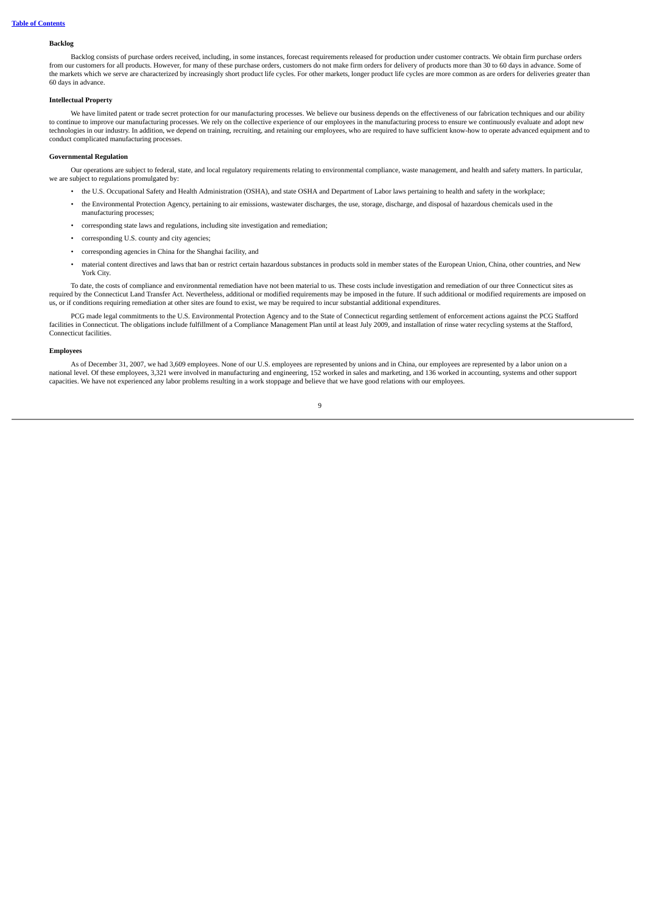**Backlog**

Backlog consists of purchase orders received, including, in some instances, forecast requirements released for production under customer contracts. We obtain firm purchase orders from our customers for all products. However, for many of these purchase orders, customers do not make firm orders for delivery of products more than 30 to 60 days in advance. Some of the markets which we serve are characterized by increasingly short product life cycles. For other markets, longer product life cycles are more common as are orders for deliveries greater than 60 days in advance.

**Intellectual Property**

We have limited patent or trade secret protection for our manufacturing processes. We believe our business depends on the effectiveness of our fabrication techniques and our ability to continue to improve our manufacturing processes. We rely on the collective experience of our employees in the manufacturing process to ensure we continuously evaluate and adopt new technologies in our industry. In addition, we depend on training, recruiting, and retaining our employees, who are required to have sufficient know-how to operate advanced equipment and to conduct complicated manufacturing processes.

**Governmental Regulation**

Our operations are subject to federal, state, and local regulatory requirements relating to environmental compliance, waste management, and health and safety matters. In particular, we are subject to regulations promulgated by:

- the U.S. Occupational Safety and Health Administration (OSHA), and state OSHA and Department of Labor laws pertaining to health and safety in the workplace;
- the Environmental Protection Agency, pertaining to air emissions, wastewater discharges, the use, storage, discharge, and disposal of hazardous chemicals used in the manufacturing processes;
- corresponding state laws and regulations, including site investigation and remediation;
- corresponding U.S. county and city agencies;
- corresponding agencies in China for the Shanghai facility, and
- material content directives and laws that ban or restrict certain hazardous substances in products sold in member states of the European Union, China, other countries, and New York City.

To date, the costs of compliance and environmental remediation have not been material to us. These costs include investigation and remediation of our three Connecticut sites as required by the Connecticut Land Transfer Act. Nevertheless, additional or modified requirements may be imposed in the future. If such additional or modified requirements are imposed on us, or if conditions requiring remediation at other sites are found to exist, we may be required to incur substantial additional expenditures.

PCG made legal commitments to the U.S. Environmental Protection Agency and to the State of Connecticut regarding settlement of enforcement actions against the PCG Stafford facilities in Connecticut. The obligations include fulfillment of a Compliance Management Plan until at least July 2009, and installation of rinse water recycling systems at the Stafford, Connecticut facilities.

**Employees**

As of December 31, 2007, we had 3,609 employees. None of our U.S. employees are represented by unions and in China, our employees are represented by a labor union on a national level. Of these employees, 3,321 were involved in manufacturing and engineering, 152 worked in sales and marketing, and 136 worked in accounting, systems and other support capacities. We have not experienced any labor problems resulting in a work stoppage and believe that we have good relations with our employees.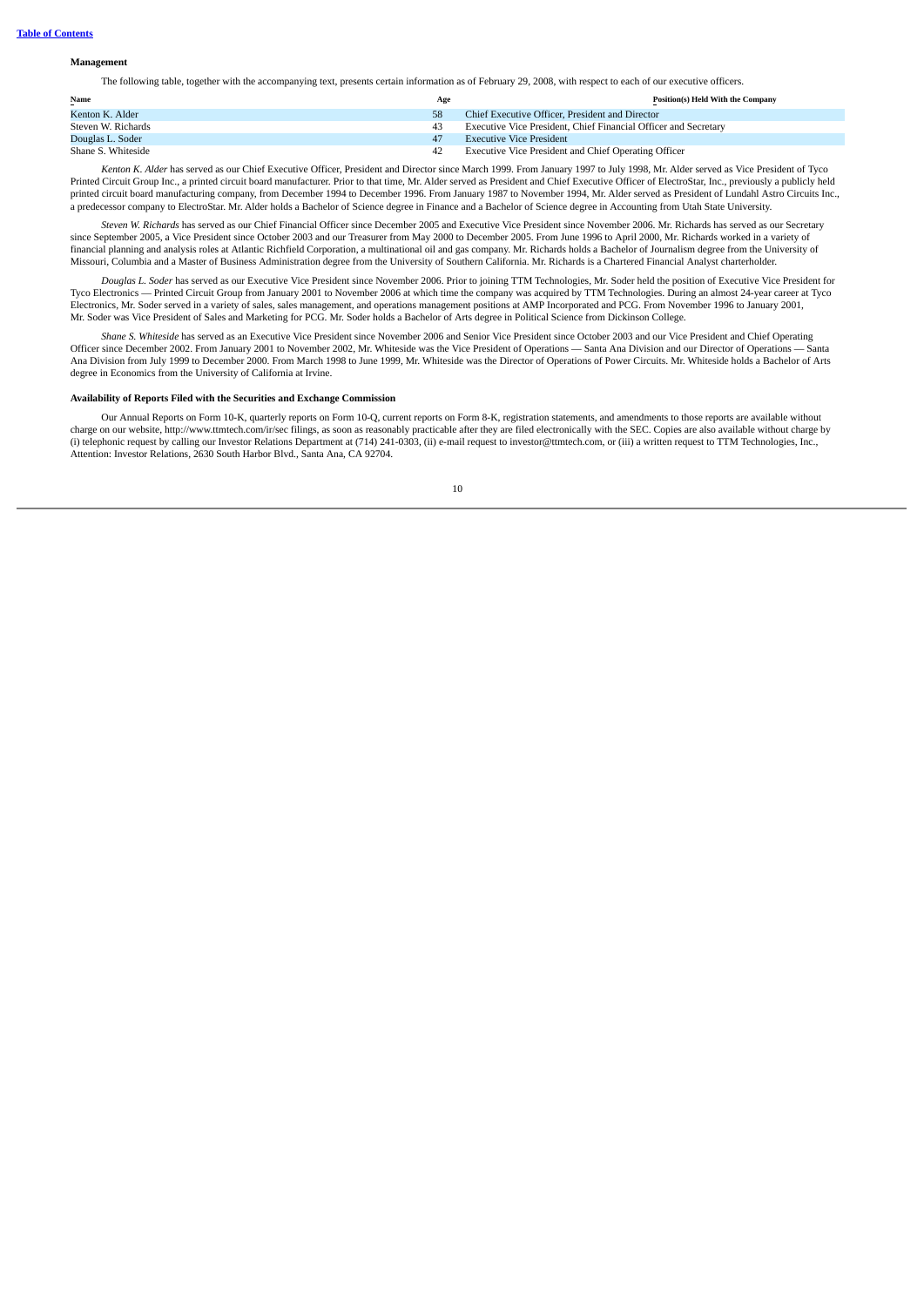**Management**

The following table, together with the accompanying text, presents certain information as of February 29, 2008, with respect to each of our executive officers.

| Name | Age | Position(s) Held With the Company |
|---|---|---|
| Kenton K. Alder | 58 | Chief Executive Officer, President and Director |
| Steven W. Richards | 43 | Executive Vice President, Chief Financial Officer and Secretary |
| Douglas L. Soder | 47 | Executive Vice President |
| Shane S. Whiteside | 42 | Executive Vice President and Chief Operating Officer |

*Kenton K. Alder* has served as our Chief Executive Officer, President and Director since March 1999. From January 1997 to July 1998, Mr. Alder served as Vice President of Tyco Printed Circuit Group Inc., a printed circuit board manufacturer. Prior to that time, Mr. Alder served as President and Chief Executive Officer of ElectroStar, Inc., previously a publicly held printed circuit board manufacturing company, from December 1994 to December 1996. From January 1987 to November 1994, Mr. Alder served as President of Lundahl Astro Circuits Inc., a predecessor company to ElectroStar. Mr. Alder holds a Bachelor of Science degree in Finance and a Bachelor of Science degree in Accounting from Utah State University.

*Steven W. Richards* has served as our Chief Financial Officer since December 2005 and Executive Vice President since November 2006. Mr. Richards has served as our Secretary since September 2005, a Vice President since October 2003 and our Treasurer from May 2000 to December 2005. From June 1996 to April 2000, Mr. Richards worked in a variety of financial planning and analysis roles at Atlantic Richfield Corporation, a multinational oil and gas company. Mr. Richards holds a Bachelor of Journalism degree from the University of Missouri, Columbia and a Master of Business Administration degree from the University of Southern California. Mr. Richards is a Chartered Financial Analyst charterholder.

*Douglas L. Soder* has served as our Executive Vice President since November 2006. Prior to joining TTM Technologies, Mr. Soder held the position of Executive Vice President for Tyco Electronics — Printed Circuit Group from January 2001 to November 2006 at which time the company was acquired by TTM Technologies. During an almost 24-year career at Tyco Electronics, Mr. Soder served in a variety of sales, sales management, and operations management positions at AMP Incorporated and PCG. From November 1996 to January 2001, Mr. Soder was Vice President of Sales and Marketing for PCG. Mr. Soder holds a Bachelor of Arts degree in Political Science from Dickinson College.

*Shane S. Whiteside* has served as an Executive Vice President since November 2006 and Senior Vice President since October 2003 and our Vice President and Chief Operating Officer since December 2002. From January 2001 to November 2002, Mr. Whiteside was the Vice President of Operations — Santa Ana Division and our Director of Operations — Santa Ana Division from July 1999 to December 2000. From March 1998 to June 1999, Mr. Whiteside was the Director of Operations of Power Circuits. Mr. Whiteside holds a Bachelor of Arts degree in Economics from the University of California at Irvine.

**Availability of Reports Filed with the Securities and Exchange Commission**

Our Annual Reports on Form 10-K, quarterly reports on Form 10-Q, current reports on Form 8-K, registration statements, and amendments to those reports are available without charge on our website, http://www.ttmtech.com/ir/sec filings, as soon as reasonably practicable after they are filed electronically with the SEC. Copies are also available without charge by (i) telephonic request by calling our Investor Relations Department at (714) 241-0303, (ii) e-mail request to investor@ttmtech.com, or (iii) a written request to TTM Technologies, Inc., Attention: Investor Relations, 2630 South Harbor Blvd., Santa Ana, CA 92704.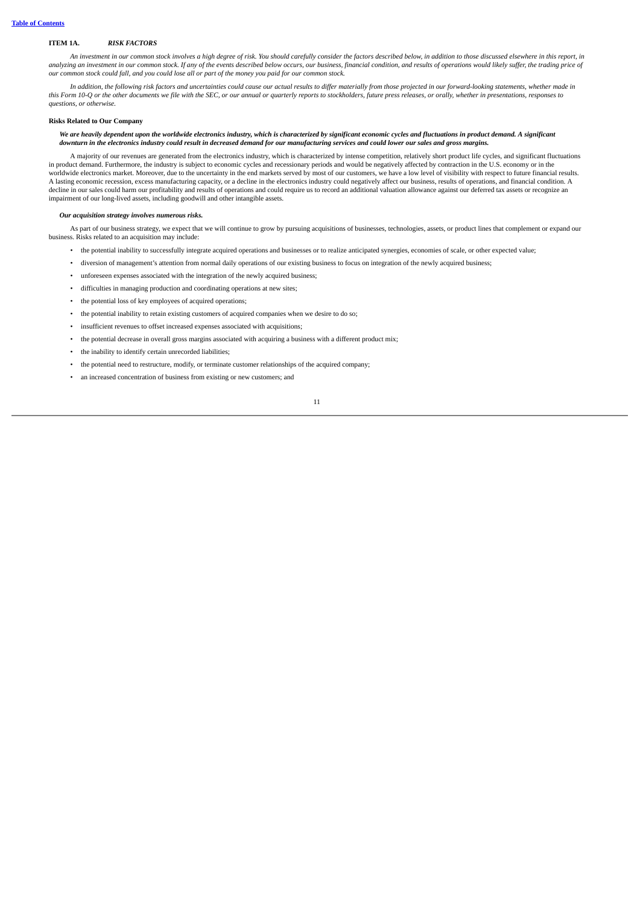[Table of Contents](#)

## ITEM 1A. *RISK FACTORS*

*An investment in our common stock involves a high degree of risk. You should carefully consider the factors described below, in addition to those discussed elsewhere in this report, in analyzing an investment in our common stock. If any of the events described below occurs, our business, financial condition, and results of operations would likely suffer, the trading price of our common stock could fall, and you could lose all or part of the money you paid for our common stock.*

*In addition, the following risk factors and uncertainties could cause our actual results to differ materially from those projected in our forward-looking statements, whether made in this Form 10-Q or the other documents we file with the SEC, or our annual or quarterly reports to stockholders, future press releases, or orally, whether in presentations, responses to questions, or otherwise.*

### Risks Related to Our Company

***We are heavily dependent upon the worldwide electronics industry, which is characterized by significant economic cycles and fluctuations in product demand. A significant downturn in the electronics industry could result in decreased demand for our manufacturing services and could lower our sales and gross margins.***

A majority of our revenues are generated from the electronics industry, which is characterized by intense competition, relatively short product life cycles, and significant fluctuations in product demand. Furthermore, the industry is subject to economic cycles and recessionary periods and would be negatively affected by contraction in the U.S. economy or in the worldwide electronics market. Moreover, due to the uncertainty in the end markets served by most of our customers, we have a low level of visibility with respect to future financial results. A lasting economic recession, excess manufacturing capacity, or a decline in the electronics industry could negatively affect our business, results of operations, and financial condition. A decline in our sales could harm our profitability and results of operations and could require us to record an additional valuation allowance against our deferred tax assets or recognize an impairment of our long-lived assets, including goodwill and other intangible assets.

***Our acquisition strategy involves numerous risks.***

As part of our business strategy, we expect that we will continue to grow by pursuing acquisitions of businesses, technologies, assets, or product lines that complement or expand our business. Risks related to an acquisition may include:

- the potential inability to successfully integrate acquired operations and businesses or to realize anticipated synergies, economies of scale, or other expected value;
- diversion of management's attention from normal daily operations of our existing business to focus on integration of the newly acquired business;
- unforeseen expenses associated with the integration of the newly acquired business;
- difficulties in managing production and coordinating operations at new sites;
- the potential loss of key employees of acquired operations;
- the potential inability to retain existing customers of acquired companies when we desire to do so;
- insufficient revenues to offset increased expenses associated with acquisitions;
- the potential decrease in overall gross margins associated with acquiring a business with a different product mix;
- the inability to identify certain unrecorded liabilities;
- the potential need to restructure, modify, or terminate customer relationships of the acquired company;
- an increased concentration of business from existing or new customers; and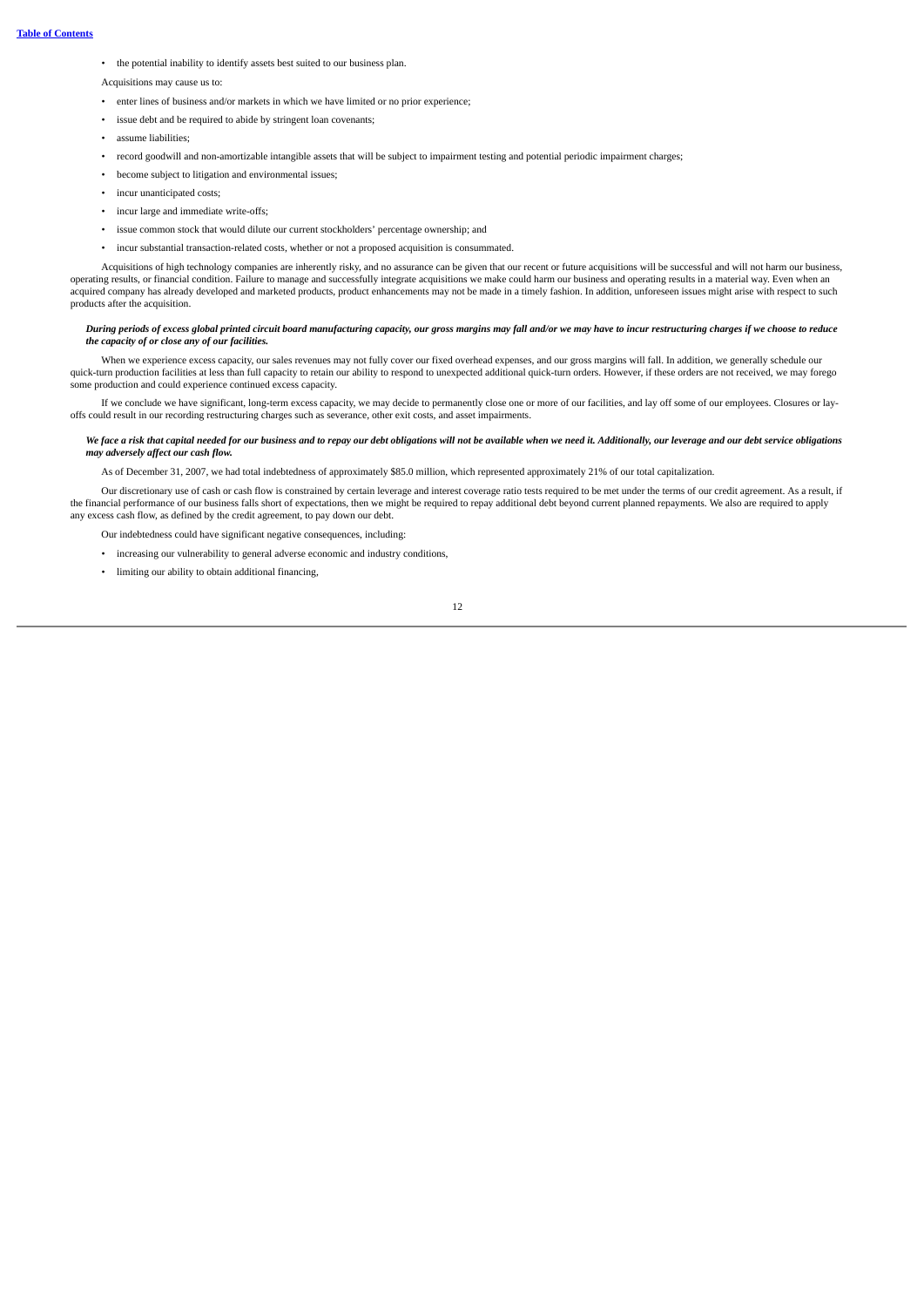- the potential inability to identify assets best suited to our business plan.

Acquisitions may cause us to:

- enter lines of business and/or markets in which we have limited or no prior experience;
- issue debt and be required to abide by stringent loan covenants;
- assume liabilities;
- record goodwill and non-amortizable intangible assets that will be subject to impairment testing and potential periodic impairment charges;
- become subject to litigation and environmental issues;
- incur unanticipated costs;
- incur large and immediate write-offs;
- issue common stock that would dilute our current stockholders' percentage ownership; and
- incur substantial transaction-related costs, whether or not a proposed acquisition is consummated.

Acquisitions of high technology companies are inherently risky, and no assurance can be given that our recent or future acquisitions will be successful and will not harm our business, operating results, or financial condition. Failure to manage and successfully integrate acquisitions we make could harm our business and operating results in a material way. Even when an acquired company has already developed and marketed products, product enhancements may not be made in a timely fashion. In addition, unforeseen issues might arise with respect to such products after the acquisition.

***During periods of excess global printed circuit board manufacturing capacity, our gross margins may fall and/or we may have to incur restructuring charges if we choose to reduce the capacity of or close any of our facilities.***

When we experience excess capacity, our sales revenues may not fully cover our fixed overhead expenses, and our gross margins will fall. In addition, we generally schedule our quick-turn production facilities at less than full capacity to retain our ability to respond to unexpected additional quick-turn orders. However, if these orders are not received, we may forego some production and could experience continued excess capacity.

If we conclude we have significant, long-term excess capacity, we may decide to permanently close one or more of our facilities, and lay off some of our employees. Closures or lay-offs could result in our recording restructuring charges such as severance, other exit costs, and asset impairments.

***We face a risk that capital needed for our business and to repay our debt obligations will not be available when we need it. Additionally, our leverage and our debt service obligations may adversely affect our cash flow.***

As of December 31, 2007, we had total indebtedness of approximately $85.0 million, which represented approximately 21% of our total capitalization.

Our discretionary use of cash or cash flow is constrained by certain leverage and interest coverage ratio tests required to be met under the terms of our credit agreement. As a result, if the financial performance of our business falls short of expectations, then we might be required to repay additional debt beyond current planned repayments. We also are required to apply any excess cash flow, as defined by the credit agreement, to pay down our debt.

Our indebtedness could have significant negative consequences, including:

- increasing our vulnerability to general adverse economic and industry conditions,
- limiting our ability to obtain additional financing,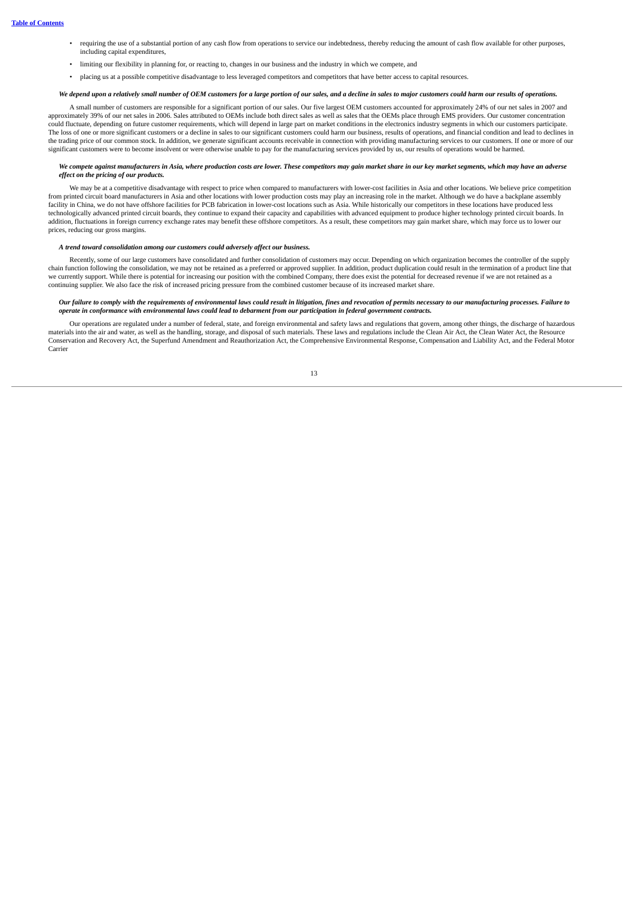- requiring the use of a substantial portion of any cash flow from operations to service our indebtedness, thereby reducing the amount of cash flow available for other purposes, including capital expenditures,
- limiting our flexibility in planning for, or reacting to, changes in our business and the industry in which we compete, and
- placing us at a possible competitive disadvantage to less leveraged competitors and competitors that have better access to capital resources.

***We depend upon a relatively small number of OEM customers for a large portion of our sales, and a decline in sales to major customers could harm our results of operations.***

A small number of customers are responsible for a significant portion of our sales. Our five largest OEM customers accounted for approximately 24% of our net sales in 2007 and approximately 39% of our net sales in 2006. Sales attributed to OEMs include both direct sales as well as sales that the OEMs place through EMS providers. Our customer concentration could fluctuate, depending on future customer requirements, which will depend in large part on market conditions in the electronics industry segments in which our customers participate. The loss of one or more significant customers or a decline in sales to our significant customers could harm our business, results of operations, and financial condition and lead to declines in the trading price of our common stock. In addition, we generate significant accounts receivable in connection with providing manufacturing services to our customers. If one or more of our significant customers were to become insolvent or were otherwise unable to pay for the manufacturing services provided by us, our results of operations would be harmed.

***We compete against manufacturers in Asia, where production costs are lower. These competitors may gain market share in our key market segments, which may have an adverse effect on the pricing of our products.***

We may be at a competitive disadvantage with respect to price when compared to manufacturers with lower-cost facilities in Asia and other locations. We believe price competition from printed circuit board manufacturers in Asia and other locations with lower production costs may play an increasing role in the market. Although we do have a backplane assembly facility in China, we do not have offshore facilities for PCB fabrication in lower-cost locations such as Asia. While historically our competitors in these locations have produced less technologically advanced printed circuit boards, they continue to expand their capacity and capabilities with advanced equipment to produce higher technology printed circuit boards. In addition, fluctuations in foreign currency exchange rates may benefit these offshore competitors. As a result, these competitors may gain market share, which may force us to lower our prices, reducing our gross margins.

***A trend toward consolidation among our customers could adversely affect our business.***

Recently, some of our large customers have consolidated and further consolidation of customers may occur. Depending on which organization becomes the controller of the supply chain function following the consolidation, we may not be retained as a preferred or approved supplier. In addition, product duplication could result in the termination of a product line that we currently support. While there is potential for increasing our position with the combined Company, there does exist the potential for decreased revenue if we are not retained as a continuing supplier. We also face the risk of increased pricing pressure from the combined customer because of its increased market share.

***Our failure to comply with the requirements of environmental laws could result in litigation, fines and revocation of permits necessary to our manufacturing processes. Failure to operate in conformance with environmental laws could lead to debarment from our participation in federal government contracts.***

Our operations are regulated under a number of federal, state, and foreign environmental and safety laws and regulations that govern, among other things, the discharge of hazardous materials into the air and water, as well as the handling, storage, and disposal of such materials. These laws and regulations include the Clean Air Act, the Clean Water Act, the Resource Conservation and Recovery Act, the Superfund Amendment and Reauthorization Act, the Comprehensive Environmental Response, Compensation and Liability Act, and the Federal Motor Carrier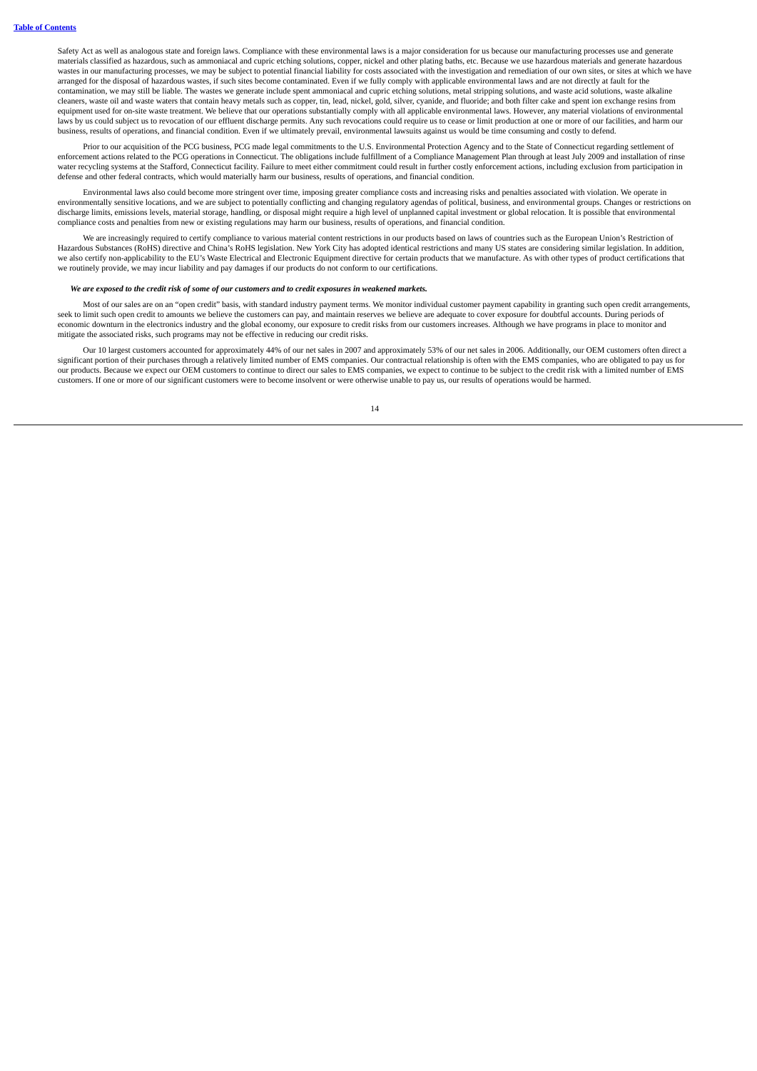Safety Act as well as analogous state and foreign laws. Compliance with these environmental laws is a major consideration for us because our manufacturing processes use and generate materials classified as hazardous, such as ammoniacal and cupric etching solutions, copper, nickel and other plating baths, etc. Because we use hazardous materials and generate hazardous wastes in our manufacturing processes, we may be subject to potential financial liability for costs associated with the investigation and remediation of our own sites, or sites at which we have arranged for the disposal of hazardous wastes, if such sites become contaminated. Even if we fully comply with applicable environmental laws and are not directly at fault for the contamination, we may still be liable. The wastes we generate include spent ammoniacal and cupric etching solutions, metal stripping solutions, and waste acid solutions, waste alkaline cleaners, waste oil and waste waters that contain heavy metals such as copper, tin, lead, nickel, gold, silver, cyanide, and fluoride; and both filter cake and spent ion exchange resins from equipment used for on-site waste treatment. We believe that our operations substantially comply with all applicable environmental laws. However, any material violations of environmental laws by us could subject us to revocation of our effluent discharge permits. Any such revocations could require us to cease or limit production at one or more of our facilities, and harm our business, results of operations, and financial condition. Even if we ultimately prevail, environmental lawsuits against us would be time consuming and costly to defend.

Prior to our acquisition of the PCG business, PCG made legal commitments to the U.S. Environmental Protection Agency and to the State of Connecticut regarding settlement of enforcement actions related to the PCG operations in Connecticut. The obligations include fulfillment of a Compliance Management Plan through at least July 2009 and installation of rinse water recycling systems at the Stafford, Connecticut facility. Failure to meet either commitment could result in further costly enforcement actions, including exclusion from participation in defense and other federal contracts, which would materially harm our business, results of operations, and financial condition.

Environmental laws also could become more stringent over time, imposing greater compliance costs and increasing risks and penalties associated with violation. We operate in environmentally sensitive locations, and we are subject to potentially conflicting and changing regulatory agendas of political, business, and environmental groups. Changes or restrictions on discharge limits, emissions levels, material storage, handling, or disposal might require a high level of unplanned capital investment or global relocation. It is possible that environmental compliance costs and penalties from new or existing regulations may harm our business, results of operations, and financial condition.

We are increasingly required to certify compliance to various material content restrictions in our products based on laws of countries such as the European Union's Restriction of Hazardous Substances (RoHS) directive and China's RoHS legislation. New York City has adopted identical restrictions and many US states are considering similar legislation. In addition, we also certify non-applicability to the EU's Waste Electrical and Electronic Equipment directive for certain products that we manufacture. As with other types of product certifications that we routinely provide, we may incur liability and pay damages if our products do not conform to our certifications.

***We are exposed to the credit risk of some of our customers and to credit exposures in weakened markets.***

Most of our sales are on an "open credit" basis, with standard industry payment terms. We monitor individual customer payment capability in granting such open credit arrangements, seek to limit such open credit to amounts we believe the customers can pay, and maintain reserves we believe are adequate to cover exposure for doubtful accounts. During periods of economic downturn in the electronics industry and the global economy, our exposure to credit risks from our customers increases. Although we have programs in place to monitor and mitigate the associated risks, such programs may not be effective in reducing our credit risks.

Our 10 largest customers accounted for approximately 44% of our net sales in 2007 and approximately 53% of our net sales in 2006. Additionally, our OEM customers often direct a significant portion of their purchases through a relatively limited number of EMS companies. Our contractual relationship is often with the EMS companies, who are obligated to pay us for our products. Because we expect our OEM customers to continue to direct our sales to EMS companies, we expect to continue to be subject to the credit risk with a limited number of EMS customers. If one or more of our significant customers were to become insolvent or were otherwise unable to pay us, our results of operations would be harmed.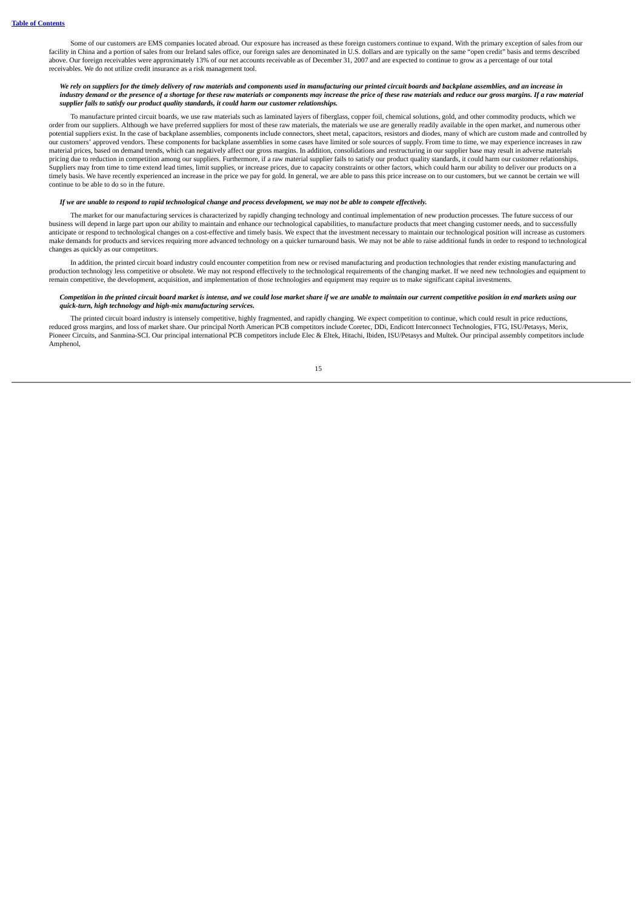Some of our customers are EMS companies located abroad. Our exposure has increased as these foreign customers continue to expand. With the primary exception of sales from our facility in China and a portion of sales from our Ireland sales office, our foreign sales are denominated in U.S. dollars and are typically on the same "open credit" basis and terms described above. Our foreign receivables were approximately 13% of our net accounts receivable as of December 31, 2007 and are expected to continue to grow as a percentage of our total receivables. We do not utilize credit insurance as a risk management tool.

***We rely on suppliers for the timely delivery of raw materials and components used in manufacturing our printed circuit boards and backplane assemblies, and an increase in industry demand or the presence of a shortage for these raw materials or components may increase the price of these raw materials and reduce our gross margins. If a raw material supplier fails to satisfy our product quality standards, it could harm our customer relationships.***

To manufacture printed circuit boards, we use raw materials such as laminated layers of fiberglass, copper foil, chemical solutions, gold, and other commodity products, which we order from our suppliers. Although we have preferred suppliers for most of these raw materials, the materials we use are generally readily available in the open market, and numerous other potential suppliers exist. In the case of backplane assemblies, components include connectors, sheet metal, capacitors, resistors and diodes, many of which are custom made and controlled by our customers' approved vendors. These components for backplane assemblies in some cases have limited or sole sources of supply. From time to time, we may experience increases in raw material prices, based on demand trends, which can negatively affect our gross margins. In addition, consolidations and restructuring in our supplier base may result in adverse materials pricing due to reduction in competition among our suppliers. Furthermore, if a raw material supplier fails to satisfy our product quality standards, it could harm our customer relationships. Suppliers may from time to time extend lead times, limit supplies, or increase prices, due to capacity constraints or other factors, which could harm our ability to deliver our products on a timely basis. We have recently experienced an increase in the price we pay for gold. In general, we are able to pass this price increase on to our customers, but we cannot be certain we will continue to be able to do so in the future.

***If we are unable to respond to rapid technological change and process development, we may not be able to compete effectively.***

The market for our manufacturing services is characterized by rapidly changing technology and continual implementation of new production processes. The future success of our business will depend in large part upon our ability to maintain and enhance our technological capabilities, to manufacture products that meet changing customer needs, and to successfully anticipate or respond to technological changes on a cost-effective and timely basis. We expect that the investment necessary to maintain our technological position will increase as customers make demands for products and services requiring more advanced technology on a quicker turnaround basis. We may not be able to raise additional funds in order to respond to technological changes as quickly as our competitors.

In addition, the printed circuit board industry could encounter competition from new or revised manufacturing and production technologies that render existing manufacturing and production technology less competitive or obsolete. We may not respond effectively to the technological requirements of the changing market. If we need new technologies and equipment to remain competitive, the development, acquisition, and implementation of those technologies and equipment may require us to make significant capital investments.

***Competition in the printed circuit board market is intense, and we could lose market share if we are unable to maintain our current competitive position in end markets using our quick-turn, high technology and high-mix manufacturing services.***

The printed circuit board industry is intensely competitive, highly fragmented, and rapidly changing. We expect competition to continue, which could result in price reductions, reduced gross margins, and loss of market share. Our principal North American PCB competitors include Coretec, DDi, Endicott Interconnect Technologies, FTG, ISU/Petasys, Merix, Pioneer Circuits, and Sanmina-SCI. Our principal international PCB competitors include Elec & Eltek, Hitachi, Ibiden, ISU/Petasys and Multek. Our principal assembly competitors include Amphenol,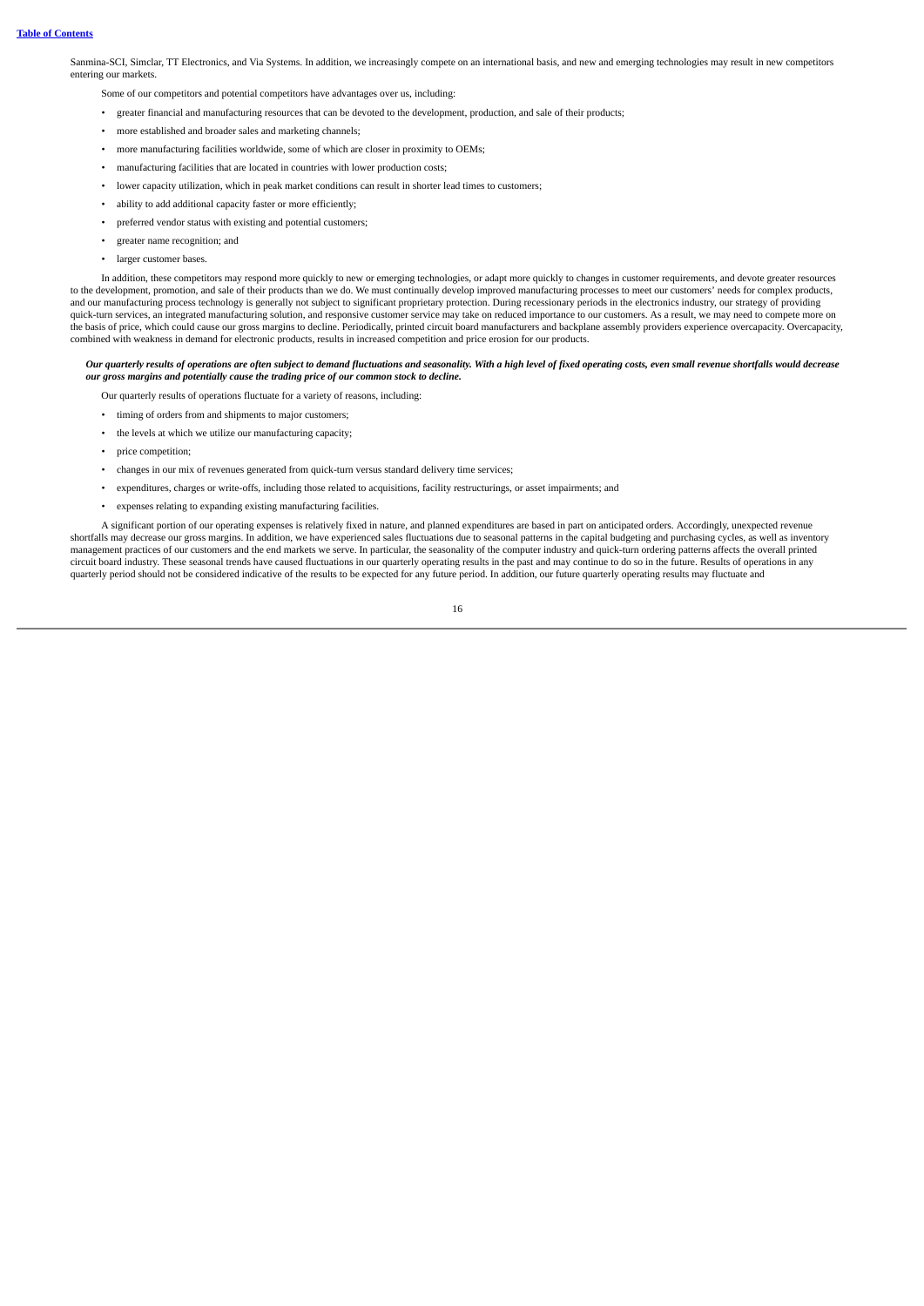Sanmina-SCI, Simclar, TT Electronics, and Via Systems. In addition, we increasingly compete on an international basis, and new and emerging technologies may result in new competitors entering our markets.

Some of our competitors and potential competitors have advantages over us, including:

- greater financial and manufacturing resources that can be devoted to the development, production, and sale of their products;
- more established and broader sales and marketing channels;
- more manufacturing facilities worldwide, some of which are closer in proximity to OEMs;
- manufacturing facilities that are located in countries with lower production costs;
- lower capacity utilization, which in peak market conditions can result in shorter lead times to customers;
- ability to add additional capacity faster or more efficiently;
- preferred vendor status with existing and potential customers;
- greater name recognition; and
- larger customer bases.

In addition, these competitors may respond more quickly to new or emerging technologies, or adapt more quickly to changes in customer requirements, and devote greater resources to the development, promotion, and sale of their products than we do. We must continually develop improved manufacturing processes to meet our customers' needs for complex products, and our manufacturing process technology is generally not subject to significant proprietary protection. During recessionary periods in the electronics industry, our strategy of providing quick-turn services, an integrated manufacturing solution, and responsive customer service may take on reduced importance to our customers. As a result, we may need to compete more on the basis of price, which could cause our gross margins to decline. Periodically, printed circuit board manufacturers and backplane assembly providers experience overcapacity. Overcapacity, combined with weakness in demand for electronic products, results in increased competition and price erosion for our products.

***Our quarterly results of operations are often subject to demand fluctuations and seasonality. With a high level of fixed operating costs, even small revenue shortfalls would decrease our gross margins and potentially cause the trading price of our common stock to decline.***

Our quarterly results of operations fluctuate for a variety of reasons, including:

- timing of orders from and shipments to major customers;
- the levels at which we utilize our manufacturing capacity;
- price competition;
- changes in our mix of revenues generated from quick-turn versus standard delivery time services;
- expenditures, charges or write-offs, including those related to acquisitions, facility restructurings, or asset impairments; and
- expenses relating to expanding existing manufacturing facilities.

A significant portion of our operating expenses is relatively fixed in nature, and planned expenditures are based in part on anticipated orders. Accordingly, unexpected revenue shortfalls may decrease our gross margins. In addition, we have experienced sales fluctuations due to seasonal patterns in the capital budgeting and purchasing cycles, as well as inventory management practices of our customers and the end markets we serve. In particular, the seasonality of the computer industry and quick-turn ordering patterns affects the overall printed circuit board industry. These seasonal trends have caused fluctuations in our quarterly operating results in the past and may continue to do so in the future. Results of operations in any quarterly period should not be considered indicative of the results to be expected for any future period. In addition, our future quarterly operating results may fluctuate and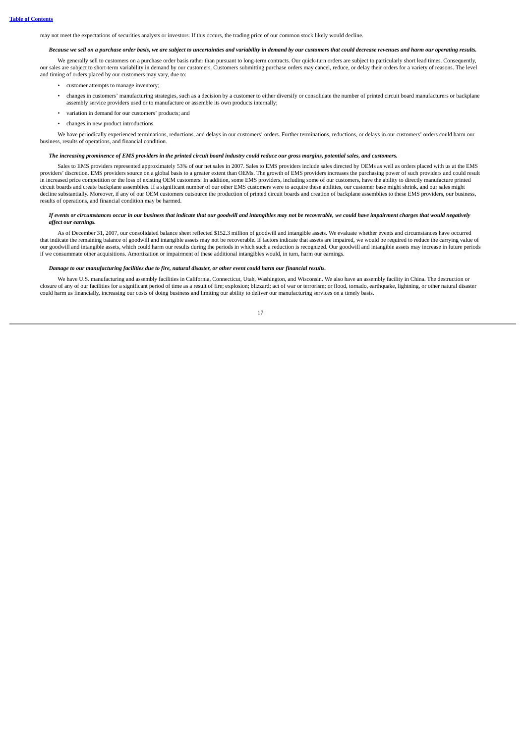may not meet the expectations of securities analysts or investors. If this occurs, the trading price of our common stock likely would decline.

***Because we sell on a purchase order basis, we are subject to uncertainties and variability in demand by our customers that could decrease revenues and harm our operating results.***

We generally sell to customers on a purchase order basis rather than pursuant to long-term contracts. Our quick-turn orders are subject to particularly short lead times. Consequently, our sales are subject to short-term variability in demand by our customers. Customers submitting purchase orders may cancel, reduce, or delay their orders for a variety of reasons. The level and timing of orders placed by our customers may vary, due to:

- customer attempts to manage inventory;
- changes in customers' manufacturing strategies, such as a decision by a customer to either diversify or consolidate the number of printed circuit board manufacturers or backplane assembly service providers used or to manufacture or assemble its own products internally;
- variation in demand for our customers' products; and
- changes in new product introductions.

We have periodically experienced terminations, reductions, and delays in our customers' orders. Further terminations, reductions, or delays in our customers' orders could harm our business, results of operations, and financial condition.

***The increasing prominence of EMS providers in the printed circuit board industry could reduce our gross margins, potential sales, and customers.***

Sales to EMS providers represented approximately 53% of our net sales in 2007. Sales to EMS providers include sales directed by OEMs as well as orders placed with us at the EMS providers' discretion. EMS providers source on a global basis to a greater extent than OEMs. The growth of EMS providers increases the purchasing power of such providers and could result in increased price competition or the loss of existing OEM customers. In addition, some EMS providers, including some of our customers, have the ability to directly manufacture printed circuit boards and create backplane assemblies. If a significant number of our other EMS customers were to acquire these abilities, our customer base might shrink, and our sales might decline substantially. Moreover, if any of our OEM customers outsource the production of printed circuit boards and creation of backplane assemblies to these EMS providers, our business, results of operations, and financial condition may be harmed.

***If events or circumstances occur in our business that indicate that our goodwill and intangibles may not be recoverable, we could have impairment charges that would negatively affect our earnings.***

As of December 31, 2007, our consolidated balance sheet reflected $152.3 million of goodwill and intangible assets. We evaluate whether events and circumstances have occurred that indicate the remaining balance of goodwill and intangible assets may not be recoverable. If factors indicate that assets are impaired, we would be required to reduce the carrying value of our goodwill and intangible assets, which could harm our results during the periods in which such a reduction is recognized. Our goodwill and intangible assets may increase in future periods if we consummate other acquisitions. Amortization or impairment of these additional intangibles would, in turn, harm our earnings.

***Damage to our manufacturing facilities due to fire, natural disaster, or other event could harm our financial results.***

We have U.S. manufacturing and assembly facilities in California, Connecticut, Utah, Washington, and Wisconsin. We also have an assembly facility in China. The destruction or closure of any of our facilities for a significant period of time as a result of fire; explosion; blizzard; act of war or terrorism; or flood, tornado, earthquake, lightning, or other natural disaster could harm us financially, increasing our costs of doing business and limiting our ability to deliver our manufacturing services on a timely basis.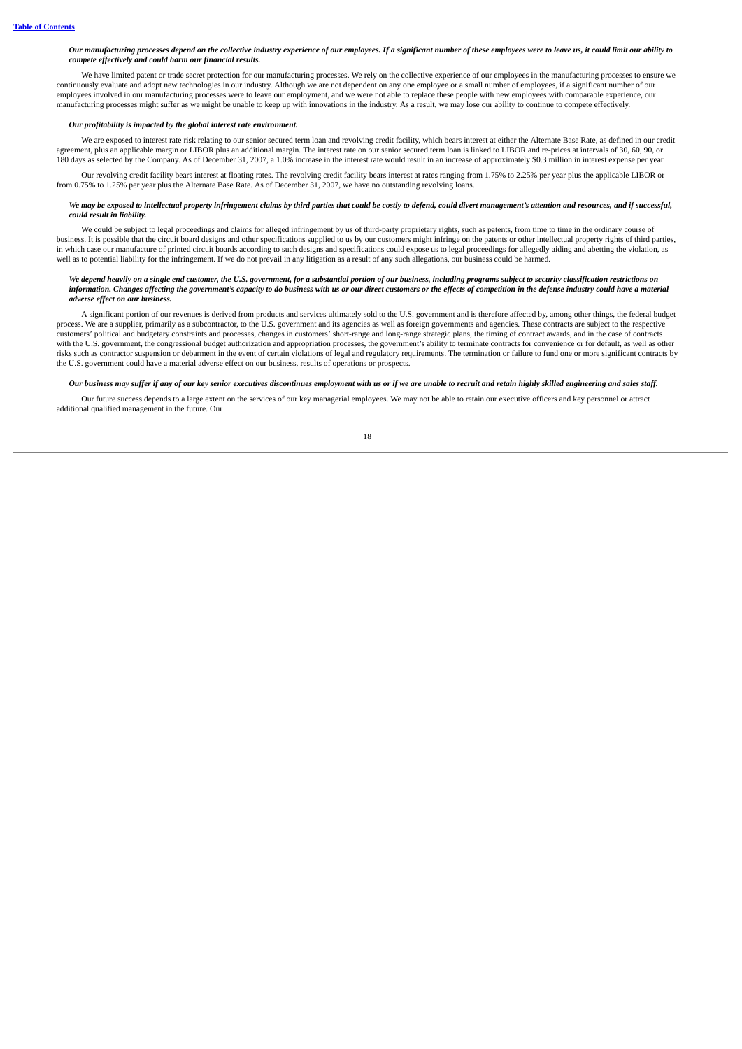*Our manufacturing processes depend on the collective industry experience of our employees. If a significant number of these employees were to leave us, it could limit our ability to compete effectively and could harm our financial results.*

We have limited patent or trade secret protection for our manufacturing processes. We rely on the collective experience of our employees in the manufacturing processes to ensure we continuously evaluate and adopt new technologies in our industry. Although we are not dependent on any one employee or a small number of employees, if a significant number of our employees involved in our manufacturing processes were to leave our employment, and we were not able to replace these people with new employees with comparable experience, our manufacturing processes might suffer as we might be unable to keep up with innovations in the industry. As a result, we may lose our ability to continue to compete effectively.

*Our profitability is impacted by the global interest rate environment.*

We are exposed to interest rate risk relating to our senior secured term loan and revolving credit facility, which bears interest at either the Alternate Base Rate, as defined in our credit agreement, plus an applicable margin or LIBOR plus an additional margin. The interest rate on our senior secured term loan is linked to LIBOR and re-prices at intervals of 30, 60, 90, or 180 days as selected by the Company. As of December 31, 2007, a 1.0% increase in the interest rate would result in an increase of approximately $0.3 million in interest expense per year.

Our revolving credit facility bears interest at floating rates. The revolving credit facility bears interest at rates ranging from 1.75% to 2.25% per year plus the applicable LIBOR or from 0.75% to 1.25% per year plus the Alternate Base Rate. As of December 31, 2007, we have no outstanding revolving loans.

*We may be exposed to intellectual property infringement claims by third parties that could be costly to defend, could divert management's attention and resources, and if successful, could result in liability.*

We could be subject to legal proceedings and claims for alleged infringement by us of third-party proprietary rights, such as patents, from time to time in the ordinary course of business. It is possible that the circuit board designs and other specifications supplied to us by our customers might infringe on the patents or other intellectual property rights of third parties, in which case our manufacture of printed circuit boards according to such designs and specifications could expose us to legal proceedings for allegedly aiding and abetting the violation, as well as to potential liability for the infringement. If we do not prevail in any litigation as a result of any such allegations, our business could be harmed.

*We depend heavily on a single end customer, the U.S. government, for a substantial portion of our business, including programs subject to security classification restrictions on information. Changes affecting the government's capacity to do business with us or our direct customers or the effects of competition in the defense industry could have a material adverse effect on our business.*

A significant portion of our revenues is derived from products and services ultimately sold to the U.S. government and is therefore affected by, among other things, the federal budget process. We are a supplier, primarily as a subcontractor, to the U.S. government and its agencies as well as foreign governments and agencies. These contracts are subject to the respective customers' political and budgetary constraints and processes, changes in customers' short-range and long-range strategic plans, the timing of contract awards, and in the case of contracts with the U.S. government, the congressional budget authorization and appropriation processes, the government's ability to terminate contracts for convenience or for default, as well as other risks such as contractor suspension or debarment in the event of certain violations of legal and regulatory requirements. The termination or failure to fund one or more significant contracts by the U.S. government could have a material adverse effect on our business, results of operations or prospects.

*Our business may suffer if any of our key senior executives discontinues employment with us or if we are unable to recruit and retain highly skilled engineering and sales staff.*

Our future success depends to a large extent on the services of our key managerial employees. We may not be able to retain our executive officers and key personnel or attract additional qualified management in the future. Our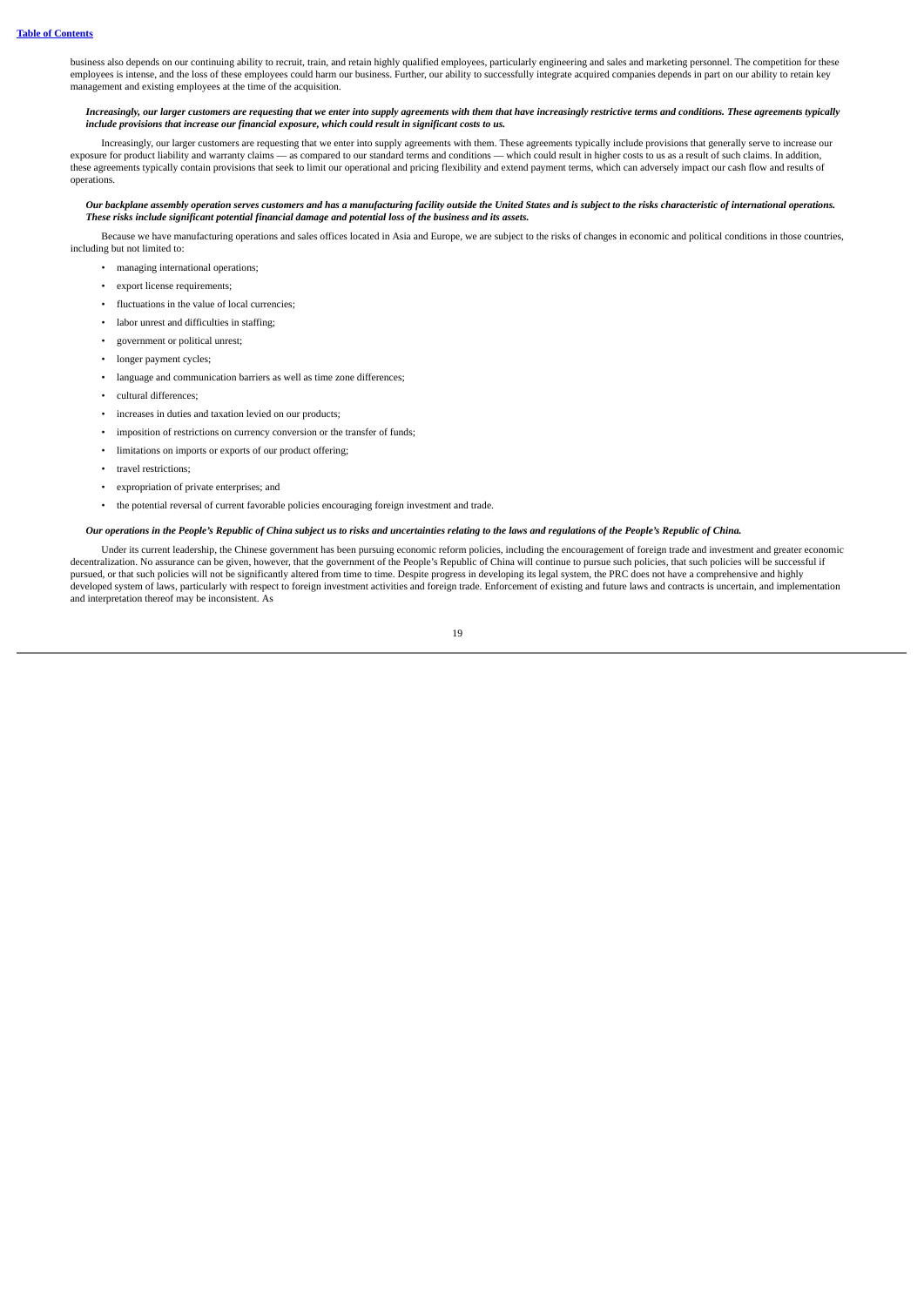business also depends on our continuing ability to recruit, train, and retain highly qualified employees, particularly engineering and sales and marketing personnel. The competition for these employees is intense, and the loss of these employees could harm our business. Further, our ability to successfully integrate acquired companies depends in part on our ability to retain key management and existing employees at the time of the acquisition.

***Increasingly, our larger customers are requesting that we enter into supply agreements with them that have increasingly restrictive terms and conditions. These agreements typically include provisions that increase our financial exposure, which could result in significant costs to us.***

Increasingly, our larger customers are requesting that we enter into supply agreements with them. These agreements typically include provisions that generally serve to increase our exposure for product liability and warranty claims — as compared to our standard terms and conditions — which could result in higher costs to us as a result of such claims. In addition, these agreements typically contain provisions that seek to limit our operational and pricing flexibility and extend payment terms, which can adversely impact our cash flow and results of operations.

***Our backplane assembly operation serves customers and has a manufacturing facility outside the United States and is subject to the risks characteristic of international operations. These risks include significant potential financial damage and potential loss of the business and its assets.***

Because we have manufacturing operations and sales offices located in Asia and Europe, we are subject to the risks of changes in economic and political conditions in those countries, including but not limited to:

- managing international operations;
- export license requirements;
- fluctuations in the value of local currencies;
- labor unrest and difficulties in staffing;
- government or political unrest;
- longer payment cycles;
- language and communication barriers as well as time zone differences;
- cultural differences;
- increases in duties and taxation levied on our products;
- imposition of restrictions on currency conversion or the transfer of funds;
- limitations on imports or exports of our product offering;
- travel restrictions;
- expropriation of private enterprises; and
- the potential reversal of current favorable policies encouraging foreign investment and trade.

***Our operations in the People's Republic of China subject us to risks and uncertainties relating to the laws and regulations of the People's Republic of China.***

Under its current leadership, the Chinese government has been pursuing economic reform policies, including the encouragement of foreign trade and investment and greater economic decentralization. No assurance can be given, however, that the government of the People's Republic of China will continue to pursue such policies, that such policies will be successful if pursued, or that such policies will not be significantly altered from time to time. Despite progress in developing its legal system, the PRC does not have a comprehensive and highly developed system of laws, particularly with respect to foreign investment activities and foreign trade. Enforcement of existing and future laws and contracts is uncertain, and implementation and interpretation thereof may be inconsistent. As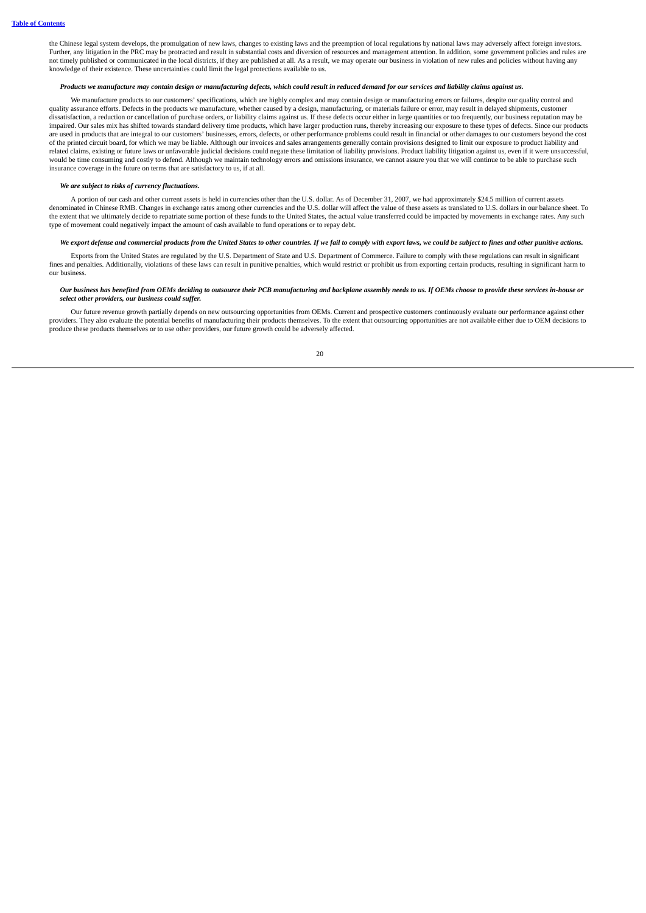the Chinese legal system develops, the promulgation of new laws, changes to existing laws and the preemption of local regulations by national laws may adversely affect foreign investors. Further, any litigation in the PRC may be protracted and result in substantial costs and diversion of resources and management attention. In addition, some government policies and rules are not timely published or communicated in the local districts, if they are published at all. As a result, we may operate our business in violation of new rules and policies without having any knowledge of their existence. These uncertainties could limit the legal protections available to us.

***Products we manufacture may contain design or manufacturing defects, which could result in reduced demand for our services and liability claims against us.***

We manufacture products to our customers' specifications, which are highly complex and may contain design or manufacturing errors or failures, despite our quality control and quality assurance efforts. Defects in the products we manufacture, whether caused by a design, manufacturing, or materials failure or error, may result in delayed shipments, customer dissatisfaction, a reduction or cancellation of purchase orders, or liability claims against us. If these defects occur either in large quantities or too frequently, our business reputation may be impaired. Our sales mix has shifted towards standard delivery time products, which have larger production runs, thereby increasing our exposure to these types of defects. Since our products are used in products that are integral to our customers' businesses, errors, defects, or other performance problems could result in financial or other damages to our customers beyond the cost of the printed circuit board, for which we may be liable. Although our invoices and sales arrangements generally contain provisions designed to limit our exposure to product liability and related claims, existing or future laws or unfavorable judicial decisions could negate these limitation of liability provisions. Product liability litigation against us, even if it were unsuccessful, would be time consuming and costly to defend. Although we maintain technology errors and omissions insurance, we cannot assure you that we will continue to be able to purchase such insurance coverage in the future on terms that are satisfactory to us, if at all.

***We are subject to risks of currency fluctuations.***

A portion of our cash and other current assets is held in currencies other than the U.S. dollar. As of December 31, 2007, we had approximately $24.5 million of current assets denominated in Chinese RMB. Changes in exchange rates among other currencies and the U.S. dollar will affect the value of these assets as translated to U.S. dollars in our balance sheet. To the extent that we ultimately decide to repatriate some portion of these funds to the United States, the actual value transferred could be impacted by movements in exchange rates. Any such type of movement could negatively impact the amount of cash available to fund operations or to repay debt.

***We export defense and commercial products from the United States to other countries. If we fail to comply with export laws, we could be subject to fines and other punitive actions.***

Exports from the United States are regulated by the U.S. Department of State and U.S. Department of Commerce. Failure to comply with these regulations can result in significant fines and penalties. Additionally, violations of these laws can result in punitive penalties, which would restrict or prohibit us from exporting certain products, resulting in significant harm to our business.

***Our business has benefited from OEMs deciding to outsource their PCB manufacturing and backplane assembly needs to us. If OEMs choose to provide these services in-house or select other providers, our business could suffer.***

Our future revenue growth partially depends on new outsourcing opportunities from OEMs. Current and prospective customers continuously evaluate our performance against other providers. They also evaluate the potential benefits of manufacturing their products themselves. To the extent that outsourcing opportunities are not available either due to OEM decisions to produce these products themselves or to use other providers, our future growth could be adversely affected.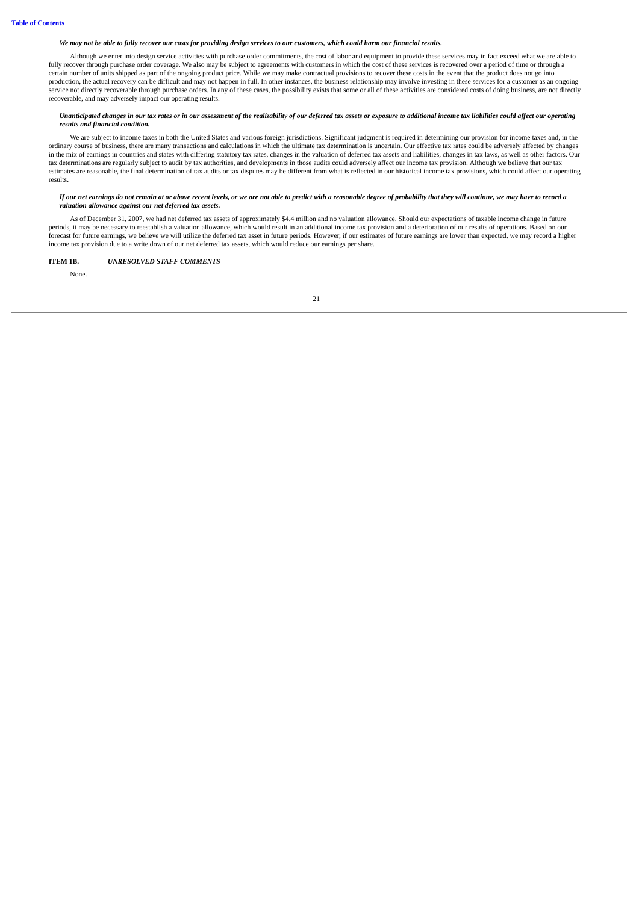*We may not be able to fully recover our costs for providing design services to our customers, which could harm our financial results.*

Although we enter into design service activities with purchase order commitments, the cost of labor and equipment to provide these services may in fact exceed what we are able to fully recover through purchase order coverage. We also may be subject to agreements with customers in which the cost of these services is recovered over a period of time or through a certain number of units shipped as part of the ongoing product price. While we may make contractual provisions to recover these costs in the event that the product does not go into production, the actual recovery can be difficult and may not happen in full. In other instances, the business relationship may involve investing in these services for a customer as an ongoing service not directly recoverable through purchase orders. In any of these cases, the possibility exists that some or all of these activities are considered costs of doing business, are not directly recoverable, and may adversely impact our operating results.

*Unanticipated changes in our tax rates or in our assessment of the realizability of our deferred tax assets or exposure to additional income tax liabilities could affect our operating results and financial condition.*

We are subject to income taxes in both the United States and various foreign jurisdictions. Significant judgment is required in determining our provision for income taxes and, in the ordinary course of business, there are many transactions and calculations in which the ultimate tax determination is uncertain. Our effective tax rates could be adversely affected by changes in the mix of earnings in countries and states with differing statutory tax rates, changes in the valuation of deferred tax assets and liabilities, changes in tax laws, as well as other factors. Our tax determinations are regularly subject to audit by tax authorities, and developments in those audits could adversely affect our income tax provision. Although we believe that our tax estimates are reasonable, the final determination of tax audits or tax disputes may be different from what is reflected in our historical income tax provisions, which could affect our operating results.

*If our net earnings do not remain at or above recent levels, or we are not able to predict with a reasonable degree of probability that they will continue, we may have to record a valuation allowance against our net deferred tax assets.*

As of December 31, 2007, we had net deferred tax assets of approximately $4.4 million and no valuation allowance. Should our expectations of taxable income change in future periods, it may be necessary to reestablish a valuation allowance, which would result in an additional income tax provision and a deterioration of our results of operations. Based on our forecast for future earnings, we believe we will utilize the deferred tax asset in future periods. However, if our estimates of future earnings are lower than expected, we may record a higher income tax provision due to a write down of our net deferred tax assets, which would reduce our earnings per share.

**ITEM 1B.** ***UNRESOLVED STAFF COMMENTS***

None.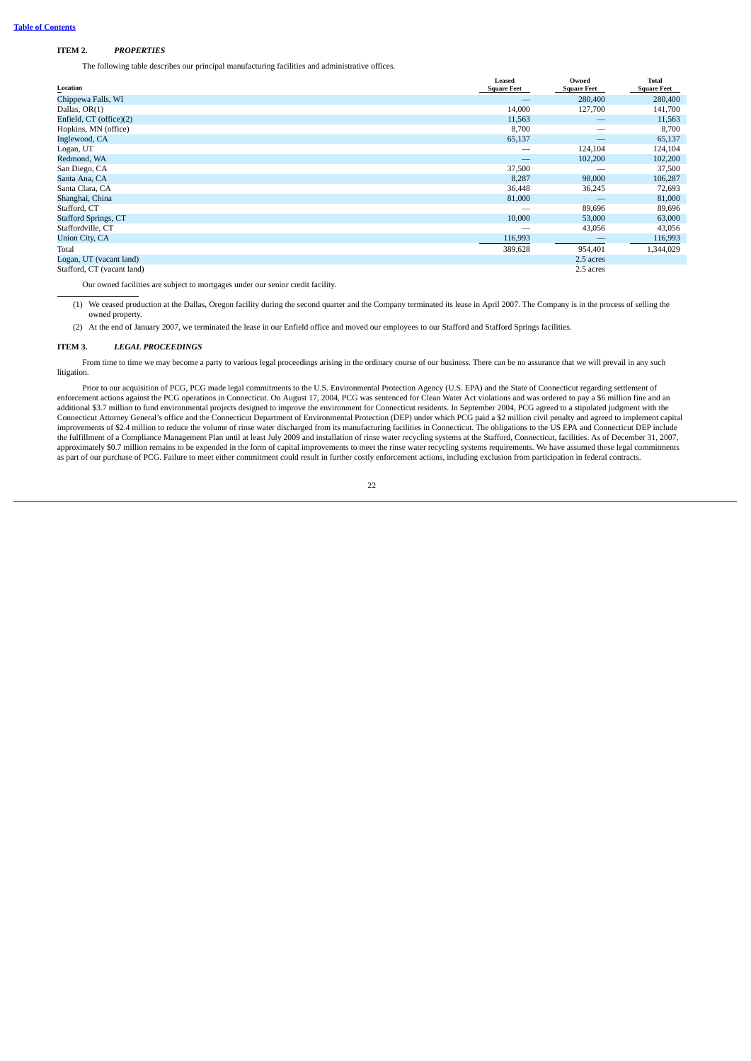## ITEM 2. *PROPERTIES*

The following table describes our principal manufacturing facilities and administrative offices.

| Location | Leased Square Feet | Owned Square Feet | Total Square Feet |
|---|---|---|---|
| Chippewa Falls, WI | — | 280,400 | 280,400 |
| Dallas, OR(1) | 14,000 | 127,700 | 141,700 |
| Enfield, CT (office)(2) | 11,563 | — | 11,563 |
| Hopkins, MN (office) | 8,700 | — | 8,700 |
| Inglewood, CA | 65,137 | — | 65,137 |
| Logan, UT | — | 124,104 | 124,104 |
| Redmond, WA | — | 102,200 | 102,200 |
| San Diego, CA | 37,500 | — | 37,500 |
| Santa Ana, CA | 8,287 | 98,000 | 106,287 |
| Santa Clara, CA | 36,448 | 36,245 | 72,693 |
| Shanghai, China | 81,000 | — | 81,000 |
| Stafford, CT | — | 89,696 | 89,696 |
| Stafford Springs, CT | 10,000 | 53,000 | 63,000 |
| Staffordville, CT | — | 43,056 | 43,056 |
| Union City, CA | 116,993 | — | 116,993 |
| Total | 389,628 | 954,401 | 1,344,029 |
| Logan, UT (vacant land) | | 2.5 acres | |
| Stafford, CT (vacant land) | | 2.5 acres | |

Our owned facilities are subject to mortgages under our senior credit facility.

(1) We ceased production at the Dallas, Oregon facility during the second quarter and the Company terminated its lease in April 2007. The Company is in the process of selling the owned property.

(2) At the end of January 2007, we terminated the lease in our Enfield office and moved our employees to our Stafford and Stafford Springs facilities.

## ITEM 3. *LEGAL PROCEEDINGS*

From time to time we may become a party to various legal proceedings arising in the ordinary course of our business. There can be no assurance that we will prevail in any such litigation.

Prior to our acquisition of PCG, PCG made legal commitments to the U.S. Environmental Protection Agency (U.S. EPA) and the State of Connecticut regarding settlement of enforcement actions against the PCG operations in Connecticut. On August 17, 2004, PCG was sentenced for Clean Water Act violations and was ordered to pay a $6 million fine and an additional $3.7 million to fund environmental projects designed to improve the environment for Connecticut residents. In September 2004, PCG agreed to a stipulated judgment with the Connecticut Attorney General's office and the Connecticut Department of Environmental Protection (DEP) under which PCG paid a $2 million civil penalty and agreed to implement capital improvements of $2.4 million to reduce the volume of rinse water discharged from its manufacturing facilities in Connecticut. The obligations to the US EPA and Connecticut DEP include the fulfillment of a Compliance Management Plan until at least July 2009 and installation of rinse water recycling systems at the Stafford, Connecticut, facilities. As of December 31, 2007, approximately $0.7 million remains to be expended in the form of capital improvements to meet the rinse water recycling systems requirements. We have assumed these legal commitments as part of our purchase of PCG. Failure to meet either commitment could result in further costly enforcement actions, including exclusion from participation in federal contracts.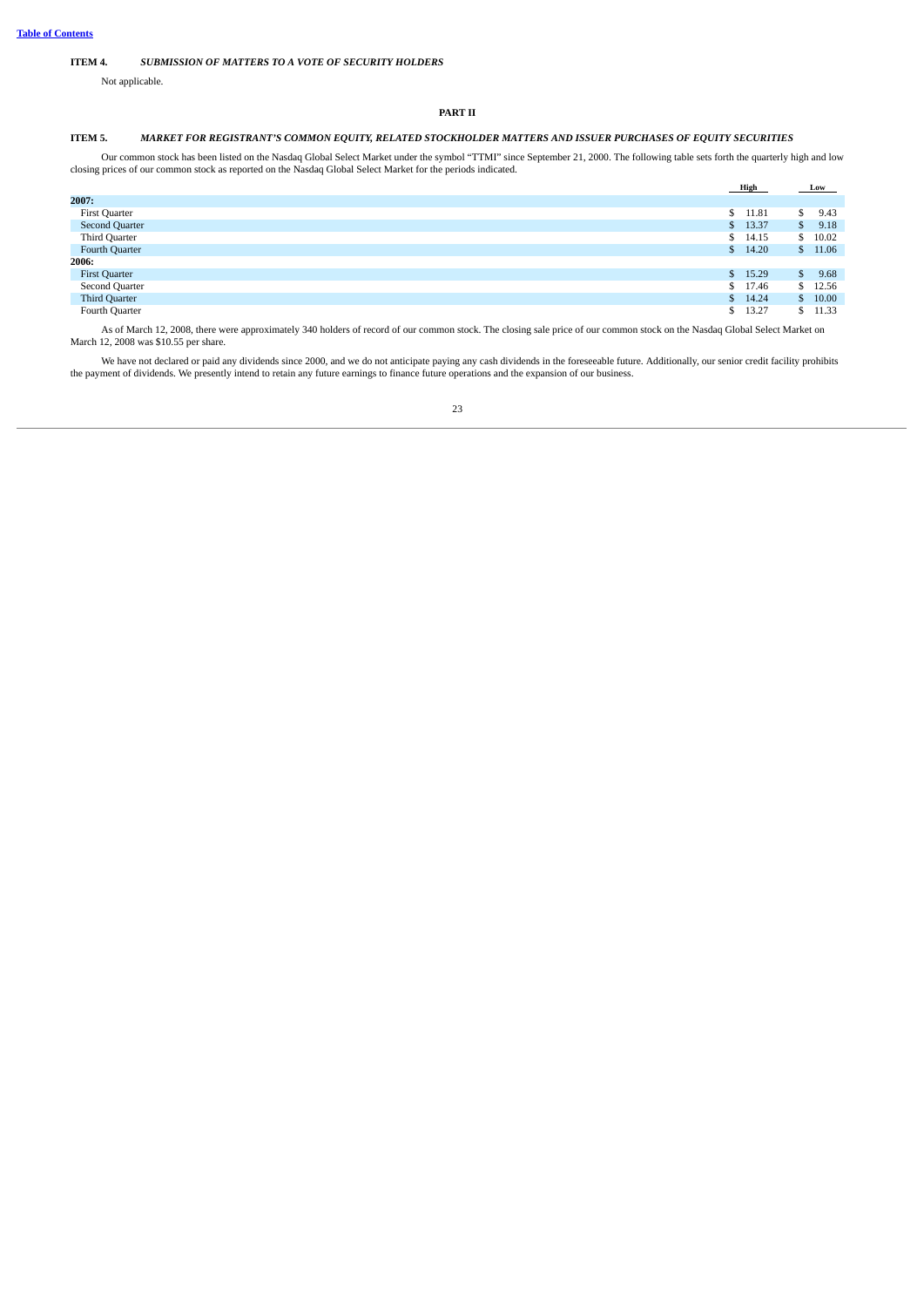**ITEM 4.** ***SUBMISSION OF MATTERS TO A VOTE OF SECURITY HOLDERS***

Not applicable.

**PART II**

**ITEM 5.** ***MARKET FOR REGISTRANT'S COMMON EQUITY, RELATED STOCKHOLDER MATTERS AND ISSUER PURCHASES OF EQUITY SECURITIES***

Our common stock has been listed on the Nasdaq Global Select Market under the symbol "TTMI" since September 21, 2000. The following table sets forth the quarterly high and low closing prices of our common stock as reported on the Nasdaq Global Select Market for the periods indicated.

| | High | Low |
|---|---|---|
| **2007:** | | |
| First Quarter | $ 11.81 | $ 9.43 |
| Second Quarter | $ 13.37 | $ 9.18 |
| Third Quarter | $ 14.15 | $ 10.02 |
| Fourth Quarter | $ 14.20 | $ 11.06 |
| **2006:** | | |
| First Quarter | $ 15.29 | $ 9.68 |
| Second Quarter | $ 17.46 | $ 12.56 |
| Third Quarter | $ 14.24 | $ 10.00 |
| Fourth Quarter | $ 13.27 | $ 11.33 |

As of March 12, 2008, there were approximately 340 holders of record of our common stock. The closing sale price of our common stock on the Nasdaq Global Select Market on March 12, 2008 was $10.55 per share.

We have not declared or paid any dividends since 2000, and we do not anticipate paying any cash dividends in the foreseeable future. Additionally, our senior credit facility prohibits the payment of dividends. We presently intend to retain any future earnings to finance future operations and the expansion of our business.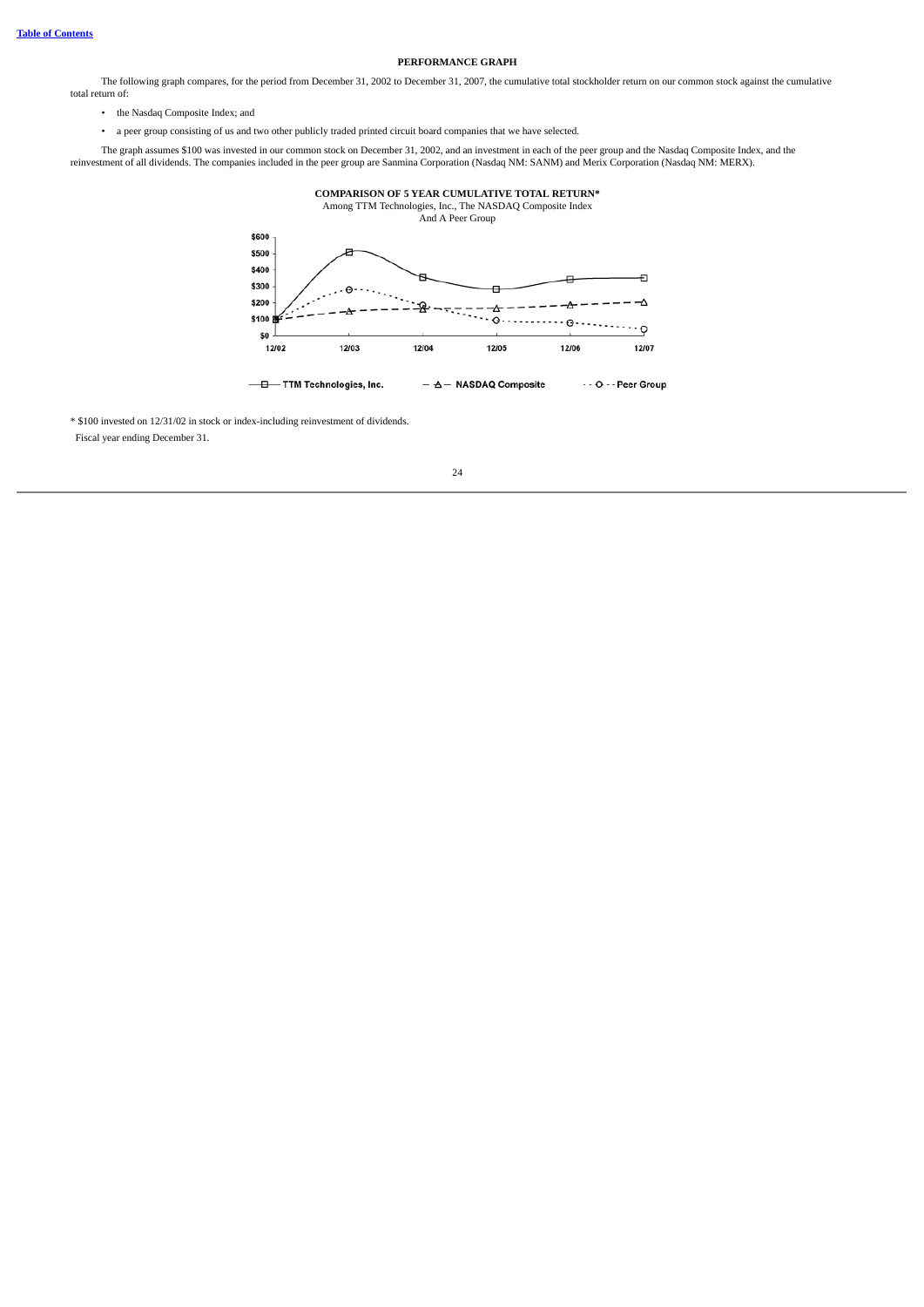[Table of Contents](#)

## PERFORMANCE GRAPH

The following graph compares, for the period from December 31, 2002 to December 31, 2007, the cumulative total stockholder return on our common stock against the cumulative total return of:

- the Nasdaq Composite Index; and
- a peer group consisting of us and two other publicly traded printed circuit board companies that we have selected.

The graph assumes $100 was invested in our common stock on December 31, 2002, and an investment in each of the peer group and the Nasdaq Composite Index, and the reinvestment of all dividends. The companies included in the peer group are Sanmina Corporation (Nasdaq NM: SANM) and Merix Corporation (Nasdaq NM: MERX).

**COMPARISON OF 5 YEAR CUMULATIVE TOTAL RETURN***

Among TTM Technologies, Inc., The NASDAQ Composite Index
And A Peer Group

$600
$500
$400
$300
$200
$100
$0

12/02 12/03 12/04 12/05 12/06 12/07

TTM Technologies, Inc. NASDAQ Composite Peer Group

* $100 invested on 12/31/02 in stock or index-including reinvestment of dividends.
Fiscal year ending December 31.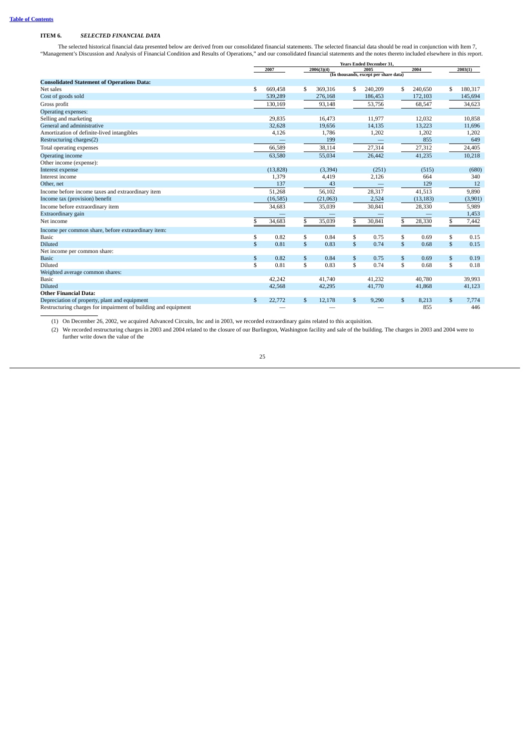[Table of Contents](#)

## ITEM 6. *SELECTED FINANCIAL DATA*

The selected historical financial data presented below are derived from our consolidated financial statements. The selected financial data should be read in conjunction with Item 7, "Management's Discussion and Analysis of Financial Condition and Results of Operations," and our consolidated financial statements and the notes thereto included elsewhere in this report.

| | Years Ended December 31, | | | | |
|---|---|---|---|---|---|
| | 2007 | 2006(3)(4) | 2005 | 2004 | 2003(1) |
| | (In thousands, except per share data) | | | | |
| **Consolidated Statement of Operations Data:** | | | | | |
| Net sales | $ 669,458 | $ 369,316 | $ 240,209 | $ 240,650 | $ 180,317 |
| Cost of goods sold | 539,289 | 276,168 | 186,453 | 172,103 | 145,694 |
| Gross profit | 130,169 | 93,148 | 53,756 | 68,547 | 34,623 |
| Operating expenses: | | | | | |
| Selling and marketing | 29,835 | 16,473 | 11,977 | 12,032 | 10,858 |
| General and administrative | 32,628 | 19,656 | 14,135 | 13,223 | 11,696 |
| Amortization of definite-lived intangibles | 4,126 | 1,786 | 1,202 | 1,202 | 1,202 |
| Restructuring charges(2) | — | 199 | — | 855 | 649 |
| Total operating expenses | 66,589 | 38,114 | 27,314 | 27,312 | 24,405 |
| Operating income | 63,580 | 55,034 | 26,442 | 41,235 | 10,218 |
| Other income (expense): | | | | | |
| Interest expense | (13,828) | (3,394) | (251) | (515) | (680) |
| Interest income | 1,379 | 4,419 | 2,126 | 664 | 340 |
| Other, net | 137 | 43 | — | 129 | 12 |
| Income before income taxes and extraordinary item | 51,268 | 56,102 | 28,317 | 41,513 | 9,890 |
| Income tax (provision) benefit | (16,585) | (21,063) | 2,524 | (13,183) | (3,901) |
| Income before extraordinary item | 34,683 | 35,039 | 30,841 | 28,330 | 5,989 |
| Extraordinary gain | — | — | — | — | 1,453 |
| Net income | $ 34,683 | $ 35,039 | $ 30,841 | $ 28,330 | $ 7,442 |
| Income per common share, before extraordinary item: | | | | | |
| Basic | $ 0.82 | $ 0.84 | $ 0.75 | $ 0.69 | $ 0.15 |
| Diluted | $ 0.81 | $ 0.83 | $ 0.74 | $ 0.68 | $ 0.15 |
| Net income per common share: | | | | | |
| Basic | $ 0.82 | $ 0.84 | $ 0.75 | $ 0.69 | $ 0.19 |
| Diluted | $ 0.81 | $ 0.83 | $ 0.74 | $ 0.68 | $ 0.18 |
| Weighted average common shares: | | | | | |
| Basic | 42,242 | 41,740 | 41,232 | 40,780 | 39,993 |
| Diluted | 42,568 | 42,295 | 41,770 | 41,868 | 41,123 |
| **Other Financial Data:** | | | | | |
| Depreciation of property, plant and equipment | $ 22,772 | $ 12,178 | $ 9,290 | $ 8,213 | $ 7,774 |
| Restructuring charges for impairment of building and equipment | — | — | — | 855 | 446 |

(1) On December 26, 2002, we acquired Advanced Circuits, Inc and in 2003, we recorded extraordinary gains related to this acquisition.

(2) We recorded restructuring charges in 2003 and 2004 related to the closure of our Burlington, Washington facility and sale of the building. The charges in 2003 and 2004 were to further write down the value of the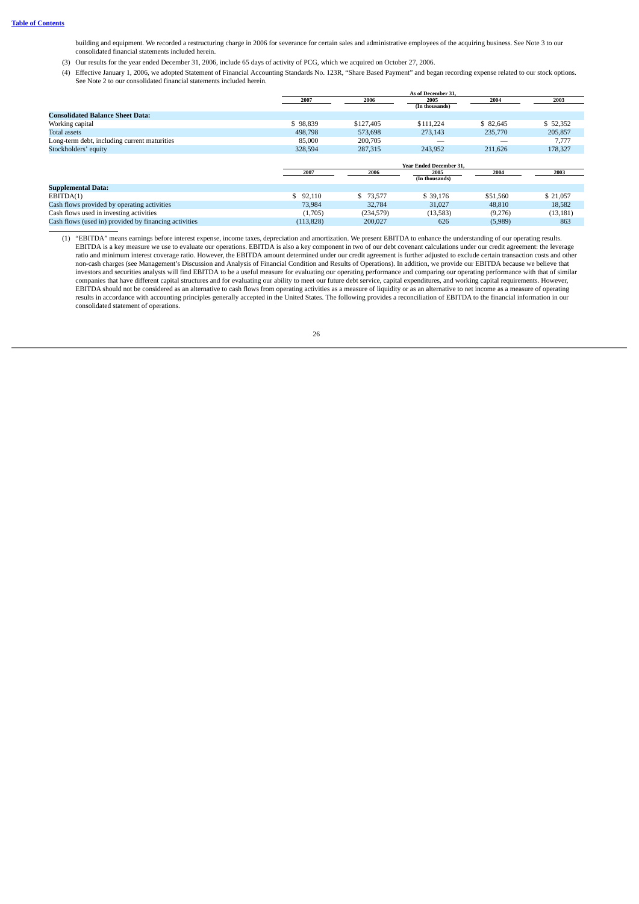building and equipment. We recorded a restructuring charge in 2006 for severance for certain sales and administrative employees of the acquiring business. See Note 3 to our consolidated financial statements included herein.

(3) Our results for the year ended December 31, 2006, include 65 days of activity of PCG, which we acquired on October 27, 2006.

(4) Effective January 1, 2006, we adopted Statement of Financial Accounting Standards No. 123R, "Share Based Payment" and began recording expense related to our stock options. See Note 2 to our consolidated financial statements included herein.

| | As of December 31, | | | | |
|---|---|---|---|---|---|
| | 2007 | 2006 | 2005 | 2004 | 2003 |
| | | | (In thousands) | | |
| **Consolidated Balance Sheet Data:** | | | | | |
| Working capital | $ 98,839 | $127,405 | $111,224 | $ 82,645 | $ 52,352 |
| Total assets | 498,798 | 573,698 | 273,143 | 235,770 | 205,857 |
| Long-term debt, including current maturities | 85,000 | 200,705 | — | — | 7,777 |
| Stockholders' equity | 328,594 | 287,315 | 243,952 | 211,626 | 178,327 |

| | Year Ended December 31, | | | | |
|---|---|---|---|---|---|
| | 2007 | 2006 | 2005 | 2004 | 2003 |
| | | | (In thousands) | | |
| **Supplemental Data:** | | | | | |
| EBITDA(1) | $ 92,110 | $ 73,577 | $ 39,176 | $51,560 | $ 21,057 |
| Cash flows provided by operating activities | 73,984 | 32,784 | 31,027 | 48,810 | 18,582 |
| Cash flows used in investing activities | (1,705) | (234,579) | (13,583) | (9,276) | (13,181) |
| Cash flows (used in) provided by financing activities | (113,828) | 200,027 | 626 | (5,989) | 863 |

(1) "EBITDA" means earnings before interest expense, income taxes, depreciation and amortization. We present EBITDA to enhance the understanding of our operating results. EBITDA is a key measure we use to evaluate our operations. EBITDA is also a key component in two of our debt covenant calculations under our credit agreement: the leverage ratio and minimum interest coverage ratio. However, the EBITDA amount determined under our credit agreement is further adjusted to exclude certain transaction costs and other non-cash charges (see Management's Discussion and Analysis of Financial Condition and Results of Operations). In addition, we provide our EBITDA because we believe that investors and securities analysts will find EBITDA to be a useful measure for evaluating our operating performance and comparing our operating performance with that of similar companies that have different capital structures and for evaluating our ability to meet our future debt service, capital expenditures, and working capital requirements. However, EBITDA should not be considered as an alternative to cash flows from operating activities as a measure of liquidity or as an alternative to net income as a measure of operating results in accordance with accounting principles generally accepted in the United States. The following provides a reconciliation of EBITDA to the financial information in our consolidated statement of operations.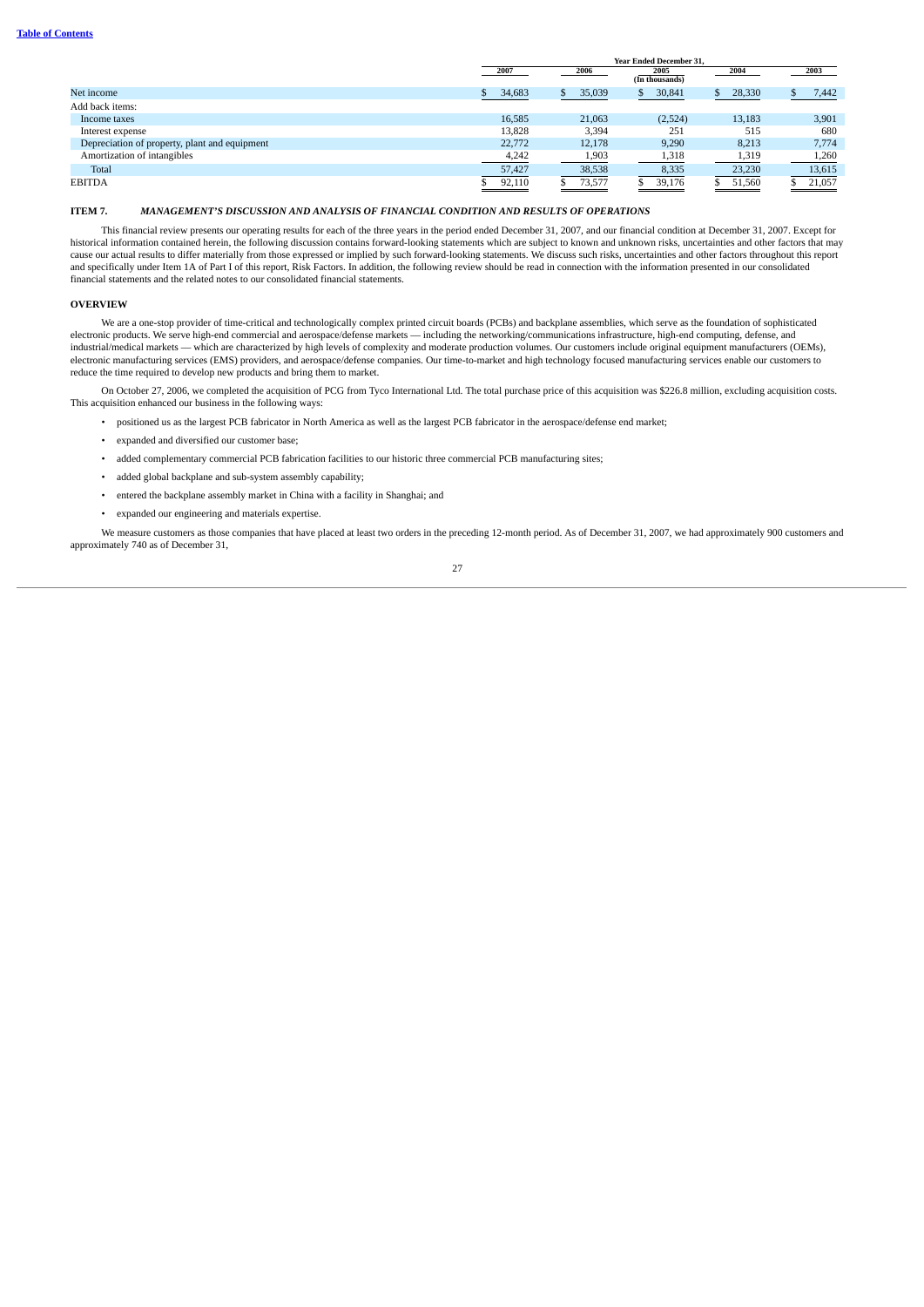| | Year Ended December 31, | | | | |
|---|---|---|---|---|---|
| | 2007 | 2006 | 2005 | 2004 | 2003 |
| | | | (In thousands) | | |
| Net income | $ 34,683 | $ 35,039 | $ 30,841 | $ 28,330 | $ 7,442 |
| Add back items: | | | | | |
| Income taxes | 16,585 | 21,063 | (2,524) | 13,183 | 3,901 |
| Interest expense | 13,828 | 3,394 | 251 | 515 | 680 |
| Depreciation of property, plant and equipment | 22,772 | 12,178 | 9,290 | 8,213 | 7,774 |
| Amortization of intangibles | 4,242 | 1,903 | 1,318 | 1,319 | 1,260 |
| Total | 57,427 | 38,538 | 8,335 | 23,230 | 13,615 |
| EBITDA | $ 92,110 | $ 73,577 | $ 39,176 | $ 51,560 | $ 21,057 |

## ITEM 7. *MANAGEMENT'S DISCUSSION AND ANALYSIS OF FINANCIAL CONDITION AND RESULTS OF OPERATIONS*

This financial review presents our operating results for each of the three years in the period ended December 31, 2007, and our financial condition at December 31, 2007. Except for historical information contained herein, the following discussion contains forward-looking statements which are subject to known and unknown risks, uncertainties and other factors that may cause our actual results to differ materially from those expressed or implied by such forward-looking statements. We discuss such risks, uncertainties and other factors throughout this report and specifically under Item 1A of Part I of this report, Risk Factors. In addition, the following review should be read in connection with the information presented in our consolidated financial statements and the related notes to our consolidated financial statements.

### OVERVIEW

We are a one-stop provider of time-critical and technologically complex printed circuit boards (PCBs) and backplane assemblies, which serve as the foundation of sophisticated electronic products. We serve high-end commercial and aerospace/defense markets — including the networking/communications infrastructure, high-end computing, defense, and industrial/medical markets — which are characterized by high levels of complexity and moderate production volumes. Our customers include original equipment manufacturers (OEMs), electronic manufacturing services (EMS) providers, and aerospace/defense companies. Our time-to-market and high technology focused manufacturing services enable our customers to reduce the time required to develop new products and bring them to market.

On October 27, 2006, we completed the acquisition of PCG from Tyco International Ltd. The total purchase price of this acquisition was $226.8 million, excluding acquisition costs. This acquisition enhanced our business in the following ways:

- positioned us as the largest PCB fabricator in North America as well as the largest PCB fabricator in the aerospace/defense end market;
- expanded and diversified our customer base;
- added complementary commercial PCB fabrication facilities to our historic three commercial PCB manufacturing sites;
- added global backplane and sub-system assembly capability;
- entered the backplane assembly market in China with a facility in Shanghai; and
- expanded our engineering and materials expertise.

We measure customers as those companies that have placed at least two orders in the preceding 12-month period. As of December 31, 2007, we had approximately 900 customers and approximately 740 as of December 31,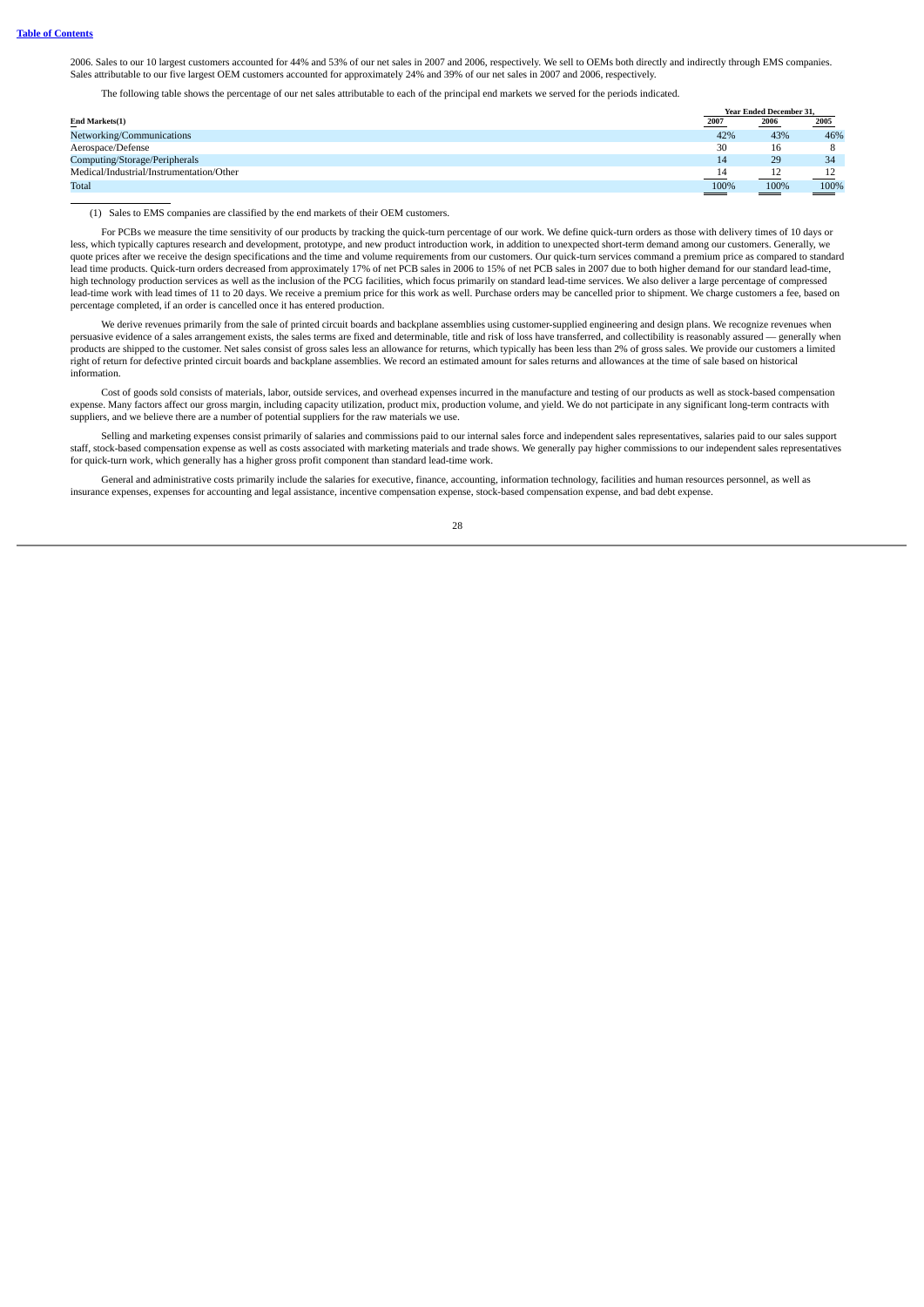2006. Sales to our 10 largest customers accounted for 44% and 53% of our net sales in 2007 and 2006, respectively. We sell to OEMs both directly and indirectly through EMS companies. Sales attributable to our five largest OEM customers accounted for approximately 24% and 39% of our net sales in 2007 and 2006, respectively.

The following table shows the percentage of our net sales attributable to each of the principal end markets we served for the periods indicated.

| End Markets(1) | Year Ended December 31, 2007 | 2006 | 2005 |
|---|---|---|---|
| Networking/Communications | 42% | 43% | 46% |
| Aerospace/Defense | 30 | 16 | 8 |
| Computing/Storage/Peripherals | 14 | 29 | 34 |
| Medical/Industrial/Instrumentation/Other | 14 | 12 | 12 |
| Total | 100% | 100% | 100% |

(1) Sales to EMS companies are classified by the end markets of their OEM customers.

For PCBs we measure the time sensitivity of our products by tracking the quick-turn percentage of our work. We define quick-turn orders as those with delivery times of 10 days or less, which typically captures research and development, prototype, and new product introduction work, in addition to unexpected short-term demand among our customers. Generally, we quote prices after we receive the design specifications and the time and volume requirements from our customers. Our quick-turn services command a premium price as compared to standard lead time products. Quick-turn orders decreased from approximately 17% of net PCB sales in 2006 to 15% of net PCB sales in 2007 due to both higher demand for our standard lead-time, high technology production services as well as the inclusion of the PCG facilities, which focus primarily on standard lead-time services. We also deliver a large percentage of compressed lead-time work with lead times of 11 to 20 days. We receive a premium price for this work as well. Purchase orders may be cancelled prior to shipment. We charge customers a fee, based on percentage completed, if an order is cancelled once it has entered production.

We derive revenues primarily from the sale of printed circuit boards and backplane assemblies using customer-supplied engineering and design plans. We recognize revenues when persuasive evidence of a sales arrangement exists, the sales terms are fixed and determinable, title and risk of loss have transferred, and collectibility is reasonably assured — generally when products are shipped to the customer. Net sales consist of gross sales less an allowance for returns, which typically has been less than 2% of gross sales. We provide our customers a limited right of return for defective printed circuit boards and backplane assemblies. We record an estimated amount for sales returns and allowances at the time of sale based on historical information.

Cost of goods sold consists of materials, labor, outside services, and overhead expenses incurred in the manufacture and testing of our products as well as stock-based compensation expense. Many factors affect our gross margin, including capacity utilization, product mix, production volume, and yield. We do not participate in any significant long-term contracts with suppliers, and we believe there are a number of potential suppliers for the raw materials we use.

Selling and marketing expenses consist primarily of salaries and commissions paid to our internal sales force and independent sales representatives, salaries paid to our sales support staff, stock-based compensation expense as well as costs associated with marketing materials and trade shows. We generally pay higher commissions to our independent sales representatives for quick-turn work, which generally has a higher gross profit component than standard lead-time work.

General and administrative costs primarily include the salaries for executive, finance, accounting, information technology, facilities and human resources personnel, as well as insurance expenses, expenses for accounting and legal assistance, incentive compensation expense, stock-based compensation expense, and bad debt expense.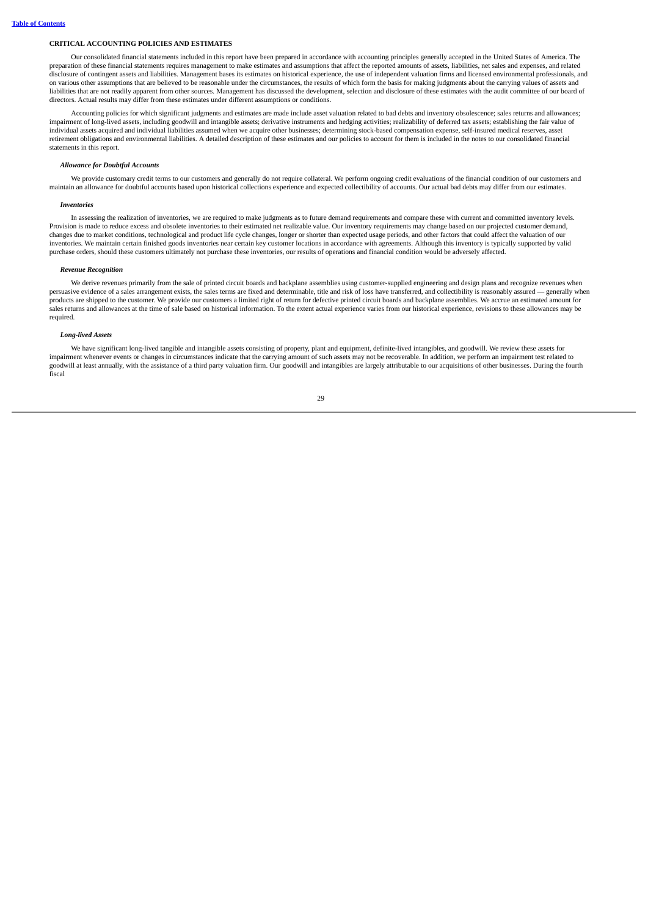## CRITICAL ACCOUNTING POLICIES AND ESTIMATES

Our consolidated financial statements included in this report have been prepared in accordance with accounting principles generally accepted in the United States of America. The preparation of these financial statements requires management to make estimates and assumptions that affect the reported amounts of assets, liabilities, net sales and expenses, and related disclosure of contingent assets and liabilities. Management bases its estimates on historical experience, the use of independent valuation firms and licensed environmental professionals, and on various other assumptions that are believed to be reasonable under the circumstances, the results of which form the basis for making judgments about the carrying values of assets and liabilities that are not readily apparent from other sources. Management has discussed the development, selection and disclosure of these estimates with the audit committee of our board of directors. Actual results may differ from these estimates under different assumptions or conditions.

Accounting policies for which significant judgments and estimates are made include asset valuation related to bad debts and inventory obsolescence; sales returns and allowances; impairment of long-lived assets, including goodwill and intangible assets; derivative instruments and hedging activities; realizability of deferred tax assets; establishing the fair value of individual assets acquired and individual liabilities assumed when we acquire other businesses; determining stock-based compensation expense, self-insured medical reserves, asset retirement obligations and environmental liabilities. A detailed description of these estimates and our policies to account for them is included in the notes to our consolidated financial statements in this report.

### *Allowance for Doubtful Accounts*

We provide customary credit terms to our customers and generally do not require collateral. We perform ongoing credit evaluations of the financial condition of our customers and maintain an allowance for doubtful accounts based upon historical collections experience and expected collectibility of accounts. Our actual bad debts may differ from our estimates.

### *Inventories*

In assessing the realization of inventories, we are required to make judgments as to future demand requirements and compare these with current and committed inventory levels. Provision is made to reduce excess and obsolete inventories to their estimated net realizable value. Our inventory requirements may change based on our projected customer demand, changes due to market conditions, technological and product life cycle changes, longer or shorter than expected usage periods, and other factors that could affect the valuation of our inventories. We maintain certain finished goods inventories near certain key customer locations in accordance with agreements. Although this inventory is typically supported by valid purchase orders, should these customers ultimately not purchase these inventories, our results of operations and financial condition would be adversely affected.

### *Revenue Recognition*

We derive revenues primarily from the sale of printed circuit boards and backplane assemblies using customer-supplied engineering and design plans and recognize revenues when persuasive evidence of a sales arrangement exists, the sales terms are fixed and determinable, title and risk of loss have transferred, and collectibility is reasonably assured — generally when products are shipped to the customer. We provide our customers a limited right of return for defective printed circuit boards and backplane assemblies. We accrue an estimated amount for sales returns and allowances at the time of sale based on historical information. To the extent actual experience varies from our historical experience, revisions to these allowances may be required.

### *Long-lived Assets*

We have significant long-lived tangible and intangible assets consisting of property, plant and equipment, definite-lived intangibles, and goodwill. We review these assets for impairment whenever events or changes in circumstances indicate that the carrying amount of such assets may not be recoverable. In addition, we perform an impairment test related to goodwill at least annually, with the assistance of a third party valuation firm. Our goodwill and intangibles are largely attributable to our acquisitions of other businesses. During the fourth fiscal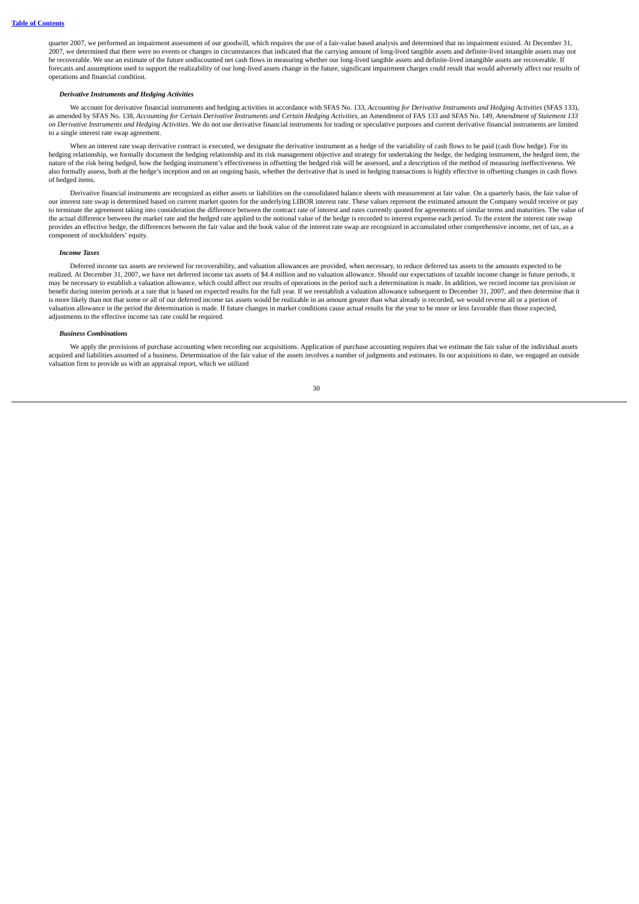quarter 2007, we performed an impairment assessment of our goodwill, which requires the use of a fair-value based analysis and determined that no impairment existed. At December 31, 2007, we determined that there were no events or changes in circumstances that indicated that the carrying amount of long-lived tangible assets and definite-lived intangible assets may not be recoverable. We use an estimate of the future undiscounted net cash flows in measuring whether our long-lived tangible assets and definite-lived intangible assets are recoverable. If forecasts and assumptions used to support the realizability of our long-lived assets change in the future, significant impairment charges could result that would adversely affect our results of operations and financial condition.

***Derivative Instruments and Hedging Activities***

We account for derivative financial instruments and hedging activities in accordance with SFAS No. 133, *Accounting for Derivative Instruments and Hedging Activities* (SFAS 133), as amended by SFAS No. 138, *Accounting for Certain Derivative Instruments and Certain Hedging Activities*, an Amendment of FAS 133 and SFAS No. 149, *Amendment of Statement 133 on Derivative Instruments and Hedging Activities*. We do not use derivative financial instruments for trading or speculative purposes and current derivative financial instruments are limited to a single interest rate swap agreement.

When an interest rate swap derivative contract is executed, we designate the derivative instrument as a hedge of the variability of cash flows to be paid (cash flow hedge). For its hedging relationship, we formally document the hedging relationship and its risk management objective and strategy for undertaking the hedge, the hedging instrument, the hedged item, the nature of the risk being hedged, how the hedging instrument's effectiveness in offsetting the hedged risk will be assessed, and a description of the method of measuring ineffectiveness. We also formally assess, both at the hedge's inception and on an ongoing basis, whether the derivative that is used in hedging transactions is highly effective in offsetting changes in cash flows of hedged items.

Derivative financial instruments are recognized as either assets or liabilities on the consolidated balance sheets with measurement at fair value. On a quarterly basis, the fair value of our interest rate swap is determined based on current market quotes for the underlying LIBOR interest rate. These values represent the estimated amount the Company would receive or pay to terminate the agreement taking into consideration the difference between the contract rate of interest and rates currently quoted for agreements of similar terms and maturities. The value of the actual difference between the market rate and the hedged rate applied to the notional value of the hedge is recorded to interest expense each period. To the extent the interest rate swap provides an effective hedge, the differences between the fair value and the book value of the interest rate swap are recognized in accumulated other comprehensive income, net of tax, as a component of stockholders' equity.

***Income Taxes***

Deferred income tax assets are reviewed for recoverability, and valuation allowances are provided, when necessary, to reduce deferred tax assets to the amounts expected to be realized. At December 31, 2007, we have net deferred income tax assets of $4.4 million and no valuation allowance. Should our expectations of taxable income change in future periods, it may be necessary to establish a valuation allowance, which could affect our results of operations in the period such a determination is made. In addition, we record income tax provision or benefit during interim periods at a rate that is based on expected results for the full year. If we reestablish a valuation allowance subsequent to December 31, 2007, and then determine that it is more likely than not that some or all of our deferred income tax assets would be realizable in an amount greater than what already is recorded, we would reverse all or a portion of valuation allowance in the period the determination is made. If future changes in market conditions cause actual results for the year to be more or less favorable than those expected, adjustments to the effective income tax rate could be required.

***Business Combinations***

We apply the provisions of purchase accounting when recording our acquisitions. Application of purchase accounting requires that we estimate the fair value of the individual assets acquired and liabilities assumed of a business. Determination of the fair value of the assets involves a number of judgments and estimates. In our acquisitions to date, we engaged an outside valuation firm to provide us with an appraisal report, which we utilized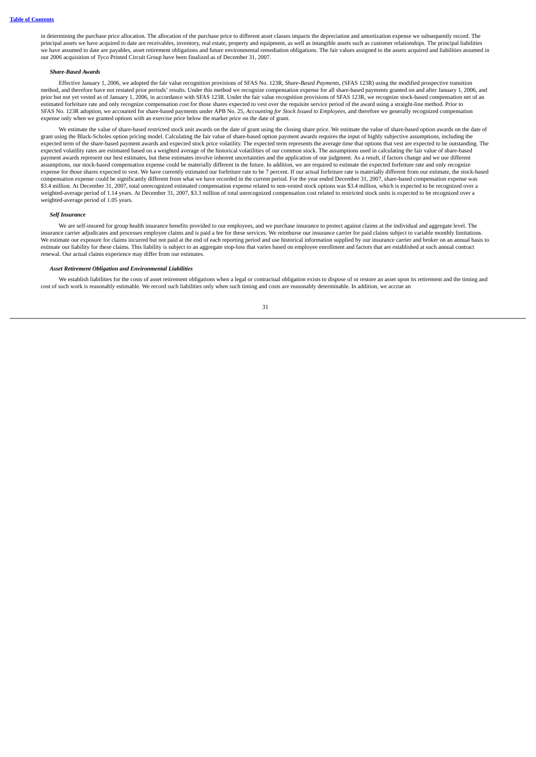in determining the purchase price allocation. The allocation of the purchase price to different asset classes impacts the depreciation and amortization expense we subsequently record. The principal assets we have acquired to date are receivables, inventory, real estate, property and equipment, as well as intangible assets such as customer relationships. The principal liabilities we have assumed to date are payables, asset retirement obligations and future environmental remediation obligations. The fair values assigned to the assets acquired and liabilities assumed in our 2006 acquisition of Tyco Printed Circuit Group have been finalized as of December 31, 2007.

***Share-Based Awards***

Effective January 1, 2006, we adopted the fair value recognition provisions of SFAS No. 123R, *Share-Based Payments*, (SFAS 123R) using the modified prospective transition method, and therefore have not restated prior periods' results. Under this method we recognize compensation expense for all share-based payments granted on and after January 1, 2006, and prior but not yet vested as of January 1, 2006, in accordance with SFAS 123R. Under the fair value recognition provisions of SFAS 123R, we recognize stock-based compensation net of an estimated forfeiture rate and only recognize compensation cost for those shares expected to vest over the requisite service period of the award using a straight-line method. Prior to SFAS No. 123R adoption, we accounted for share-based payments under APB No. 25, *Accounting for Stock Issued to Employees*, and therefore we generally recognized compensation expense only when we granted options with an exercise price below the market price on the date of grant.

We estimate the value of share-based restricted stock unit awards on the date of grant using the closing share price. We estimate the value of share-based option awards on the date of grant using the Black-Scholes option pricing model. Calculating the fair value of share-based option payment awards requires the input of highly subjective assumptions, including the expected term of the share-based payment awards and expected stock price volatility. The expected term represents the average time that options that vest are expected to be outstanding. The expected volatility rates are estimated based on a weighted average of the historical volatilities of our common stock. The assumptions used in calculating the fair value of share-based payment awards represent our best estimates, but these estimates involve inherent uncertainties and the application of our judgment. As a result, if factors change and we use different assumptions, our stock-based compensation expense could be materially different in the future. In addition, we are required to estimate the expected forfeiture rate and only recognize expense for those shares expected to vest. We have currently estimated our forfeiture rate to be 7 percent. If our actual forfeiture rate is materially different from our estimate, the stock-based compensation expense could be significantly different from what we have recorded in the current period. For the year ended December 31, 2007, share-based compensation expense was $3.4 million. At December 31, 2007, total unrecognized estimated compensation expense related to non-vested stock options was $3.4 million, which is expected to be recognized over a weighted-average period of 1.14 years. At December 31, 2007, $3.3 million of total unrecognized compensation cost related to restricted stock units is expected to be recognized over a weighted-average period of 1.05 years.

***Self Insurance***

We are self-insured for group health insurance benefits provided to our employees, and we purchase insurance to protect against claims at the individual and aggregate level. The insurance carrier adjudicates and processes employee claims and is paid a fee for these services. We reimburse our insurance carrier for paid claims subject to variable monthly limitations. We estimate our exposure for claims incurred but not paid at the end of each reporting period and use historical information supplied by our insurance carrier and broker on an annual basis to estimate our liability for these claims. This liability is subject to an aggregate stop-loss that varies based on employee enrollment and factors that are established at each annual contract renewal. Our actual claims experience may differ from our estimates.

***Asset Retirement Obligation and Environmental Liabilities***

We establish liabilities for the costs of asset retirement obligations when a legal or contractual obligation exists to dispose of or restore an asset upon its retirement and the timing and cost of such work is reasonably estimable. We record such liabilities only when such timing and costs are reasonably determinable. In addition, we accrue an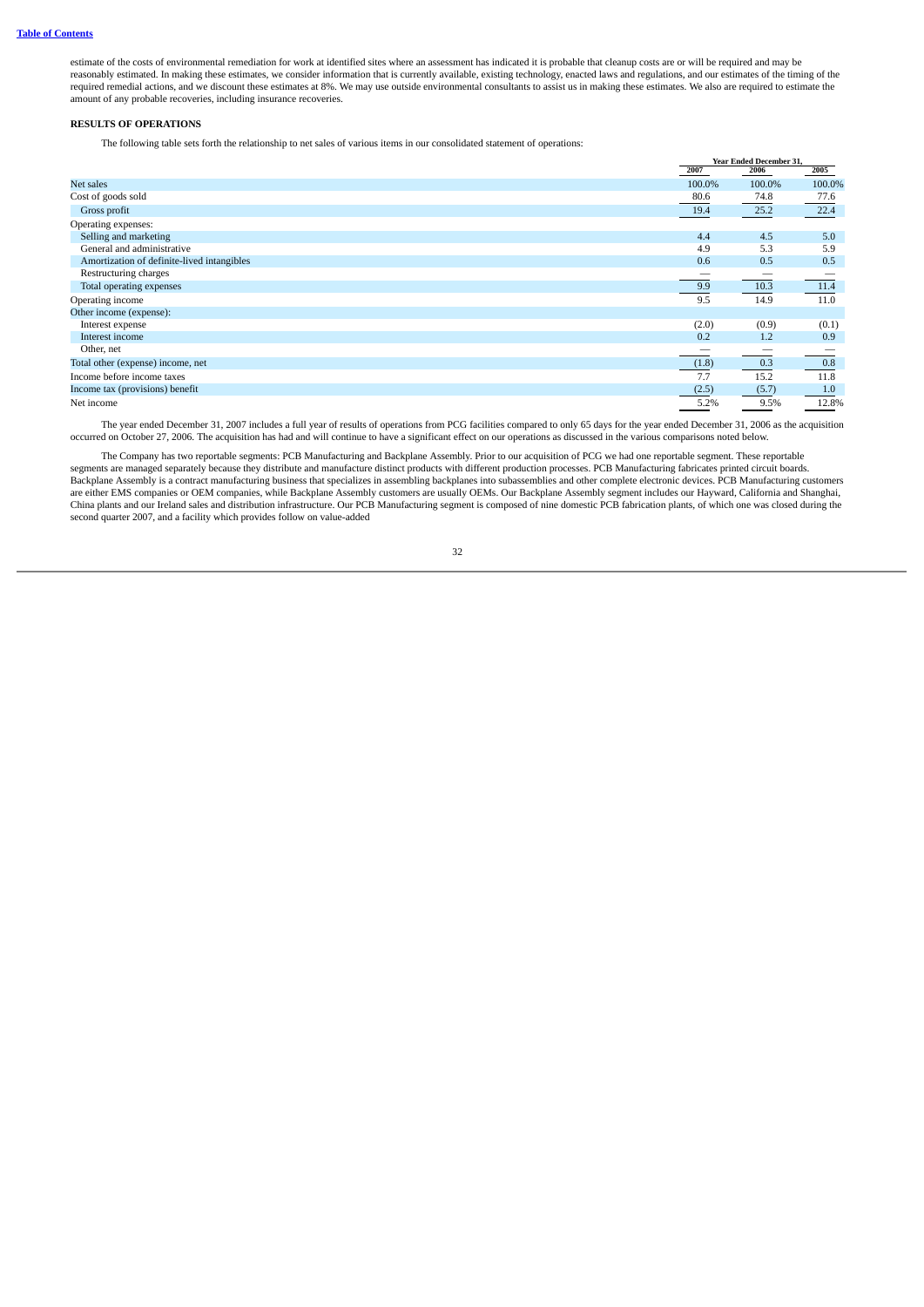estimate of the costs of environmental remediation for work at identified sites where an assessment has indicated it is probable that cleanup costs are or will be required and may be reasonably estimated. In making these estimates, we consider information that is currently available, existing technology, enacted laws and regulations, and our estimates of the timing of the required remedial actions, and we discount these estimates at 8%. We may use outside environmental consultants to assist us in making these estimates. We also are required to estimate the amount of any probable recoveries, including insurance recoveries.

**RESULTS OF OPERATIONS**

The following table sets forth the relationship to net sales of various items in our consolidated statement of operations:

| | Year Ended December 31, | | |
|---|---|---|---|
| | 2007 | 2006 | 2005 |
| Net sales | 100.0% | 100.0% | 100.0% |
| Cost of goods sold | 80.6 | 74.8 | 77.6 |
| Gross profit | 19.4 | 25.2 | 22.4 |
| Operating expenses: | | | |
| Selling and marketing | 4.4 | 4.5 | 5.0 |
| General and administrative | 4.9 | 5.3 | 5.9 |
| Amortization of definite-lived intangibles | 0.6 | 0.5 | 0.5 |
| Restructuring charges | — | — | — |
| Total operating expenses | 9.9 | 10.3 | 11.4 |
| Operating income | 9.5 | 14.9 | 11.0 |
| Other income (expense): | | | |
| Interest expense | (2.0) | (0.9) | (0.1) |
| Interest income | 0.2 | 1.2 | 0.9 |
| Other, net | — | — | — |
| Total other (expense) income, net | (1.8) | 0.3 | 0.8 |
| Income before income taxes | 7.7 | 15.2 | 11.8 |
| Income tax (provisions) benefit | (2.5) | (5.7) | 1.0 |
| Net income | 5.2% | 9.5% | 12.8% |

The year ended December 31, 2007 includes a full year of results of operations from PCG facilities compared to only 65 days for the year ended December 31, 2006 as the acquisition occurred on October 27, 2006. The acquisition has had and will continue to have a significant effect on our operations as discussed in the various comparisons noted below.

The Company has two reportable segments: PCB Manufacturing and Backplane Assembly. Prior to our acquisition of PCG we had one reportable segment. These reportable segments are managed separately because they distribute and manufacture distinct products with different production processes. PCB Manufacturing fabricates printed circuit boards. Backplane Assembly is a contract manufacturing business that specializes in assembling backplanes into subassemblies and other complete electronic devices. PCB Manufacturing customers are either EMS companies or OEM companies, while Backplane Assembly customers are usually OEMs. Our Backplane Assembly segment includes our Hayward, California and Shanghai, China plants and our Ireland sales and distribution infrastructure. Our PCB Manufacturing segment is composed of nine domestic PCB fabrication plants, of which one was closed during the second quarter 2007, and a facility which provides follow on value-added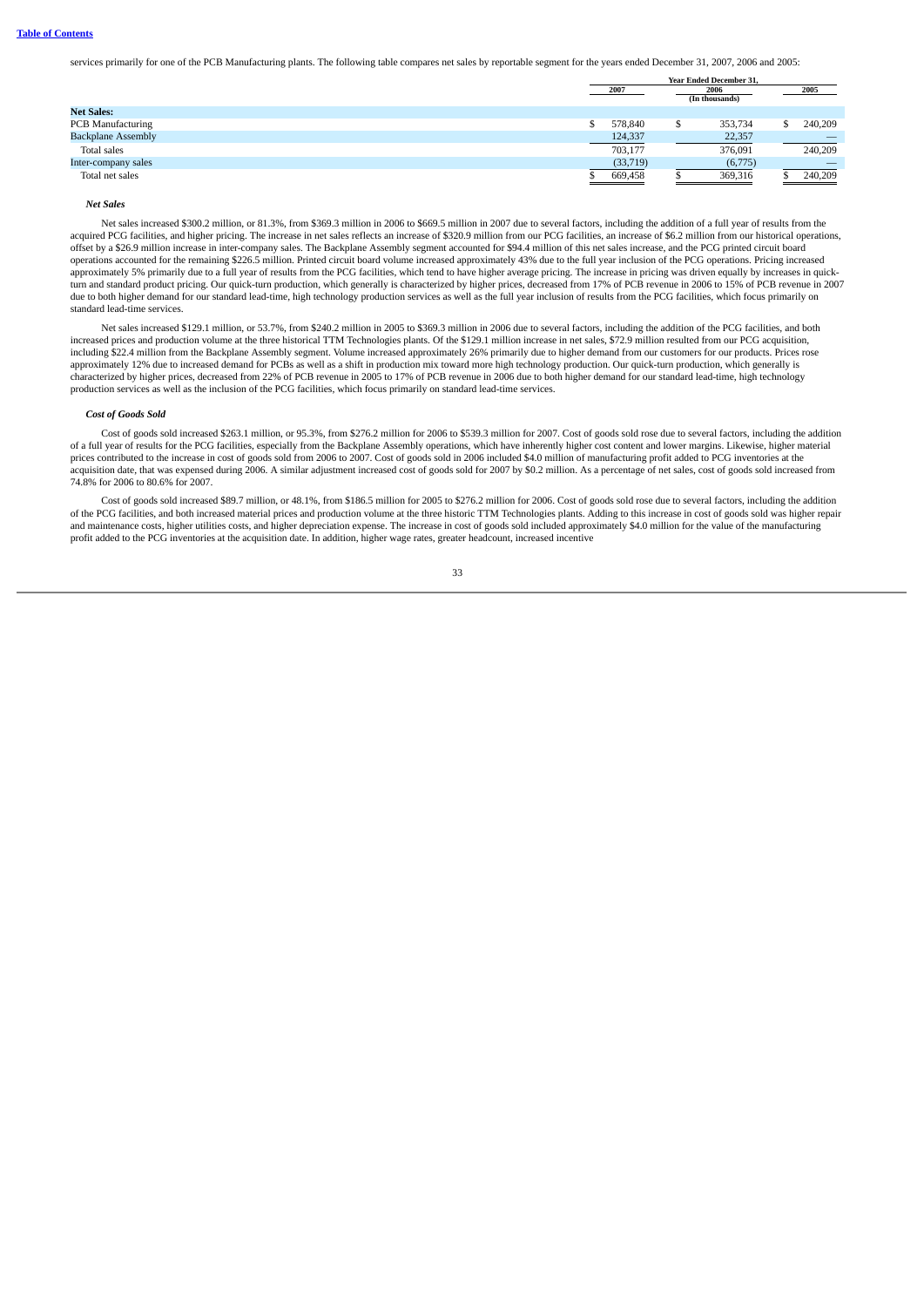services primarily for one of the PCB Manufacturing plants. The following table compares net sales by reportable segment for the years ended December 31, 2007, 2006 and 2005:

| | Year Ended December 31, | | |
|---|---|---|---|
| | 2007 | 2006 | 2005 |
| | | (In thousands) | |
| **Net Sales:** | | | |
| PCB Manufacturing | $ 578,840 | $ 353,734 | $ 240,209 |
| Backplane Assembly | 124,337 | 22,357 | — |
| Total sales | 703,177 | 376,091 | 240,209 |
| Inter-company sales | (33,719) | (6,775) | — |
| Total net sales | $ 669,458 | $ 369,316 | $ 240,209 |

***Net Sales***

Net sales increased $300.2 million, or 81.3%, from $369.3 million in 2006 to $669.5 million in 2007 due to several factors, including the addition of a full year of results from the acquired PCG facilities, and higher pricing. The increase in net sales reflects an increase of $320.9 million from our PCG facilities, an increase of $6.2 million from our historical operations, offset by a $26.9 million increase in inter-company sales. The Backplane Assembly segment accounted for $94.4 million of this net sales increase, and the PCG printed circuit board operations accounted for the remaining $226.5 million. Printed circuit board volume increased approximately 43% due to the full year inclusion of the PCG operations. Pricing increased approximately 5% primarily due to a full year of results from the PCG facilities, which tend to have higher average pricing. The increase in pricing was driven equally by increases in quick-turn and standard product pricing. Our quick-turn production, which generally is characterized by higher prices, decreased from 17% of PCB revenue in 2006 to 15% of PCB revenue in 2007 due to both higher demand for our standard lead-time, high technology production services as well as the full year inclusion of results from the PCG facilities, which focus primarily on standard lead-time services.

Net sales increased $129.1 million, or 53.7%, from $240.2 million in 2005 to $369.3 million in 2006 due to several factors, including the addition of the PCG facilities, and both increased prices and production volume at the three historical TTM Technologies plants. Of the $129.1 million increase in net sales, $72.9 million resulted from our PCG acquisition, including $22.4 million from the Backplane Assembly segment. Volume increased approximately 26% primarily due to higher demand from our customers for our products. Prices rose approximately 12% due to increased demand for PCBs as well as a shift in production mix toward more high technology production. Our quick-turn production, which generally is characterized by higher prices, decreased from 22% of PCB revenue in 2005 to 17% of PCB revenue in 2006 due to both higher demand for our standard lead-time, high technology production services as well as the inclusion of the PCG facilities, which focus primarily on standard lead-time services.

***Cost of Goods Sold***

Cost of goods sold increased $263.1 million, or 95.3%, from $276.2 million for 2006 to $539.3 million for 2007. Cost of goods sold rose due to several factors, including the addition of a full year of results for the PCG facilities, especially from the Backplane Assembly operations, which have inherently higher cost content and lower margins. Likewise, higher material prices contributed to the increase in cost of goods sold from 2006 to 2007. Cost of goods sold in 2006 included $4.0 million of manufacturing profit added to PCG inventories at the acquisition date, that was expensed during 2006. A similar adjustment increased cost of goods sold for 2007 by $0.2 million. As a percentage of net sales, cost of goods sold increased from 74.8% for 2006 to 80.6% for 2007.

Cost of goods sold increased $89.7 million, or 48.1%, from $186.5 million for 2005 to $276.2 million for 2006. Cost of goods sold rose due to several factors, including the addition of the PCG facilities, and both increased material prices and production volume at the three historic TTM Technologies plants. Adding to this increase in cost of goods sold was higher repair and maintenance costs, higher utilities costs, and higher depreciation expense. The increase in cost of goods sold included approximately $4.0 million for the value of the manufacturing profit added to the PCG inventories at the acquisition date. In addition, higher wage rates, greater headcount, increased incentive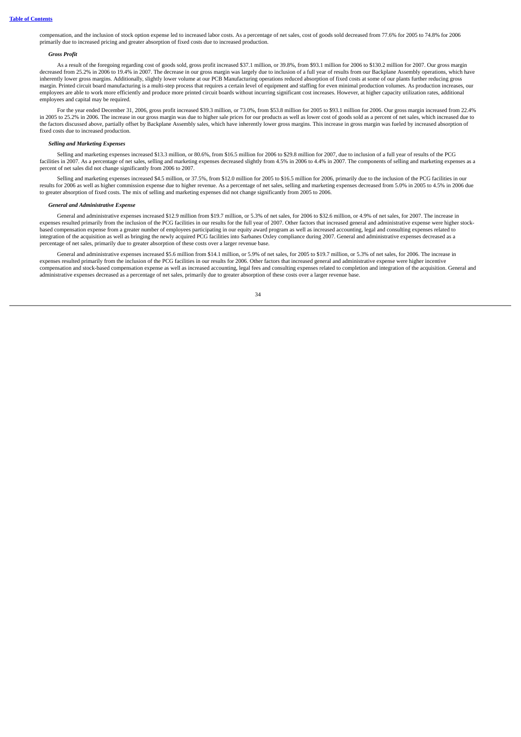compensation, and the inclusion of stock option expense led to increased labor costs. As a percentage of net sales, cost of goods sold decreased from 77.6% for 2005 to 74.8% for 2006 primarily due to increased pricing and greater absorption of fixed costs due to increased production.

***Gross Profit***

As a result of the foregoing regarding cost of goods sold, gross profit increased $37.1 million, or 39.8%, from $93.1 million for 2006 to $130.2 million for 2007. Our gross margin decreased from 25.2% in 2006 to 19.4% in 2007. The decrease in our gross margin was largely due to inclusion of a full year of results from our Backplane Assembly operations, which have inherently lower gross margins. Additionally, slightly lower volume at our PCB Manufacturing operations reduced absorption of fixed costs at some of our plants further reducing gross margin. Printed circuit board manufacturing is a multi-step process that requires a certain level of equipment and staffing for even minimal production volumes. As production increases, our employees are able to work more efficiently and produce more printed circuit boards without incurring significant cost increases. However, at higher capacity utilization rates, additional employees and capital may be required.

For the year ended December 31, 2006, gross profit increased $39.3 million, or 73.0%, from $53.8 million for 2005 to $93.1 million for 2006. Our gross margin increased from 22.4% in 2005 to 25.2% in 2006. The increase in our gross margin was due to higher sale prices for our products as well as lower cost of goods sold as a percent of net sales, which increased due to the factors discussed above, partially offset by Backplane Assembly sales, which have inherently lower gross margins. This increase in gross margin was fueled by increased absorption of fixed costs due to increased production.

***Selling and Marketing Expenses***

Selling and marketing expenses increased $13.3 million, or 80.6%, from $16.5 million for 2006 to $29.8 million for 2007, due to inclusion of a full year of results of the PCG facilities in 2007. As a percentage of net sales, selling and marketing expenses decreased slightly from 4.5% in 2006 to 4.4% in 2007. The components of selling and marketing expenses as a percent of net sales did not change significantly from 2006 to 2007.

Selling and marketing expenses increased $4.5 million, or 37.5%, from $12.0 million for 2005 to $16.5 million for 2006, primarily due to the inclusion of the PCG facilities in our results for 2006 as well as higher commission expense due to higher revenue. As a percentage of net sales, selling and marketing expenses decreased from 5.0% in 2005 to 4.5% in 2006 due to greater absorption of fixed costs. The mix of selling and marketing expenses did not change significantly from 2005 to 2006.

***General and Administrative Expense***

General and administrative expenses increased $12.9 million from $19.7 million, or 5.3% of net sales, for 2006 to $32.6 million, or 4.9% of net sales, for 2007. The increase in expenses resulted primarily from the inclusion of the PCG facilities in our results for the full year of 2007. Other factors that increased general and administrative expense were higher stock-based compensation expense from a greater number of employees participating in our equity award program as well as increased accounting, legal and consulting expenses related to integration of the acquisition as well as bringing the newly acquired PCG facilities into Sarbanes Oxley compliance during 2007. General and administrative expenses decreased as a percentage of net sales, primarily due to greater absorption of these costs over a larger revenue base.

General and administrative expenses increased $5.6 million from $14.1 million, or 5.9% of net sales, for 2005 to $19.7 million, or 5.3% of net sales, for 2006. The increase in expenses resulted primarily from the inclusion of the PCG facilities in our results for 2006. Other factors that increased general and administrative expense were higher incentive compensation and stock-based compensation expense as well as increased accounting, legal fees and consulting expenses related to completion and integration of the acquisition. General and administrative expenses decreased as a percentage of net sales, primarily due to greater absorption of these costs over a larger revenue base.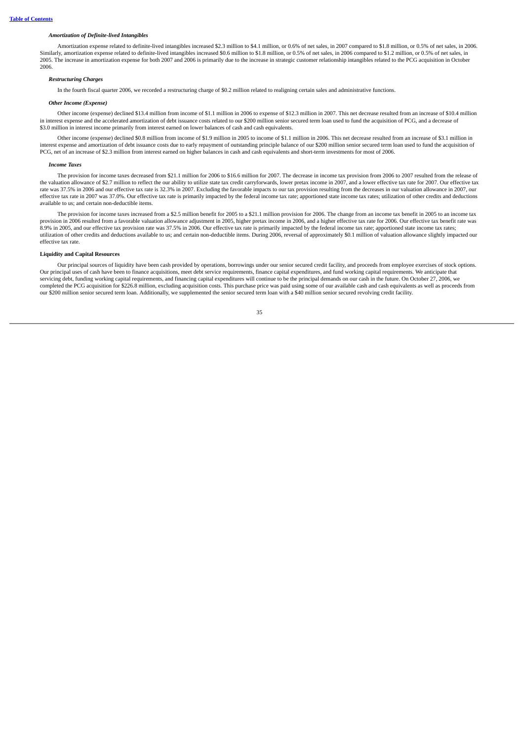### *Amortization of Definite-lived Intangibles*

Amortization expense related to definite-lived intangibles increased $2.3 million to $4.1 million, or 0.6% of net sales, in 2007 compared to $1.8 million, or 0.5% of net sales, in 2006. Similarly, amortization expense related to definite-lived intangibles increased $0.6 million to $1.8 million, or 0.5% of net sales, in 2006 compared to $1.2 million, or 0.5% of net sales, in 2005. The increase in amortization expense for both 2007 and 2006 is primarily due to the increase in strategic customer relationship intangibles related to the PCG acquisition in October 2006.

### *Restructuring Charges*

In the fourth fiscal quarter 2006, we recorded a restructuring charge of $0.2 million related to realigning certain sales and administrative functions.

### *Other Income (Expense)*

Other income (expense) declined $13.4 million from income of $1.1 million in 2006 to expense of $12.3 million in 2007. This net decrease resulted from an increase of $10.4 million in interest expense and the accelerated amortization of debt issuance costs related to our $200 million senior secured term loan used to fund the acquisition of PCG, and a decrease of $3.0 million in interest income primarily from interest earned on lower balances of cash and cash equivalents.

Other income (expense) declined $0.8 million from income of $1.9 million in 2005 to income of $1.1 million in 2006. This net decrease resulted from an increase of $3.1 million in interest expense and amortization of debt issuance costs due to early repayment of outstanding principle balance of our $200 million senior secured term loan used to fund the acquisition of PCG, net of an increase of $2.3 million from interest earned on higher balances in cash and cash equivalents and short-term investments for most of 2006.

### *Income Taxes*

The provision for income taxes decreased from $21.1 million for 2006 to $16.6 million for 2007. The decrease in income tax provision from 2006 to 2007 resulted from the release of the valuation allowance of $2.7 million to reflect the our ability to utilize state tax credit carryforwards, lower pretax income in 2007, and a lower effective tax rate for 2007. Our effective tax rate was 37.5% in 2006 and our effective tax rate is 32.3% in 2007. Excluding the favorable impacts to our tax provision resulting from the decreases in our valuation allowance in 2007, our effective tax rate in 2007 was 37.0%. Our effective tax rate is primarily impacted by the federal income tax rate; apportioned state income tax rates; utilization of other credits and deductions available to us; and certain non-deductible items.

The provision for income taxes increased from a $2.5 million benefit for 2005 to a $21.1 million provision for 2006. The change from an income tax benefit in 2005 to an income tax provision in 2006 resulted from a favorable valuation allowance adjustment in 2005, higher pretax income in 2006, and a higher effective tax rate for 2006. Our effective tax benefit rate was 8.9% in 2005, and our effective tax provision rate was 37.5% in 2006. Our effective tax rate is primarily impacted by the federal income tax rate; apportioned state income tax rates; utilization of other credits and deductions available to us; and certain non-deductible items. During 2006, reversal of approximately $0.1 million of valuation allowance slightly impacted our effective tax rate.

### Liquidity and Capital Resources

Our principal sources of liquidity have been cash provided by operations, borrowings under our senior secured credit facility, and proceeds from employee exercises of stock options. Our principal uses of cash have been to finance acquisitions, meet debt service requirements, finance capital expenditures, and fund working capital requirements. We anticipate that servicing debt, funding working capital requirements, and financing capital expenditures will continue to be the principal demands on our cash in the future. On October 27, 2006, we completed the PCG acquisition for $226.8 million, excluding acquisition costs. This purchase price was paid using some of our available cash and cash equivalents as well as proceeds from our $200 million senior secured term loan. Additionally, we supplemented the senior secured term loan with a $40 million senior secured revolving credit facility.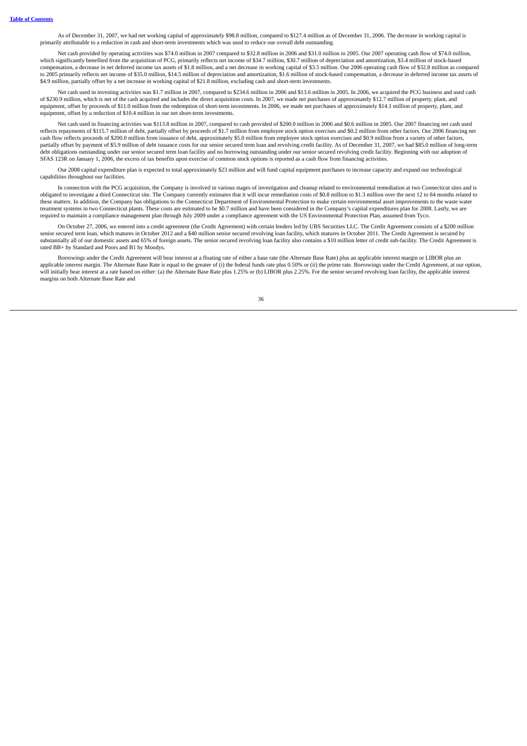[Table of Contents](#)

As of December 31, 2007, we had net working capital of approximately $98.8 million, compared to $127.4 million as of December 31, 2006. The decrease in working capital is primarily attributable to a reduction in cash and short-term investments which was used to reduce our overall debt outstanding.

Net cash provided by operating activities was $74.0 million in 2007 compared to $32.8 million in 2006 and $31.0 million in 2005. Our 2007 operating cash flow of $74.0 million, which significantly benefited from the acquisition of PCG, primarily reflects net income of $34.7 million, $30.7 million of depreciation and amortization, $3.4 million of stock-based compensation, a decrease in net deferred income tax assets of $1.8 million, and a net decrease in working capital of $3.5 million. Our 2006 operating cash flow of $32.8 million as compared to 2005 primarily reflects net income of $35.0 million, $14.5 million of depreciation and amortization, $1.6 million of stock-based compensation, a decrease in deferred income tax assets of $4.9 million, partially offset by a net increase in working capital of $21.8 million, excluding cash and short-term investments.

Net cash used in investing activities was $1.7 million in 2007, compared to $234.6 million in 2006 and $13.6 million in 2005. In 2006, we acquired the PCG business and used cash of $230.9 million, which is net of the cash acquired and includes the direct acquisition costs. In 2007, we made net purchases of approximately $12.7 million of property, plant, and equipment, offset by proceeds of $11.0 million from the redemption of short-term investments. In 2006, we made net purchases of approximately $14.1 million of property, plant, and equipment, offset by a reduction of $10.4 million in our net short-term investments.

Net cash used in financing activities was $113.8 million in 2007, compared to cash provided of $200.0 million in 2006 and $0.6 million in 2005. Our 2007 financing net cash used reflects repayments of $115.7 million of debt, partially offset by proceeds of $1.7 million from employee stock option exercises and $0.2 million from other factors. Our 2006 financing net cash flow reflects proceeds of $200.0 million from issuance of debt, approximately $5.0 million from employee stock option exercises and $0.9 million from a variety of other factors, partially offset by payment of $5.9 million of debt issuance costs for our senior secured term loan and revolving credit facility. As of December 31, 2007, we had $85.0 million of long-term debt obligations outstanding under our senior secured term loan facility and no borrowing outstanding under our senior secured revolving credit facility. Beginning with our adoption of SFAS 123R on January 1, 2006, the excess of tax benefits upon exercise of common stock options is reported as a cash flow from financing activities.

Our 2008 capital expenditure plan is expected to total approximately $23 million and will fund capital equipment purchases to increase capacity and expand our technological capabilities throughout our facilities.

In connection with the PCG acquisition, the Company is involved in various stages of investigation and cleanup related to environmental remediation at two Connecticut sites and is obligated to investigate a third Connecticut site. The Company currently estimates that it will incur remediation costs of $0.8 million to $1.3 million over the next 12 to 84 months related to these matters. In addition, the Company has obligations to the Connecticut Department of Environmental Protection to make certain environmental asset improvements to the waste water treatment systems in two Connecticut plants. These costs are estimated to be $0.7 million and have been considered in the Company's capital expenditures plan for 2008. Lastly, we are required to maintain a compliance management plan through July 2009 under a compliance agreement with the US Environmental Protection Plan, assumed from Tyco.

On October 27, 2006, we entered into a credit agreement (the Credit Agreement) with certain lenders led by UBS Securities LLC. The Credit Agreement consists of a $200 million senior secured term loan, which matures in October 2012 and a $40 million senior secured revolving loan facility, which matures in October 2011. The Credit Agreement is secured by substantially all of our domestic assets and 65% of foreign assets. The senior secured revolving loan facility also contains a $10 million letter of credit sub-facility. The Credit Agreement is rated BB+ by Standard and Poors and B1 by Moodys.

Borrowings under the Credit Agreement will bear interest at a floating rate of either a base rate (the Alternate Base Rate) plus an applicable interest margin or LIBOR plus an applicable interest margin. The Alternate Base Rate is equal to the greater of (i) the federal funds rate plus 0.50% or (ii) the prime rate. Borrowings under the Credit Agreement, at our option, will initially bear interest at a rate based on either: (a) the Alternate Base Rate plus 1.25% or (b) LIBOR plus 2.25%. For the senior secured revolving loan facility, the applicable interest margins on both Alternate Base Rate and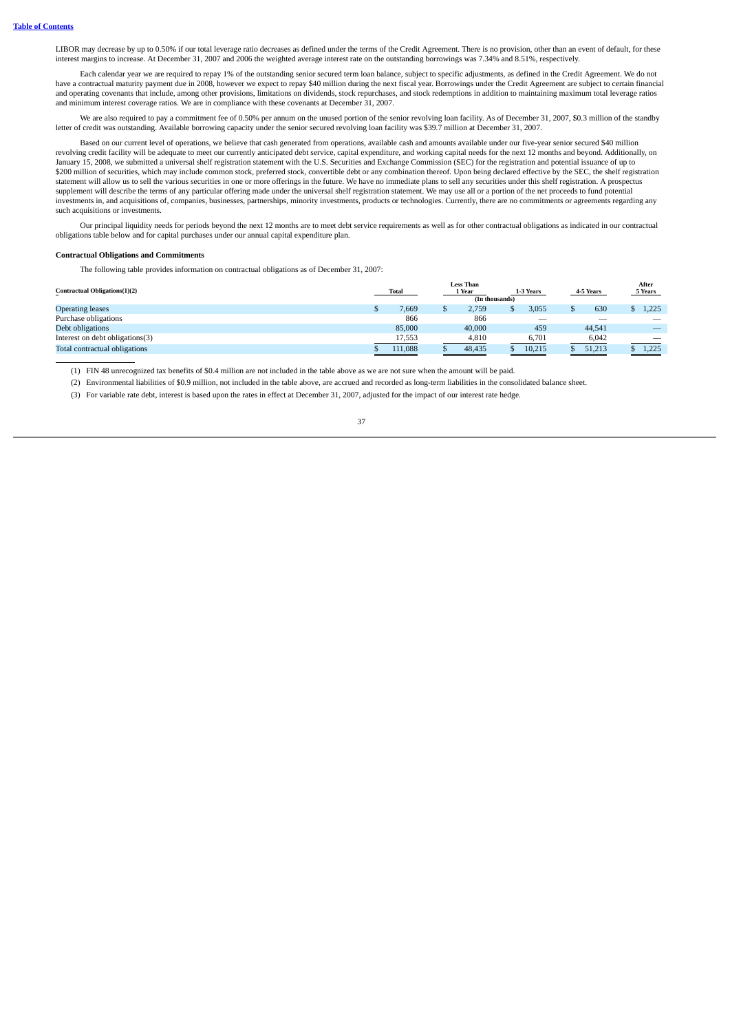LIBOR may decrease by up to 0.50% if our total leverage ratio decreases as defined under the terms of the Credit Agreement. There is no provision, other than an event of default, for these interest margins to increase. At December 31, 2007 and 2006 the weighted average interest rate on the outstanding borrowings was 7.34% and 8.51%, respectively.

Each calendar year we are required to repay 1% of the outstanding senior secured term loan balance, subject to specific adjustments, as defined in the Credit Agreement. We do not have a contractual maturity payment due in 2008, however we expect to repay $40 million during the next fiscal year. Borrowings under the Credit Agreement are subject to certain financial and operating covenants that include, among other provisions, limitations on dividends, stock repurchases, and stock redemptions in addition to maintaining maximum total leverage ratios and minimum interest coverage ratios. We are in compliance with these covenants at December 31, 2007.

We are also required to pay a commitment fee of 0.50% per annum on the unused portion of the senior revolving loan facility. As of December 31, 2007, $0.3 million of the standby letter of credit was outstanding. Available borrowing capacity under the senior secured revolving loan facility was $39.7 million at December 31, 2007.

Based on our current level of operations, we believe that cash generated from operations, available cash and amounts available under our five-year senior secured $40 million revolving credit facility will be adequate to meet our currently anticipated debt service, capital expenditure, and working capital needs for the next 12 months and beyond. Additionally, on January 15, 2008, we submitted a universal shelf registration statement with the U.S. Securities and Exchange Commission (SEC) for the registration and potential issuance of up to $200 million of securities, which may include common stock, preferred stock, convertible debt or any combination thereof. Upon being declared effective by the SEC, the shelf registration statement will allow us to sell the various securities in one or more offerings in the future. We have no immediate plans to sell any securities under this shelf registration. A prospectus supplement will describe the terms of any particular offering made under the universal shelf registration statement. We may use all or a portion of the net proceeds to fund potential investments in, and acquisitions of, companies, businesses, partnerships, minority investments, products or technologies. Currently, there are no commitments or agreements regarding any such acquisitions or investments.

Our principal liquidity needs for periods beyond the next 12 months are to meet debt service requirements as well as for other contractual obligations as indicated in our contractual obligations table below and for capital purchases under our annual capital expenditure plan.

**Contractual Obligations and Commitments**

The following table provides information on contractual obligations as of December 31, 2007:

| Contractual Obligations(1)(2) | Total | Less Than 1 Year | 1-3 Years | 4-5 Years | After 5 Years |
|---|---|---|---|---|---|
| | (In thousands) | | | | |
| Operating leases | $ 7,669 | $ 2,759 | $ 3,055 | $ 630 | $ 1,225 |
| Purchase obligations | 866 | 866 | — | — | — |
| Debt obligations | 85,000 | 40,000 | 459 | 44,541 | — |
| Interest on debt obligations(3) | 17,553 | 4,810 | 6,701 | 6,042 | — |
| Total contractual obligations | $ 111,088 | $ 48,435 | $ 10,215 | $ 51,213 | $ 1,225 |

(1) FIN 48 unrecognized tax benefits of $0.4 million are not included in the table above as we are not sure when the amount will be paid.

(2) Environmental liabilities of $0.9 million, not included in the table above, are accrued and recorded as long-term liabilities in the consolidated balance sheet.

(3) For variable rate debt, interest is based upon the rates in effect at December 31, 2007, adjusted for the impact of our interest rate hedge.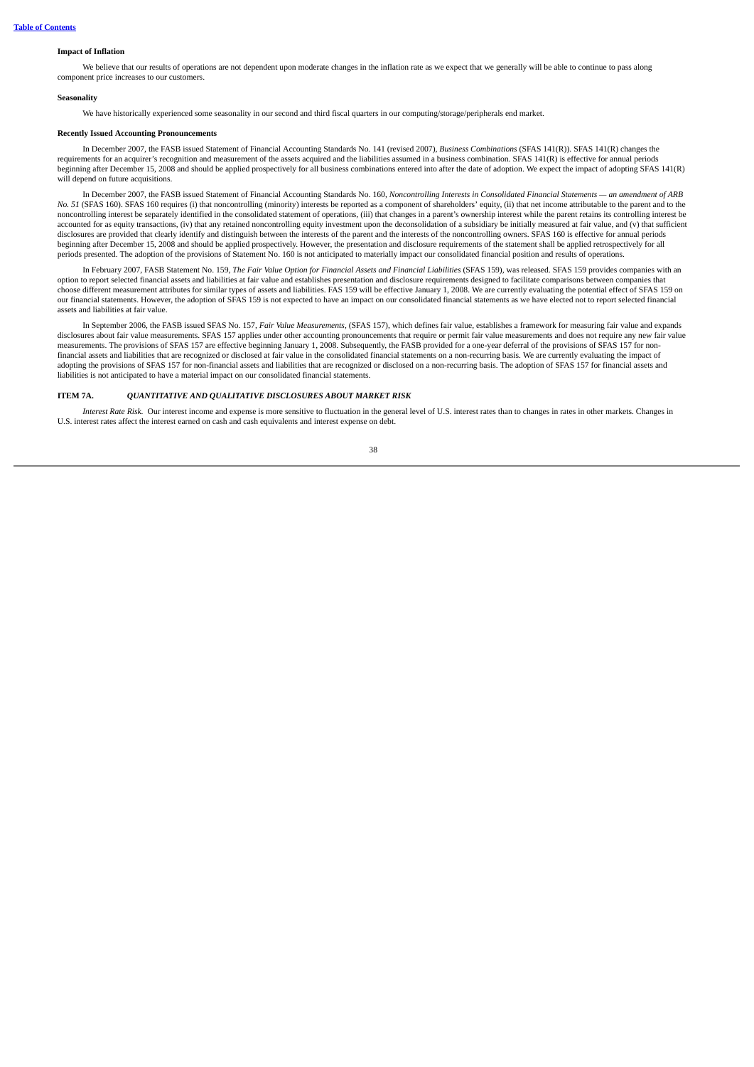**Impact of Inflation**

We believe that our results of operations are not dependent upon moderate changes in the inflation rate as we expect that we generally will be able to continue to pass along component price increases to our customers.

**Seasonality**

We have historically experienced some seasonality in our second and third fiscal quarters in our computing/storage/peripherals end market.

**Recently Issued Accounting Pronouncements**

In December 2007, the FASB issued Statement of Financial Accounting Standards No. 141 (revised 2007), *Business Combinations* (SFAS 141(R)). SFAS 141(R) changes the requirements for an acquirer's recognition and measurement of the assets acquired and the liabilities assumed in a business combination. SFAS 141(R) is effective for annual periods beginning after December 15, 2008 and should be applied prospectively for all business combinations entered into after the date of adoption. We expect the impact of adopting SFAS 141(R) will depend on future acquisitions.

In December 2007, the FASB issued Statement of Financial Accounting Standards No. 160, *Noncontrolling Interests in Consolidated Financial Statements — an amendment of ARB No. 51* (SFAS 160). SFAS 160 requires (i) that noncontrolling (minority) interests be reported as a component of shareholders' equity, (ii) that net income attributable to the parent and to the noncontrolling interest be separately identified in the consolidated statement of operations, (iii) that changes in a parent's ownership interest while the parent retains its controlling interest be accounted for as equity transactions, (iv) that any retained noncontrolling equity investment upon the deconsolidation of a subsidiary be initially measured at fair value, and (v) that sufficient disclosures are provided that clearly identify and distinguish between the interests of the parent and the interests of the noncontrolling owners. SFAS 160 is effective for annual periods beginning after December 15, 2008 and should be applied prospectively. However, the presentation and disclosure requirements of the statement shall be applied retrospectively for all periods presented. The adoption of the provisions of Statement No. 160 is not anticipated to materially impact our consolidated financial position and results of operations.

In February 2007, FASB Statement No. 159, *The Fair Value Option for Financial Assets and Financial Liabilities* (SFAS 159), was released. SFAS 159 provides companies with an option to report selected financial assets and liabilities at fair value and establishes presentation and disclosure requirements designed to facilitate comparisons between companies that choose different measurement attributes for similar types of assets and liabilities. FAS 159 will be effective January 1, 2008. We are currently evaluating the potential effect of SFAS 159 on our financial statements. However, the adoption of SFAS 159 is not expected to have an impact on our consolidated financial statements as we have elected not to report selected financial assets and liabilities at fair value.

In September 2006, the FASB issued SFAS No. 157, *Fair Value Measurements*, (SFAS 157), which defines fair value, establishes a framework for measuring fair value and expands disclosures about fair value measurements. SFAS 157 applies under other accounting pronouncements that require or permit fair value measurements and does not require any new fair value measurements. The provisions of SFAS 157 are effective beginning January 1, 2008. Subsequently, the FASB provided for a one-year deferral of the provisions of SFAS 157 for non-financial assets and liabilities that are recognized or disclosed at fair value in the consolidated financial statements on a non-recurring basis. We are currently evaluating the impact of adopting the provisions of SFAS 157 for non-financial assets and liabilities that are recognized or disclosed on a non-recurring basis. The adoption of SFAS 157 for financial assets and liabilities is not anticipated to have a material impact on our consolidated financial statements.

## ITEM 7A. *QUANTITATIVE AND QUALITATIVE DISCLOSURES ABOUT MARKET RISK*

*Interest Rate Risk.* Our interest income and expense is more sensitive to fluctuation in the general level of U.S. interest rates than to changes in rates in other markets. Changes in U.S. interest rates affect the interest earned on cash and cash equivalents and interest expense on debt.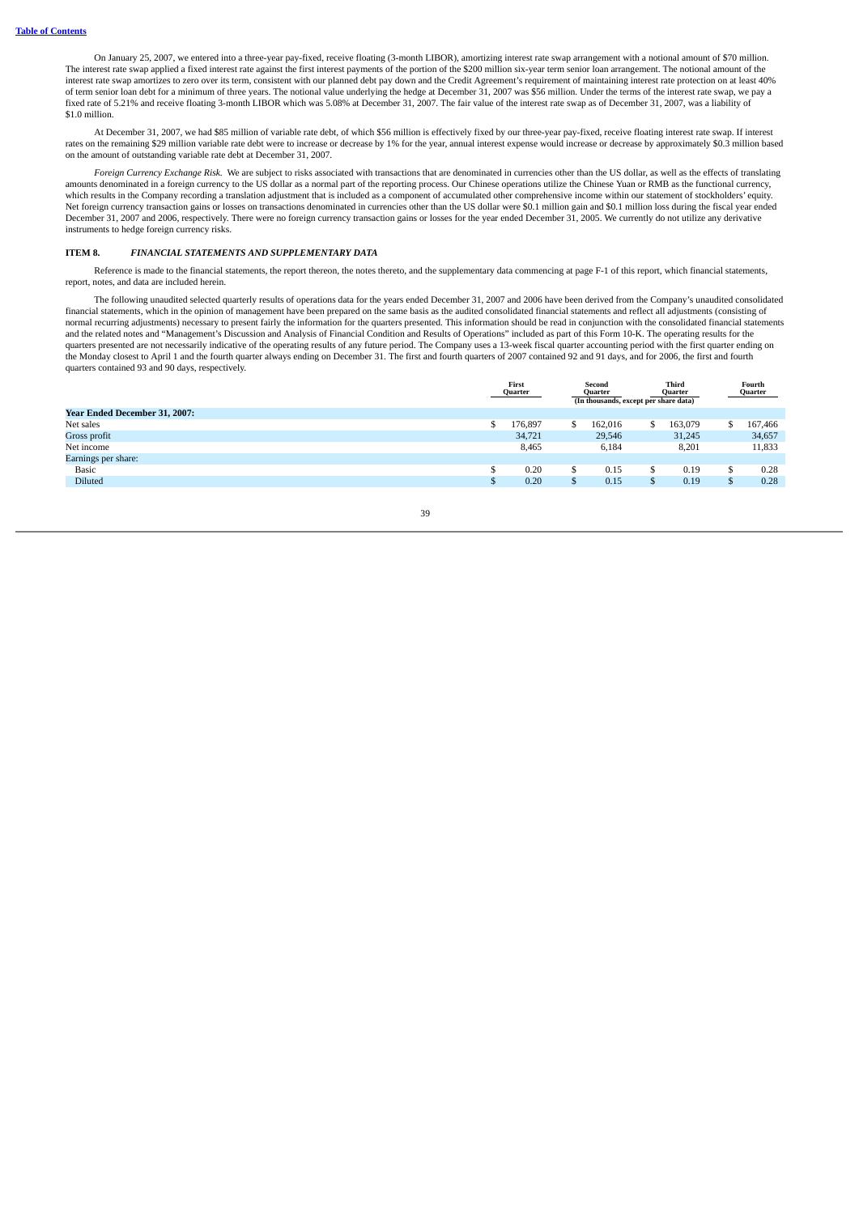On January 25, 2007, we entered into a three-year pay-fixed, receive floating (3-month LIBOR), amortizing interest rate swap arrangement with a notional amount of $70 million. The interest rate swap applied a fixed interest rate against the first interest payments of the portion of the $200 million six-year term senior loan arrangement. The notional amount of the interest rate swap amortizes to zero over its term, consistent with our planned debt pay down and the Credit Agreement's requirement of maintaining interest rate protection on at least 40% of term senior loan debt for a minimum of three years. The notional value underlying the hedge at December 31, 2007 was $56 million. Under the terms of the interest rate swap, we pay a fixed rate of 5.21% and receive floating 3-month LIBOR which was 5.08% at December 31, 2007. The fair value of the interest rate swap as of December 31, 2007, was a liability of $1.0 million.

At December 31, 2007, we had $85 million of variable rate debt, of which $56 million is effectively fixed by our three-year pay-fixed, receive floating interest rate swap. If interest rates on the remaining $29 million variable rate debt were to increase or decrease by 1% for the year, annual interest expense would increase or decrease by approximately $0.3 million based on the amount of outstanding variable rate debt at December 31, 2007.

*Foreign Currency Exchange Risk.* We are subject to risks associated with transactions that are denominated in currencies other than the US dollar, as well as the effects of translating amounts denominated in a foreign currency to the US dollar as a normal part of the reporting process. Our Chinese operations utilize the Chinese Yuan or RMB as the functional currency, which results in the Company recording a translation adjustment that is included as a component of accumulated other comprehensive income within our statement of stockholders' equity. Net foreign currency transaction gains or losses on transactions denominated in currencies other than the US dollar were $0.1 million gain and $0.1 million loss during the fiscal year ended December 31, 2007 and 2006, respectively. There were no foreign currency transaction gains or losses for the year ended December 31, 2005. We currently do not utilize any derivative instruments to hedge foreign currency risks.

## ITEM 8. *FINANCIAL STATEMENTS AND SUPPLEMENTARY DATA*

Reference is made to the financial statements, the report thereon, the notes thereto, and the supplementary data commencing at page F-1 of this report, which financial statements, report, notes, and data are included herein.

The following unaudited selected quarterly results of operations data for the years ended December 31, 2007 and 2006 have been derived from the Company's unaudited consolidated financial statements, which in the opinion of management have been prepared on the same basis as the audited consolidated financial statements and reflect all adjustments (consisting of normal recurring adjustments) necessary to present fairly the information for the quarters presented. This information should be read in conjunction with the consolidated financial statements and the related notes and "Management's Discussion and Analysis of Financial Condition and Results of Operations" included as part of this Form 10-K. The operating results for the quarters presented are not necessarily indicative of the operating results of any future period. The Company uses a 13-week fiscal quarter accounting period with the first quarter ending on the Monday closest to April 1 and the fourth quarter always ending on December 31. The first and fourth quarters of 2007 contained 92 and 91 days, and for 2006, the first and fourth quarters contained 93 and 90 days, respectively.

| | First Quarter | Second Quarter | Third Quarter | Fourth Quarter |
|---|---|---|---|---|
| | (In thousands, except per share data) | | | |
| **Year Ended December 31, 2007:** | | | | |
| Net sales | $ 176,897 | $ 162,016 | $ 163,079 | $ 167,466 |
| Gross profit | 34,721 | 29,546 | 31,245 | 34,657 |
| Net income | 8,465 | 6,184 | 8,201 | 11,833 |
| Earnings per share: | | | | |
| Basic | $ 0.20 | $ 0.15 | $ 0.19 | $ 0.28 |
| Diluted | $ 0.20 | $ 0.15 | $ 0.19 | $ 0.28 |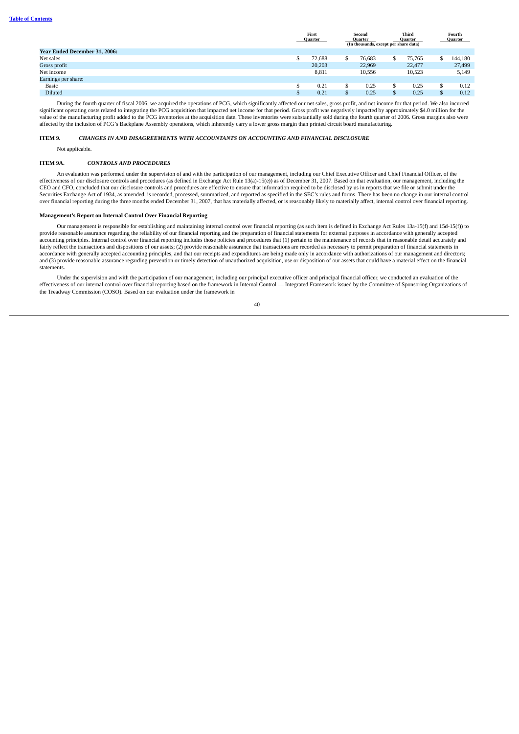|  | First Quarter | Second Quarter | Third Quarter | Fourth Quarter |
|---|---|---|---|---|
|  | (In thousands, except per share data) | | | |
| **Year Ended December 31, 2006:** |  |  |  |  |
| Net sales | $ 72,688 | $ 76,683 | $ 75,765 | $ 144,180 |
| Gross profit | 20,203 | 22,969 | 22,477 | 27,499 |
| Net income | 8,811 | 10,556 | 10,523 | 5,149 |
| Earnings per share: |  |  |  |  |
| Basic | $ 0.21 | $ 0.25 | $ 0.25 | $ 0.12 |
| Diluted | $ 0.21 | $ 0.25 | $ 0.25 | $ 0.12 |

During the fourth quarter of fiscal 2006, we acquired the operations of PCG, which significantly affected our net sales, gross profit, and net income for that period. We also incurred significant operating costs related to integrating the PCG acquisition that impacted net income for that period. Gross profit was negatively impacted by approximately $4.0 million for the value of the manufacturing profit added to the PCG inventories at the acquisition date. These inventories were substantially sold during the fourth quarter of 2006. Gross margins also were affected by the inclusion of PCG's Backplane Assembly operations, which inherently carry a lower gross margin than printed circuit board manufacturing.

## ITEM 9. *CHANGES IN AND DISAGREEMENTS WITH ACCOUNTANTS ON ACCOUNTING AND FINANCIAL DISCLOSURE*

Not applicable.

## ITEM 9A. *CONTROLS AND PROCEDURES*

An evaluation was performed under the supervision of and with the participation of our management, including our Chief Executive Officer and Chief Financial Officer, of the effectiveness of our disclosure controls and procedures (as defined in Exchange Act Rule 13(a)-15(e)) as of December 31, 2007. Based on that evaluation, our management, including the CEO and CFO, concluded that our disclosure controls and procedures are effective to ensure that information required to be disclosed by us in reports that we file or submit under the Securities Exchange Act of 1934, as amended, is recorded, processed, summarized, and reported as specified in the SEC's rules and forms. There has been no change in our internal control over financial reporting during the three months ended December 31, 2007, that has materially affected, or is reasonably likely to materially affect, internal control over financial reporting.

### Management's Report on Internal Control Over Financial Reporting

Our management is responsible for establishing and maintaining internal control over financial reporting (as such item is defined in Exchange Act Rules 13a-15(f) and 15d-15(f)) to provide reasonable assurance regarding the reliability of our financial reporting and the preparation of financial statements for external purposes in accordance with generally accepted accounting principles. Internal control over financial reporting includes those policies and procedures that (1) pertain to the maintenance of records that in reasonable detail accurately and fairly reflect the transactions and dispositions of our assets; (2) provide reasonable assurance that transactions are recorded as necessary to permit preparation of financial statements in accordance with generally accepted accounting principles, and that our receipts and expenditures are being made only in accordance with authorizations of our management and directors; and (3) provide reasonable assurance regarding prevention or timely detection of unauthorized acquisition, use or disposition of our assets that could have a material effect on the financial statements.

Under the supervision and with the participation of our management, including our principal executive officer and principal financial officer, we conducted an evaluation of the effectiveness of our internal control over financial reporting based on the framework in Internal Control — Integrated Framework issued by the Committee of Sponsoring Organizations of the Treadway Commission (COSO). Based on our evaluation under the framework in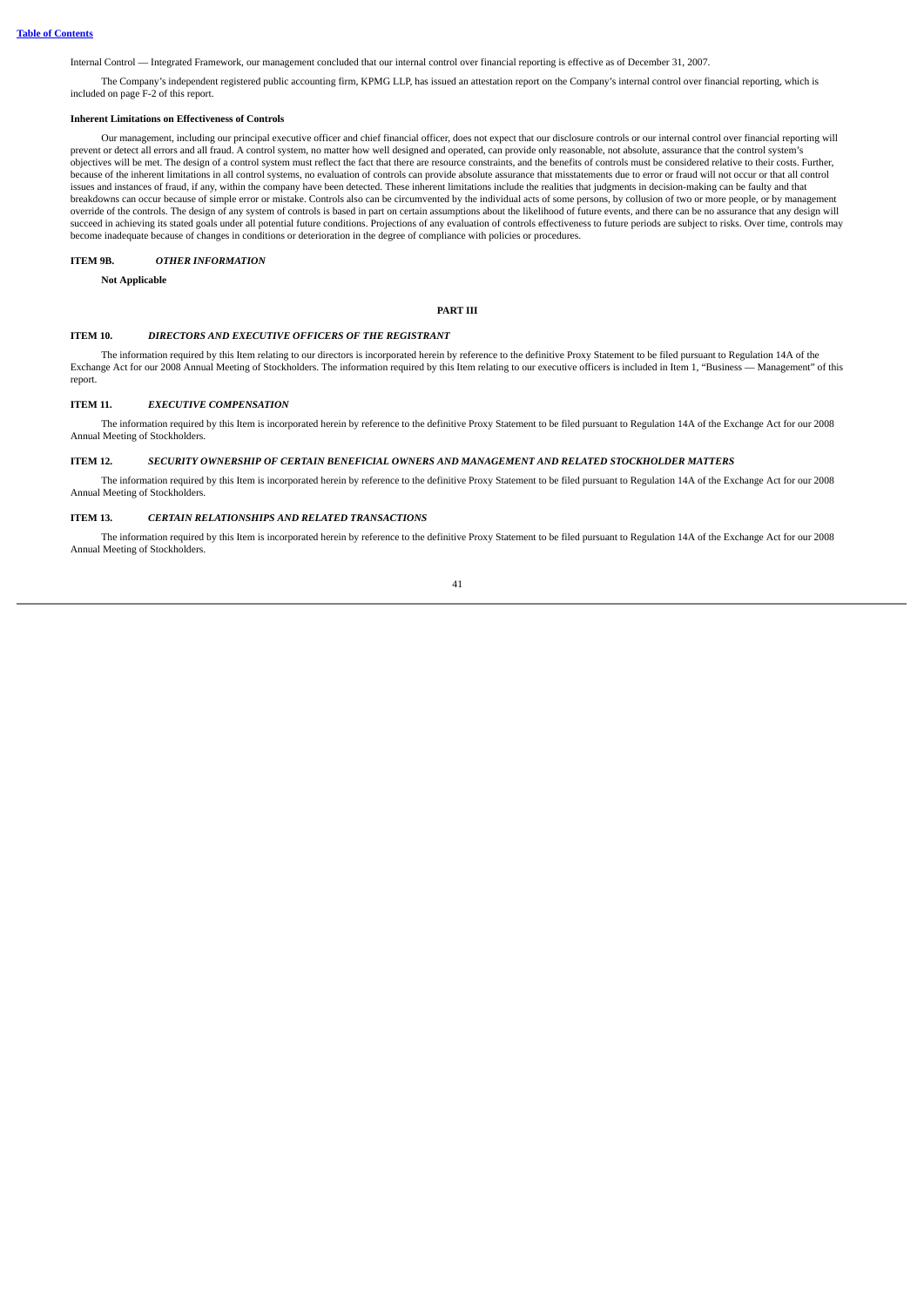Internal Control — Integrated Framework, our management concluded that our internal control over financial reporting is effective as of December 31, 2007.

The Company's independent registered public accounting firm, KPMG LLP, has issued an attestation report on the Company's internal control over financial reporting, which is included on page F-2 of this report.

**Inherent Limitations on Effectiveness of Controls**

Our management, including our principal executive officer and chief financial officer, does not expect that our disclosure controls or our internal control over financial reporting will prevent or detect all errors and all fraud. A control system, no matter how well designed and operated, can provide only reasonable, not absolute, assurance that the control system's objectives will be met. The design of a control system must reflect the fact that there are resource constraints, and the benefits of controls must be considered relative to their costs. Further, because of the inherent limitations in all control systems, no evaluation of controls can provide absolute assurance that misstatements due to error or fraud will not occur or that all control issues and instances of fraud, if any, within the company have been detected. These inherent limitations include the realities that judgments in decision-making can be faulty and that breakdowns can occur because of simple error or mistake. Controls also can be circumvented by the individual acts of some persons, by collusion of two or more people, or by management override of the controls. The design of any system of controls is based in part on certain assumptions about the likelihood of future events, and there can be no assurance that any design will succeed in achieving its stated goals under all potential future conditions. Projections of any evaluation of controls effectiveness to future periods are subject to risks. Over time, controls may become inadequate because of changes in conditions or deterioration in the degree of compliance with policies or procedures.

**ITEM 9B.** ***OTHER INFORMATION***

**Not Applicable**

## PART III

**ITEM 10.** ***DIRECTORS AND EXECUTIVE OFFICERS OF THE REGISTRANT***

The information required by this Item relating to our directors is incorporated herein by reference to the definitive Proxy Statement to be filed pursuant to Regulation 14A of the Exchange Act for our 2008 Annual Meeting of Stockholders. The information required by this Item relating to our executive officers is included in Item 1, "Business — Management" of this report.

**ITEM 11.** ***EXECUTIVE COMPENSATION***

The information required by this Item is incorporated herein by reference to the definitive Proxy Statement to be filed pursuant to Regulation 14A of the Exchange Act for our 2008 Annual Meeting of Stockholders.

**ITEM 12.** ***SECURITY OWNERSHIP OF CERTAIN BENEFICIAL OWNERS AND MANAGEMENT AND RELATED STOCKHOLDER MATTERS***

The information required by this Item is incorporated herein by reference to the definitive Proxy Statement to be filed pursuant to Regulation 14A of the Exchange Act for our 2008 Annual Meeting of Stockholders.

**ITEM 13.** ***CERTAIN RELATIONSHIPS AND RELATED TRANSACTIONS***

The information required by this Item is incorporated herein by reference to the definitive Proxy Statement to be filed pursuant to Regulation 14A of the Exchange Act for our 2008 Annual Meeting of Stockholders.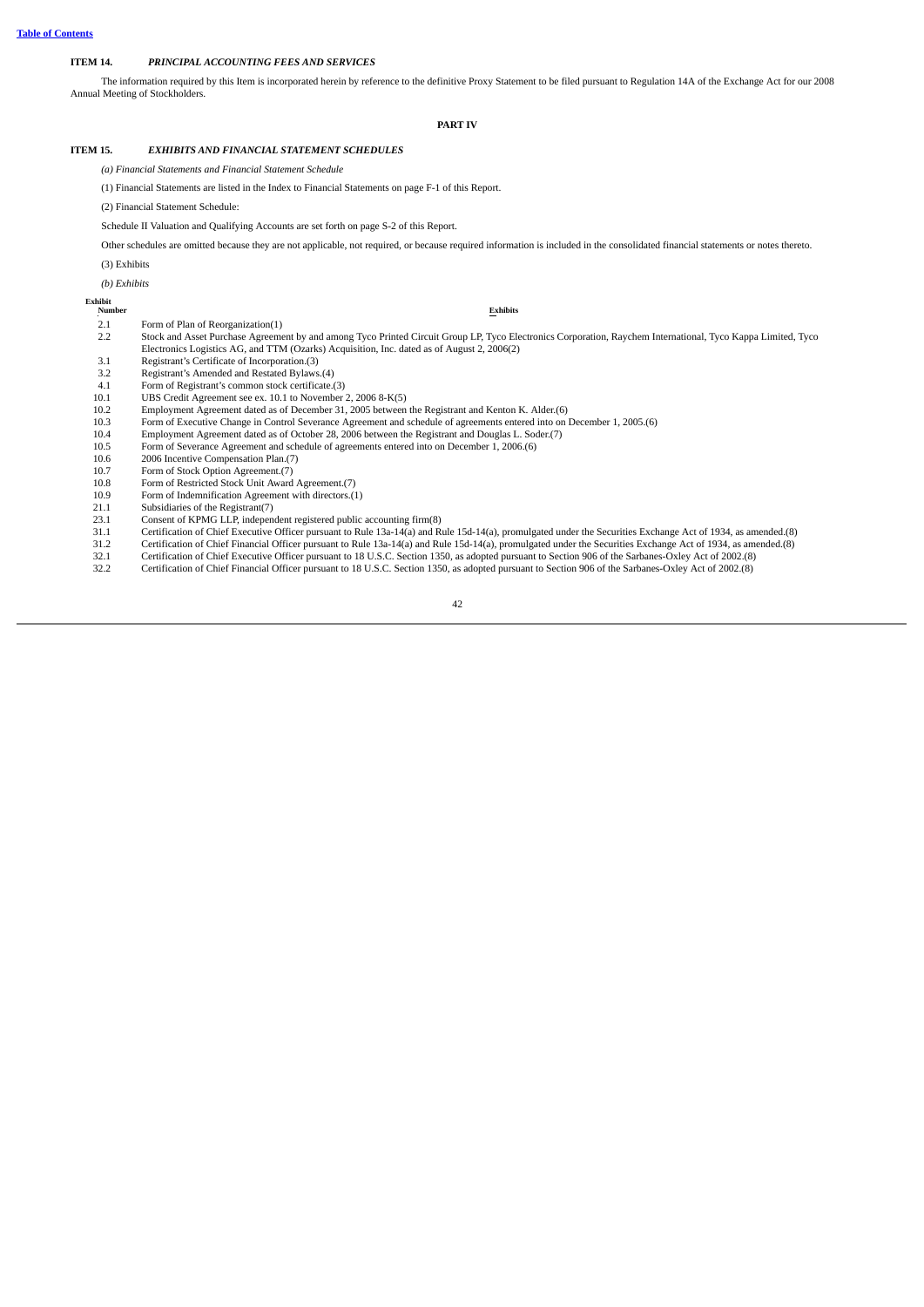**ITEM 14.** ***PRINCIPAL ACCOUNTING FEES AND SERVICES***

The information required by this Item is incorporated herein by reference to the definitive Proxy Statement to be filed pursuant to Regulation 14A of the Exchange Act for our 2008 Annual Meeting of Stockholders.

**PART IV**

**ITEM 15.** ***EXHIBITS AND FINANCIAL STATEMENT SCHEDULES***

*(a) Financial Statements and Financial Statement Schedule*

(1) Financial Statements are listed in the Index to Financial Statements on page F-1 of this Report.

(2) Financial Statement Schedule:

Schedule II Valuation and Qualifying Accounts are set forth on page S-2 of this Report.

Other schedules are omitted because they are not applicable, not required, or because required information is included in the consolidated financial statements or notes thereto.

(3) Exhibits

*(b) Exhibits*

| Exhibit Number | Exhibits |
|---|---|
| 2.1 | Form of Plan of Reorganization(1) |
| 2.2 | Stock and Asset Purchase Agreement by and among Tyco Printed Circuit Group LP, Tyco Electronics Corporation, Raychem International, Tyco Kappa Limited, Tyco Electronics Logistics AG, and TTM (Ozarks) Acquisition, Inc. dated as of August 2, 2006(2) |
| 3.1 | Registrant's Certificate of Incorporation.(3) |
| 3.2 | Registrant's Amended and Restated Bylaws.(4) |
| 4.1 | Form of Registrant's common stock certificate.(3) |
| 10.1 | UBS Credit Agreement see ex. 10.1 to November 2, 2006 8-K(5) |
| 10.2 | Employment Agreement dated as of December 31, 2005 between the Registrant and Kenton K. Alder.(6) |
| 10.3 | Form of Executive Change in Control Severance Agreement and schedule of agreements entered into on December 1, 2005.(6) |
| 10.4 | Employment Agreement dated as of October 28, 2006 between the Registrant and Douglas L. Soder.(7) |
| 10.5 | Form of Severance Agreement and schedule of agreements entered into on December 1, 2006.(6) |
| 10.6 | 2006 Incentive Compensation Plan.(7) |
| 10.7 | Form of Stock Option Agreement.(7) |
| 10.8 | Form of Restricted Stock Unit Award Agreement.(7) |
| 10.9 | Form of Indemnification Agreement with directors.(1) |
| 21.1 | Subsidiaries of the Registrant(7) |
| 23.1 | Consent of KPMG LLP, independent registered public accounting firm(8) |
| 31.1 | Certification of Chief Executive Officer pursuant to Rule 13a-14(a) and Rule 15d-14(a), promulgated under the Securities Exchange Act of 1934, as amended.(8) |
| 31.2 | Certification of Chief Financial Officer pursuant to Rule 13a-14(a) and Rule 15d-14(a), promulgated under the Securities Exchange Act of 1934, as amended.(8) |
| 32.1 | Certification of Chief Executive Officer pursuant to 18 U.S.C. Section 1350, as adopted pursuant to Section 906 of the Sarbanes-Oxley Act of 2002.(8) |
| 32.2 | Certification of Chief Financial Officer pursuant to 18 U.S.C. Section 1350, as adopted pursuant to Section 906 of the Sarbanes-Oxley Act of 2002.(8) |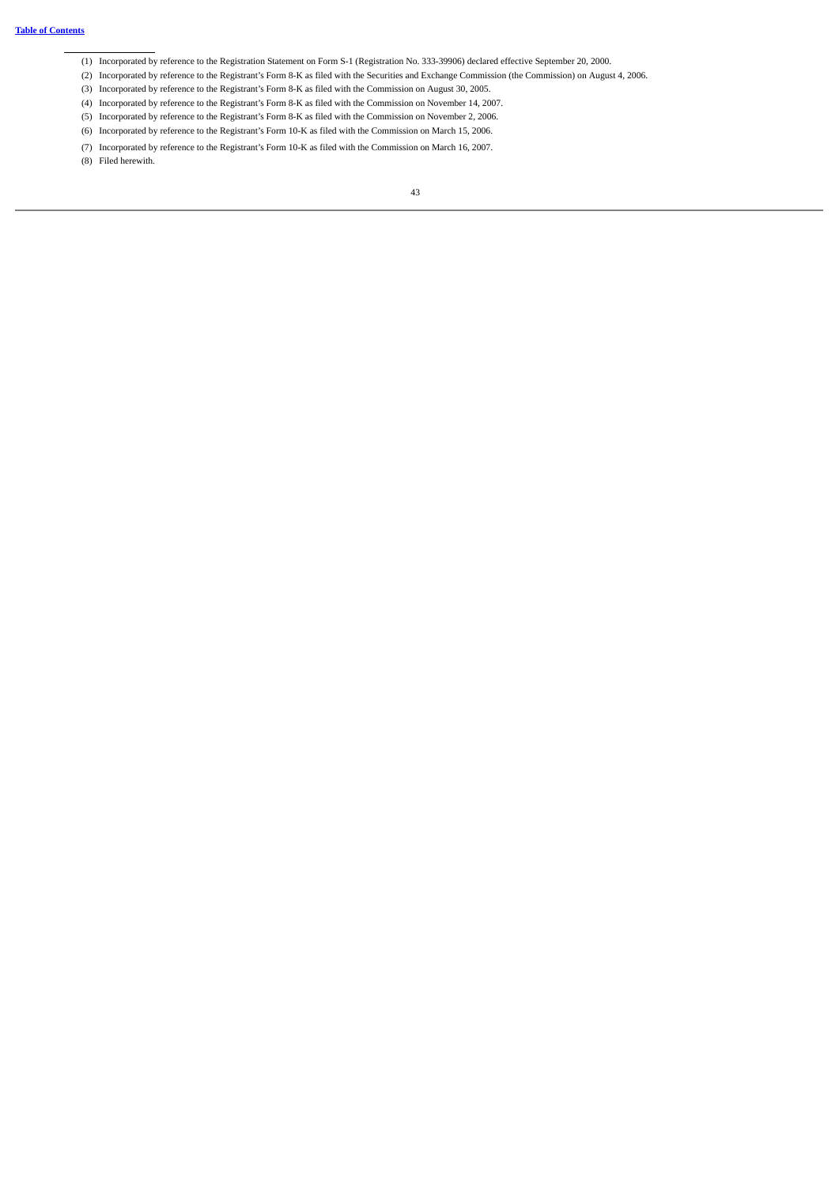(1) Incorporated by reference to the Registration Statement on Form S-1 (Registration No. 333-39906) declared effective September 20, 2000.

(2) Incorporated by reference to the Registrant's Form 8-K as filed with the Securities and Exchange Commission (the Commission) on August 4, 2006.

(3) Incorporated by reference to the Registrant's Form 8-K as filed with the Commission on August 30, 2005.

(4) Incorporated by reference to the Registrant's Form 8-K as filed with the Commission on November 14, 2007.

(5) Incorporated by reference to the Registrant's Form 8-K as filed with the Commission on November 2, 2006.

(6) Incorporated by reference to the Registrant's Form 10-K as filed with the Commission on March 15, 2006.

(7) Incorporated by reference to the Registrant's Form 10-K as filed with the Commission on March 16, 2007.

(8) Filed herewith.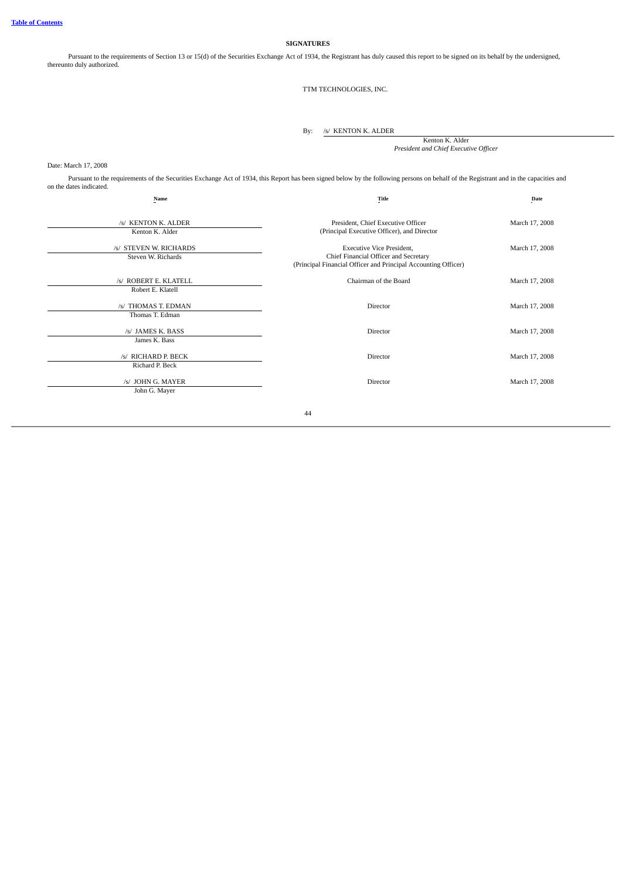**SIGNATURES**

Pursuant to the requirements of Section 13 or 15(d) of the Securities Exchange Act of 1934, the Registrant has duly caused this report to be signed on its behalf by the undersigned, thereunto duly authorized.

TTM TECHNOLOGIES, INC.

By: /s/ KENTON K. ALDER

Kenton K. Alder
*President and Chief Executive Officer*

Date: March 17, 2008

Pursuant to the requirements of the Securities Exchange Act of 1934, this Report has been signed below by the following persons on behalf of the Registrant and in the capacities and on the dates indicated.

| Name | Title | Date |
|---|---|---|
| /s/ KENTON K. ALDER<br>Kenton K. Alder | President, Chief Executive Officer<br>(Principal Executive Officer), and Director | March 17, 2008 |
| /s/ STEVEN W. RICHARDS<br>Steven W. Richards | Executive Vice President,<br>Chief Financial Officer and Secretary<br>(Principal Financial Officer and Principal Accounting Officer) | March 17, 2008 |
| /s/ ROBERT E. KLATELL<br>Robert E. Klatell | Chairman of the Board | March 17, 2008 |
| /s/ THOMAS T. EDMAN<br>Thomas T. Edman | Director | March 17, 2008 |
| /s/ JAMES K. BASS<br>James K. Bass | Director | March 17, 2008 |
| /s/ RICHARD P. BECK<br>Richard P. Beck | Director | March 17, 2008 |
| /s/ JOHN G. MAYER<br>John G. Mayer | Director | March 17, 2008 |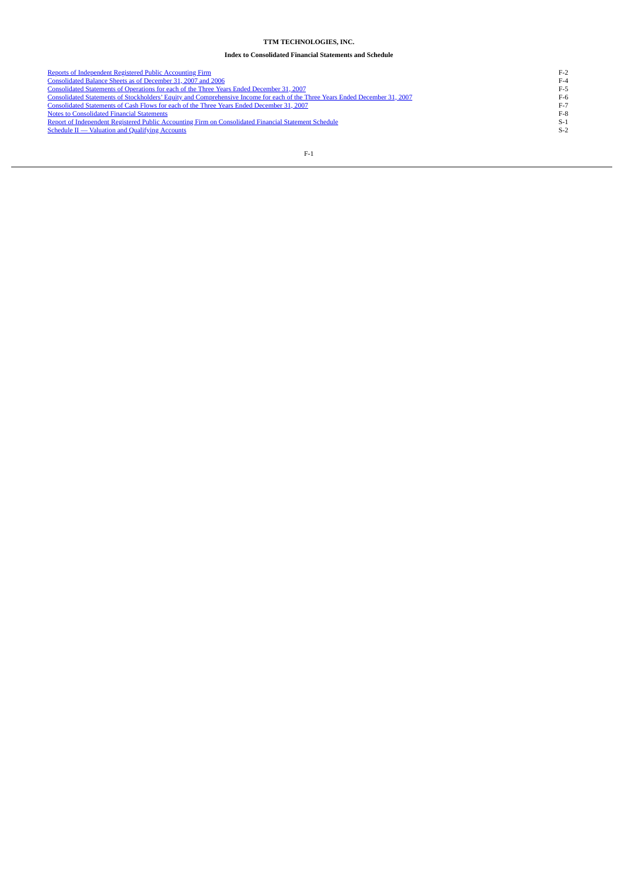**TTM TECHNOLOGIES, INC.**

**Index to Consolidated Financial Statements and Schedule**

| | |
|---|---|
| Reports of Independent Registered Public Accounting Firm | F-2 |
| Consolidated Balance Sheets as of December 31, 2007 and 2006 | F-4 |
| Consolidated Statements of Operations for each of the Three Years Ended December 31, 2007 | F-5 |
| Consolidated Statements of Stockholders' Equity and Comprehensive Income for each of the Three Years Ended December 31, 2007 | F-6 |
| Consolidated Statements of Cash Flows for each of the Three Years Ended December 31, 2007 | F-7 |
| Notes to Consolidated Financial Statements | F-8 |
| Report of Independent Registered Public Accounting Firm on Consolidated Financial Statement Schedule | S-1 |
| Schedule II — Valuation and Qualifying Accounts | S-2 |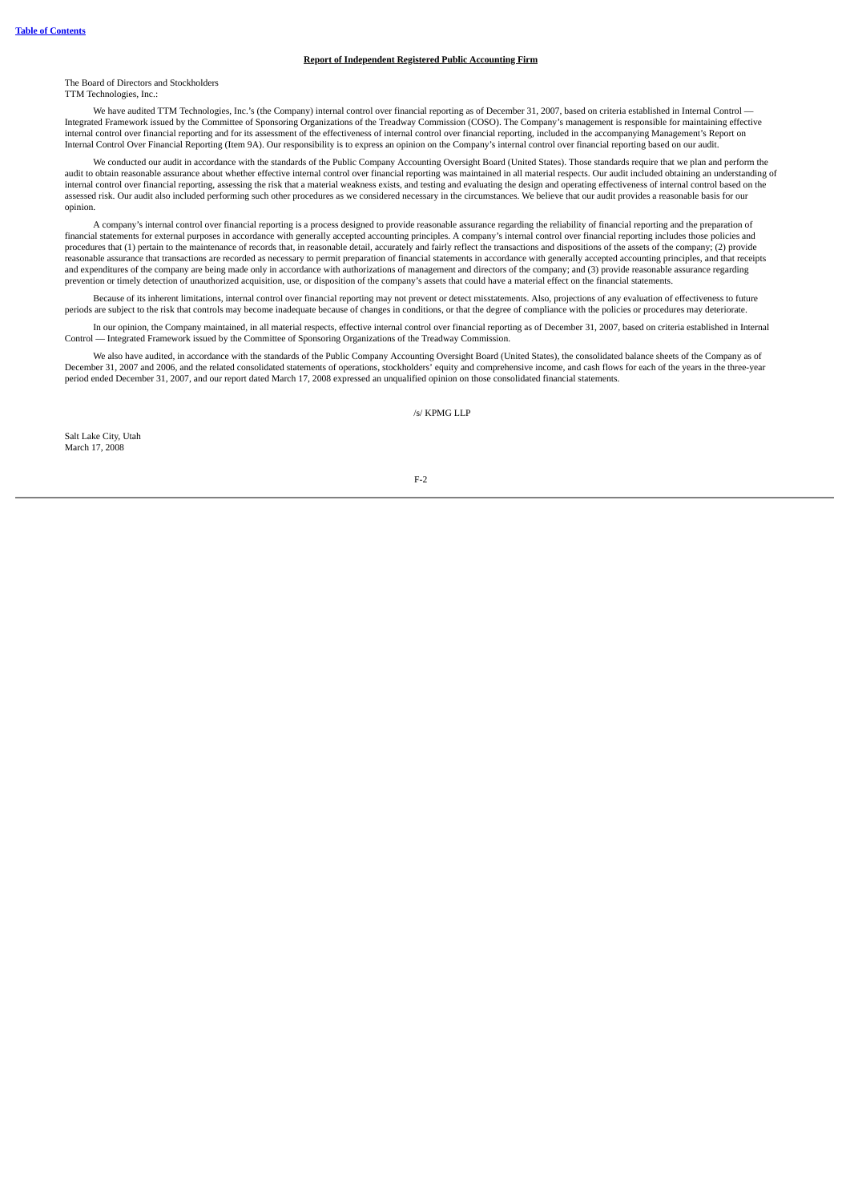## Report of Independent Registered Public Accounting Firm

The Board of Directors and Stockholders
TTM Technologies, Inc.:

We have audited TTM Technologies, Inc.'s (the Company) internal control over financial reporting as of December 31, 2007, based on criteria established in Internal Control — Integrated Framework issued by the Committee of Sponsoring Organizations of the Treadway Commission (COSO). The Company's management is responsible for maintaining effective internal control over financial reporting and for its assessment of the effectiveness of internal control over financial reporting, included in the accompanying Management's Report on Internal Control Over Financial Reporting (Item 9A). Our responsibility is to express an opinion on the Company's internal control over financial reporting based on our audit.

We conducted our audit in accordance with the standards of the Public Company Accounting Oversight Board (United States). Those standards require that we plan and perform the audit to obtain reasonable assurance about whether effective internal control over financial reporting was maintained in all material respects. Our audit included obtaining an understanding of internal control over financial reporting, assessing the risk that a material weakness exists, and testing and evaluating the design and operating effectiveness of internal control based on the assessed risk. Our audit also included performing such other procedures as we considered necessary in the circumstances. We believe that our audit provides a reasonable basis for our opinion.

A company's internal control over financial reporting is a process designed to provide reasonable assurance regarding the reliability of financial reporting and the preparation of financial statements for external purposes in accordance with generally accepted accounting principles. A company's internal control over financial reporting includes those policies and procedures that (1) pertain to the maintenance of records that, in reasonable detail, accurately and fairly reflect the transactions and dispositions of the assets of the company; (2) provide reasonable assurance that transactions are recorded as necessary to permit preparation of financial statements in accordance with generally accepted accounting principles, and that receipts and expenditures of the company are being made only in accordance with authorizations of management and directors of the company; and (3) provide reasonable assurance regarding prevention or timely detection of unauthorized acquisition, use, or disposition of the company's assets that could have a material effect on the financial statements.

Because of its inherent limitations, internal control over financial reporting may not prevent or detect misstatements. Also, projections of any evaluation of effectiveness to future periods are subject to the risk that controls may become inadequate because of changes in conditions, or that the degree of compliance with the policies or procedures may deteriorate.

In our opinion, the Company maintained, in all material respects, effective internal control over financial reporting as of December 31, 2007, based on criteria established in Internal Control — Integrated Framework issued by the Committee of Sponsoring Organizations of the Treadway Commission.

We also have audited, in accordance with the standards of the Public Company Accounting Oversight Board (United States), the consolidated balance sheets of the Company as of December 31, 2007 and 2006, and the related consolidated statements of operations, stockholders' equity and comprehensive income, and cash flows for each of the years in the three-year period ended December 31, 2007, and our report dated March 17, 2008 expressed an unqualified opinion on those consolidated financial statements.

/s/ KPMG LLP

Salt Lake City, Utah
March 17, 2008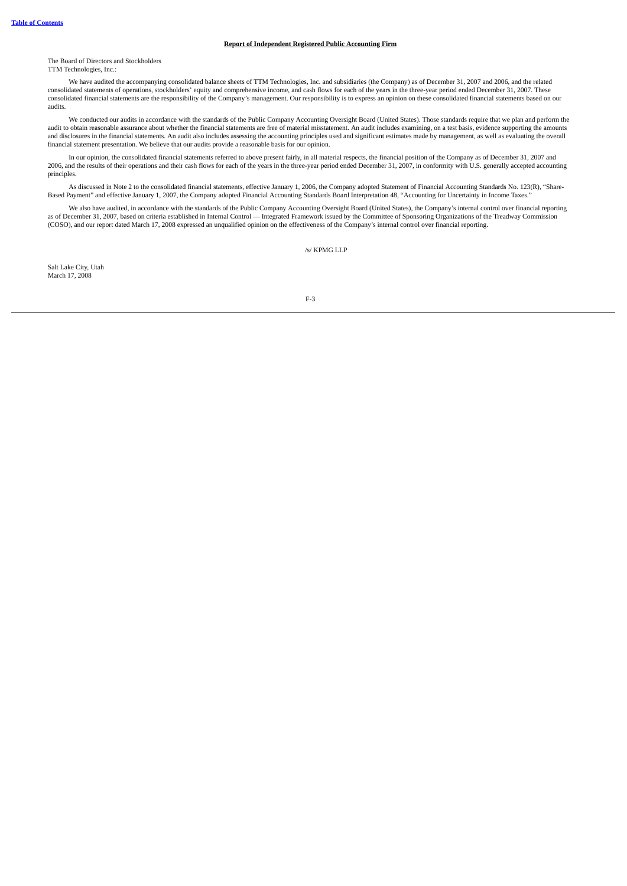**Report of Independent Registered Public Accounting Firm**

The Board of Directors and Stockholders
TTM Technologies, Inc.:

We have audited the accompanying consolidated balance sheets of TTM Technologies, Inc. and subsidiaries (the Company) as of December 31, 2007 and 2006, and the related consolidated statements of operations, stockholders' equity and comprehensive income, and cash flows for each of the years in the three-year period ended December 31, 2007. These consolidated financial statements are the responsibility of the Company's management. Our responsibility is to express an opinion on these consolidated financial statements based on our audits.

We conducted our audits in accordance with the standards of the Public Company Accounting Oversight Board (United States). Those standards require that we plan and perform the audit to obtain reasonable assurance about whether the financial statements are free of material misstatement. An audit includes examining, on a test basis, evidence supporting the amounts and disclosures in the financial statements. An audit also includes assessing the accounting principles used and significant estimates made by management, as well as evaluating the overall financial statement presentation. We believe that our audits provide a reasonable basis for our opinion.

In our opinion, the consolidated financial statements referred to above present fairly, in all material respects, the financial position of the Company as of December 31, 2007 and 2006, and the results of their operations and their cash flows for each of the years in the three-year period ended December 31, 2007, in conformity with U.S. generally accepted accounting principles.

As discussed in Note 2 to the consolidated financial statements, effective January 1, 2006, the Company adopted Statement of Financial Accounting Standards No. 123(R), "Share-Based Payment" and effective January 1, 2007, the Company adopted Financial Accounting Standards Board Interpretation 48, "Accounting for Uncertainty in Income Taxes."

We also have audited, in accordance with the standards of the Public Company Accounting Oversight Board (United States), the Company's internal control over financial reporting as of December 31, 2007, based on criteria established in Internal Control — Integrated Framework issued by the Committee of Sponsoring Organizations of the Treadway Commission (COSO), and our report dated March 17, 2008 expressed an unqualified opinion on the effectiveness of the Company's internal control over financial reporting.

/s/ KPMG LLP

Salt Lake City, Utah
March 17, 2008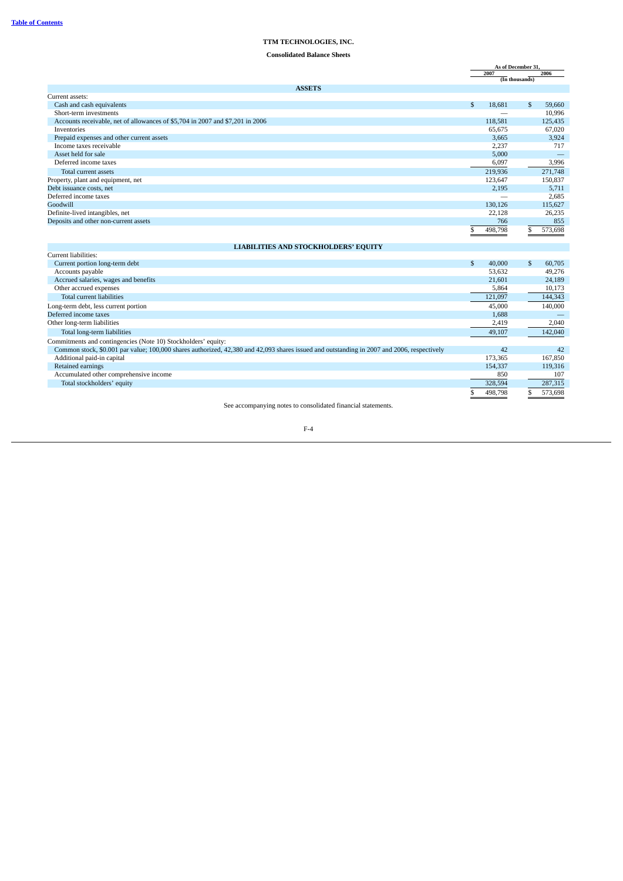# TTM TECHNOLOGIES, INC.

## Consolidated Balance Sheets

| | As of December 31, | |
|---|---|---|
| | 2007 | 2006 |
| | (In thousands) | |
| **ASSETS** | | |
| Current assets: | | |
| Cash and cash equivalents | $ 18,681 | $ 59,660 |
| Short-term investments | — | 10,996 |
| Accounts receivable, net of allowances of $5,704 in 2007 and $7,201 in 2006 | 118,581 | 125,435 |
| Inventories | 65,675 | 67,020 |
| Prepaid expenses and other current assets | 3,665 | 3,924 |
| Income taxes receivable | 2,237 | 717 |
| Asset held for sale | 5,000 | — |
| Deferred income taxes | 6,097 | 3,996 |
| Total current assets | 219,936 | 271,748 |
| Property, plant and equipment, net | 123,647 | 150,837 |
| Debt issuance costs, net | 2,195 | 5,711 |
| Deferred income taxes | — | 2,685 |
| Goodwill | 130,126 | 115,627 |
| Definite-lived intangibles, net | 22,128 | 26,235 |
| Deposits and other non-current assets | 766 | 855 |
| | $ 498,798 | $ 573,698 |
| **LIABILITIES AND STOCKHOLDERS' EQUITY** | | |
| Current liabilities: | | |
| Current portion long-term debt | $ 40,000 | $ 60,705 |
| Accounts payable | 53,632 | 49,276 |
| Accrued salaries, wages and benefits | 21,601 | 24,189 |
| Other accrued expenses | 5,864 | 10,173 |
| Total current liabilities | 121,097 | 144,343 |
| Long-term debt, less current portion | 45,000 | 140,000 |
| Deferred income taxes | 1,688 | — |
| Other long-term liabilities | 2,419 | 2,040 |
| Total long-term liabilities | 49,107 | 142,040 |
| Commitments and contingencies (Note 10) Stockholders' equity: | | |
| Common stock, $0.001 par value; 100,000 shares authorized, 42,380 and 42,093 shares issued and outstanding in 2007 and 2006, respectively | 42 | 42 |
| Additional paid-in capital | 173,365 | 167,850 |
| Retained earnings | 154,337 | 119,316 |
| Accumulated other comprehensive income | 850 | 107 |
| Total stockholders' equity | 328,594 | 287,315 |
| | $ 498,798 | $ 573,698 |

See accompanying notes to consolidated financial statements.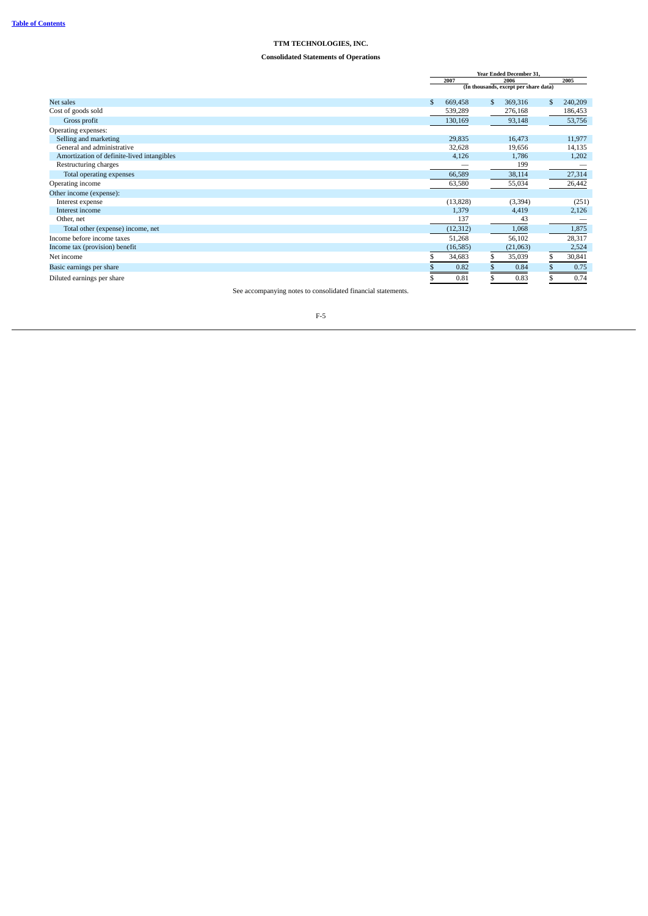# TTM TECHNOLOGIES, INC.

## Consolidated Statements of Operations

| | Year Ended December 31, | | |
|---|---|---|---|
| | 2007 | 2006 | 2005 |
| | (In thousands, except per share data) | | |
| Net sales | $ 669,458 | $ 369,316 | $ 240,209 |
| Cost of goods sold | 539,289 | 276,168 | 186,453 |
| Gross profit | 130,169 | 93,148 | 53,756 |
| Operating expenses: | | | |
| Selling and marketing | 29,835 | 16,473 | 11,977 |
| General and administrative | 32,628 | 19,656 | 14,135 |
| Amortization of definite-lived intangibles | 4,126 | 1,786 | 1,202 |
| Restructuring charges | — | 199 | — |
| Total operating expenses | 66,589 | 38,114 | 27,314 |
| Operating income | 63,580 | 55,034 | 26,442 |
| Other income (expense): | | | |
| Interest expense | (13,828) | (3,394) | (251) |
| Interest income | 1,379 | 4,419 | 2,126 |
| Other, net | 137 | 43 | — |
| Total other (expense) income, net | (12,312) | 1,068 | 1,875 |
| Income before income taxes | 51,268 | 56,102 | 28,317 |
| Income tax (provision) benefit | (16,585) | (21,063) | 2,524 |
| Net income | $ 34,683 | $ 35,039 | $ 30,841 |
| Basic earnings per share | $ 0.82 | $ 0.84 | $ 0.75 |
| Diluted earnings per share | $ 0.81 | $ 0.83 | $ 0.74 |

See accompanying notes to consolidated financial statements.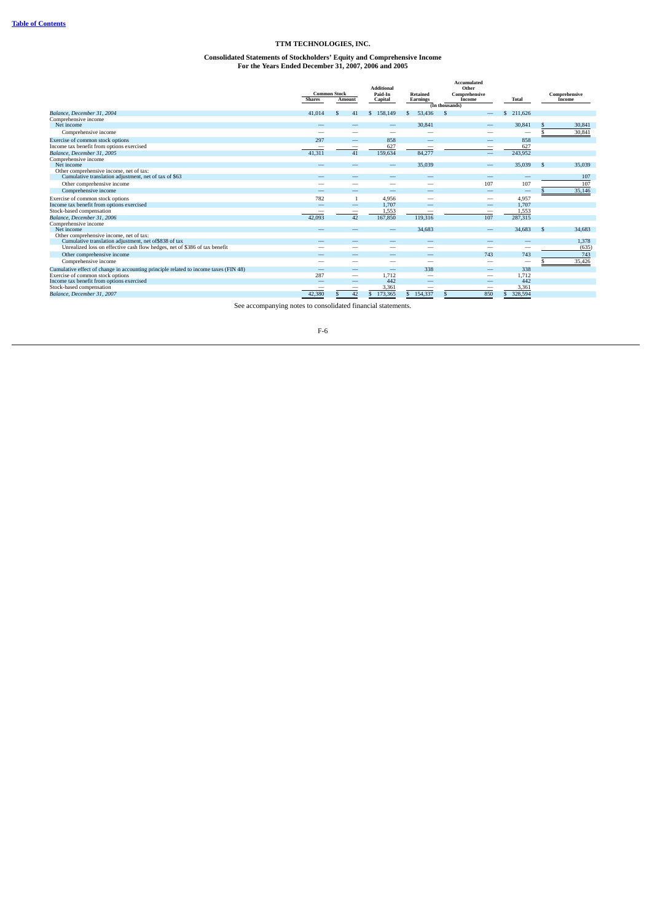# TTM TECHNOLOGIES, INC.

## Consolidated Statements of Stockholders' Equity and Comprehensive Income
### For the Years Ended December 31, 2007, 2006 and 2005

| | Common Stock | | Additional Paid-In | Retained | Accumulated Other Comprehensive | | Comprehensive |
|---|---|---|---|---|---|---|---|
| | Shares | Amount | Capital | Earnings | Income | Total | Income |
| | (In thousands) | | | | | | |
| *Balance, December 31, 2004* | 41,014 | $ 41 | $ 158,149 | $ 53,436 | $ — | $ 211,626 | |
| Comprehensive income | | | | | | | |
| Net income | — | — | — | 30,841 | — | 30,841 | $ 30,841 |
| Comprehensive income | — | — | — | — | — | — | $ 30,841 |
| Exercise of common stock options | 297 | — | 858 | — | — | 858 | |
| Income tax benefit from options exercised | — | — | 627 | — | — | 627 | |
| *Balance, December 31, 2005* | 41,311 | 41 | 159,634 | 84,277 | — | 243,952 | |
| Comprehensive income | | | | | | | |
| Net income | — | — | — | 35,039 | — | 35,039 | $ 35,039 |
| Other comprehensive income, net of tax: | | | | | | | |
| Cumulative translation adjustment, net of tax of $63 | — | — | — | — | — | — | 107 |
| Other comprehensive income | — | — | — | — | 107 | 107 | 107 |
| Comprehensive income | — | — | — | — | — | — | $ 35,146 |
| Exercise of common stock options | 782 | 1 | 4,956 | — | — | 4,957 | |
| Income tax benefit from options exercised | — | — | 1,707 | — | — | 1,707 | |
| Stock-based compensation | — | — | 1,553 | — | — | 1,553 | |
| *Balance, December 31, 2006* | 42,093 | 42 | 167,850 | 119,316 | 107 | 287,315 | |
| Comprehensive income | | | | | | | |
| Net income | — | — | — | 34,683 | — | 34,683 | $ 34,683 |
| Other comprehensive income, net of tax: | | | | | | | |
| Cumulative translation adjustment, net of$838 of tax | — | — | — | — | — | — | 1,378 |
| Unrealized loss on effective cash flow hedges, net of $386 of tax benefit | — | — | — | — | — | — | (635) |
| Other comprehensive income | — | — | — | — | 743 | 743 | 743 |
| Comprehensive income | — | — | — | — | — | — | $ 35,426 |
| Cumulative effect of change in accounting principle related to income taxes (FIN 48) | — | — | — | 338 | — | 338 | |
| Exercise of common stock options | 287 | — | 1,712 | — | — | 1,712 | |
| Income tax benefit from options exercised | — | — | 442 | — | — | 442 | |
| Stock-based compensation | — | — | 3,361 | — | — | 3,361 | |
| *Balance, December 31, 2007* | 42,380 | $ 42 | $ 173,365 | $ 154,337 | $ 850 | $ 328,594 | |

See accompanying notes to consolidated financial statements.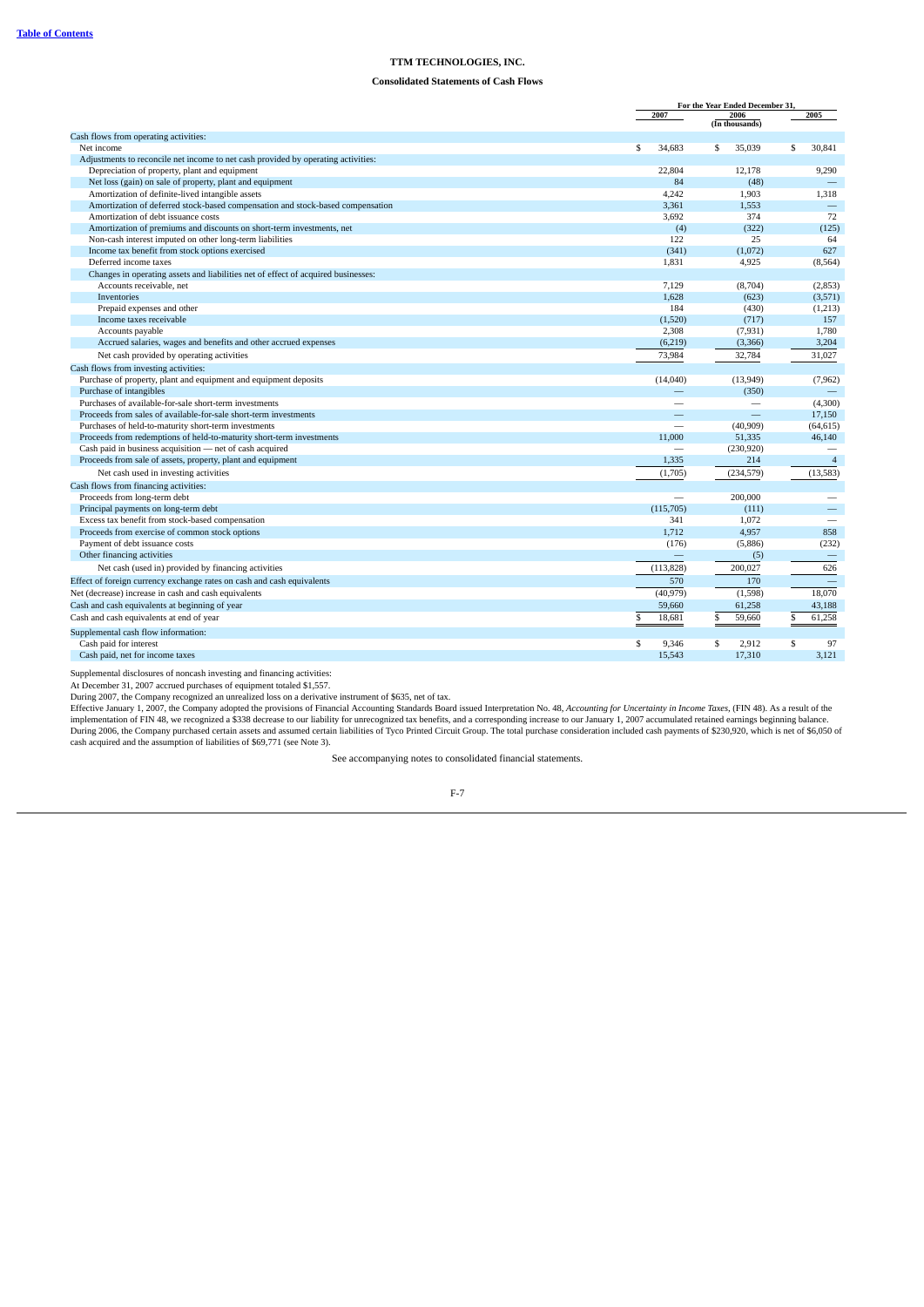[Table of Contents](#)

**TTM TECHNOLOGIES, INC.**

**Consolidated Statements of Cash Flows**

| | For the Year Ended December 31, | | |
|---|---|---|---|
| | 2007 | 2006 | 2005 |
| | | (In thousands) | |
| Cash flows from operating activities: | | | |
| Net income | $ 34,683 | $ 35,039 | $ 30,841 |
| Adjustments to reconcile net income to net cash provided by operating activities: | | | |
| Depreciation of property, plant and equipment | 22,804 | 12,178 | 9,290 |
| Net loss (gain) on sale of property, plant and equipment | 84 | (48) | — |
| Amortization of definite-lived intangible assets | 4,242 | 1,903 | 1,318 |
| Amortization of deferred stock-based compensation and stock-based compensation | 3,361 | 1,553 | — |
| Amortization of debt issuance costs | 3,692 | 374 | 72 |
| Amortization of premiums and discounts on short-term investments, net | (4) | (322) | (125) |
| Non-cash interest imputed on other long-term liabilities | 122 | 25 | 64 |
| Income tax benefit from stock options exercised | (341) | (1,072) | 627 |
| Deferred income taxes | 1,831 | 4,925 | (8,564) |
| Changes in operating assets and liabilities net of effect of acquired businesses: | | | |
| Accounts receivable, net | 7,129 | (8,704) | (2,853) |
| Inventories | 1,628 | (623) | (3,571) |
| Prepaid expenses and other | 184 | (430) | (1,213) |
| Income taxes receivable | (1,520) | (717) | 157 |
| Accounts payable | 2,308 | (7,931) | 1,780 |
| Accrued salaries, wages and benefits and other accrued expenses | (6,219) | (3,366) | 3,204 |
| Net cash provided by operating activities | 73,984 | 32,784 | 31,027 |
| Cash flows from investing activities: | | | |
| Purchase of property, plant and equipment and equipment deposits | (14,040) | (13,949) | (7,962) |
| Purchase of intangibles | — | (350) | — |
| Purchases of available-for-sale short-term investments | — | — | (4,300) |
| Proceeds from sales of available-for-sale short-term investments | — | — | 17,150 |
| Purchases of held-to-maturity short-term investments | — | (40,909) | (64,615) |
| Proceeds from redemptions of held-to-maturity short-term investments | 11,000 | 51,335 | 46,140 |
| Cash paid in business acquisition — net of cash acquired | — | (230,920) | — |
| Proceeds from sale of assets, property, plant and equipment | 1,335 | 214 | 4 |
| Net cash used in investing activities | (1,705) | (234,579) | (13,583) |
| Cash flows from financing activities: | | | |
| Proceeds from long-term debt | — | 200,000 | — |
| Principal payments on long-term debt | (115,705) | (111) | — |
| Excess tax benefit from stock-based compensation | 341 | 1,072 | — |
| Proceeds from exercise of common stock options | 1,712 | 4,957 | 858 |
| Payment of debt issuance costs | (176) | (5,886) | (232) |
| Other financing activities | — | (5) | — |
| Net cash (used in) provided by financing activities | (113,828) | 200,027 | 626 |
| Effect of foreign currency exchange rates on cash and cash equivalents | 570 | 170 | — |
| Net (decrease) increase in cash and cash equivalents | (40,979) | (1,598) | 18,070 |
| Cash and cash equivalents at beginning of year | 59,660 | 61,258 | 43,188 |
| Cash and cash equivalents at end of year | $ 18,681 | $ 59,660 | $ 61,258 |
| Supplemental cash flow information: | | | |
| Cash paid for interest | $ 9,346 | $ 2,912 | $ 97 |
| Cash paid, net for income taxes | 15,543 | 17,310 | 3,121 |

Supplemental disclosures of noncash investing and financing activities:

At December 31, 2007 accrued purchases of equipment totaled $1,557.

During 2007, the Company recognized an unrealized loss on a derivative instrument of $635, net of tax.

Effective January 1, 2007, the Company adopted the provisions of Financial Accounting Standards Board issued Interpretation No. 48, *Accounting for Uncertainty in Income Taxes*, (FIN 48). As a result of the implementation of FIN 48, we recognized a $338 decrease to our liability for unrecognized tax benefits, and a corresponding increase to our January 1, 2007 accumulated retained earnings beginning balance.

During 2006, the Company purchased certain assets and assumed certain liabilities of Tyco Printed Circuit Group. The total purchase consideration included cash payments of $230,920, which is net of $6,050 of cash acquired and the assumption of liabilities of $69,771 (see Note 3).

See accompanying notes to consolidated financial statements.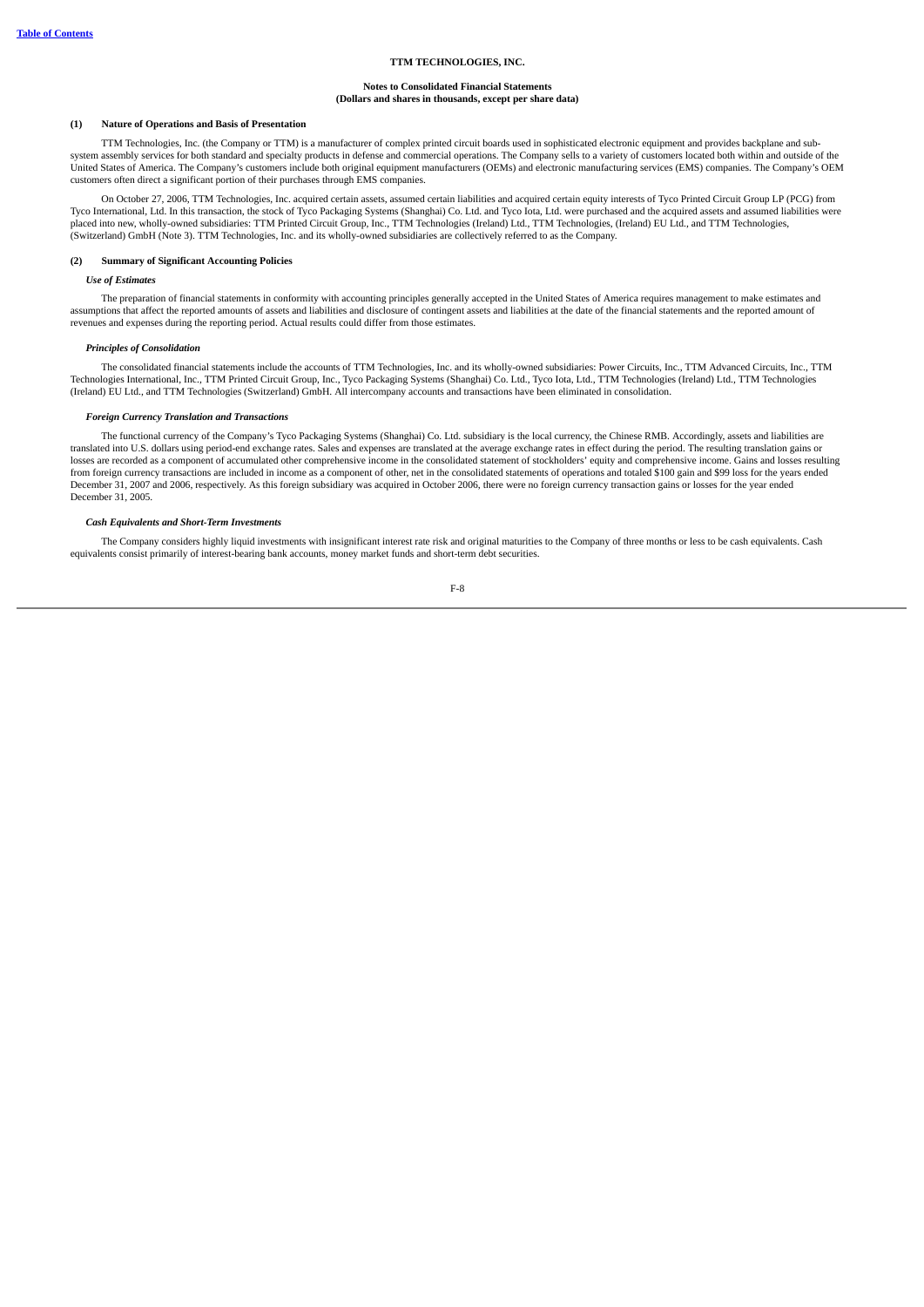**TTM TECHNOLOGIES, INC.**

**Notes to Consolidated Financial Statements**
**(Dollars and shares in thousands, except per share data)**

## (1) Nature of Operations and Basis of Presentation

TTM Technologies, Inc. (the Company or TTM) is a manufacturer of complex printed circuit boards used in sophisticated electronic equipment and provides backplane and sub-system assembly services for both standard and specialty products in defense and commercial operations. The Company sells to a variety of customers located both within and outside of the United States of America. The Company's customers include both original equipment manufacturers (OEMs) and electronic manufacturing services (EMS) companies. The Company's OEM customers often direct a significant portion of their purchases through EMS companies.

On October 27, 2006, TTM Technologies, Inc. acquired certain assets, assumed certain liabilities and acquired certain equity interests of Tyco Printed Circuit Group LP (PCG) from Tyco International, Ltd. In this transaction, the stock of Tyco Packaging Systems (Shanghai) Co. Ltd. and Tyco Iota, Ltd. were purchased and the acquired assets and assumed liabilities were placed into new, wholly-owned subsidiaries: TTM Printed Circuit Group, Inc., TTM Technologies (Ireland) Ltd., TTM Technologies, (Ireland) EU Ltd., and TTM Technologies, (Switzerland) GmbH (Note 3). TTM Technologies, Inc. and its wholly-owned subsidiaries are collectively referred to as the Company.

## (2) Summary of Significant Accounting Policies

### *Use of Estimates*

The preparation of financial statements in conformity with accounting principles generally accepted in the United States of America requires management to make estimates and assumptions that affect the reported amounts of assets and liabilities and disclosure of contingent assets and liabilities at the date of the financial statements and the reported amount of revenues and expenses during the reporting period. Actual results could differ from those estimates.

### *Principles of Consolidation*

The consolidated financial statements include the accounts of TTM Technologies, Inc. and its wholly-owned subsidiaries: Power Circuits, Inc., TTM Advanced Circuits, Inc., TTM Technologies International, Inc., TTM Printed Circuit Group, Inc., Tyco Packaging Systems (Shanghai) Co. Ltd., Tyco Iota, Ltd., TTM Technologies (Ireland) Ltd., TTM Technologies (Ireland) EU Ltd., and TTM Technologies (Switzerland) GmbH. All intercompany accounts and transactions have been eliminated in consolidation.

### *Foreign Currency Translation and Transactions*

The functional currency of the Company's Tyco Packaging Systems (Shanghai) Co. Ltd. subsidiary is the local currency, the Chinese RMB. Accordingly, assets and liabilities are translated into U.S. dollars using period-end exchange rates. Sales and expenses are translated at the average exchange rates in effect during the period. The resulting translation gains or losses are recorded as a component of accumulated other comprehensive income in the consolidated statement of stockholders' equity and comprehensive income. Gains and losses resulting from foreign currency transactions are included in income as a component of other, net in the consolidated statements of operations and totaled $100 gain and $99 loss for the years ended December 31, 2007 and 2006, respectively. As this foreign subsidiary was acquired in October 2006, there were no foreign currency transaction gains or losses for the year ended December 31, 2005.

### *Cash Equivalents and Short-Term Investments*

The Company considers highly liquid investments with insignificant interest rate risk and original maturities to the Company of three months or less to be cash equivalents. Cash equivalents consist primarily of interest-bearing bank accounts, money market funds and short-term debt securities.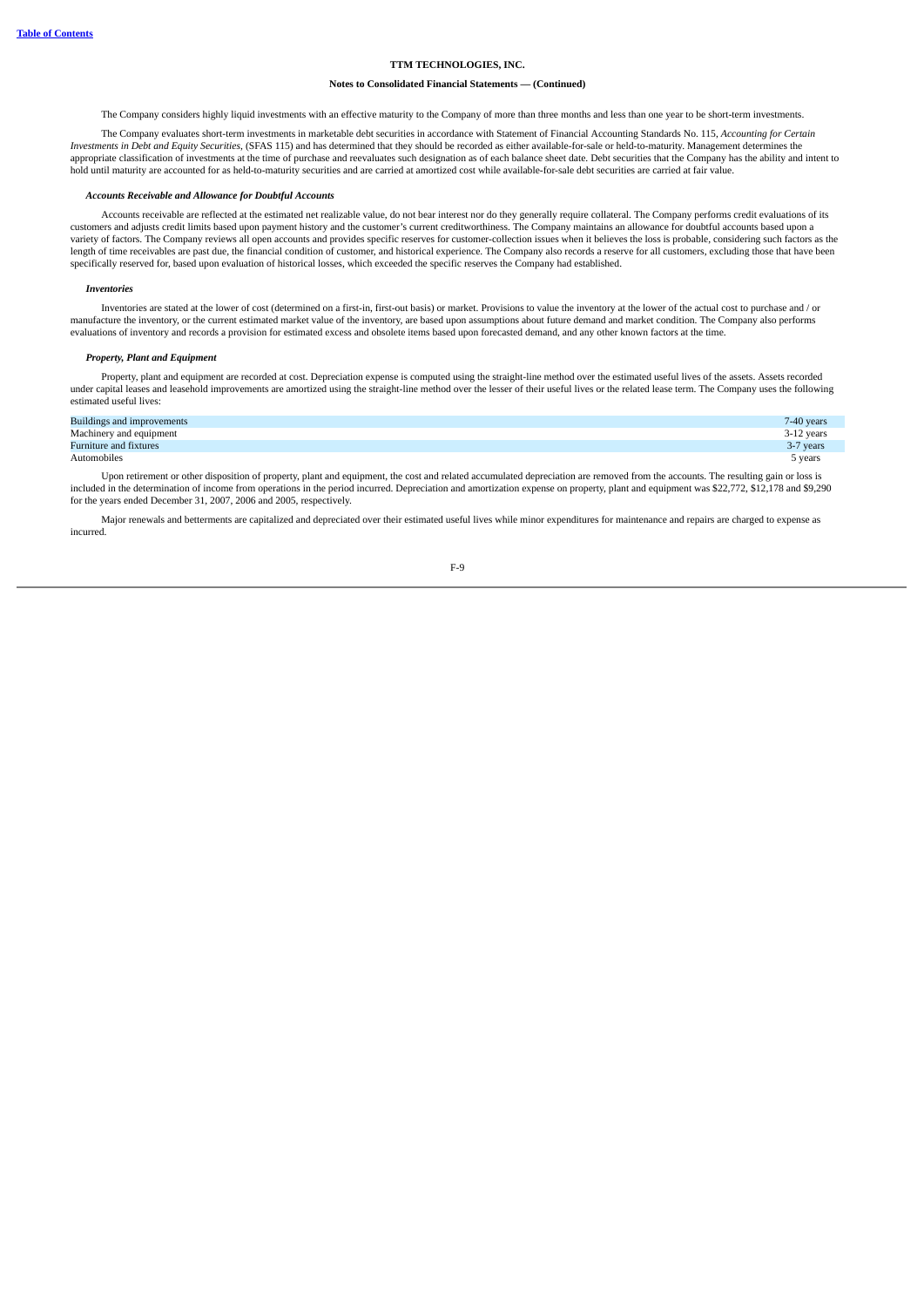The Company considers highly liquid investments with an effective maturity to the Company of more than three months and less than one year to be short-term investments.

The Company evaluates short-term investments in marketable debt securities in accordance with Statement of Financial Accounting Standards No. 115, *Accounting for Certain Investments in Debt and Equity Securities*, (SFAS 115) and has determined that they should be recorded as either available-for-sale or held-to-maturity. Management determines the appropriate classification of investments at the time of purchase and reevaluates such designation as of each balance sheet date. Debt securities that the Company has the ability and intent to hold until maturity are accounted for as held-to-maturity securities and are carried at amortized cost while available-for-sale debt securities are carried at fair value.

***Accounts Receivable and Allowance for Doubtful Accounts***

Accounts receivable are reflected at the estimated net realizable value, do not bear interest nor do they generally require collateral. The Company performs credit evaluations of its customers and adjusts credit limits based upon payment history and the customer's current creditworthiness. The Company maintains an allowance for doubtful accounts based upon a variety of factors. The Company reviews all open accounts and provides specific reserves for customer-collection issues when it believes the loss is probable, considering such factors as the length of time receivables are past due, the financial condition of customer, and historical experience. The Company also records a reserve for all customers, excluding those that have been specifically reserved for, based upon evaluation of historical losses, which exceeded the specific reserves the Company had established.

***Inventories***

Inventories are stated at the lower of cost (determined on a first-in, first-out basis) or market. Provisions to value the inventory at the lower of the actual cost to purchase and / or manufacture the inventory, or the current estimated market value of the inventory, are based upon assumptions about future demand and market condition. The Company also performs evaluations of inventory and records a provision for estimated excess and obsolete items based upon forecasted demand, and any other known factors at the time.

***Property, Plant and Equipment***

Property, plant and equipment are recorded at cost. Depreciation expense is computed using the straight-line method over the estimated useful lives of the assets. Assets recorded under capital leases and leasehold improvements are amortized using the straight-line method over the lesser of their useful lives or the related lease term. The Company uses the following estimated useful lives:

| | |
|---|---|
| Buildings and improvements | 7-40 years |
| Machinery and equipment | 3-12 years |
| Furniture and fixtures | 3-7 years |
| Automobiles | 5 years |

Upon retirement or other disposition of property, plant and equipment, the cost and related accumulated depreciation are removed from the accounts. The resulting gain or loss is included in the determination of income from operations in the period incurred. Depreciation and amortization expense on property, plant and equipment was $22,772, $12,178 and $9,290 for the years ended December 31, 2007, 2006 and 2005, respectively.

Major renewals and betterments are capitalized and depreciated over their estimated useful lives while minor expenditures for maintenance and repairs are charged to expense as incurred.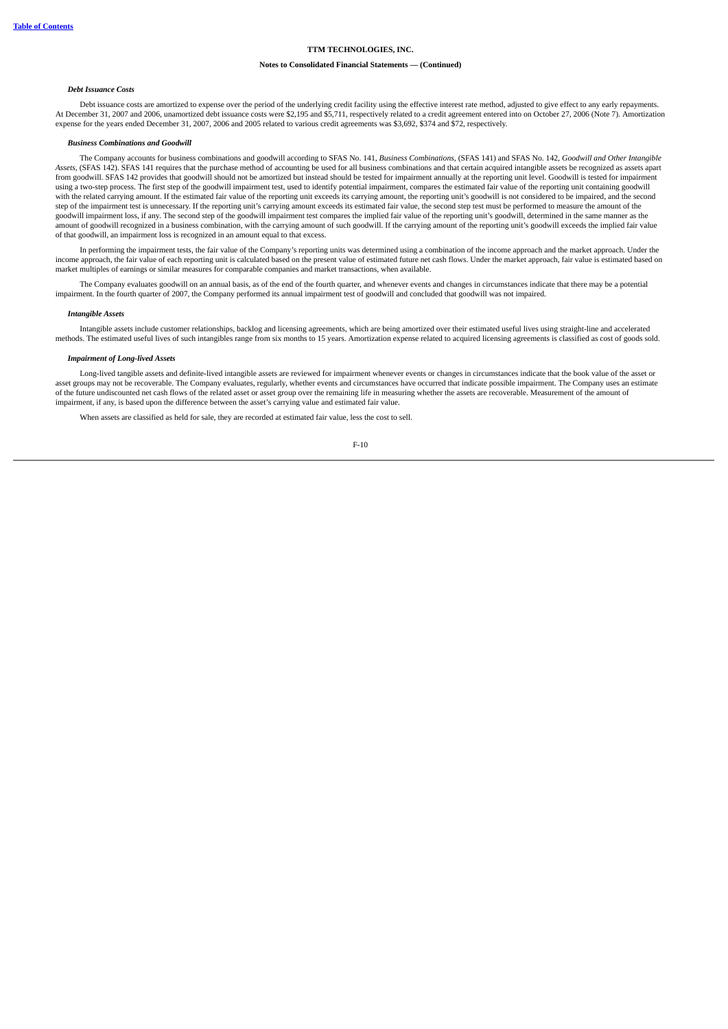#### *Debt Issuance Costs*

Debt issuance costs are amortized to expense over the period of the underlying credit facility using the effective interest rate method, adjusted to give effect to any early repayments. At December 31, 2007 and 2006, unamortized debt issuance costs were $2,195 and $5,711, respectively related to a credit agreement entered into on October 27, 2006 (Note 7). Amortization expense for the years ended December 31, 2007, 2006 and 2005 related to various credit agreements was $3,692, $374 and $72, respectively.

#### *Business Combinations and Goodwill*

The Company accounts for business combinations and goodwill according to SFAS No. 141, *Business Combinations*, (SFAS 141) and SFAS No. 142, *Goodwill and Other Intangible Assets*, (SFAS 142). SFAS 141 requires that the purchase method of accounting be used for all business combinations and that certain acquired intangible assets be recognized as assets apart from goodwill. SFAS 142 provides that goodwill should not be amortized but instead should be tested for impairment annually at the reporting unit level. Goodwill is tested for impairment using a two-step process. The first step of the goodwill impairment test, used to identify potential impairment, compares the estimated fair value of the reporting unit containing goodwill with the related carrying amount. If the estimated fair value of the reporting unit exceeds its carrying amount, the reporting unit's goodwill is not considered to be impaired, and the second step of the impairment test is unnecessary. If the reporting unit's carrying amount exceeds its estimated fair value, the second step test must be performed to measure the amount of the goodwill impairment loss, if any. The second step of the goodwill impairment test compares the implied fair value of the reporting unit's goodwill, determined in the same manner as the amount of goodwill recognized in a business combination, with the carrying amount of such goodwill. If the carrying amount of the reporting unit's goodwill exceeds the implied fair value of that goodwill, an impairment loss is recognized in an amount equal to that excess.

In performing the impairment tests, the fair value of the Company's reporting units was determined using a combination of the income approach and the market approach. Under the income approach, the fair value of each reporting unit is calculated based on the present value of estimated future net cash flows. Under the market approach, fair value is estimated based on market multiples of earnings or similar measures for comparable companies and market transactions, when available.

The Company evaluates goodwill on an annual basis, as of the end of the fourth quarter, and whenever events and changes in circumstances indicate that there may be a potential impairment. In the fourth quarter of 2007, the Company performed its annual impairment test of goodwill and concluded that goodwill was not impaired.

#### *Intangible Assets*

Intangible assets include customer relationships, backlog and licensing agreements, which are being amortized over their estimated useful lives using straight-line and accelerated methods. The estimated useful lives of such intangibles range from six months to 15 years. Amortization expense related to acquired licensing agreements is classified as cost of goods sold.

#### *Impairment of Long-lived Assets*

Long-lived tangible assets and definite-lived intangible assets are reviewed for impairment whenever events or changes in circumstances indicate that the book value of the asset or asset groups may not be recoverable. The Company evaluates, regularly, whether events and circumstances have occurred that indicate possible impairment. The Company uses an estimate of the future undiscounted net cash flows of the related asset or asset group over the remaining life in measuring whether the assets are recoverable. Measurement of the amount of impairment, if any, is based upon the difference between the asset's carrying value and estimated fair value.

When assets are classified as held for sale, they are recorded at estimated fair value, less the cost to sell.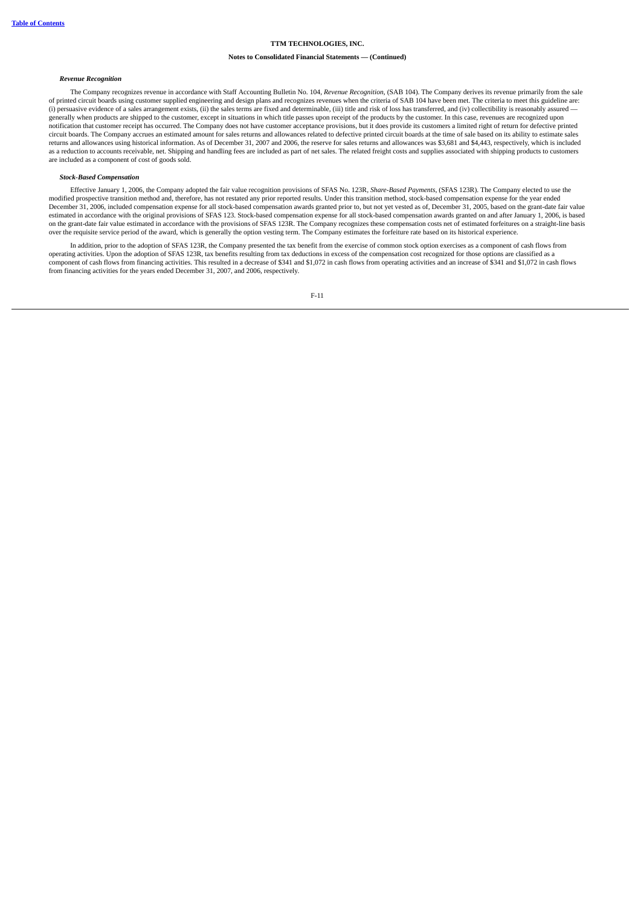### *Revenue Recognition*

The Company recognizes revenue in accordance with Staff Accounting Bulletin No. 104, *Revenue Recognition*, (SAB 104). The Company derives its revenue primarily from the sale of printed circuit boards using customer supplied engineering and design plans and recognizes revenues when the criteria of SAB 104 have been met. The criteria to meet this guideline are: (i) persuasive evidence of a sales arrangement exists, (ii) the sales terms are fixed and determinable, (iii) title and risk of loss has transferred, and (iv) collectibility is reasonably assured — generally when products are shipped to the customer, except in situations in which title passes upon receipt of the products by the customer. In this case, revenues are recognized upon notification that customer receipt has occurred. The Company does not have customer acceptance provisions, but it does provide its customers a limited right of return for defective printed circuit boards. The Company accrues an estimated amount for sales returns and allowances related to defective printed circuit boards at the time of sale based on its ability to estimate sales returns and allowances using historical information. As of December 31, 2007 and 2006, the reserve for sales returns and allowances was $3,681 and $4,443, respectively, which is included as a reduction to accounts receivable, net. Shipping and handling fees are included as part of net sales. The related freight costs and supplies associated with shipping products to customers are included as a component of cost of goods sold.

### *Stock-Based Compensation*

Effective January 1, 2006, the Company adopted the fair value recognition provisions of SFAS No. 123R, *Share-Based Payments*, (SFAS 123R). The Company elected to use the modified prospective transition method and, therefore, has not restated any prior reported results. Under this transition method, stock-based compensation expense for the year ended December 31, 2006, included compensation expense for all stock-based compensation awards granted prior to, but not yet vested as of, December 31, 2005, based on the grant-date fair value estimated in accordance with the original provisions of SFAS 123. Stock-based compensation expense for all stock-based compensation awards granted on and after January 1, 2006, is based on the grant-date fair value estimated in accordance with the provisions of SFAS 123R. The Company recognizes these compensation costs net of estimated forfeitures on a straight-line basis over the requisite service period of the award, which is generally the option vesting term. The Company estimates the forfeiture rate based on its historical experience.

In addition, prior to the adoption of SFAS 123R, the Company presented the tax benefit from the exercise of common stock option exercises as a component of cash flows from operating activities. Upon the adoption of SFAS 123R, tax benefits resulting from tax deductions in excess of the compensation cost recognized for those options are classified as a component of cash flows from financing activities. This resulted in a decrease of $341 and $1,072 in cash flows from operating activities and an increase of $341 and $1,072 in cash flows from financing activities for the years ended December 31, 2007, and 2006, respectively.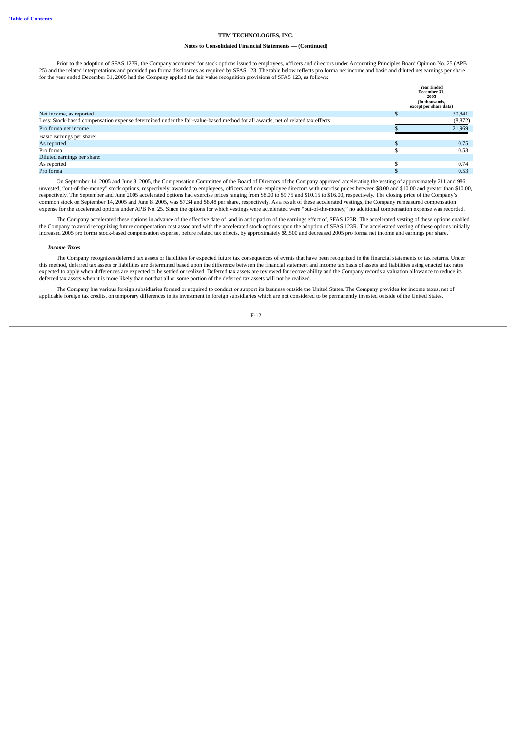**TTM TECHNOLOGIES, INC.**

**Notes to Consolidated Financial Statements — (Continued)**

Prior to the adoption of SFAS 123R, the Company accounted for stock options issued to employees, officers and directors under Accounting Principles Board Opinion No. 25 (APB 25) and the related interpretations and provided pro forma disclosures as required by SFAS 123. The table below reflects pro forma net income and basic and diluted net earnings per share for the year ended December 31, 2005 had the Company applied the fair value recognition provisions of SFAS 123, as follows:

| | Year Ended December 31, 2005 (In thousands, except per share data) |
|---|---|
| Net income, as reported | $ 30,841 |
| Less: Stock-based compensation expense determined under the fair-value-based method for all awards, net of related tax effects | (8,872) |
| Pro forma net income | $ 21,969 |
| Basic earnings per share: | |
| As reported | $ 0.75 |
| Pro forma | $ 0.53 |
| Diluted earnings per share: | |
| As reported | $ 0.74 |
| Pro forma | $ 0.53 |

On September 14, 2005 and June 8, 2005, the Compensation Committee of the Board of Directors of the Company approved accelerating the vesting of approximately 211 and 986 unvested, "out-of-the-money" stock options, respectively, awarded to employees, officers and non-employee directors with exercise prices between $8.00 and $10.00 and greater than $10.00, respectively. The September and June 2005 accelerated options had exercise prices ranging from $8.00 to $9.75 and $10.15 to $16.00, respectively. The closing price of the Company's common stock on September 14, 2005 and June 8, 2005, was $7.34 and $8.48 per share, respectively. As a result of these accelerated vestings, the Company remeasured compensation expense for the accelerated options under APB No. 25. Since the options for which vestings were accelerated were "out-of-the-money," no additional compensation expense was recorded.

The Company accelerated these options in advance of the effective date of, and in anticipation of the earnings effect of, SFAS 123R. The accelerated vesting of these options enabled the Company to avoid recognizing future compensation cost associated with the accelerated stock options upon the adoption of SFAS 123R. The accelerated vesting of these options initially increased 2005 pro forma stock-based compensation expense, before related tax effects, by approximately $9,500 and decreased 2005 pro forma net income and earnings per share.

***Income Taxes***

The Company recognizes deferred tax assets or liabilities for expected future tax consequences of events that have been recognized in the financial statements or tax returns. Under this method, deferred tax assets or liabilities are determined based upon the difference between the financial statement and income tax basis of assets and liabilities using enacted tax rates expected to apply when differences are expected to be settled or realized. Deferred tax assets are reviewed for recoverability and the Company records a valuation allowance to reduce its deferred tax assets when it is more likely than not that all or some portion of the deferred tax assets will not be realized.

The Company has various foreign subsidiaries formed or acquired to conduct or support its business outside the United States. The Company provides for income taxes, net of applicable foreign tax credits, on temporary differences in its investment in foreign subsidiaries which are not considered to be permanently invested outside of the United States.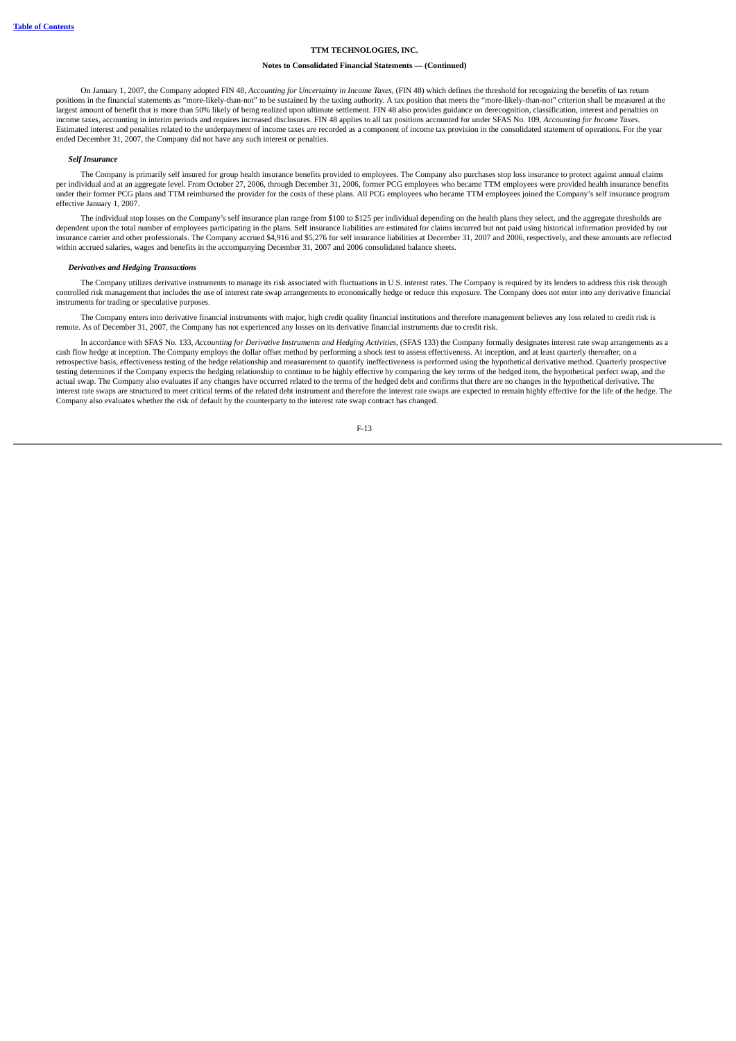On January 1, 2007, the Company adopted FIN 48, *Accounting for Uncertainty in Income Taxes*, (FIN 48) which defines the threshold for recognizing the benefits of tax return positions in the financial statements as "more-likely-than-not" to be sustained by the taxing authority. A tax position that meets the "more-likely-than-not" criterion shall be measured at the largest amount of benefit that is more than 50% likely of being realized upon ultimate settlement. FIN 48 also provides guidance on derecognition, classification, interest and penalties on income taxes, accounting in interim periods and requires increased disclosures. FIN 48 applies to all tax positions accounted for under SFAS No. 109, *Accounting for Income Taxes*. Estimated interest and penalties related to the underpayment of income taxes are recorded as a component of income tax provision in the consolidated statement of operations. For the year ended December 31, 2007, the Company did not have any such interest or penalties.

***Self Insurance***

The Company is primarily self insured for group health insurance benefits provided to employees. The Company also purchases stop loss insurance to protect against annual claims per individual and at an aggregate level. From October 27, 2006, through December 31, 2006, former PCG employees who became TTM employees were provided health insurance benefits under their former PCG plans and TTM reimbursed the provider for the costs of these plans. All PCG employees who became TTM employees joined the Company's self insurance program effective January 1, 2007.

The individual stop losses on the Company's self insurance plan range from $100 to $125 per individual depending on the health plans they select, and the aggregate thresholds are dependent upon the total number of employees participating in the plans. Self insurance liabilities are estimated for claims incurred but not paid using historical information provided by our insurance carrier and other professionals. The Company accrued $4,916 and $5,276 for self insurance liabilities at December 31, 2007 and 2006, respectively, and these amounts are reflected within accrued salaries, wages and benefits in the accompanying December 31, 2007 and 2006 consolidated balance sheets.

***Derivatives and Hedging Transactions***

The Company utilizes derivative instruments to manage its risk associated with fluctuations in U.S. interest rates. The Company is required by its lenders to address this risk through controlled risk management that includes the use of interest rate swap arrangements to economically hedge or reduce this exposure. The Company does not enter into any derivative financial instruments for trading or speculative purposes.

The Company enters into derivative financial instruments with major, high credit quality financial institutions and therefore management believes any loss related to credit risk is remote. As of December 31, 2007, the Company has not experienced any losses on its derivative financial instruments due to credit risk.

In accordance with SFAS No. 133, *Accounting for Derivative Instruments and Hedging Activities*, (SFAS 133) the Company formally designates interest rate swap arrangements as a cash flow hedge at inception. The Company employs the dollar offset method by performing a shock test to assess effectiveness. At inception, and at least quarterly thereafter, on a retrospective basis, effectiveness testing of the hedge relationship and measurement to quantify ineffectiveness is performed using the hypothetical derivative method. Quarterly prospective testing determines if the Company expects the hedging relationship to continue to be highly effective by comparing the key terms of the hedged item, the hypothetical perfect swap, and the actual swap. The Company also evaluates if any changes have occurred related to the terms of the hedged debt and confirms that there are no changes in the hypothetical derivative. The interest rate swaps are structured to meet critical terms of the related debt instrument and therefore the interest rate swaps are expected to remain highly effective for the life of the hedge. The Company also evaluates whether the risk of default by the counterparty to the interest rate swap contract has changed.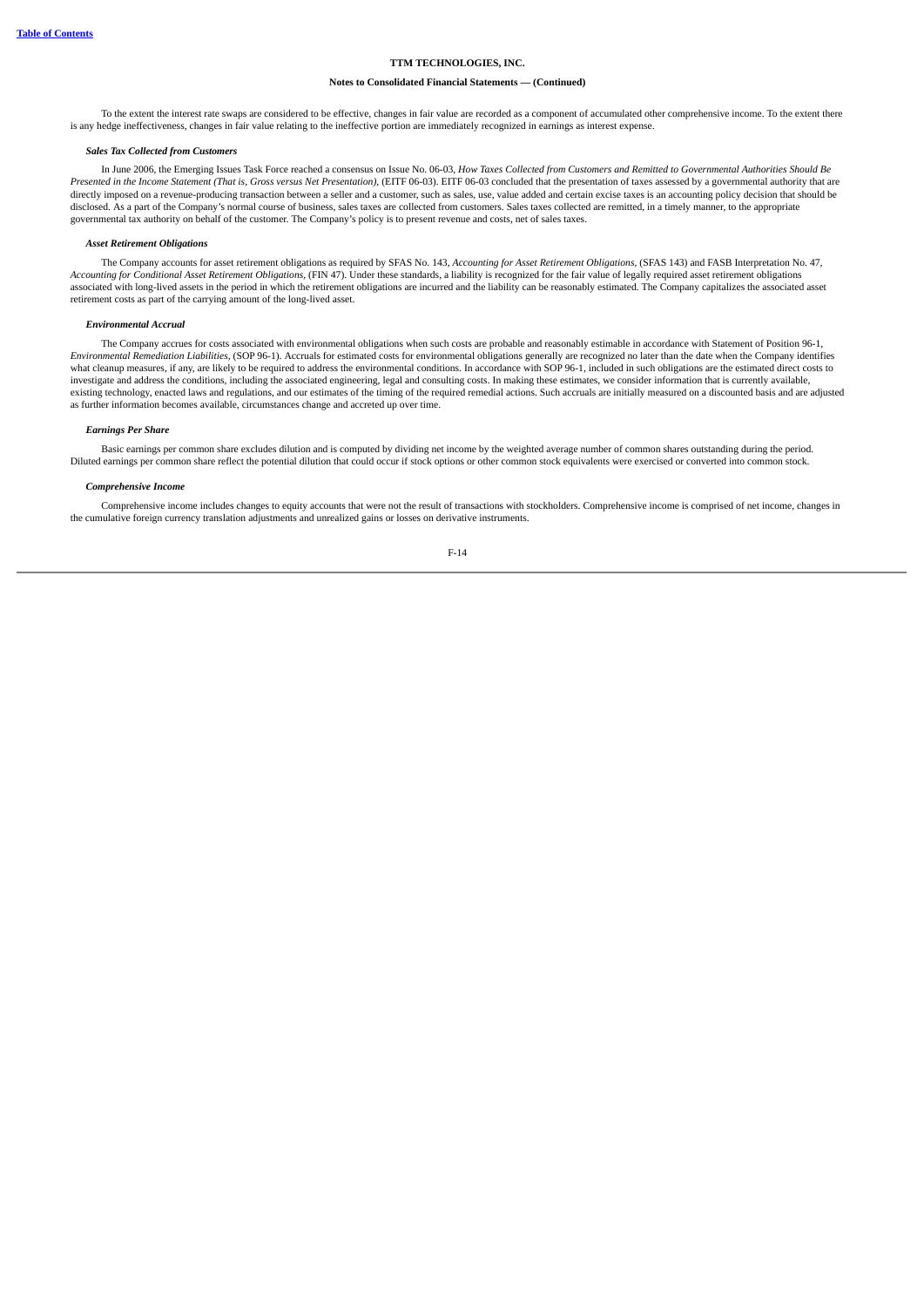To the extent the interest rate swaps are considered to be effective, changes in fair value are recorded as a component of accumulated other comprehensive income. To the extent there is any hedge ineffectiveness, changes in fair value relating to the ineffective portion are immediately recognized in earnings as interest expense.

***Sales Tax Collected from Customers***

In June 2006, the Emerging Issues Task Force reached a consensus on Issue No. 06-03, *How Taxes Collected from Customers and Remitted to Governmental Authorities Should Be Presented in the Income Statement (That is, Gross versus Net Presentation)*, (EITF 06-03). EITF 06-03 concluded that the presentation of taxes assessed by a governmental authority that are directly imposed on a revenue-producing transaction between a seller and a customer, such as sales, use, value added and certain excise taxes is an accounting policy decision that should be disclosed. As a part of the Company's normal course of business, sales taxes are collected from customers. Sales taxes collected are remitted, in a timely manner, to the appropriate governmental tax authority on behalf of the customer. The Company's policy is to present revenue and costs, net of sales taxes.

***Asset Retirement Obligations***

The Company accounts for asset retirement obligations as required by SFAS No. 143, *Accounting for Asset Retirement Obligations*, (SFAS 143) and FASB Interpretation No. 47, *Accounting for Conditional Asset Retirement Obligations*, (FIN 47). Under these standards, a liability is recognized for the fair value of legally required asset retirement obligations associated with long-lived assets in the period in which the retirement obligations are incurred and the liability can be reasonably estimated. The Company capitalizes the associated asset retirement costs as part of the carrying amount of the long-lived asset.

***Environmental Accrual***

The Company accrues for costs associated with environmental obligations when such costs are probable and reasonably estimable in accordance with Statement of Position 96-1, *Environmental Remediation Liabilities*, (SOP 96-1). Accruals for estimated costs for environmental obligations generally are recognized no later than the date when the Company identifies what cleanup measures, if any, are likely to be required to address the environmental conditions. In accordance with SOP 96-1, included in such obligations are the estimated direct costs to investigate and address the conditions, including the associated engineering, legal and consulting costs. In making these estimates, we consider information that is currently available, existing technology, enacted laws and regulations, and our estimates of the timing of the required remedial actions. Such accruals are initially measured on a discounted basis and are adjusted as further information becomes available, circumstances change and accreted up over time.

***Earnings Per Share***

Basic earnings per common share excludes dilution and is computed by dividing net income by the weighted average number of common shares outstanding during the period. Diluted earnings per common share reflect the potential dilution that could occur if stock options or other common stock equivalents were exercised or converted into common stock.

***Comprehensive Income***

Comprehensive income includes changes to equity accounts that were not the result of transactions with stockholders. Comprehensive income is comprised of net income, changes in the cumulative foreign currency translation adjustments and unrealized gains or losses on derivative instruments.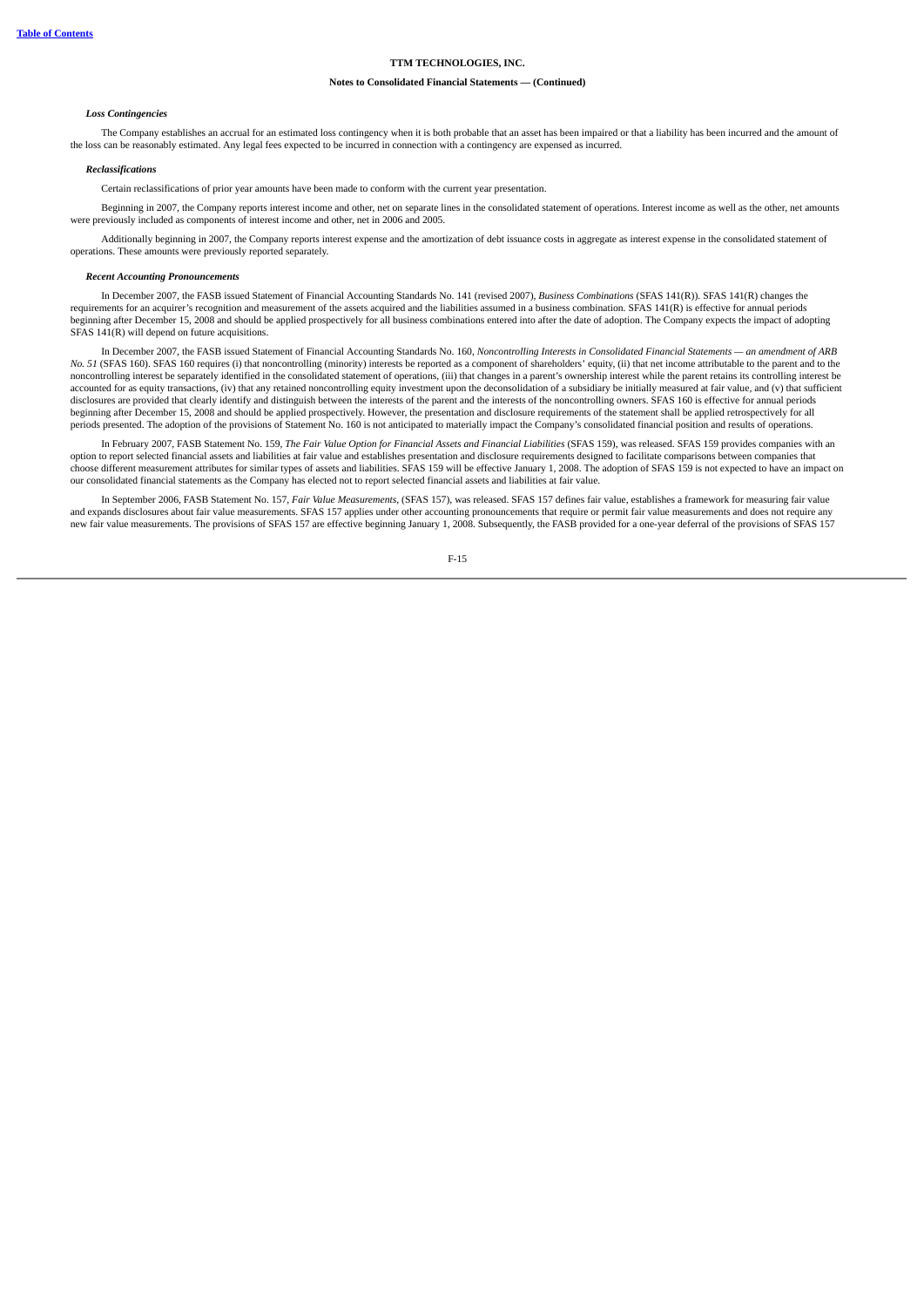### *Loss Contingencies*

The Company establishes an accrual for an estimated loss contingency when it is both probable that an asset has been impaired or that a liability has been incurred and the amount of the loss can be reasonably estimated. Any legal fees expected to be incurred in connection with a contingency are expensed as incurred.

### *Reclassifications*

Certain reclassifications of prior year amounts have been made to conform with the current year presentation.

Beginning in 2007, the Company reports interest income and other, net on separate lines in the consolidated statement of operations. Interest income as well as the other, net amounts were previously included as components of interest income and other, net in 2006 and 2005.

Additionally beginning in 2007, the Company reports interest expense and the amortization of debt issuance costs in aggregate as interest expense in the consolidated statement of operations. These amounts were previously reported separately.

### *Recent Accounting Pronouncements*

In December 2007, the FASB issued Statement of Financial Accounting Standards No. 141 (revised 2007), *Business Combinations* (SFAS 141(R)). SFAS 141(R) changes the requirements for an acquirer's recognition and measurement of the assets acquired and the liabilities assumed in a business combination. SFAS 141(R) is effective for annual periods beginning after December 15, 2008 and should be applied prospectively for all business combinations entered into after the date of adoption. The Company expects the impact of adopting SFAS 141(R) will depend on future acquisitions.

In December 2007, the FASB issued Statement of Financial Accounting Standards No. 160, *Noncontrolling Interests in Consolidated Financial Statements — an amendment of ARB No. 51* (SFAS 160). SFAS 160 requires (i) that noncontrolling (minority) interests be reported as a component of shareholders' equity, (ii) that net income attributable to the parent and to the noncontrolling interest be separately identified in the consolidated statement of operations, (iii) that changes in a parent's ownership interest while the parent retains its controlling interest be accounted for as equity transactions, (iv) that any retained noncontrolling equity investment upon the deconsolidation of a subsidiary be initially measured at fair value, and (v) that sufficient disclosures are provided that clearly identify and distinguish between the interests of the parent and the interests of the noncontrolling owners. SFAS 160 is effective for annual periods beginning after December 15, 2008 and should be applied prospectively. However, the presentation and disclosure requirements of the statement shall be applied retrospectively for all periods presented. The adoption of the provisions of Statement No. 160 is not anticipated to materially impact the Company's consolidated financial position and results of operations.

In February 2007, FASB Statement No. 159, *The Fair Value Option for Financial Assets and Financial Liabilities* (SFAS 159), was released. SFAS 159 provides companies with an option to report selected financial assets and liabilities at fair value and establishes presentation and disclosure requirements designed to facilitate comparisons between companies that choose different measurement attributes for similar types of assets and liabilities. SFAS 159 will be effective January 1, 2008. The adoption of SFAS 159 is not expected to have an impact on our consolidated financial statements as the Company has elected not to report selected financial assets and liabilities at fair value.

In September 2006, FASB Statement No. 157, *Fair Value Measurements*, (SFAS 157), was released. SFAS 157 defines fair value, establishes a framework for measuring fair value and expands disclosures about fair value measurements. SFAS 157 applies under other accounting pronouncements that require or permit fair value measurements and does not require any new fair value measurements. The provisions of SFAS 157 are effective beginning January 1, 2008. Subsequently, the FASB provided for a one-year deferral of the provisions of SFAS 157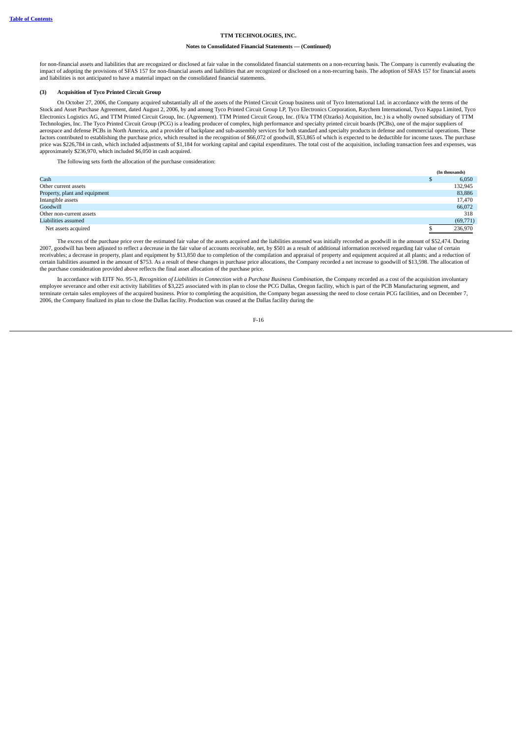for non-financial assets and liabilities that are recognized or disclosed at fair value in the consolidated financial statements on a non-recurring basis. The Company is currently evaluating the impact of adopting the provisions of SFAS 157 for non-financial assets and liabilities that are recognized or disclosed on a non-recurring basis. The adoption of SFAS 157 for financial assets and liabilities is not anticipated to have a material impact on the consolidated financial statements.

**(3) Acquisition of Tyco Printed Circuit Group**

On October 27, 2006, the Company acquired substantially all of the assets of the Printed Circuit Group business unit of Tyco International Ltd. in accordance with the terms of the Stock and Asset Purchase Agreement, dated August 2, 2006, by and among Tyco Printed Circuit Group LP, Tyco Electronics Corporation, Raychem International, Tyco Kappa Limited, Tyco Electronics Logistics AG, and TTM Printed Circuit Group, Inc. (Agreement). TTM Printed Circuit Group, Inc. (f/k/a TTM (Ozarks) Acquisition, Inc.) is a wholly owned subsidiary of TTM Technologies, Inc. The Tyco Printed Circuit Group (PCG) is a leading producer of complex, high performance and specialty printed circuit boards (PCBs), one of the major suppliers of aerospace and defense PCBs in North America, and a provider of backplane and sub-assembly services for both standard and specialty products in defense and commercial operations. These factors contributed to establishing the purchase price, which resulted in the recognition of $66,072 of goodwill, $53,865 of which is expected to be deductible for income taxes. The purchase price was $226,784 in cash, which included adjustments of $1,184 for working capital and capital expenditures. The total cost of the acquisition, including transaction fees and expenses, was approximately $236,970, which included $6,050 in cash acquired.

The following sets forth the allocation of the purchase consideration:

| | (In thousands) |
|---|---|
| Cash | $ 6,050 |
| Other current assets | 132,945 |
| Property, plant and equipment | 83,886 |
| Intangible assets | 17,470 |
| Goodwill | 66,072 |
| Other non-current assets | 318 |
| Liabilities assumed | (69,771) |
| Net assets acquired | $ 236,970 |

The excess of the purchase price over the estimated fair value of the assets acquired and the liabilities assumed was initially recorded as goodwill in the amount of $52,474. During 2007, goodwill has been adjusted to reflect a decrease in the fair value of accounts receivable, net, by $501 as a result of additional information received regarding fair value of certain receivables; a decrease in property, plant and equipment by $13,850 due to completion of the compilation and appraisal of property and equipment acquired at all plants; and a reduction of certain liabilities assumed in the amount of $753. As a result of these changes in purchase price allocations, the Company recorded a net increase to goodwill of $13,598. The allocation of the purchase consideration provided above reflects the final asset allocation of the purchase price.

In accordance with EITF No. 95-3, *Recognition of Liabilities in Connection with a Purchase Business Combination*, the Company recorded as a cost of the acquisition involuntary employee severance and other exit activity liabilities of $3,225 associated with its plan to close the PCG Dallas, Oregon facility, which is part of the PCB Manufacturing segment, and terminate certain sales employees of the acquired business. Prior to completing the acquisition, the Company began assessing the need to close certain PCG facilities, and on December 7, 2006, the Company finalized its plan to close the Dallas facility. Production was ceased at the Dallas facility during the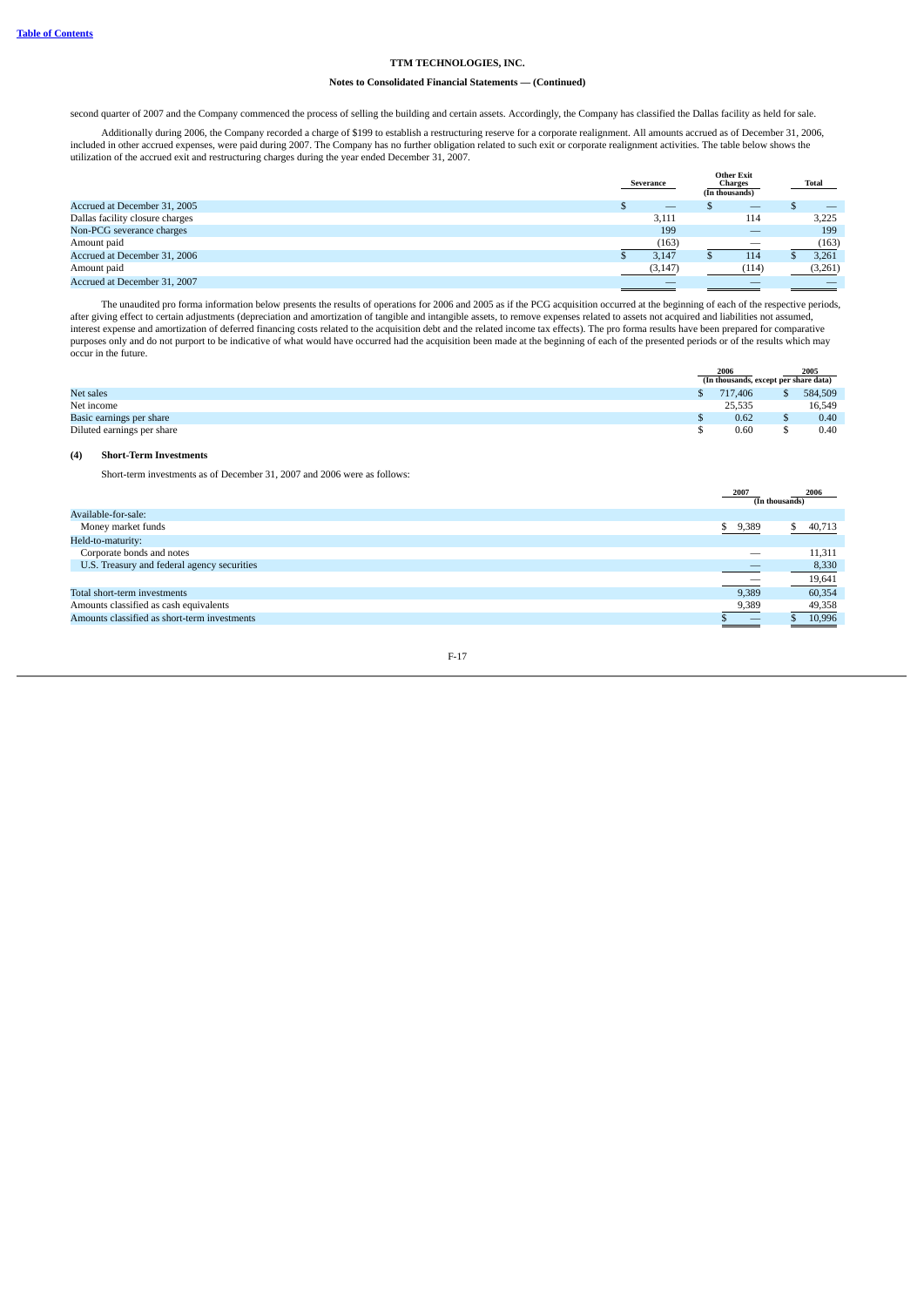second quarter of 2007 and the Company commenced the process of selling the building and certain assets. Accordingly, the Company has classified the Dallas facility as held for sale.

Additionally during 2006, the Company recorded a charge of $199 to establish a restructuring reserve for a corporate realignment. All amounts accrued as of December 31, 2006, included in other accrued expenses, were paid during 2007. The Company has no further obligation related to such exit or corporate realignment activities. The table below shows the utilization of the accrued exit and restructuring charges during the year ended December 31, 2007.

| | Severance | Other Exit Charges | Total |
|---|---|---|---|
| | | (In thousands) | |
| Accrued at December 31, 2005 | $ — | $ — | $ — |
| Dallas facility closure charges | 3,111 | 114 | 3,225 |
| Non-PCG severance charges | 199 | — | 199 |
| Amount paid | (163) | — | (163) |
| Accrued at December 31, 2006 | $ 3,147 | $ 114 | $ 3,261 |
| Amount paid | (3,147) | (114) | (3,261) |
| Accrued at December 31, 2007 | — | — | — |

The unaudited pro forma information below presents the results of operations for 2006 and 2005 as if the PCG acquisition occurred at the beginning of each of the respective periods, after giving effect to certain adjustments (depreciation and amortization of tangible and intangible assets, to remove expenses related to assets not acquired and liabilities not assumed, interest expense and amortization of deferred financing costs related to the acquisition debt and the related income tax effects). The pro forma results have been prepared for comparative purposes only and do not purport to be indicative of what would have occurred had the acquisition been made at the beginning of each of the presented periods or of the results which may occur in the future.

| | 2006 | 2005 |
|---|---|---|
| | (In thousands, except per share data) | |
| Net sales | $ 717,406 | $ 584,509 |
| Net income | 25,535 | 16,549 |
| Basic earnings per share | $ 0.62 | $ 0.40 |
| Diluted earnings per share | $ 0.60 | $ 0.40 |

**(4) Short-Term Investments**

Short-term investments as of December 31, 2007 and 2006 were as follows:

| | 2007 | 2006 |
|---|---|---|
| | (In thousands) | |
| Available-for-sale: | | |
| Money market funds | $ 9,389 | $ 40,713 |
| Held-to-maturity: | | |
| Corporate bonds and notes | — | 11,311 |
| U.S. Treasury and federal agency securities | — | 8,330 |
| | — | 19,641 |
| Total short-term investments | 9,389 | 60,354 |
| Amounts classified as cash equivalents | 9,389 | 49,358 |
| Amounts classified as short-term investments | $ — | $ 10,996 |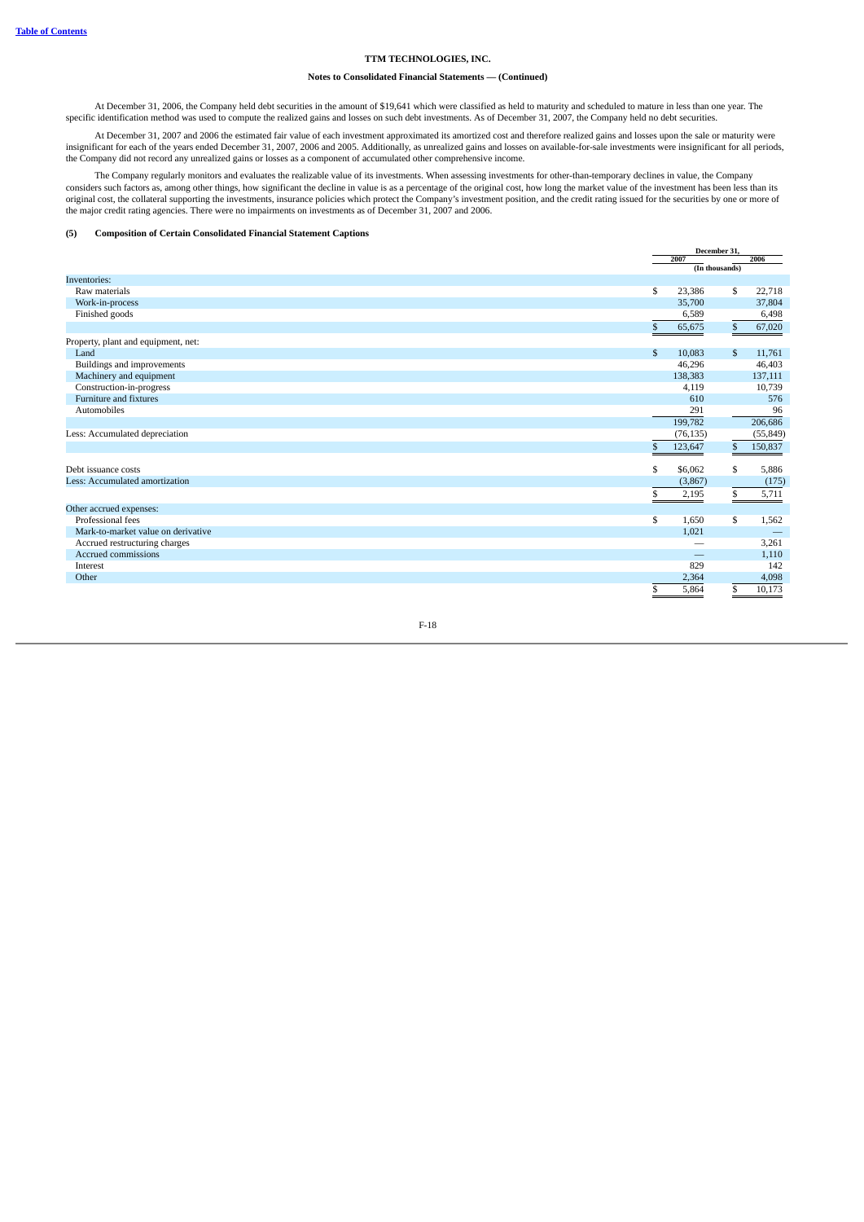**TTM TECHNOLOGIES, INC.**

**Notes to Consolidated Financial Statements — (Continued)**

At December 31, 2006, the Company held debt securities in the amount of $19,641 which were classified as held to maturity and scheduled to mature in less than one year. The specific identification method was used to compute the realized gains and losses on such debt investments. As of December 31, 2007, the Company held no debt securities.

At December 31, 2007 and 2006 the estimated fair value of each investment approximated its amortized cost and therefore realized gains and losses upon the sale or maturity were insignificant for each of the years ended December 31, 2007, 2006 and 2005. Additionally, as unrealized gains and losses on available-for-sale investments were insignificant for all periods, the Company did not record any unrealized gains or losses as a component of accumulated other comprehensive income.

The Company regularly monitors and evaluates the realizable value of its investments. When assessing investments for other-than-temporary declines in value, the Company considers such factors as, among other things, how significant the decline in value is as a percentage of the original cost, how long the market value of the investment has been less than its original cost, the collateral supporting the investments, insurance policies which protect the Company's investment position, and the credit rating issued for the securities by one or more of the major credit rating agencies. There were no impairments on investments as of December 31, 2007 and 2006.

**(5) Composition of Certain Consolidated Financial Statement Captions**

| | December 31, | |
|---|---|---|
| | 2007 | 2006 |
| | (In thousands) | |
| Inventories: | | |
| Raw materials | $ 23,386 | $ 22,718 |
| Work-in-process | 35,700 | 37,804 |
| Finished goods | 6,589 | 6,498 |
| | $ 65,675 | $ 67,020 |
| Property, plant and equipment, net: | | |
| Land | $ 10,083 | $ 11,761 |
| Buildings and improvements | 46,296 | 46,403 |
| Machinery and equipment | 138,383 | 137,111 |
| Construction-in-progress | 4,119 | 10,739 |
| Furniture and fixtures | 610 | 576 |
| Automobiles | 291 | 96 |
| | 199,782 | 206,686 |
| Less: Accumulated depreciation | (76,135) | (55,849) |
| | $ 123,647 | $ 150,837 |
| Debt issuance costs | $ $6,062 | $ 5,886 |
| Less: Accumulated amortization | (3,867) | (175) |
| | $ 2,195 | $ 5,711 |
| Other accrued expenses: | | |
| Professional fees | $ 1,650 | $ 1,562 |
| Mark-to-market value on derivative | 1,021 | — |
| Accrued restructuring charges | — | 3,261 |
| Accrued commissions | — | 1,110 |
| Interest | 829 | 142 |
| Other | 2,364 | 4,098 |
| | $ 5,864 | $ 10,173 |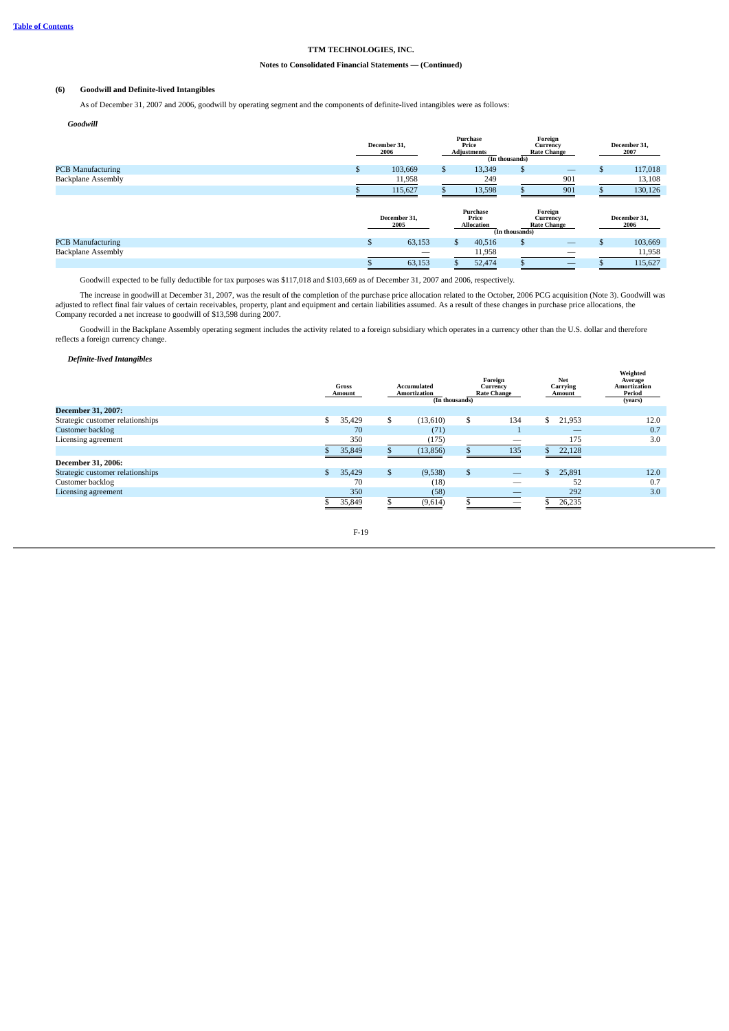**TTM TECHNOLOGIES, INC.**

**Notes to Consolidated Financial Statements — (Continued)**

## (6) Goodwill and Definite-lived Intangibles

As of December 31, 2007 and 2006, goodwill by operating segment and the components of definite-lived intangibles were as follows:

### *Goodwill*

| | December 31, 2006 | Purchase Price Adjustments | Foreign Currency Rate Change | December 31, 2007 |
|---|---|---|---|---|
| | | (In thousands) | | |
| PCB Manufacturing | $ 103,669 | $ 13,349 | $ — | $ 117,018 |
| Backplane Assembly | 11,958 | 249 | 901 | 13,108 |
| | $ 115,627 | $ 13,598 | $ 901 | $ 130,126 |

| | December 31, 2005 | Purchase Price Allocation | Foreign Currency Rate Change | December 31, 2006 |
|---|---|---|---|---|
| | | (In thousands) | | |
| PCB Manufacturing | $ 63,153 | $ 40,516 | $ — | $ 103,669 |
| Backplane Assembly | — | 11,958 | — | 11,958 |
| | $ 63,153 | $ 52,474 | $ — | $ 115,627 |

Goodwill expected to be fully deductible for tax purposes was $117,018 and $103,669 as of December 31, 2007 and 2006, respectively.

The increase in goodwill at December 31, 2007, was the result of the completion of the purchase price allocation related to the October, 2006 PCG acquisition (Note 3). Goodwill was adjusted to reflect final fair values of certain receivables, property, plant and equipment and certain liabilities assumed. As a result of these changes in purchase price allocations, the Company recorded a net increase to goodwill of $13,598 during 2007.

Goodwill in the Backplane Assembly operating segment includes the activity related to a foreign subsidiary which operates in a currency other than the U.S. dollar and therefore reflects a foreign currency change.

### *Definite-lived Intangibles*

| | Gross Amount | Accumulated Amortization | Foreign Currency Rate Change | Net Carrying Amount | Weighted Average Amortization Period |
|---|---|---|---|---|---|
| | | (In thousands) | | | (years) |
| **December 31, 2007:** | | | | | |
| Strategic customer relationships | $ 35,429 | $ (13,610) | $ 134 | $ 21,953 | 12.0 |
| Customer backlog | 70 | (71) | 1 | — | 0.7 |
| Licensing agreement | 350 | (175) | — | 175 | 3.0 |
| | $ 35,849 | $ (13,856) | $ 135 | $ 22,128 | |
| **December 31, 2006:** | | | | | |
| Strategic customer relationships | $ 35,429 | $ (9,538) | $ — | $ 25,891 | 12.0 |
| Customer backlog | 70 | (18) | — | 52 | 0.7 |
| Licensing agreement | 350 | (58) | — | 292 | 3.0 |
| | $ 35,849 | $ (9,614) | $ — | $ 26,235 | |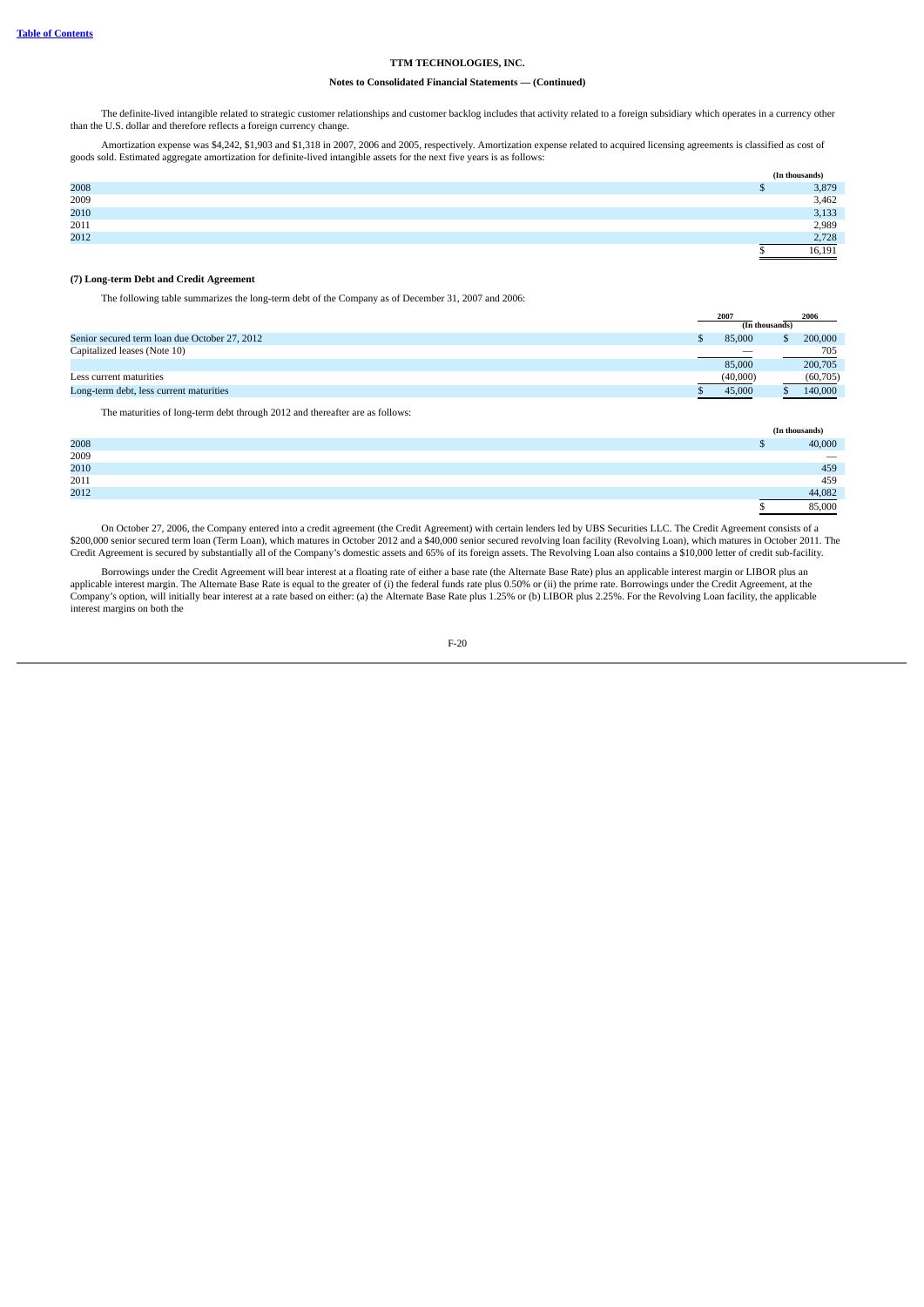**TTM TECHNOLOGIES, INC.**

**Notes to Consolidated Financial Statements — (Continued)**

The definite-lived intangible related to strategic customer relationships and customer backlog includes that activity related to a foreign subsidiary which operates in a currency other than the U.S. dollar and therefore reflects a foreign currency change.

Amortization expense was $4,242, $1,903 and $1,318 in 2007, 2006 and 2005, respectively. Amortization expense related to acquired licensing agreements is classified as cost of goods sold. Estimated aggregate amortization for definite-lived intangible assets for the next five years is as follows:

| | (In thousands) |
|---|---|
| 2008 | $ 3,879 |
| 2009 | 3,462 |
| 2010 | 3,133 |
| 2011 | 2,989 |
| 2012 | 2,728 |
| | $ 16,191 |

### (7) Long-term Debt and Credit Agreement

The following table summarizes the long-term debt of the Company as of December 31, 2007 and 2006:

| | 2007 | 2006 |
|---|---|---|
| | (In thousands) | |
| Senior secured term loan due October 27, 2012 | $ 85,000 | $ 200,000 |
| Capitalized leases (Note 10) | — | 705 |
| | 85,000 | 200,705 |
| Less current maturities | (40,000) | (60,705) |
| Long-term debt, less current maturities | $ 45,000 | $ 140,000 |

The maturities of long-term debt through 2012 and thereafter are as follows:

| | (In thousands) |
|---|---|
| 2008 | $ 40,000 |
| 2009 | — |
| 2010 | 459 |
| 2011 | 459 |
| 2012 | 44,082 |
| | $ 85,000 |

On October 27, 2006, the Company entered into a credit agreement (the Credit Agreement) with certain lenders led by UBS Securities LLC. The Credit Agreement consists of a $200,000 senior secured term loan (Term Loan), which matures in October 2012 and a $40,000 senior secured revolving loan facility (Revolving Loan), which matures in October 2011. The Credit Agreement is secured by substantially all of the Company's domestic assets and 65% of its foreign assets. The Revolving Loan also contains a $10,000 letter of credit sub-facility.

Borrowings under the Credit Agreement will bear interest at a floating rate of either a base rate (the Alternate Base Rate) plus an applicable interest margin or LIBOR plus an applicable interest margin. The Alternate Base Rate is equal to the greater of (i) the federal funds rate plus 0.50% or (ii) the prime rate. Borrowings under the Credit Agreement, at the Company's option, will initially bear interest at a rate based on either: (a) the Alternate Base Rate plus 1.25% or (b) LIBOR plus 2.25%. For the Revolving Loan facility, the applicable interest margins on both the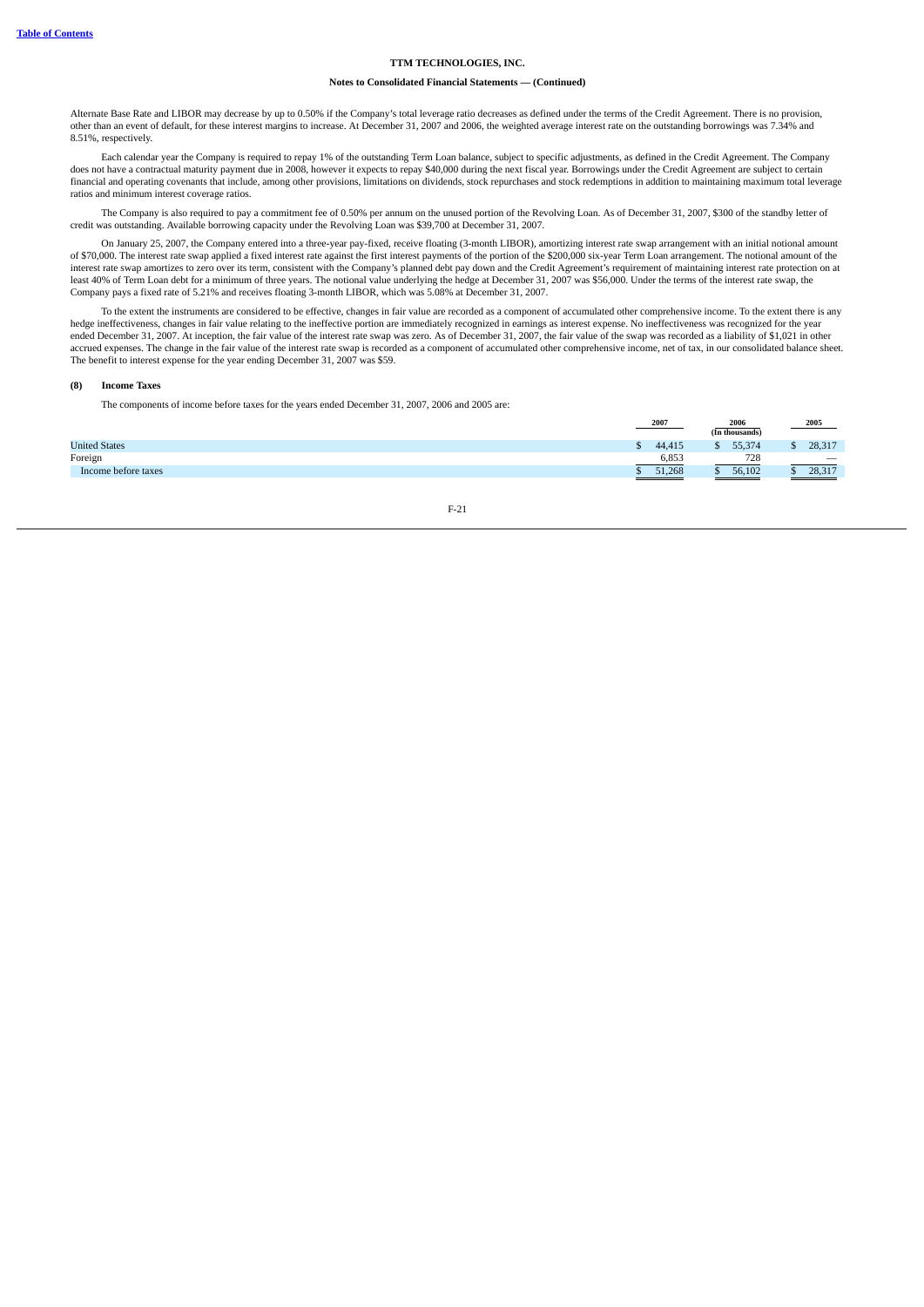Alternate Base Rate and LIBOR may decrease by up to 0.50% if the Company's total leverage ratio decreases as defined under the terms of the Credit Agreement. There is no provision, other than an event of default, for these interest margins to increase. At December 31, 2007 and 2006, the weighted average interest rate on the outstanding borrowings was 7.34% and 8.51%, respectively.

Each calendar year the Company is required to repay 1% of the outstanding Term Loan balance, subject to specific adjustments, as defined in the Credit Agreement. The Company does not have a contractual maturity payment due in 2008, however it expects to repay $40,000 during the next fiscal year. Borrowings under the Credit Agreement are subject to certain financial and operating covenants that include, among other provisions, limitations on dividends, stock repurchases and stock redemptions in addition to maintaining maximum total leverage ratios and minimum interest coverage ratios.

The Company is also required to pay a commitment fee of 0.50% per annum on the unused portion of the Revolving Loan. As of December 31, 2007, $300 of the standby letter of credit was outstanding. Available borrowing capacity under the Revolving Loan was $39,700 at December 31, 2007.

On January 25, 2007, the Company entered into a three-year pay-fixed, receive floating (3-month LIBOR), amortizing interest rate swap arrangement with an initial notional amount of $70,000. The interest rate swap applied a fixed interest rate against the first interest payments of the portion of the $200,000 six-year Term Loan arrangement. The notional amount of the interest rate swap amortizes to zero over its term, consistent with the Company's planned debt pay down and the Credit Agreement's requirement of maintaining interest rate protection on at least 40% of Term Loan debt for a minimum of three years. The notional value underlying the hedge at December 31, 2007 was $56,000. Under the terms of the interest rate swap, the Company pays a fixed rate of 5.21% and receives floating 3-month LIBOR, which was 5.08% at December 31, 2007.

To the extent the instruments are considered to be effective, changes in fair value are recorded as a component of accumulated other comprehensive income. To the extent there is any hedge ineffectiveness, changes in fair value relating to the ineffective portion are immediately recognized in earnings as interest expense. No ineffectiveness was recognized for the year ended December 31, 2007. At inception, the fair value of the interest rate swap was zero. As of December 31, 2007, the fair value of the swap was recorded as a liability of $1,021 in other accrued expenses. The change in the fair value of the interest rate swap is recorded as a component of accumulated other comprehensive income, net of tax, in our consolidated balance sheet. The benefit to interest expense for the year ending December 31, 2007 was $59.

## (8) Income Taxes

The components of income before taxes for the years ended December 31, 2007, 2006 and 2005 are:

| | 2007 | 2006 | 2005 |
|---|---|---|---|
| | | (In thousands) | |
| United States | $ 44,415 | $ 55,374 | $ 28,317 |
| Foreign | 6,853 | 728 | — |
| Income before taxes | $ 51,268 | $ 56,102 | $ 28,317 |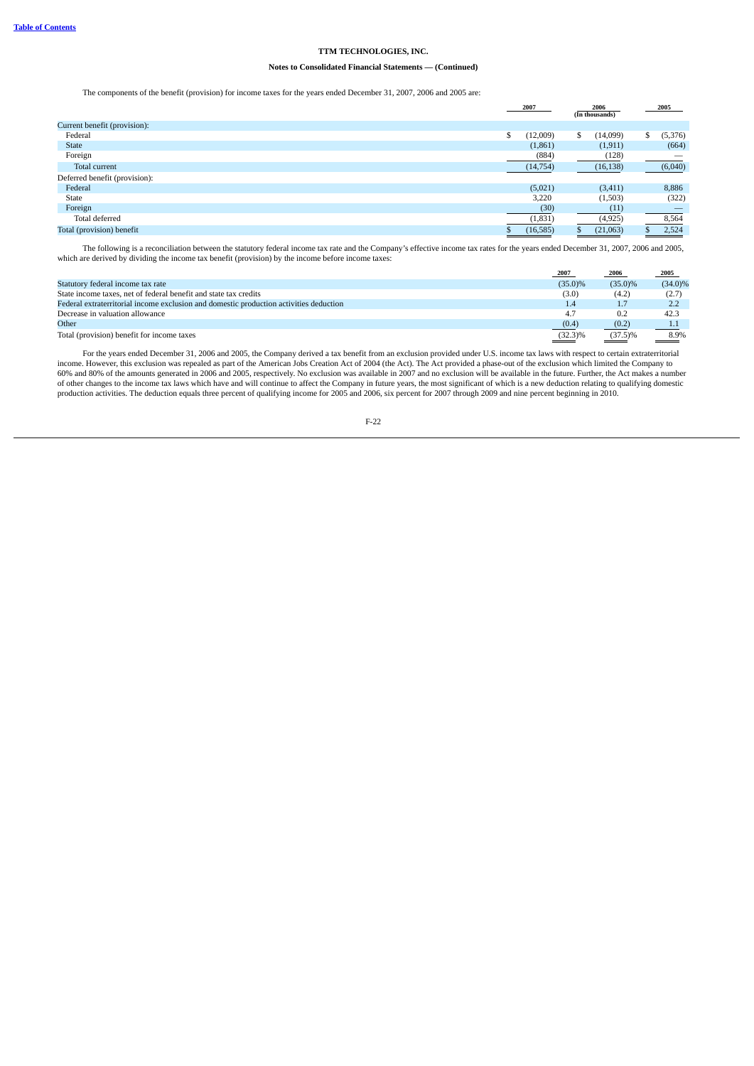**TTM TECHNOLOGIES, INC.**

**Notes to Consolidated Financial Statements — (Continued)**

The components of the benefit (provision) for income taxes for the years ended December 31, 2007, 2006 and 2005 are:

| | 2007 | 2006 | 2005 |
|---|---|---|---|
| | | (In thousands) | |
| Current benefit (provision): | | | |
| Federal | $ (12,009) | $ (14,099) | $ (5,376) |
| State | (1,861) | (1,911) | (664) |
| Foreign | (884) | (128) | — |
| Total current | (14,754) | (16,138) | (6,040) |
| Deferred benefit (provision): | | | |
| Federal | (5,021) | (3,411) | 8,886 |
| State | 3,220 | (1,503) | (322) |
| Foreign | (30) | (11) | — |
| Total deferred | (1,831) | (4,925) | 8,564 |
| Total (provision) benefit | $ (16,585) | $ (21,063) | $ 2,524 |

The following is a reconciliation between the statutory federal income tax rate and the Company's effective income tax rates for the years ended December 31, 2007, 2006 and 2005, which are derived by dividing the income tax benefit (provision) by the income before income taxes:

| | 2007 | 2006 | 2005 |
|---|---|---|---|
| Statutory federal income tax rate | (35.0)% | (35.0)% | (34.0)% |
| State income taxes, net of federal benefit and state tax credits | (3.0) | (4.2) | (2.7) |
| Federal extraterritorial income exclusion and domestic production activities deduction | 1.4 | 1.7 | 2.2 |
| Decrease in valuation allowance | 4.7 | 0.2 | 42.3 |
| Other | (0.4) | (0.2) | 1.1 |
| Total (provision) benefit for income taxes | (32.3)% | (37.5)% | 8.9% |

For the years ended December 31, 2006 and 2005, the Company derived a tax benefit from an exclusion provided under U.S. income tax laws with respect to certain extraterritorial income. However, this exclusion was repealed as part of the American Jobs Creation Act of 2004 (the Act). The Act provided a phase-out of the exclusion which limited the Company to 60% and 80% of the amounts generated in 2006 and 2005, respectively. No exclusion was available in 2007 and no exclusion will be available in the future. Further, the Act makes a number of other changes to the income tax laws which have and will continue to affect the Company in future years, the most significant of which is a new deduction relating to qualifying domestic production activities. The deduction equals three percent of qualifying income for 2005 and 2006, six percent for 2007 through 2009 and nine percent beginning in 2010.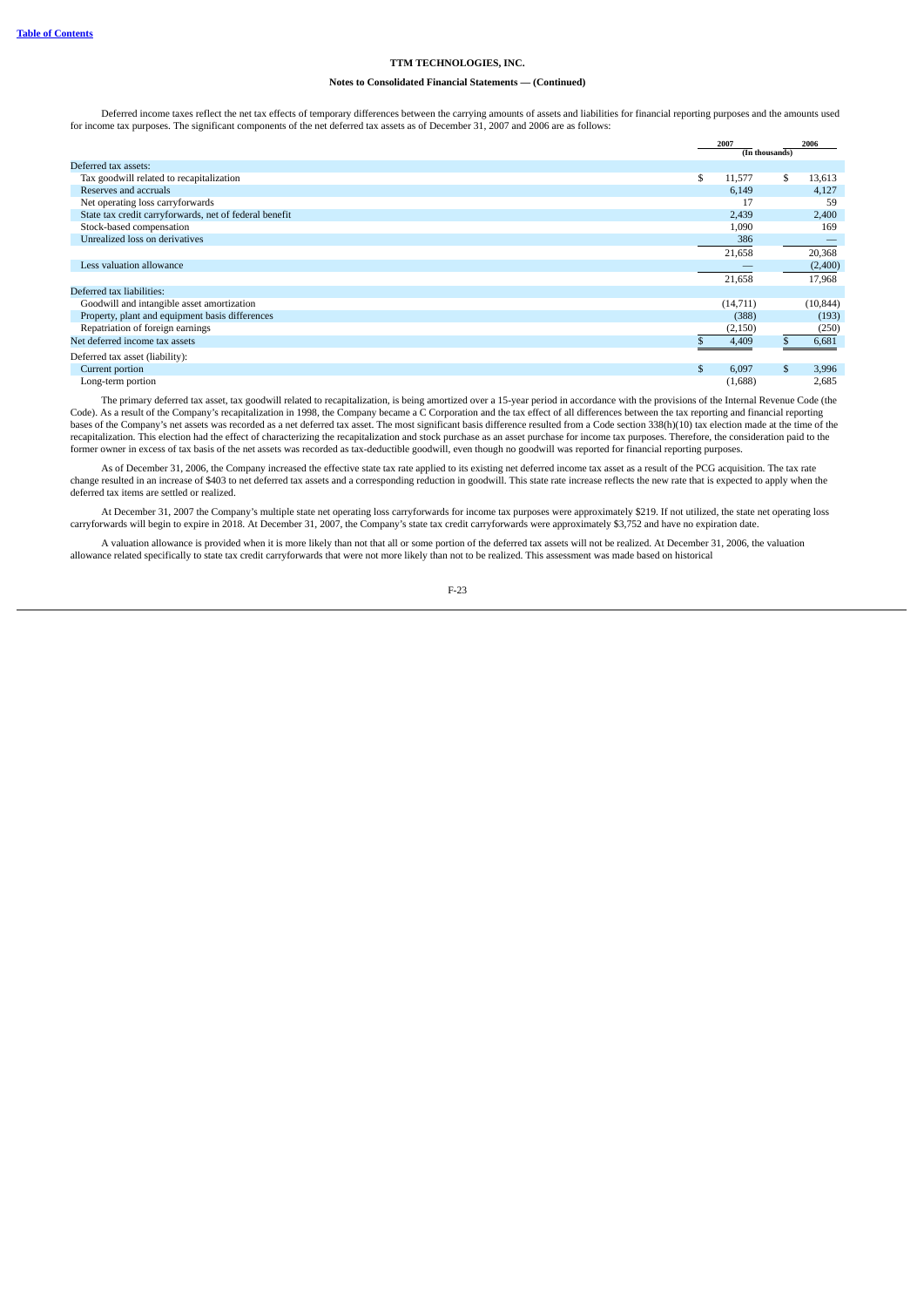**TTM TECHNOLOGIES, INC.**

**Notes to Consolidated Financial Statements — (Continued)**

Deferred income taxes reflect the net tax effects of temporary differences between the carrying amounts of assets and liabilities for financial reporting purposes and the amounts used for income tax purposes. The significant components of the net deferred tax assets as of December 31, 2007 and 2006 are as follows:

| | 2007 | 2006 |
|---|---|---|
| | (In thousands) | |
| Deferred tax assets: | | |
| Tax goodwill related to recapitalization | $ 11,577 | $ 13,613 |
| Reserves and accruals | 6,149 | 4,127 |
| Net operating loss carryforwards | 17 | 59 |
| State tax credit carryforwards, net of federal benefit | 2,439 | 2,400 |
| Stock-based compensation | 1,090 | 169 |
| Unrealized loss on derivatives | 386 | — |
| | 21,658 | 20,368 |
| Less valuation allowance | — | (2,400) |
| | 21,658 | 17,968 |
| Deferred tax liabilities: | | |
| Goodwill and intangible asset amortization | (14,711) | (10,844) |
| Property, plant and equipment basis differences | (388) | (193) |
| Repatriation of foreign earnings | (2,150) | (250) |
| Net deferred income tax assets | $ 4,409 | $ 6,681 |
| Deferred tax asset (liability): | | |
| Current portion | $ 6,097 | $ 3,996 |
| Long-term portion | (1,688) | 2,685 |

The primary deferred tax asset, tax goodwill related to recapitalization, is being amortized over a 15-year period in accordance with the provisions of the Internal Revenue Code (the Code). As a result of the Company's recapitalization in 1998, the Company became a C Corporation and the tax effect of all differences between the tax reporting and financial reporting bases of the Company's net assets was recorded as a net deferred tax asset. The most significant basis difference resulted from a Code section 338(h)(10) tax election made at the time of the recapitalization. This election had the effect of characterizing the recapitalization and stock purchase as an asset purchase for income tax purposes. Therefore, the consideration paid to the former owner in excess of tax basis of the net assets was recorded as tax-deductible goodwill, even though no goodwill was reported for financial reporting purposes.

As of December 31, 2006, the Company increased the effective state tax rate applied to its existing net deferred income tax asset as a result of the PCG acquisition. The tax rate change resulted in an increase of $403 to net deferred tax assets and a corresponding reduction in goodwill. This state rate increase reflects the new rate that is expected to apply when the deferred tax items are settled or realized.

At December 31, 2007 the Company's multiple state net operating loss carryforwards for income tax purposes were approximately $219. If not utilized, the state net operating loss carryforwards will begin to expire in 2018. At December 31, 2007, the Company's state tax credit carryforwards were approximately $3,752 and have no expiration date.

A valuation allowance is provided when it is more likely than not that all or some portion of the deferred tax assets will not be realized. At December 31, 2006, the valuation allowance related specifically to state tax credit carryforwards that were not more likely than not to be realized. This assessment was made based on historical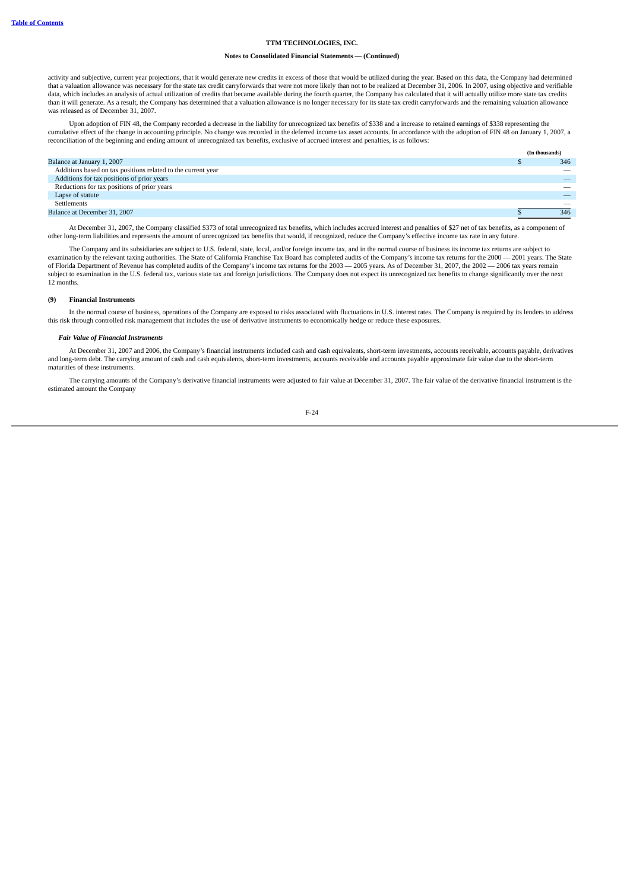activity and subjective, current year projections, that it would generate new credits in excess of those that would be utilized during the year. Based on this data, the Company had determined that a valuation allowance was necessary for the state tax credit carryforwards that were not more likely than not to be realized at December 31, 2006. In 2007, using objective and verifiable data, which includes an analysis of actual utilization of credits that became available during the fourth quarter, the Company has calculated that it will actually utilize more state tax credits than it will generate. As a result, the Company has determined that a valuation allowance is no longer necessary for its state tax credit carryforwards and the remaining valuation allowance was released as of December 31, 2007.

Upon adoption of FIN 48, the Company recorded a decrease in the liability for unrecognized tax benefits of $338 and a increase to retained earnings of $338 representing the cumulative effect of the change in accounting principle. No change was recorded in the deferred income tax asset accounts. In accordance with the adoption of FIN 48 on January 1, 2007, a reconciliation of the beginning and ending amount of unrecognized tax benefits, exclusive of accrued interest and penalties, is as follows:

| | (In thousands) |
|---|---|
| Balance at January 1, 2007 | $ 346 |
| Additions based on tax positions related to the current year | — |
| Additions for tax positions of prior years | — |
| Reductions for tax positions of prior years | — |
| Lapse of statute | — |
| Settlements | — |
| Balance at December 31, 2007 | $ 346 |

At December 31, 2007, the Company classified $373 of total unrecognized tax benefits, which includes accrued interest and penalties of $27 net of tax benefits, as a component of other long-term liabilities and represents the amount of unrecognized tax benefits that would, if recognized, reduce the Company's effective income tax rate in any future.

The Company and its subsidiaries are subject to U.S. federal, state, local, and/or foreign income tax, and in the normal course of business its income tax returns are subject to examination by the relevant taxing authorities. The State of California Franchise Tax Board has completed audits of the Company's income tax returns for the 2000 — 2001 years. The State of Florida Department of Revenue has completed audits of the Company's income tax returns for the 2003 — 2005 years. As of December 31, 2007, the 2002 — 2006 tax years remain subject to examination in the U.S. federal tax, various state tax and foreign jurisdictions. The Company does not expect its unrecognized tax benefits to change significantly over the next 12 months.

### (9) Financial Instruments

In the normal course of business, operations of the Company are exposed to risks associated with fluctuations in U.S. interest rates. The Company is required by its lenders to address this risk through controlled risk management that includes the use of derivative instruments to economically hedge or reduce these exposures.

#### *Fair Value of Financial Instruments*

At December 31, 2007 and 2006, the Company's financial instruments included cash and cash equivalents, short-term investments, accounts receivable, accounts payable, derivatives and long-term debt. The carrying amount of cash and cash equivalents, short-term investments, accounts receivable and accounts payable approximate fair value due to the short-term maturities of these instruments.

The carrying amounts of the Company's derivative financial instruments were adjusted to fair value at December 31, 2007. The fair value of the derivative financial instrument is the estimated amount the Company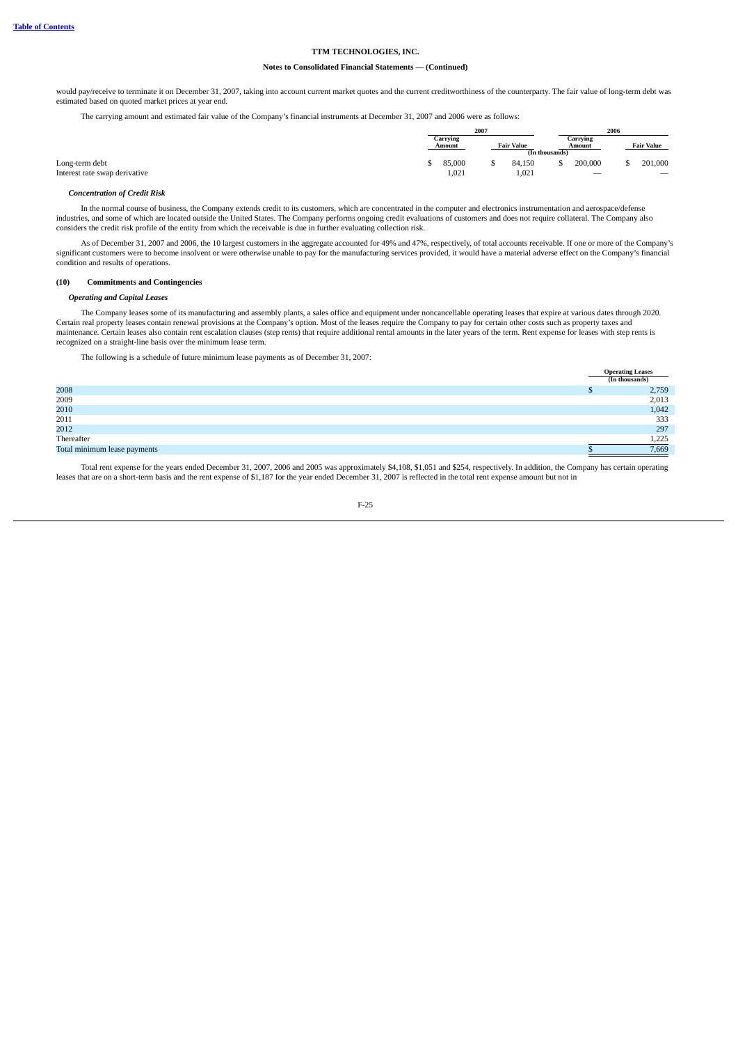would pay/receive to terminate it on December 31, 2007, taking into account current market quotes and the current creditworthiness of the counterparty. The fair value of long-term debt was estimated based on quoted market prices at year end.

The carrying amount and estimated fair value of the Company's financial instruments at December 31, 2007 and 2006 were as follows:

| | 2007 | | 2006 | |
|---|---|---|---|---|
| | Carrying Amount | Fair Value | Carrying Amount | Fair Value |
| | (In thousands) | | | |
| Long-term debt | $ 85,000 | $ 84,150 | $ 200,000 | $ 201,000 |
| Interest rate swap derivative | 1,021 | 1,021 | — | — |

### *Concentration of Credit Risk*

In the normal course of business, the Company extends credit to its customers, which are concentrated in the computer and electronics instrumentation and aerospace/defense industries, and some of which are located outside the United States. The Company performs ongoing credit evaluations of customers and does not require collateral. The Company also considers the credit risk profile of the entity from which the receivable is due in further evaluating collection risk.

As of December 31, 2007 and 2006, the 10 largest customers in the aggregate accounted for 49% and 47%, respectively, of total accounts receivable. If one or more of the Company's significant customers were to become insolvent or were otherwise unable to pay for the manufacturing services provided, it would have a material adverse effect on the Company's financial condition and results of operations.

## (10) Commitments and Contingencies

### *Operating and Capital Leases*

The Company leases some of its manufacturing and assembly plants, a sales office and equipment under noncancellable operating leases that expire at various dates through 2020. Certain real property leases contain renewal provisions at the Company's option. Most of the leases require the Company to pay for certain other costs such as property taxes and maintenance. Certain leases also contain rent escalation clauses (step rents) that require additional rental amounts in the later years of the term. Rent expense for leases with step rents is recognized on a straight-line basis over the minimum lease term.

The following is a schedule of future minimum lease payments as of December 31, 2007:

| | Operating Leases (In thousands) |
|---|---|
| 2008 | $ 2,759 |
| 2009 | 2,013 |
| 2010 | 1,042 |
| 2011 | 333 |
| 2012 | 297 |
| Thereafter | 1,225 |
| Total minimum lease payments | $ 7,669 |

Total rent expense for the years ended December 31, 2007, 2006 and 2005 was approximately $4,108, $1,051 and $254, respectively. In addition, the Company has certain operating leases that are on a short-term basis and the rent expense of $1,187 for the year ended December 31, 2007 is reflected in the total rent expense amount but not in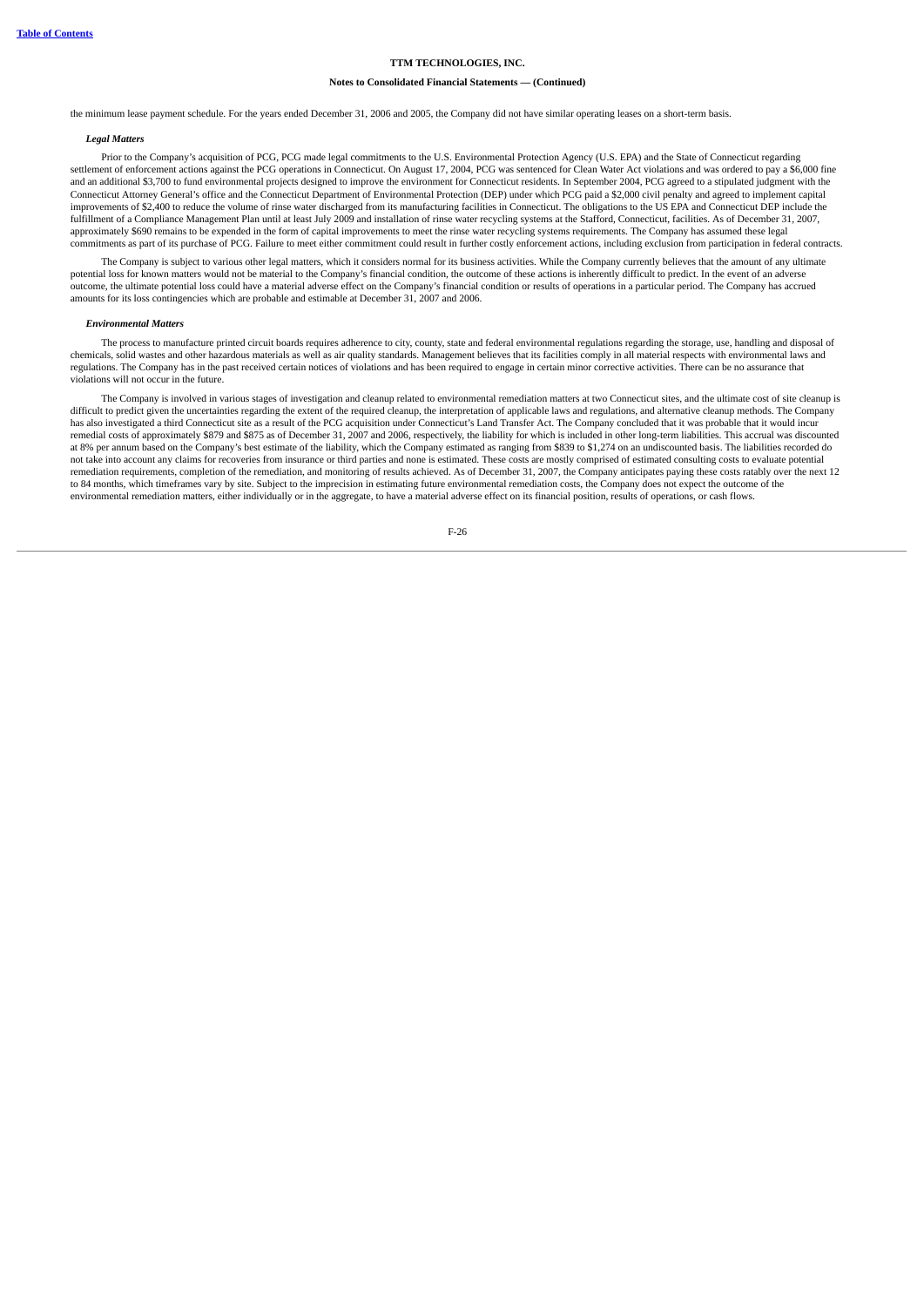the minimum lease payment schedule. For the years ended December 31, 2006 and 2005, the Company did not have similar operating leases on a short-term basis.

***Legal Matters***

Prior to the Company's acquisition of PCG, PCG made legal commitments to the U.S. Environmental Protection Agency (U.S. EPA) and the State of Connecticut regarding settlement of enforcement actions against the PCG operations in Connecticut. On August 17, 2004, PCG was sentenced for Clean Water Act violations and was ordered to pay a $6,000 fine and an additional $3,700 to fund environmental projects designed to improve the environment for Connecticut residents. In September 2004, PCG agreed to a stipulated judgment with the Connecticut Attorney General's office and the Connecticut Department of Environmental Protection (DEP) under which PCG paid a $2,000 civil penalty and agreed to implement capital improvements of $2,400 to reduce the volume of rinse water discharged from its manufacturing facilities in Connecticut. The obligations to the US EPA and Connecticut DEP include the fulfillment of a Compliance Management Plan until at least July 2009 and installation of rinse water recycling systems at the Stafford, Connecticut, facilities. As of December 31, 2007, approximately $690 remains to be expended in the form of capital improvements to meet the rinse water recycling systems requirements. The Company has assumed these legal commitments as part of its purchase of PCG. Failure to meet either commitment could result in further costly enforcement actions, including exclusion from participation in federal contracts.

The Company is subject to various other legal matters, which it considers normal for its business activities. While the Company currently believes that the amount of any ultimate potential loss for known matters would not be material to the Company's financial condition, the outcome of these actions is inherently difficult to predict. In the event of an adverse outcome, the ultimate potential loss could have a material adverse effect on the Company's financial condition or results of operations in a particular period. The Company has accrued amounts for its loss contingencies which are probable and estimable at December 31, 2007 and 2006.

***Environmental Matters***

The process to manufacture printed circuit boards requires adherence to city, county, state and federal environmental regulations regarding the storage, use, handling and disposal of chemicals, solid wastes and other hazardous materials as well as air quality standards. Management believes that its facilities comply in all material respects with environmental laws and regulations. The Company has in the past received certain notices of violations and has been required to engage in certain minor corrective activities. There can be no assurance that violations will not occur in the future.

The Company is involved in various stages of investigation and cleanup related to environmental remediation matters at two Connecticut sites, and the ultimate cost of site cleanup is difficult to predict given the uncertainties regarding the extent of the required cleanup, the interpretation of applicable laws and regulations, and alternative cleanup methods. The Company has also investigated a third Connecticut site as a result of the PCG acquisition under Connecticut's Land Transfer Act. The Company concluded that it was probable that it would incur remedial costs of approximately $879 and $875 as of December 31, 2007 and 2006, respectively, the liability for which is included in other long-term liabilities. This accrual was discounted at 8% per annum based on the Company's best estimate of the liability, which the Company estimated as ranging from $839 to $1,274 on an undiscounted basis. The liabilities recorded do not take into account any claims for recoveries from insurance or third parties and none is estimated. These costs are mostly comprised of estimated consulting costs to evaluate potential remediation requirements, completion of the remediation, and monitoring of results achieved. As of December 31, 2007, the Company anticipates paying these costs ratably over the next 12 to 84 months, which timeframes vary by site. Subject to the imprecision in estimating future environmental remediation costs, the Company does not expect the outcome of the environmental remediation matters, either individually or in the aggregate, to have a material adverse effect on its financial position, results of operations, or cash flows.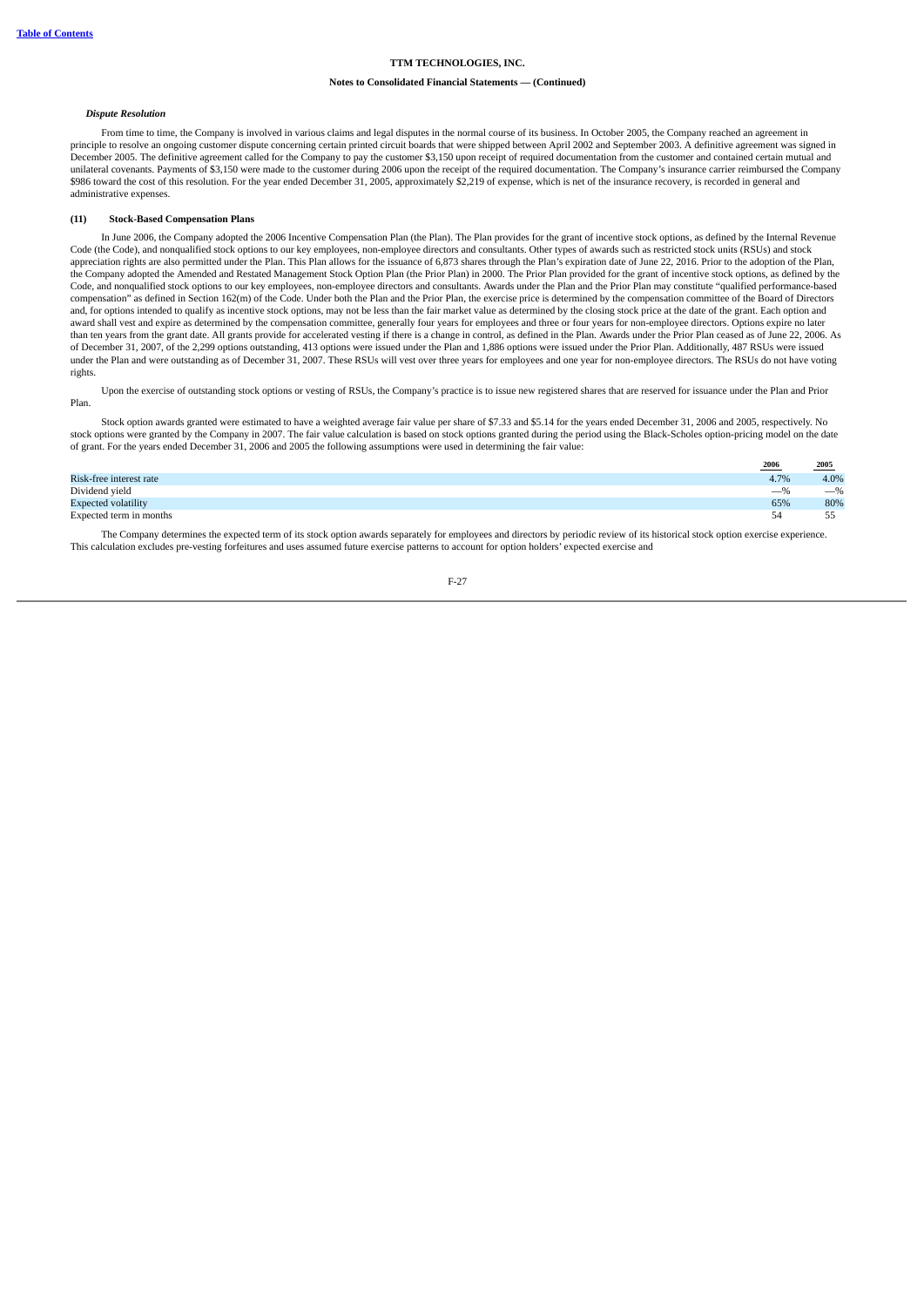*Dispute Resolution*

From time to time, the Company is involved in various claims and legal disputes in the normal course of its business. In October 2005, the Company reached an agreement in principle to resolve an ongoing customer dispute concerning certain printed circuit boards that were shipped between April 2002 and September 2003. A definitive agreement was signed in December 2005. The definitive agreement called for the Company to pay the customer $3,150 upon receipt of required documentation from the customer and contained certain mutual and unilateral covenants. Payments of $3,150 were made to the customer during 2006 upon the receipt of the required documentation. The Company's insurance carrier reimbursed the Company $986 toward the cost of this resolution. For the year ended December 31, 2005, approximately $2,219 of expense, which is net of the insurance recovery, is recorded in general and administrative expenses.

**(11) Stock-Based Compensation Plans**

In June 2006, the Company adopted the 2006 Incentive Compensation Plan (the Plan). The Plan provides for the grant of incentive stock options, as defined by the Internal Revenue Code (the Code), and nonqualified stock options to our key employees, non-employee directors and consultants. Other types of awards such as restricted stock units (RSUs) and stock appreciation rights are also permitted under the Plan. This Plan allows for the issuance of 6,873 shares through the Plan's expiration date of June 22, 2016. Prior to the adoption of the Plan, the Company adopted the Amended and Restated Management Stock Option Plan (the Prior Plan) in 2000. The Prior Plan provided for the grant of incentive stock options, as defined by the Code, and nonqualified stock options to our key employees, non-employee directors and consultants. Awards under the Plan and the Prior Plan may constitute "qualified performance-based compensation" as defined in Section 162(m) of the Code. Under both the Plan and the Prior Plan, the exercise price is determined by the compensation committee of the Board of Directors and, for options intended to qualify as incentive stock options, may not be less than the fair market value as determined by the closing stock price at the date of the grant. Each option and award shall vest and expire as determined by the compensation committee, generally four years for employees and three or four years for non-employee directors. Options expire no later than ten years from the grant date. All grants provide for accelerated vesting if there is a change in control, as defined in the Plan. Awards under the Prior Plan ceased as of June 22, 2006. As of December 31, 2007, of the 2,299 options outstanding, 413 options were issued under the Plan and 1,886 options were issued under the Prior Plan. Additionally, 487 RSUs were issued under the Plan and were outstanding as of December 31, 2007. These RSUs will vest over three years for employees and one year for non-employee directors. The RSUs do not have voting rights.

Upon the exercise of outstanding stock options or vesting of RSUs, the Company's practice is to issue new registered shares that are reserved for issuance under the Plan and Prior Plan.

Stock option awards granted were estimated to have a weighted average fair value per share of $7.33 and $5.14 for the years ended December 31, 2006 and 2005, respectively. No stock options were granted by the Company in 2007. The fair value calculation is based on stock options granted during the period using the Black-Scholes option-pricing model on the date of grant. For the years ended December 31, 2006 and 2005 the following assumptions were used in determining the fair value:

| | 2006 | 2005 |
|---|---|---|
| Risk-free interest rate | 4.7% | 4.0% |
| Dividend yield | —% | —% |
| Expected volatility | 65% | 80% |
| Expected term in months | 54 | 55 |

The Company determines the expected term of its stock option awards separately for employees and directors by periodic review of its historical stock option exercise experience. This calculation excludes pre-vesting forfeitures and uses assumed future exercise patterns to account for option holders' expected exercise and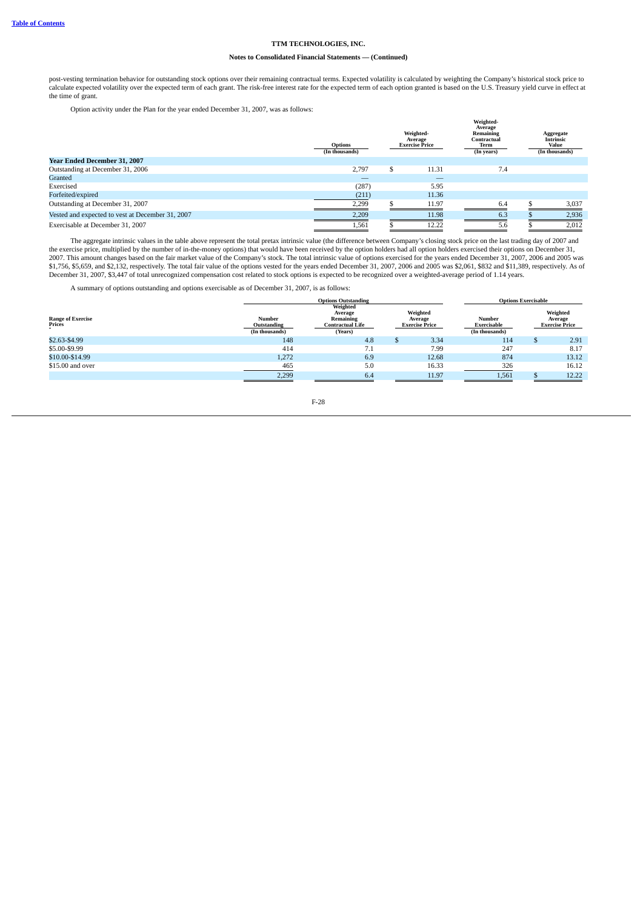**TTM TECHNOLOGIES, INC.**

**Notes to Consolidated Financial Statements — (Continued)**

post-vesting termination behavior for outstanding stock options over their remaining contractual terms. Expected volatility is calculated by weighting the Company's historical stock price to calculate expected volatility over the expected term of each grant. The risk-free interest rate for the expected term of each option granted is based on the U.S. Treasury yield curve in effect at the time of grant.

Option activity under the Plan for the year ended December 31, 2007, was as follows:

| | Options (In thousands) | Weighted-Average Exercise Price | Weighted-Average Remaining Contractual Term (In years) | Aggregate Intrinsic Value (In thousands) |
|---|---|---|---|---|
| **Year Ended December 31, 2007** | | | | |
| Outstanding at December 31, 2006 | 2,797 | $ 11.31 | 7.4 | |
| Granted | — | — | | |
| Exercised | (287) | 5.95 | | |
| Forfeited/expired | (211) | 11.36 | | |
| Outstanding at December 31, 2007 | 2,299 | $ 11.97 | 6.4 | $ 3,037 |
| Vested and expected to vest at December 31, 2007 | 2,209 | 11.98 | 6.3 | $ 2,936 |
| Exercisable at December 31, 2007 | 1,561 | $ 12.22 | 5.6 | $ 2,012 |

The aggregate intrinsic values in the table above represent the total pretax intrinsic value (the difference between Company's closing stock price on the last trading day of 2007 and the exercise price, multiplied by the number of in-the-money options) that would have been received by the option holders had all option holders exercised their options on December 31, 2007. This amount changes based on the fair market value of the Company's stock. The total intrinsic value of options exercised for the years ended December 31, 2007, 2006 and 2005 was $1,756, $5,659, and $2,132, respectively. The total fair value of the options vested for the years ended December 31, 2007, 2006 and 2005 was $2,061, $832 and $11,389, respectively. As of December 31, 2007, $3,447 of total unrecognized compensation cost related to stock options is expected to be recognized over a weighted-average period of 1.14 years.

A summary of options outstanding and options exercisable as of December 31, 2007, is as follows:

| | Options Outstanding | | | Options Exercisable | |
|---|---|---|---|---|---|
| Range of Exercise Prices | Number Outstanding (In thousands) | Weighted Average Remaining Contractual Life (Years) | Weighted Average Exercise Price | Number Exercisable (In thousands) | Weighted Average Exercise Price |
| $2.63-$4.99 | 148 | 4.8 | $ 3.34 | 114 | $ 2.91 |
| $5.00-$9.99 | 414 | 7.1 | 7.99 | 247 | 8.17 |
| $10.00-$14.99 | 1,272 | 6.9 | 12.68 | 874 | 13.12 |
| $15.00 and over | 465 | 5.0 | 16.33 | 326 | 16.12 |
| | 2,299 | 6.4 | 11.97 | 1,561 | $ 12.22 |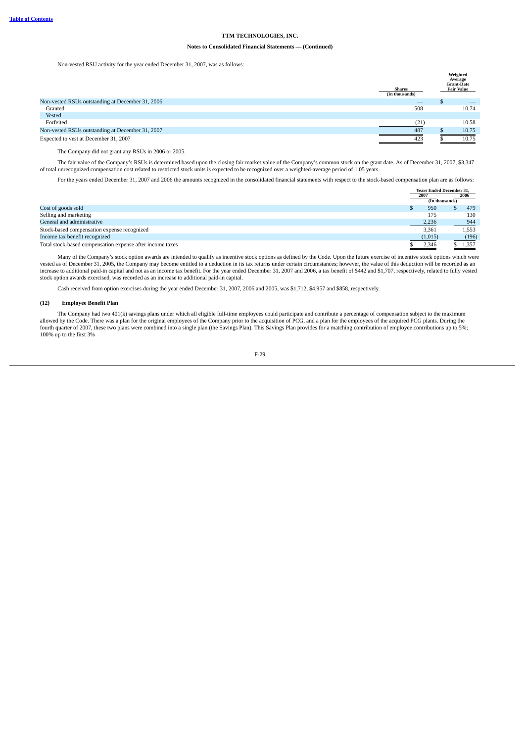Non-vested RSU activity for the year ended December 31, 2007, was as follows:

| | Shares (In thousands) | Weighted Average Grant-Date Fair Value |
|---|---|---|
| Non-vested RSUs outstanding at December 31, 2006 | — | $ — |
| Granted | 508 | 10.74 |
| Vested | — | — |
| Forfeited | (21) | 10.58 |
| Non-vested RSUs outstanding at December 31, 2007 | 487 | $ 10.75 |
| Expected to vest at December 31, 2007 | 423 | $ 10.75 |

The Company did not grant any RSUs in 2006 or 2005.

The fair value of the Company's RSUs is determined based upon the closing fair market value of the Company's common stock on the grant date. As of December 31, 2007, $3,347 of total unrecognized compensation cost related to restricted stock units is expected to be recognized over a weighted-average period of 1.05 years.

For the years ended December 31, 2007 and 2006 the amounts recognized in the consolidated financial statements with respect to the stock-based compensation plan are as follows:

| | Years Ended December 31, 2007 | 2006 |
|---|---|---|
| | (In thousands) | |
| Cost of goods sold | $ 950 | $ 479 |
| Selling and marketing | 175 | 130 |
| General and administrative | 2,236 | 944 |
| Stock-based compensation expense recognized | 3,361 | 1,553 |
| Income tax benefit recognized | (1,015) | (196) |
| Total stock-based compensation expense after income taxes | $ 2,346 | $ 1,357 |

Many of the Company's stock option awards are intended to qualify as incentive stock options as defined by the Code. Upon the future exercise of incentive stock options which were vested as of December 31, 2005, the Company may become entitled to a deduction in its tax returns under certain circumstances; however, the value of this deduction will be recorded as an increase to additional paid-in capital and not as an income tax benefit. For the year ended December 31, 2007 and 2006, a tax benefit of $442 and $1,707, respectively, related to fully vested stock option awards exercised, was recorded as an increase to additional paid-in capital.

Cash received from option exercises during the year ended December 31, 2007, 2006 and 2005, was $1,712, $4,957 and $858, respectively.

## (12) Employee Benefit Plan

The Company had two 401(k) savings plans under which all eligible full-time employees could participate and contribute a percentage of compensation subject to the maximum allowed by the Code. There was a plan for the original employees of the Company prior to the acquisition of PCG, and a plan for the employees of the acquired PCG plants. During the fourth quarter of 2007, these two plans were combined into a single plan (the Savings Plan). This Savings Plan provides for a matching contribution of employee contributions up to 5%; 100% up to the first 3%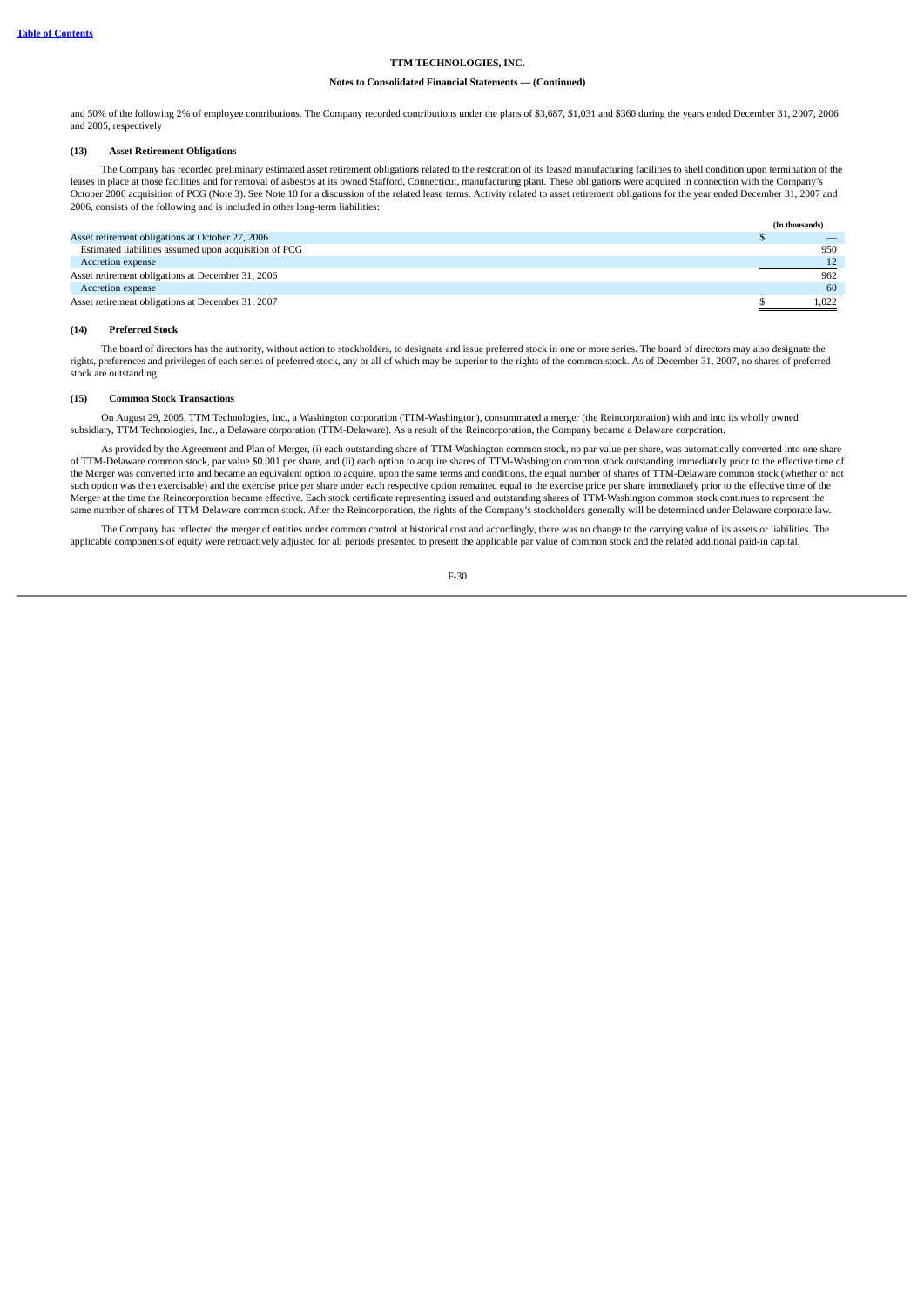and 50% of the following 2% of employee contributions. The Company recorded contributions under the plans of $3,687, $1,031 and $360 during the years ended December 31, 2007, 2006 and 2005, respectively

### (13) Asset Retirement Obligations

The Company has recorded preliminary estimated asset retirement obligations related to the restoration of its leased manufacturing facilities to shell condition upon termination of the leases in place at those facilities and for removal of asbestos at its owned Stafford, Connecticut, manufacturing plant. These obligations were acquired in connection with the Company's October 2006 acquisition of PCG (Note 3). See Note 10 for a discussion of the related lease terms. Activity related to asset retirement obligations for the year ended December 31, 2007 and 2006, consists of the following and is included in other long-term liabilities:

| | (In thousands) |
|---|---|
| Asset retirement obligations at October 27, 2006 | $ — |
| Estimated liabilities assumed upon acquisition of PCG | 950 |
| Accretion expense | 12 |
| Asset retirement obligations at December 31, 2006 | 962 |
| Accretion expense | 60 |
| Asset retirement obligations at December 31, 2007 | $ 1,022 |

### (14) Preferred Stock

The board of directors has the authority, without action to stockholders, to designate and issue preferred stock in one or more series. The board of directors may also designate the rights, preferences and privileges of each series of preferred stock, any or all of which may be superior to the rights of the common stock. As of December 31, 2007, no shares of preferred stock are outstanding.

### (15) Common Stock Transactions

On August 29, 2005, TTM Technologies, Inc., a Washington corporation (TTM-Washington), consummated a merger (the Reincorporation) with and into its wholly owned subsidiary, TTM Technologies, Inc., a Delaware corporation (TTM-Delaware). As a result of the Reincorporation, the Company became a Delaware corporation.

As provided by the Agreement and Plan of Merger, (i) each outstanding share of TTM-Washington common stock, no par value per share, was automatically converted into one share of TTM-Delaware common stock, par value $0.001 per share, and (ii) each option to acquire shares of TTM-Washington common stock outstanding immediately prior to the effective time of the Merger was converted into and became an equivalent option to acquire, upon the same terms and conditions, the equal number of shares of TTM-Delaware common stock (whether or not such option was then exercisable) and the exercise price per share under each respective option remained equal to the exercise price per share immediately prior to the effective time of the Merger at the time the Reincorporation became effective. Each stock certificate representing issued and outstanding shares of TTM-Washington common stock continues to represent the same number of shares of TTM-Delaware common stock. After the Reincorporation, the rights of the Company's stockholders generally will be determined under Delaware corporate law.

The Company has reflected the merger of entities under common control at historical cost and accordingly, there was no change to the carrying value of its assets or liabilities. The applicable components of equity were retroactively adjusted for all periods presented to present the applicable par value of common stock and the related additional paid-in capital.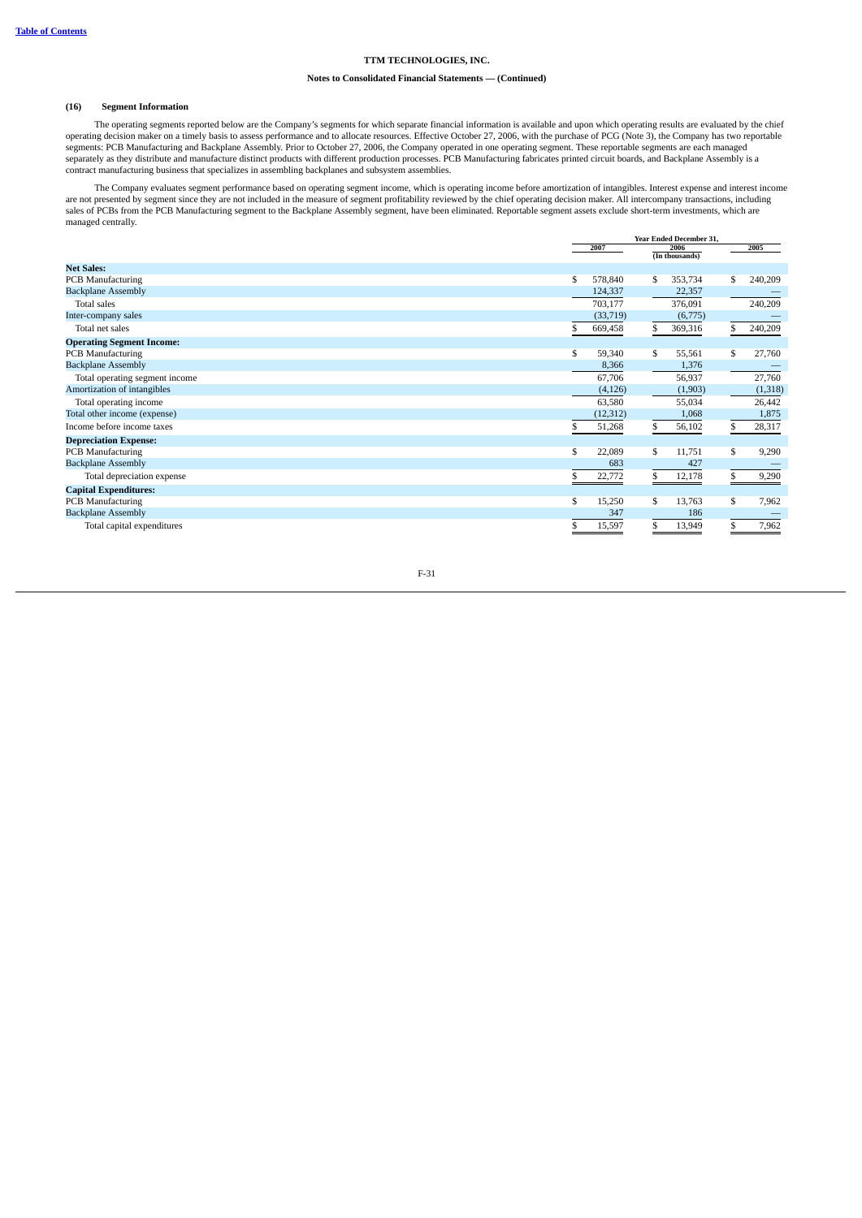**TTM TECHNOLOGIES, INC.**

**Notes to Consolidated Financial Statements — (Continued)**

### (16) Segment Information

The operating segments reported below are the Company's segments for which separate financial information is available and upon which operating results are evaluated by the chief operating decision maker on a timely basis to assess performance and to allocate resources. Effective October 27, 2006, with the purchase of PCG (Note 3), the Company has two reportable segments: PCB Manufacturing and Backplane Assembly. Prior to October 27, 2006, the Company operated in one operating segment. These reportable segments are each managed separately as they distribute and manufacture distinct products with different production processes. PCB Manufacturing fabricates printed circuit boards, and Backplane Assembly is a contract manufacturing business that specializes in assembling backplanes and subsystem assemblies.

The Company evaluates segment performance based on operating segment income, which is operating income before amortization of intangibles. Interest expense and interest income are not presented by segment since they are not included in the measure of segment profitability reviewed by the chief operating decision maker. All intercompany transactions, including sales of PCBs from the PCB Manufacturing segment to the Backplane Assembly segment, have been eliminated. Reportable segment assets exclude short-term investments, which are managed centrally.

| | Year Ended December 31, | | |
|---|---|---|---|
| | 2007 | 2006 | 2005 |
| | | (In thousands) | |
| **Net Sales:** | | | |
| PCB Manufacturing | $ 578,840 | $ 353,734 | $ 240,209 |
| Backplane Assembly | 124,337 | 22,357 | — |
| Total sales | 703,177 | 376,091 | 240,209 |
| Inter-company sales | (33,719) | (6,775) | — |
| Total net sales | $ 669,458 | $ 369,316 | $ 240,209 |
| **Operating Segment Income:** | | | |
| PCB Manufacturing | $ 59,340 | $ 55,561 | $ 27,760 |
| Backplane Assembly | 8,366 | 1,376 | — |
| Total operating segment income | 67,706 | 56,937 | 27,760 |
| Amortization of intangibles | (4,126) | (1,903) | (1,318) |
| Total operating income | 63,580 | 55,034 | 26,442 |
| Total other income (expense) | (12,312) | 1,068 | 1,875 |
| Income before income taxes | $ 51,268 | $ 56,102 | $ 28,317 |
| **Depreciation Expense:** | | | |
| PCB Manufacturing | $ 22,089 | $ 11,751 | $ 9,290 |
| Backplane Assembly | 683 | 427 | — |
| Total depreciation expense | $ 22,772 | $ 12,178 | $ 9,290 |
| **Capital Expenditures:** | | | |
| PCB Manufacturing | $ 15,250 | $ 13,763 | $ 7,962 |
| Backplane Assembly | 347 | 186 | — |
| Total capital expenditures | $ 15,597 | $ 13,949 | $ 7,962 |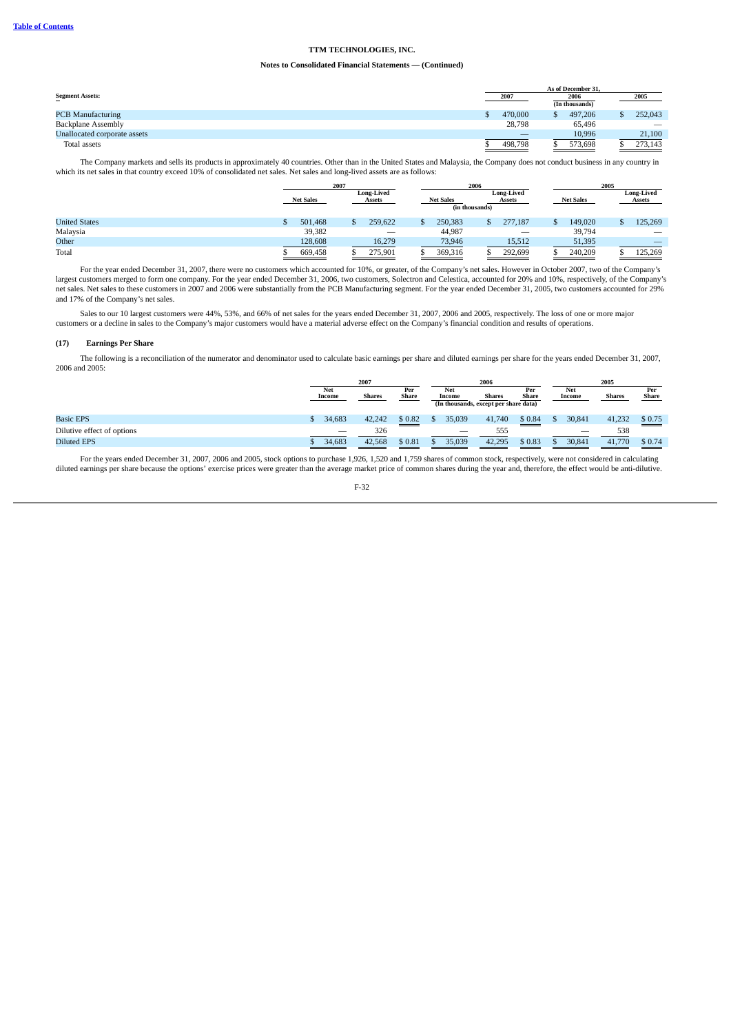**Table of Contents**

**TTM TECHNOLOGIES, INC.**

**Notes to Consolidated Financial Statements — (Continued)**

| Segment Assets: | As of December 31, 2007 | 2006 | 2005 |
|---|---|---|---|
| | (In thousands) | | |
| PCB Manufacturing | $ 470,000 | $ 497,206 | $ 252,043 |
| Backplane Assembly | 28,798 | 65,496 | — |
| Unallocated corporate assets | — | 10,996 | 21,100 |
| Total assets | $ 498,798 | $ 573,698 | $ 273,143 |

The Company markets and sells its products in approximately 40 countries. Other than in the United States and Malaysia, the Company does not conduct business in any country in which its net sales in that country exceed 10% of consolidated net sales. Net sales and long-lived assets are as follows:

| | 2007 | | 2006 | | 2005 | |
|---|---|---|---|---|---|---|
| | Net Sales | Long-Lived Assets | Net Sales | Long-Lived Assets | Net Sales | Long-Lived Assets |
| | (in thousands) | | | | | |
| United States | $ 501,468 | $ 259,622 | $ 250,383 | $ 277,187 | $ 149,020 | $ 125,269 |
| Malaysia | 39,382 | — | 44,987 | — | 39,794 | — |
| Other | 128,608 | 16,279 | 73,946 | 15,512 | 51,395 | — |
| Total | $ 669,458 | $ 275,901 | $ 369,316 | $ 292,699 | $ 240,209 | $ 125,269 |

For the year ended December 31, 2007, there were no customers which accounted for 10%, or greater, of the Company's net sales. However in October 2007, two of the Company's largest customers merged to form one company. For the year ended December 31, 2006, two customers, Solectron and Celestica, accounted for 20% and 10%, respectively, of the Company's net sales. Net sales to these customers in 2007 and 2006 were substantially from the PCB Manufacturing segment. For the year ended December 31, 2005, two customers accounted for 29% and 17% of the Company's net sales.

Sales to our 10 largest customers were 44%, 53%, and 66% of net sales for the years ended December 31, 2007, 2006 and 2005, respectively. The loss of one or more major customers or a decline in sales to the Company's major customers would have a material adverse effect on the Company's financial condition and results of operations.

### (17) Earnings Per Share

The following is a reconciliation of the numerator and denominator used to calculate basic earnings per share and diluted earnings per share for the years ended December 31, 2007, 2006 and 2005:

| | 2007 | | | 2006 | | | 2005 | | |
|---|---|---|---|---|---|---|---|---|---|
| | Net Income | Shares | Per Share | Net Income | Shares | Per Share | Net Income | Shares | Per Share |
| | (In thousands, except per share data) | | | | | | | | |
| Basic EPS | $ 34,683 | 42,242 | $ 0.82 | $ 35,039 | 41,740 | $ 0.84 | $ 30,841 | 41,232 | $ 0.75 |
| Dilutive effect of options | — | 326 | | — | 555 | | — | 538 | |
| Diluted EPS | $ 34,683 | 42,568 | $ 0.81 | $ 35,039 | 42,295 | $ 0.83 | $ 30,841 | 41,770 | $ 0.74 |

For the years ended December 31, 2007, 2006 and 2005, stock options to purchase 1,926, 1,520 and 1,759 shares of common stock, respectively, were not considered in calculating diluted earnings per share because the options' exercise prices were greater than the average market price of common shares during the year and, therefore, the effect would be anti-dilutive.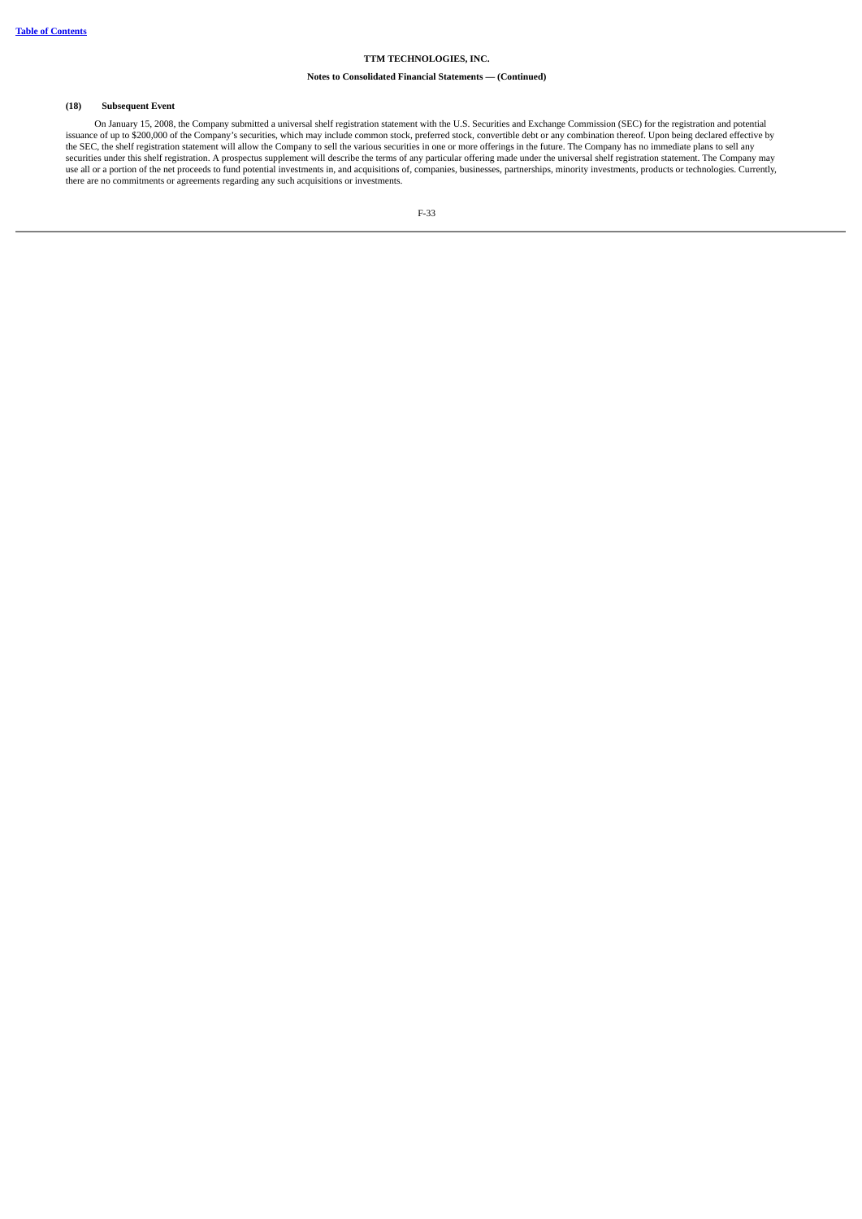**TTM TECHNOLOGIES, INC.**

**Notes to Consolidated Financial Statements — (Continued)**

**(18) Subsequent Event**

On January 15, 2008, the Company submitted a universal shelf registration statement with the U.S. Securities and Exchange Commission (SEC) for the registration and potential issuance of up to $200,000 of the Company's securities, which may include common stock, preferred stock, convertible debt or any combination thereof. Upon being declared effective by the SEC, the shelf registration statement will allow the Company to sell the various securities in one or more offerings in the future. The Company has no immediate plans to sell any securities under this shelf registration. A prospectus supplement will describe the terms of any particular offering made under the universal shelf registration statement. The Company may use all or a portion of the net proceeds to fund potential investments in, and acquisitions of, companies, businesses, partnerships, minority investments, products or technologies. Currently, there are no commitments or agreements regarding any such acquisitions or investments.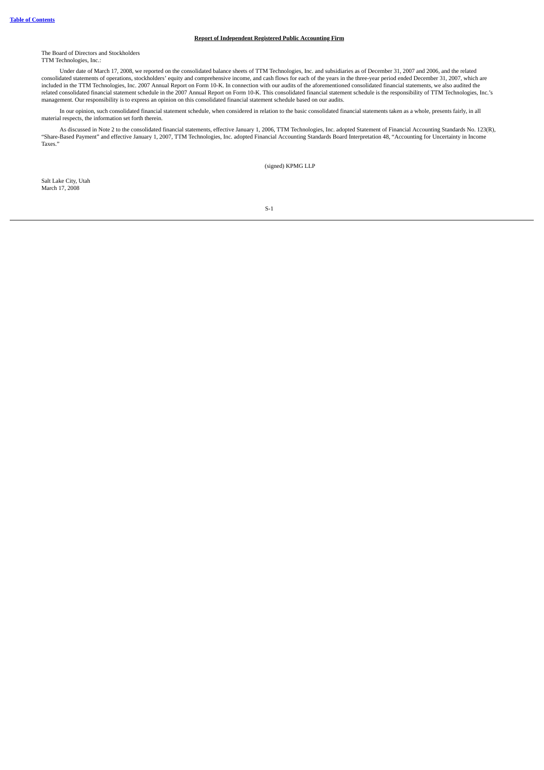## Report of Independent Registered Public Accounting Firm

The Board of Directors and Stockholders
TTM Technologies, Inc.:

Under date of March 17, 2008, we reported on the consolidated balance sheets of TTM Technologies, Inc. and subsidiaries as of December 31, 2007 and 2006, and the related consolidated statements of operations, stockholders' equity and comprehensive income, and cash flows for each of the years in the three-year period ended December 31, 2007, which are included in the TTM Technologies, Inc. 2007 Annual Report on Form 10-K. In connection with our audits of the aforementioned consolidated financial statements, we also audited the related consolidated financial statement schedule in the 2007 Annual Report on Form 10-K. This consolidated financial statement schedule is the responsibility of TTM Technologies, Inc.'s management. Our responsibility is to express an opinion on this consolidated financial statement schedule based on our audits.

In our opinion, such consolidated financial statement schedule, when considered in relation to the basic consolidated financial statements taken as a whole, presents fairly, in all material respects, the information set forth therein.

As discussed in Note 2 to the consolidated financial statements, effective January 1, 2006, TTM Technologies, Inc. adopted Statement of Financial Accounting Standards No. 123(R), "Share-Based Payment" and effective January 1, 2007, TTM Technologies, Inc. adopted Financial Accounting Standards Board Interpretation 48, "Accounting for Uncertainty in Income Taxes."

(signed) KPMG LLP

Salt Lake City, Utah
March 17, 2008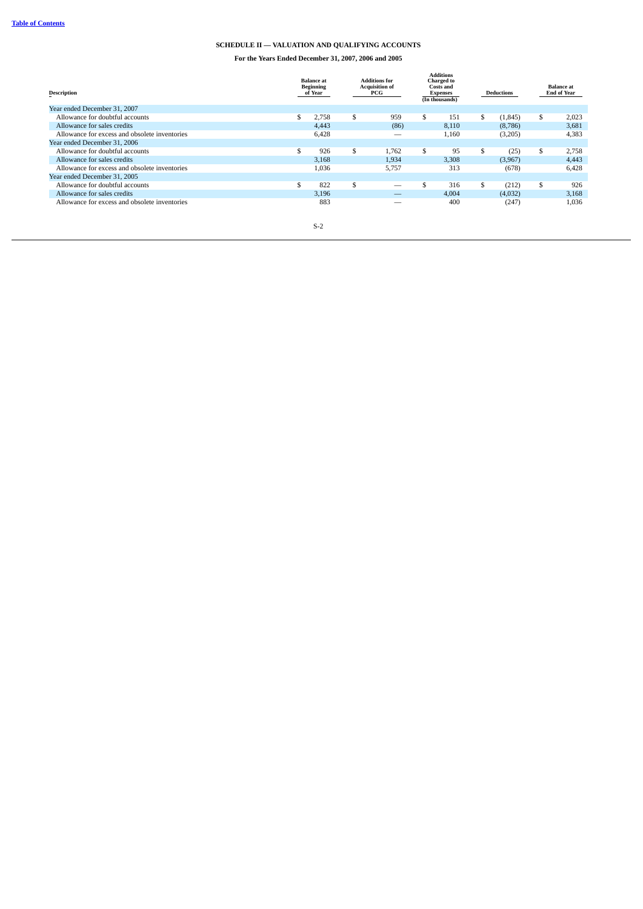## SCHEDULE II — VALUATION AND QUALIFYING ACCOUNTS

**For the Years Ended December 31, 2007, 2006 and 2005**

| Description | Balance at Beginning of Year | Additions for Acquisition of PCG | Additions Charged to Costs and Expenses (In thousands) | Deductions | Balance at End of Year |
|---|---|---|---|---|---|
| Year ended December 31, 2007 | | | | | |
| Allowance for doubtful accounts | $ 2,758 | $ 959 | $ 151 | $ (1,845) | $ 2,023 |
| Allowance for sales credits | 4,443 | (86) | 8,110 | (8,786) | 3,681 |
| Allowance for excess and obsolete inventories | 6,428 | — | 1,160 | (3,205) | 4,383 |
| Year ended December 31, 2006 | | | | | |
| Allowance for doubtful accounts | $ 926 | $ 1,762 | $ 95 | $ (25) | $ 2,758 |
| Allowance for sales credits | 3,168 | 1,934 | 3,308 | (3,967) | 4,443 |
| Allowance for excess and obsolete inventories | 1,036 | 5,757 | 313 | (678) | 6,428 |
| Year ended December 31, 2005 | | | | | |
| Allowance for doubtful accounts | $ 822 | $ — | $ 316 | $ (212) | $ 926 |
| Allowance for sales credits | 3,196 | — | 4,004 | (4,032) | 3,168 |
| Allowance for excess and obsolete inventories | 883 | — | 400 | (247) | 1,036 |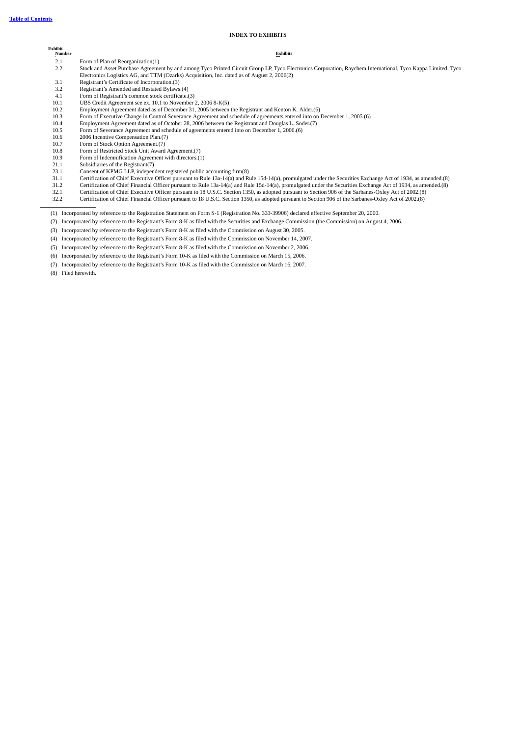[Table of Contents](#)

## INDEX TO EXHIBITS

| Exhibit Number | Exhibits |
|---|---|
| 2.1 | Form of Plan of Reorganization(1). |
| 2.2 | Stock and Asset Purchase Agreement by and among Tyco Printed Circuit Group LP, Tyco Electronics Corporation, Raychem International, Tyco Kappa Limited, Tyco Electronics Logistics AG, and TTM (Ozarks) Acquisition, Inc. dated as of August 2, 2006(2) |
| 3.1 | Registrant's Certificate of Incorporation.(3) |
| 3.2 | Registrant's Amended and Restated Bylaws.(4) |
| 4.1 | Form of Registrant's common stock certificate.(3) |
| 10.1 | UBS Credit Agreement see ex. 10.1 to November 2, 2006 8-K(5) |
| 10.2 | Employment Agreement dated as of December 31, 2005 between the Registrant and Kenton K. Alder.(6) |
| 10.3 | Form of Executive Change in Control Severance Agreement and schedule of agreements entered into on December 1, 2005.(6) |
| 10.4 | Employment Agreement dated as of October 28, 2006 between the Registrant and Douglas L. Soder.(7) |
| 10.5 | Form of Severance Agreement and schedule of agreements entered into on December 1, 2006.(6) |
| 10.6 | 2006 Incentive Compensation Plan.(7) |
| 10.7 | Form of Stock Option Agreement.(7) |
| 10.8 | Form of Restricted Stock Unit Award Agreement.(7) |
| 10.9 | Form of Indemnification Agreement with directors.(1) |
| 21.1 | Subsidiaries of the Registrant(7) |
| 23.1 | Consent of KPMG LLP, independent registered public accounting firm(8) |
| 31.1 | Certification of Chief Executive Officer pursuant to Rule 13a-14(a) and Rule 15d-14(a), promulgated under the Securities Exchange Act of 1934, as amended.(8) |
| 31.2 | Certification of Chief Financial Officer pursuant to Rule 13a-14(a) and Rule 15d-14(a), promulgated under the Securities Exchange Act of 1934, as amended.(8) |
| 32.1 | Certification of Chief Executive Officer pursuant to 18 U.S.C. Section 1350, as adopted pursuant to Section 906 of the Sarbanes-Oxley Act of 2002.(8) |
| 32.2 | Certification of Chief Financial Officer pursuant to 18 U.S.C. Section 1350, as adopted pursuant to Section 906 of the Sarbanes-Oxley Act of 2002.(8) |

(1) Incorporated by reference to the Registration Statement on Form S-1 (Registration No. 333-39906) declared effective September 20, 2000.

(2) Incorporated by reference to the Registrant's Form 8-K as filed with the Securities and Exchange Commission (the Commission) on August 4, 2006.

(3) Incorporated by reference to the Registrant's Form 8-K as filed with the Commission on August 30, 2005.

(4) Incorporated by reference to the Registrant's Form 8-K as filed with the Commission on November 14, 2007.

(5) Incorporated by reference to the Registrant's Form 8-K as filed with the Commission on November 2, 2006.

(6) Incorporated by reference to the Registrant's Form 10-K as filed with the Commission on March 15, 2006.

(7) Incorporated by reference to the Registrant's Form 10-K as filed with the Commission on March 16, 2007.

(8) Filed herewith.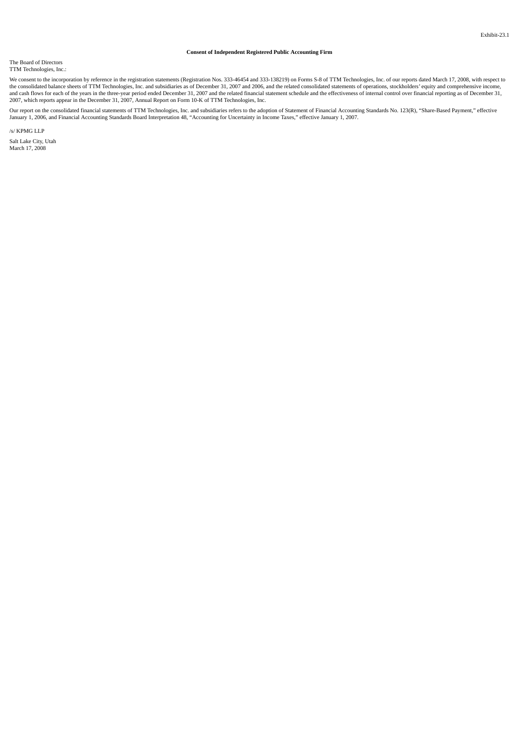Exhibit-23.1

**Consent of Independent Registered Public Accounting Firm**

The Board of Directors
TTM Technologies, Inc.:

We consent to the incorporation by reference in the registration statements (Registration Nos. 333-46454 and 333-138219) on Forms S-8 of TTM Technologies, Inc. of our reports dated March 17, 2008, with respect to the consolidated balance sheets of TTM Technologies, Inc. and subsidiaries as of December 31, 2007 and 2006, and the related consolidated statements of operations, stockholders' equity and comprehensive income, and cash flows for each of the years in the three-year period ended December 31, 2007 and the related financial statement schedule and the effectiveness of internal control over financial reporting as of December 31, 2007, which reports appear in the December 31, 2007, Annual Report on Form 10-K of TTM Technologies, Inc.

Our report on the consolidated financial statements of TTM Technologies, Inc. and subsidiaries refers to the adoption of Statement of Financial Accounting Standards No. 123(R), "Share-Based Payment," effective January 1, 2006, and Financial Accounting Standards Board Interpretation 48, "Accounting for Uncertainty in Income Taxes," effective January 1, 2007.

/s/ KPMG LLP

Salt Lake City, Utah
March 17, 2008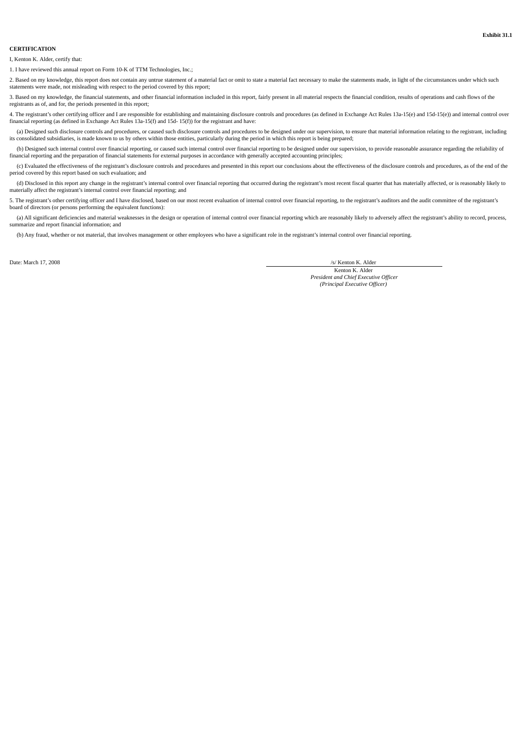**Exhibit 31.1**

**CERTIFICATION**

I, Kenton K. Alder, certify that:

1. I have reviewed this annual report on Form 10-K of TTM Technologies, Inc.;

2. Based on my knowledge, this report does not contain any untrue statement of a material fact or omit to state a material fact necessary to make the statements made, in light of the circumstances under which such statements were made, not misleading with respect to the period covered by this report;

3. Based on my knowledge, the financial statements, and other financial information included in this report, fairly present in all material respects the financial condition, results of operations and cash flows of the registrants as of, and for, the periods presented in this report;

4. The registrant's other certifying officer and I are responsible for establishing and maintaining disclosure controls and procedures (as defined in Exchange Act Rules 13a-15(e) and 15d-15(e)) and internal control over financial reporting (as defined in Exchange Act Rules 13a-15(f) and 15d- 15(f)) for the registrant and have:

(a) Designed such disclosure controls and procedures, or caused such disclosure controls and procedures to be designed under our supervision, to ensure that material information relating to the registrant, including its consolidated subsidiaries, is made known to us by others within those entities, particularly during the period in which this report is being prepared;

(b) Designed such internal control over financial reporting, or caused such internal control over financial reporting to be designed under our supervision, to provide reasonable assurance regarding the reliability of financial reporting and the preparation of financial statements for external purposes in accordance with generally accepted accounting principles;

(c) Evaluated the effectiveness of the registrant's disclosure controls and procedures and presented in this report our conclusions about the effectiveness of the disclosure controls and procedures, as of the end of the period covered by this report based on such evaluation; and

(d) Disclosed in this report any change in the registrant's internal control over financial reporting that occurred during the registrant's most recent fiscal quarter that has materially affected, or is reasonably likely to materially affect the registrant's internal control over financial reporting; and

5. The registrant's other certifying officer and I have disclosed, based on our most recent evaluation of internal control over financial reporting, to the registrant's auditors and the audit committee of the registrant's board of directors (or persons performing the equivalent functions):

(a) All significant deficiencies and material weaknesses in the design or operation of internal control over financial reporting which are reasonably likely to adversely affect the registrant's ability to record, process, summarize and report financial information; and

(b) Any fraud, whether or not material, that involves management or other employees who have a significant role in the registrant's internal control over financial reporting.

Date: March 17, 2008

/s/ Kenton K. Alder

Kenton K. Alder
*President and Chief Executive Officer*
*(Principal Executive Officer)*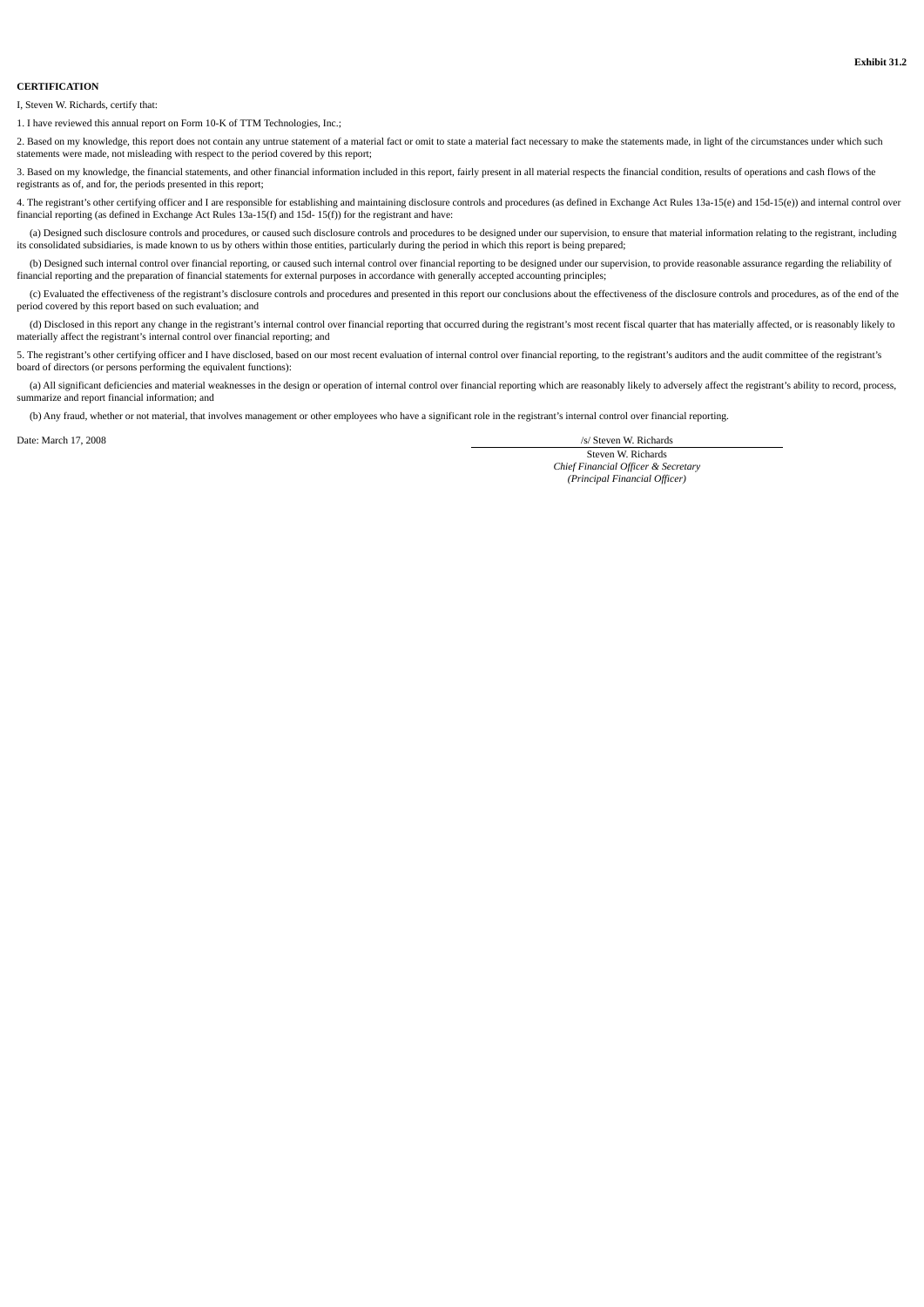Exhibit 31.2

**CERTIFICATION**

I, Steven W. Richards, certify that:

1. I have reviewed this annual report on Form 10-K of TTM Technologies, Inc.;

2. Based on my knowledge, this report does not contain any untrue statement of a material fact or omit to state a material fact necessary to make the statements made, in light of the circumstances under which such statements were made, not misleading with respect to the period covered by this report;

3. Based on my knowledge, the financial statements, and other financial information included in this report, fairly present in all material respects the financial condition, results of operations and cash flows of the registrants as of, and for, the periods presented in this report;

4. The registrant's other certifying officer and I are responsible for establishing and maintaining disclosure controls and procedures (as defined in Exchange Act Rules 13a-15(e) and 15d-15(e)) and internal control over financial reporting (as defined in Exchange Act Rules 13a-15(f) and 15d- 15(f)) for the registrant and have:

(a) Designed such disclosure controls and procedures, or caused such disclosure controls and procedures to be designed under our supervision, to ensure that material information relating to the registrant, including its consolidated subsidiaries, is made known to us by others within those entities, particularly during the period in which this report is being prepared;

(b) Designed such internal control over financial reporting, or caused such internal control over financial reporting to be designed under our supervision, to provide reasonable assurance regarding the reliability of financial reporting and the preparation of financial statements for external purposes in accordance with generally accepted accounting principles;

(c) Evaluated the effectiveness of the registrant's disclosure controls and procedures and presented in this report our conclusions about the effectiveness of the disclosure controls and procedures, as of the end of the period covered by this report based on such evaluation; and

(d) Disclosed in this report any change in the registrant's internal control over financial reporting that occurred during the registrant's most recent fiscal quarter that has materially affected, or is reasonably likely to materially affect the registrant's internal control over financial reporting; and

5. The registrant's other certifying officer and I have disclosed, based on our most recent evaluation of internal control over financial reporting, to the registrant's auditors and the audit committee of the registrant's board of directors (or persons performing the equivalent functions):

(a) All significant deficiencies and material weaknesses in the design or operation of internal control over financial reporting which are reasonably likely to adversely affect the registrant's ability to record, process, summarize and report financial information; and

(b) Any fraud, whether or not material, that involves management or other employees who have a significant role in the registrant's internal control over financial reporting.

Date: March 17, 2008

/s/ Steven W. Richards

Steven W. Richards
*Chief Financial Officer & Secretary*
*(Principal Financial Officer)*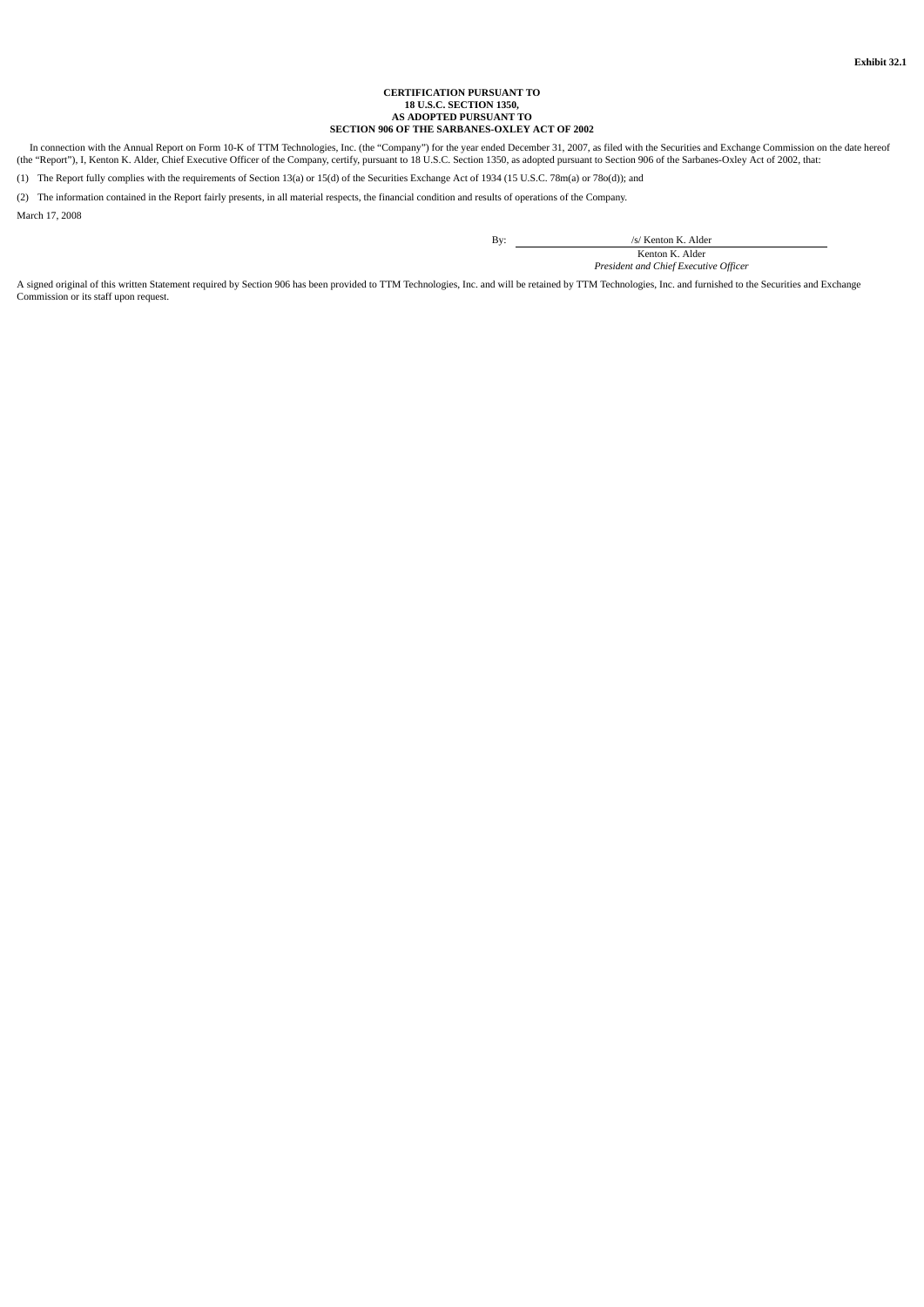**Exhibit 32.1**

**CERTIFICATION PURSUANT TO**
**18 U.S.C. SECTION 1350,**
**AS ADOPTED PURSUANT TO**
**SECTION 906 OF THE SARBANES-OXLEY ACT OF 2002**

In connection with the Annual Report on Form 10-K of TTM Technologies, Inc. (the "Company") for the year ended December 31, 2007, as filed with the Securities and Exchange Commission on the date hereof (the "Report"), I, Kenton K. Alder, Chief Executive Officer of the Company, certify, pursuant to 18 U.S.C. Section 1350, as adopted pursuant to Section 906 of the Sarbanes-Oxley Act of 2002, that:

(1) The Report fully complies with the requirements of Section 13(a) or 15(d) of the Securities Exchange Act of 1934 (15 U.S.C. 78m(a) or 78o(d)); and

(2) The information contained in the Report fairly presents, in all material respects, the financial condition and results of operations of the Company.

March 17, 2008

By: /s/ Kenton K. Alder
Kenton K. Alder
*President and Chief Executive Officer*

A signed original of this written Statement required by Section 906 has been provided to TTM Technologies, Inc. and will be retained by TTM Technologies, Inc. and furnished to the Securities and Exchange Commission or its staff upon request.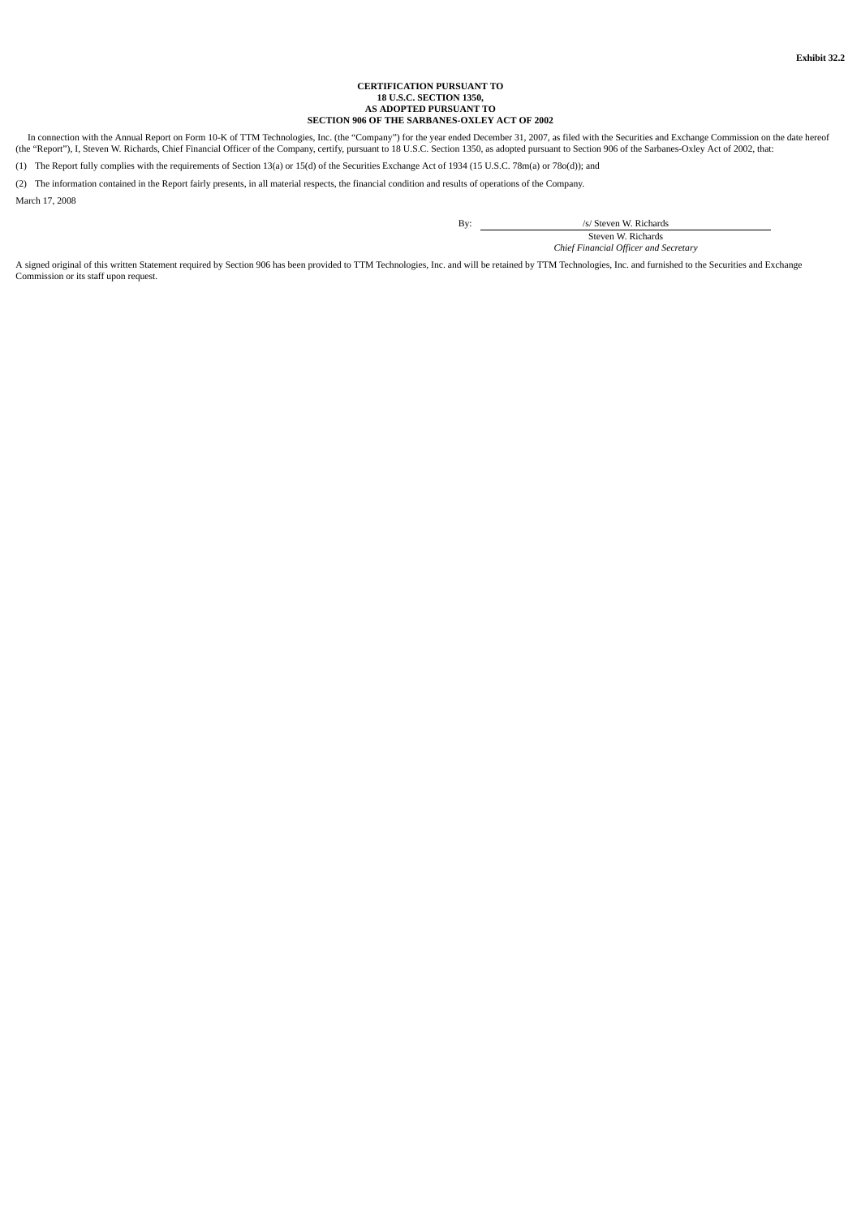**Exhibit 32.2**

**CERTIFICATION PURSUANT TO**
**18 U.S.C. SECTION 1350,**
**AS ADOPTED PURSUANT TO**
**SECTION 906 OF THE SARBANES-OXLEY ACT OF 2002**

In connection with the Annual Report on Form 10-K of TTM Technologies, Inc. (the "Company") for the year ended December 31, 2007, as filed with the Securities and Exchange Commission on the date hereof (the "Report"), I, Steven W. Richards, Chief Financial Officer of the Company, certify, pursuant to 18 U.S.C. Section 1350, as adopted pursuant to Section 906 of the Sarbanes-Oxley Act of 2002, that:

(1) The Report fully complies with the requirements of Section 13(a) or 15(d) of the Securities Exchange Act of 1934 (15 U.S.C. 78m(a) or 78o(d)); and

(2) The information contained in the Report fairly presents, in all material respects, the financial condition and results of operations of the Company.

March 17, 2008

By: /s/ Steven W. Richards
Steven W. Richards
*Chief Financial Officer and Secretary*

A signed original of this written Statement required by Section 906 has been provided to TTM Technologies, Inc. and will be retained by TTM Technologies, Inc. and furnished to the Securities and Exchange Commission or its staff upon request.